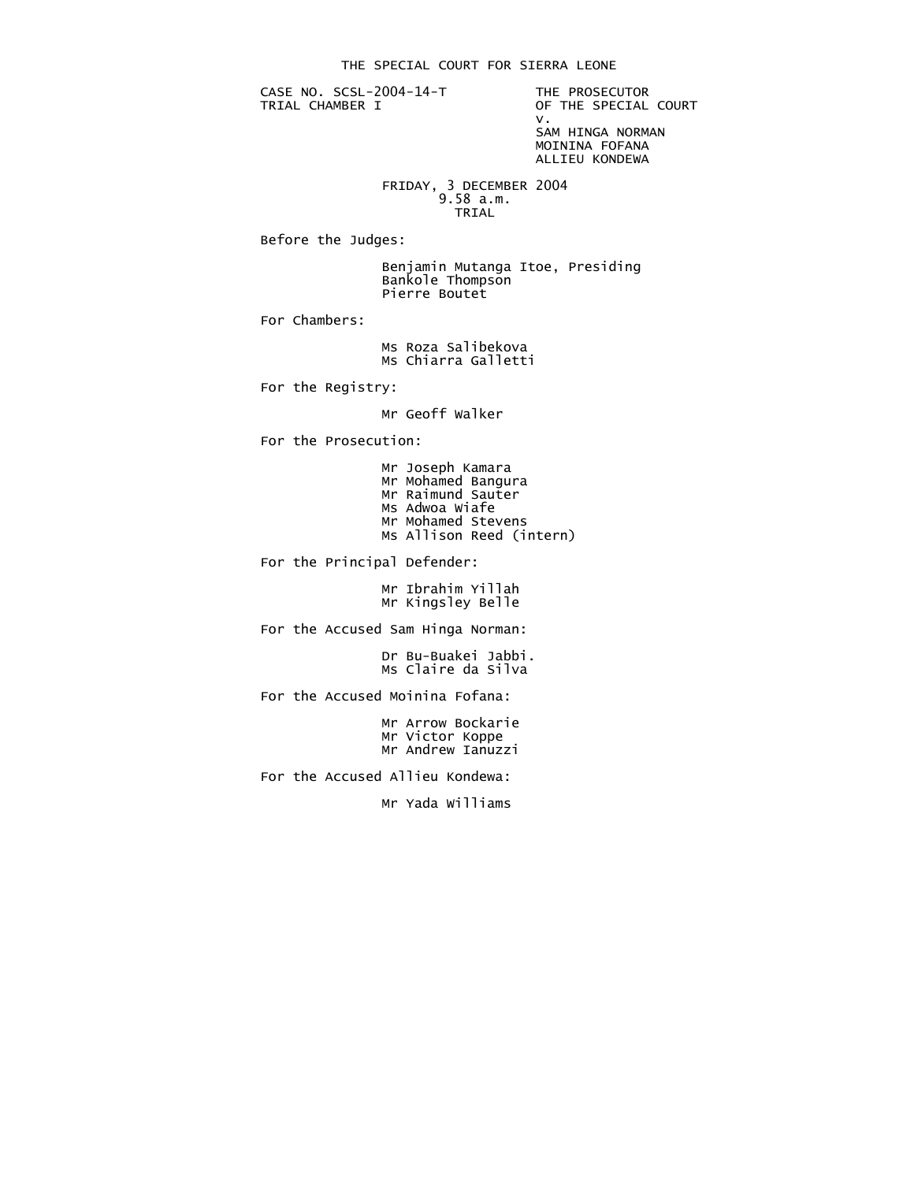# THE SPECIAL COURT FOR SIERRA LEONE

CASE NO. SCSL-2004-14-T
TRIAL CHAMBER I

THE PROSECUTOR
OF THE SPECIAL COURT
v.
SAM HINGA NORMAN
MOININA FOFANA
ALLIEU KONDEWA

FRIDAY, 3 DECEMBER 2004
9.58 a.m.
TRIAL

Before the Judges:

Benjamin Mutanga Itoe, Presiding
Bankole Thompson
Pierre Boutet

For Chambers:

Ms Roza Salibekova
Ms Chiarra Galletti

For the Registry:

Mr Geoff Walker

For the Prosecution:

Mr Joseph Kamara
Mr Mohamed Bangura
Mr Raimund Sauter
Ms Adwoa Wiafe
Mr Mohamed Stevens
Ms Allison Reed (intern)

For the Principal Defender:

Mr Ibrahim Yillah
Mr Kingsley Belle

For the Accused Sam Hinga Norman:

Dr Bu-Buakei Jabbi.
Ms Claire da Silva

For the Accused Moinina Fofana:

Mr Arrow Bockarie
Mr Victor Koppe
Mr Andrew Ianuzzi

For the Accused Allieu Kondewa:

Mr Yada Williams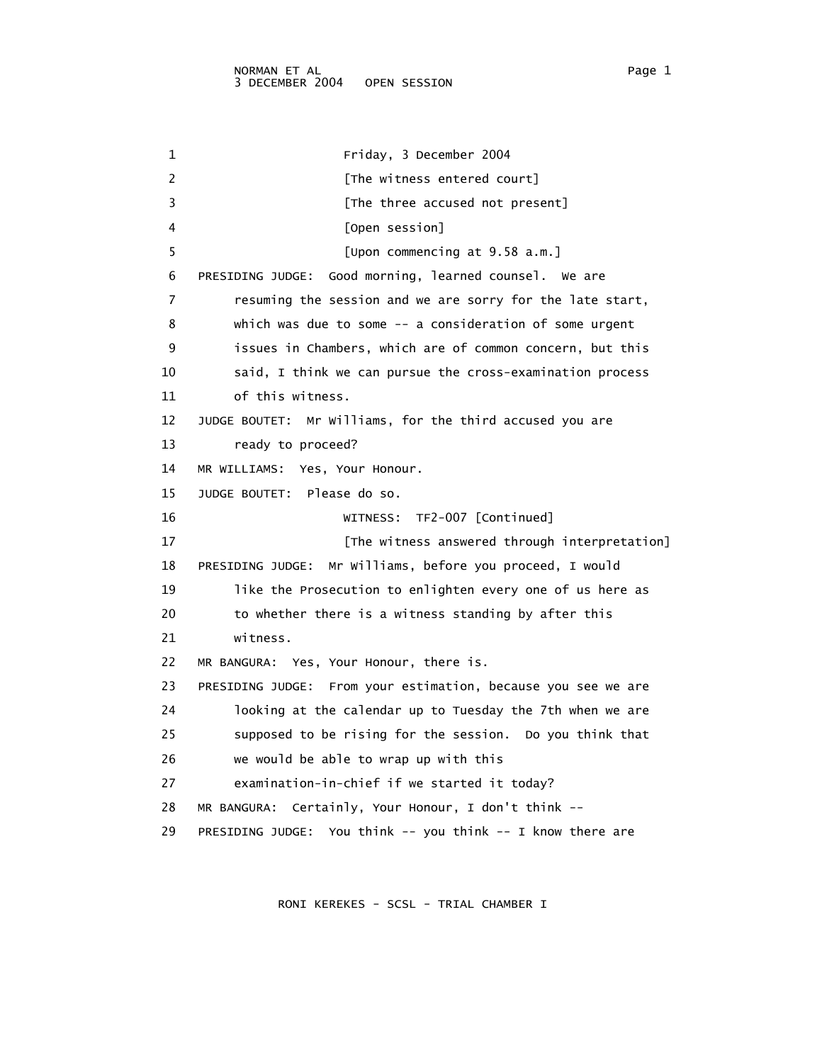1 Friday, 3 December 2004

2 [The witness entered court]

3 [The three accused not present]

4 [Open session]

5 [Upon commencing at 9.58 a.m.]

6 PRESIDING JUDGE: Good morning, learned counsel. We are

7 resuming the session and we are sorry for the late start,

8 which was due to some -- a consideration of some urgent

9 issues in Chambers, which are of common concern, but this

10 said, I think we can pursue the cross-examination process

11 of this witness.

12 JUDGE BOUTET: Mr Williams, for the third accused you are

13 ready to proceed?

14 MR WILLIAMS: Yes, Your Honour.

15 JUDGE BOUTET: Please do so.

16 WITNESS: TF2-007 [Continued]

17 [The witness answered through interpretation]

18 PRESIDING JUDGE: Mr Williams, before you proceed, I would

19 like the Prosecution to enlighten every one of us here as

20 to whether there is a witness standing by after this

21 witness.

22 MR BANGURA: Yes, Your Honour, there is.

23 PRESIDING JUDGE: From your estimation, because you see we are

24 looking at the calendar up to Tuesday the 7th when we are

25 supposed to be rising for the session. Do you think that

26 we would be able to wrap up with this

27 examination-in-chief if we started it today?

28 MR BANGURA: Certainly, Your Honour, I don't think --

29 PRESIDING JUDGE: You think -- you think -- I know there are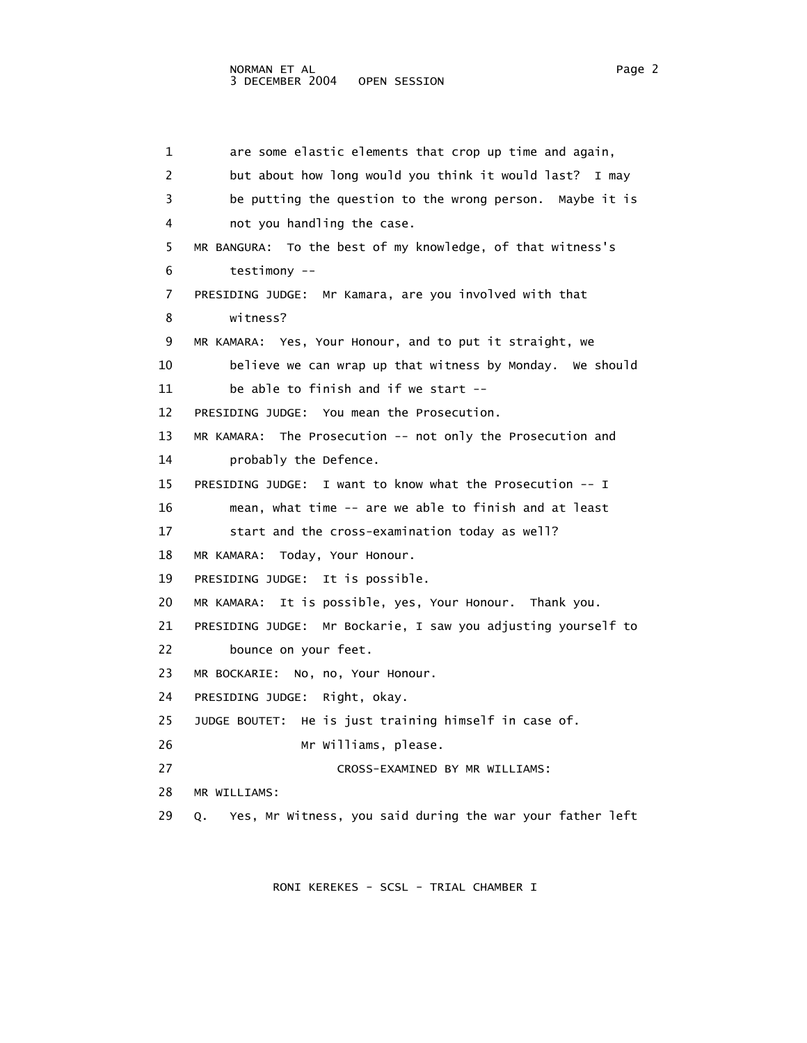are some elastic elements that crop up time and again, but about how long would you think it would last? I may be putting the question to the wrong person. Maybe it is not you handling the case.

MR BANGURA: To the best of my knowledge, of that witness's testimony --

PRESIDING JUDGE: Mr Kamara, are you involved with that witness?

MR KAMARA: Yes, Your Honour, and to put it straight, we believe we can wrap up that witness by Monday. We should be able to finish and if we start --

PRESIDING JUDGE: You mean the Prosecution.

MR KAMARA: The Prosecution -- not only the Prosecution and probably the Defence.

PRESIDING JUDGE: I want to know what the Prosecution -- I mean, what time -- are we able to finish and at least start and the cross-examination today as well?

MR KAMARA: Today, Your Honour.

PRESIDING JUDGE: It is possible.

MR KAMARA: It is possible, yes, Your Honour. Thank you.

PRESIDING JUDGE: Mr Bockarie, I saw you adjusting yourself to bounce on your feet.

MR BOCKARIE: No, no, Your Honour.

PRESIDING JUDGE: Right, okay.

JUDGE BOUTET: He is just training himself in case of.

Mr Williams, please.

CROSS-EXAMINED BY MR WILLIAMS:

MR WILLIAMS:

Q. Yes, Mr Witness, you said during the war your father left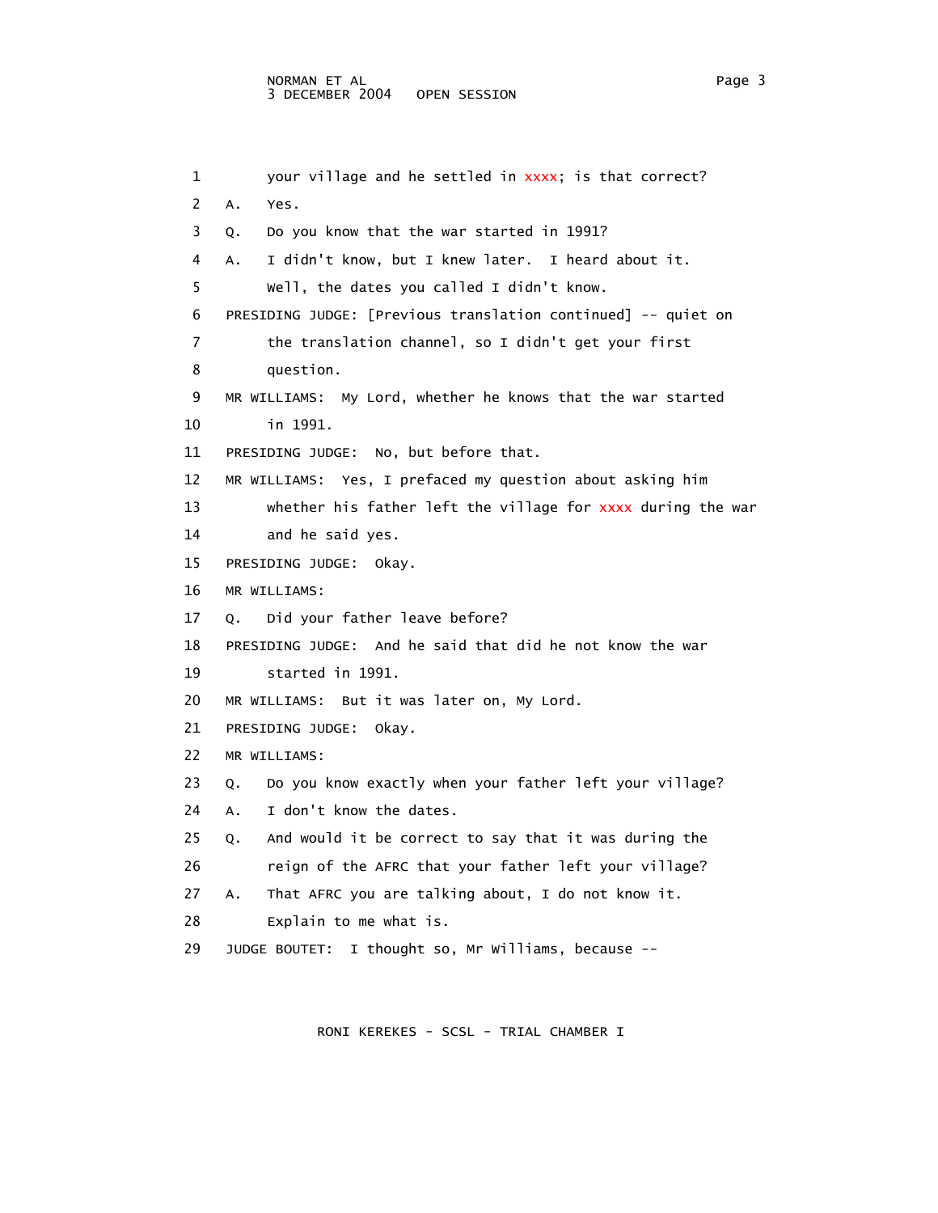your village and he settled in xxxx; is that correct?

A. Yes.

Q. Do you know that the war started in 1991?

A. I didn't know, but I knew later. I heard about it. Well, the dates you called I didn't know.

PRESIDING JUDGE: [Previous translation continued] -- quiet on the translation channel, so I didn't get your first question.

MR WILLIAMS: My Lord, whether he knows that the war started in 1991.

PRESIDING JUDGE: No, but before that.

MR WILLIAMS: Yes, I prefaced my question about asking him whether his father left the village for xxxx during the war and he said yes.

PRESIDING JUDGE: Okay.

MR WILLIAMS:

Q. Did your father leave before?

PRESIDING JUDGE: And he said that did he not know the war started in 1991.

MR WILLIAMS: But it was later on, My Lord.

PRESIDING JUDGE: Okay.

MR WILLIAMS:

Q. Do you know exactly when your father left your village?

A. I don't know the dates.

Q. And would it be correct to say that it was during the reign of the AFRC that your father left your village?

A. That AFRC you are talking about, I do not know it. Explain to me what is.

JUDGE BOUTET: I thought so, Mr Williams, because --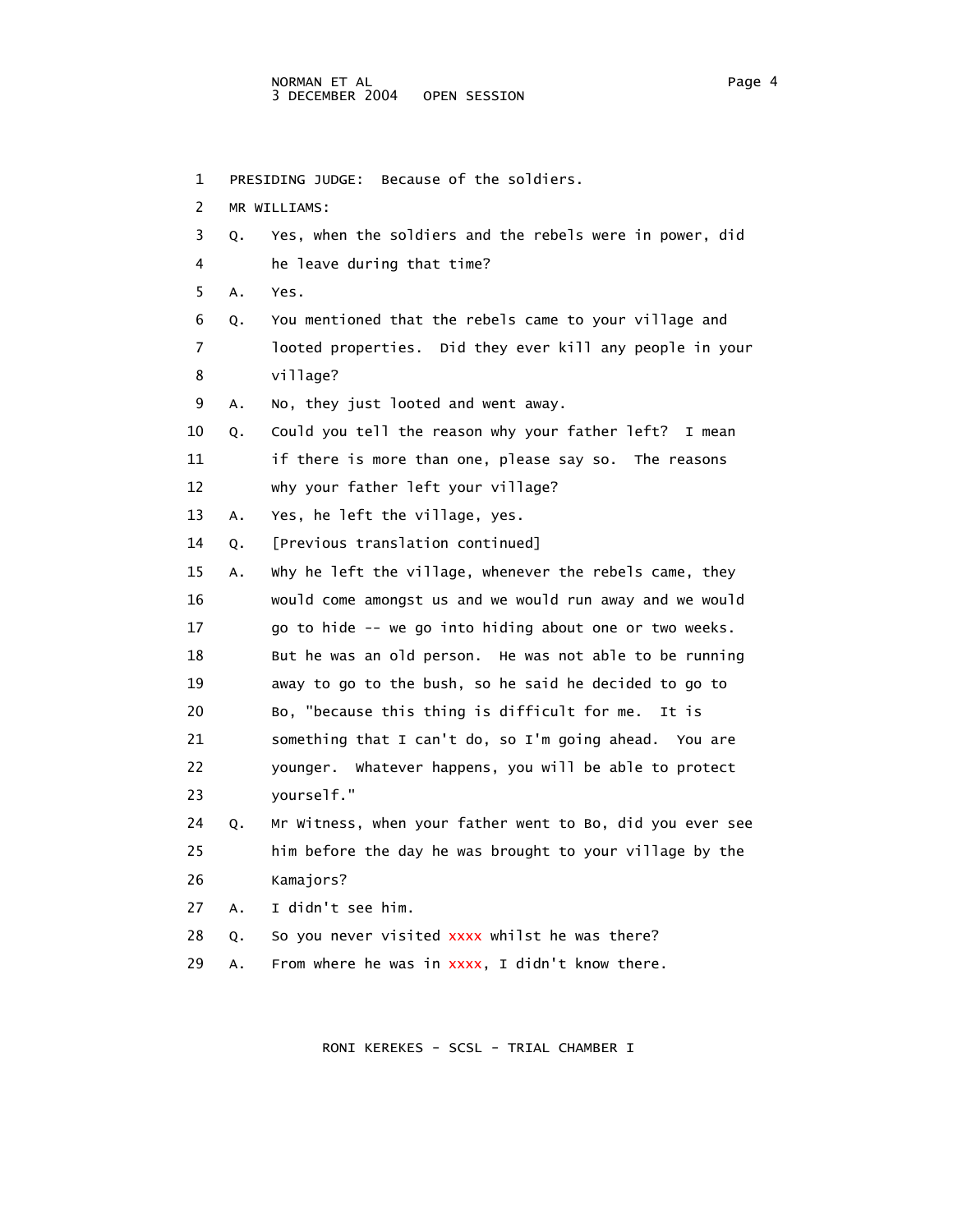PRESIDING JUDGE: Because of the soldiers.

MR WILLIAMS:

Q. Yes, when the soldiers and the rebels were in power, did he leave during that time?

A. Yes.

Q. You mentioned that the rebels came to your village and looted properties. Did they ever kill any people in your village?

A. No, they just looted and went away.

Q. Could you tell the reason why your father left? I mean if there is more than one, please say so. The reasons why your father left your village?

A. Yes, he left the village, yes.

Q. [Previous translation continued]

A. Why he left the village, whenever the rebels came, they would come amongst us and we would run away and we would go to hide -- we go into hiding about one or two weeks. But he was an old person. He was not able to be running away to go to the bush, so he said he decided to go to Bo, "because this thing is difficult for me. It is something that I can't do, so I'm going ahead. You are younger. Whatever happens, you will be able to protect yourself."

Q. Mr Witness, when your father went to Bo, did you ever see him before the day he was brought to your village by the Kamajors?

A. I didn't see him.

Q. So you never visited xxxx whilst he was there?

A. From where he was in xxxx, I didn't know there.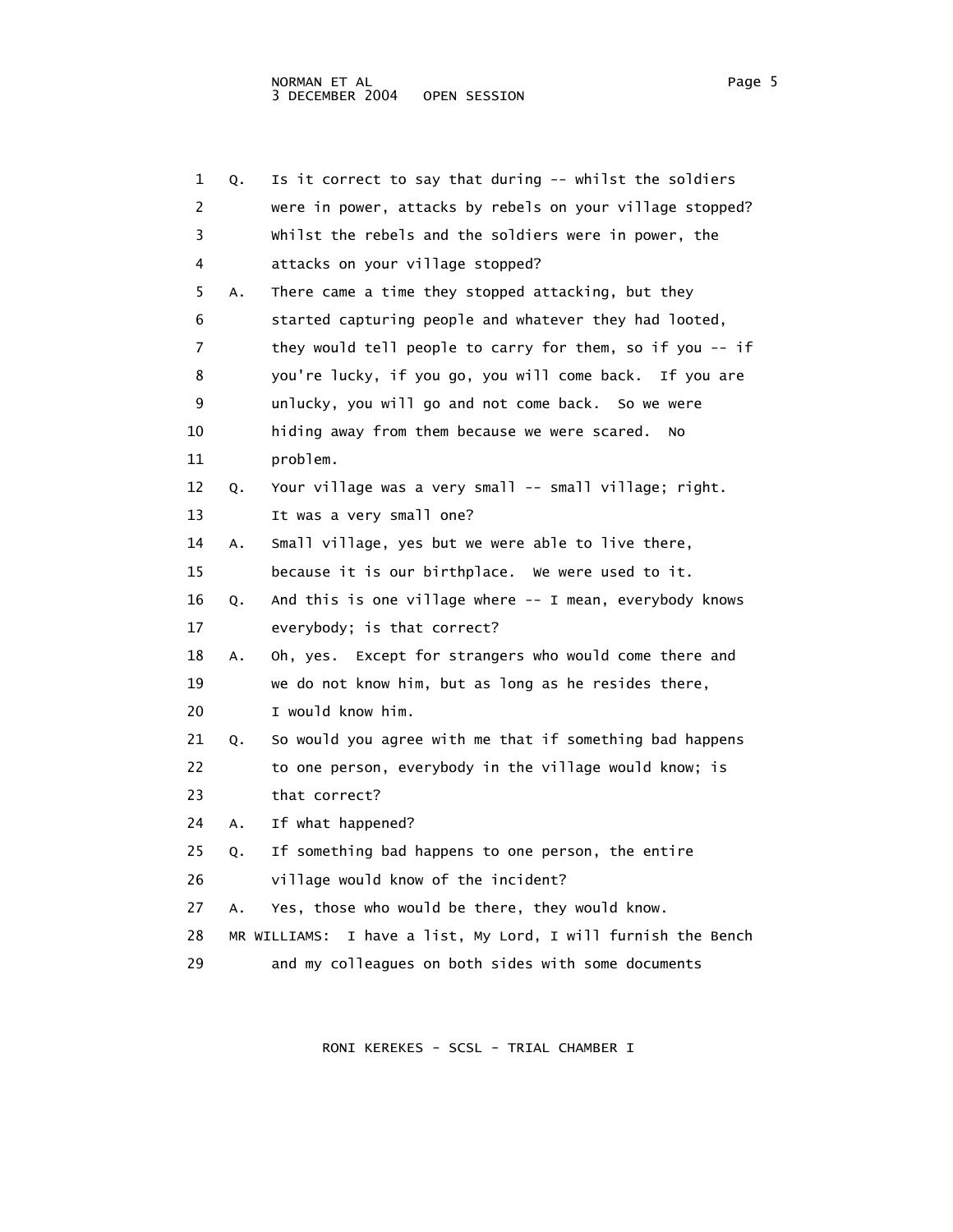1 Q. Is it correct to say that during -- whilst the soldiers
2 were in power, attacks by rebels on your village stopped?
3 Whilst the rebels and the soldiers were in power, the
4 attacks on your village stopped?
5 A. There came a time they stopped attacking, but they
6 started capturing people and whatever they had looted,
7 they would tell people to carry for them, so if you -- if
8 you're lucky, if you go, you will come back. If you are
9 unlucky, you will go and not come back. So we were
10 hiding away from them because we were scared. No
11 problem.
12 Q. Your village was a very small -- small village; right.
13 It was a very small one?
14 A. Small village, yes but we were able to live there,
15 because it is our birthplace. We were used to it.
16 Q. And this is one village where -- I mean, everybody knows
17 everybody; is that correct?
18 A. Oh, yes. Except for strangers who would come there and
19 we do not know him, but as long as he resides there,
20 I would know him.
21 Q. So would you agree with me that if something bad happens
22 to one person, everybody in the village would know; is
23 that correct?
24 A. If what happened?
25 Q. If something bad happens to one person, the entire
26 village would know of the incident?
27 A. Yes, those who would be there, they would know.
28 MR WILLIAMS: I have a list, My Lord, I will furnish the Bench
29 and my colleagues on both sides with some documents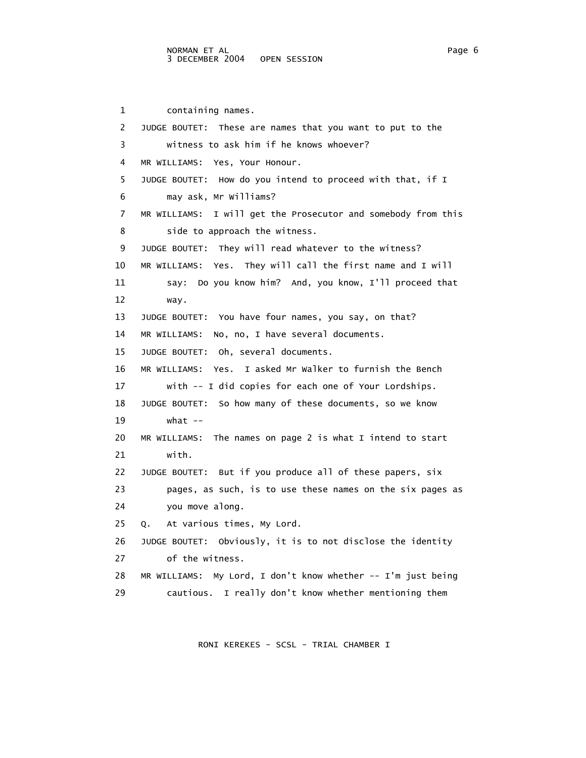1 containing names.

2 JUDGE BOUTET: These are names that you want to put to the

3 witness to ask him if he knows whoever?

4 MR WILLIAMS: Yes, Your Honour.

5 JUDGE BOUTET: How do you intend to proceed with that, if I

6 may ask, Mr Williams?

7 MR WILLIAMS: I will get the Prosecutor and somebody from this

8 side to approach the witness.

9 JUDGE BOUTET: They will read whatever to the witness?

10 MR WILLIAMS: Yes. They will call the first name and I will

11 say: Do you know him? And, you know, I'll proceed that

12 way.

13 JUDGE BOUTET: You have four names, you say, on that?

14 MR WILLIAMS: No, no, I have several documents.

15 JUDGE BOUTET: Oh, several documents.

16 MR WILLIAMS: Yes. I asked Mr Walker to furnish the Bench

17 with -- I did copies for each one of Your Lordships.

18 JUDGE BOUTET: So how many of these documents, so we know

19 what --

20 MR WILLIAMS: The names on page 2 is what I intend to start

21 with.

22 JUDGE BOUTET: But if you produce all of these papers, six

23 pages, as such, is to use these names on the six pages as

24 you move along.

25 Q. At various times, My Lord.

26 JUDGE BOUTET: Obviously, it is to not disclose the identity

27 of the witness.

28 MR WILLIAMS: My Lord, I don't know whether -- I'm just being

29 cautious. I really don't know whether mentioning them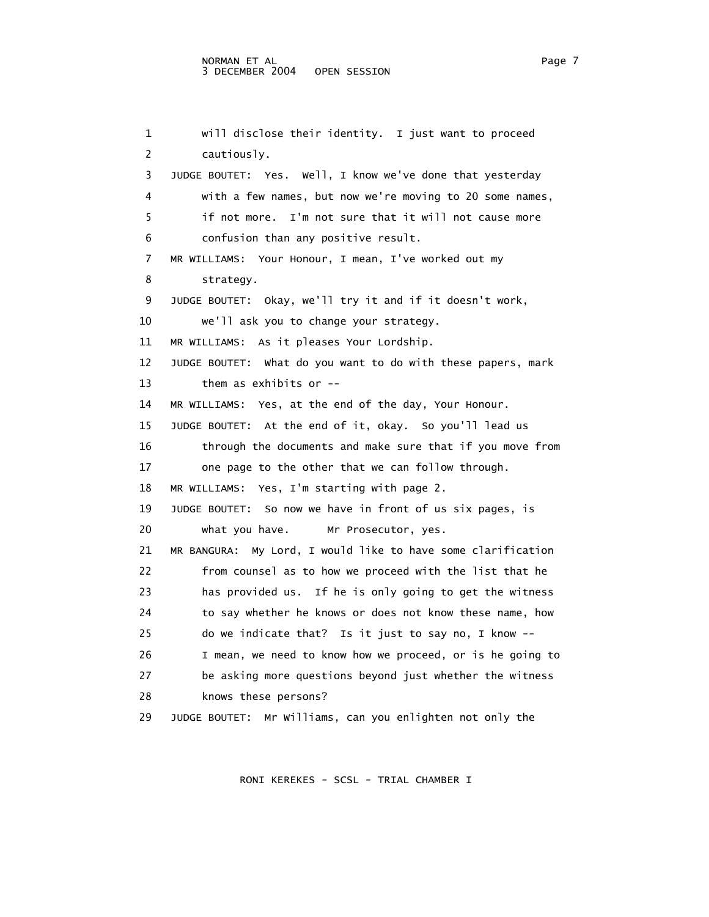1 will disclose their identity. I just want to proceed
2 cautiously.
3 JUDGE BOUTET: Yes. Well, I know we've done that yesterday
4 with a few names, but now we're moving to 20 some names,
5 if not more. I'm not sure that it will not cause more
6 confusion than any positive result.
7 MR WILLIAMS: Your Honour, I mean, I've worked out my
8 strategy.
9 JUDGE BOUTET: Okay, we'll try it and if it doesn't work,
10 we'll ask you to change your strategy.
11 MR WILLIAMS: As it pleases Your Lordship.
12 JUDGE BOUTET: What do you want to do with these papers, mark
13 them as exhibits or --
14 MR WILLIAMS: Yes, at the end of the day, Your Honour.
15 JUDGE BOUTET: At the end of it, okay. So you'll lead us
16 through the documents and make sure that if you move from
17 one page to the other that we can follow through.
18 MR WILLIAMS: Yes, I'm starting with page 2.
19 JUDGE BOUTET: So now we have in front of us six pages, is
20 what you have. Mr Prosecutor, yes.
21 MR BANGURA: My Lord, I would like to have some clarification
22 from counsel as to how we proceed with the list that he
23 has provided us. If he is only going to get the witness
24 to say whether he knows or does not know these name, how
25 do we indicate that? Is it just to say no, I know --
26 I mean, we need to know how we proceed, or is he going to
27 be asking more questions beyond just whether the witness
28 knows these persons?
29 JUDGE BOUTET: Mr Williams, can you enlighten not only the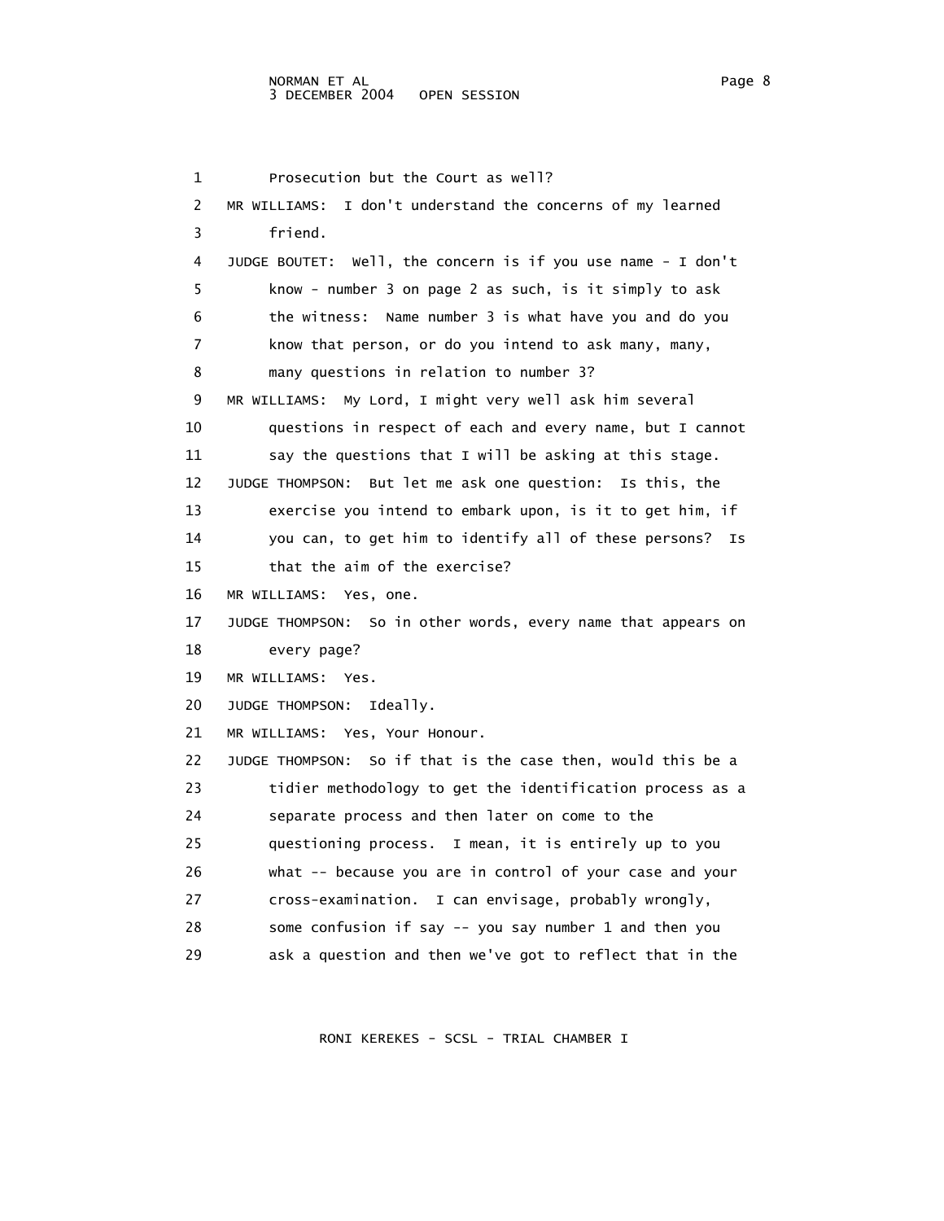Prosecution but the Court as well?

MR WILLIAMS: I don't understand the concerns of my learned friend.

JUDGE BOUTET: Well, the concern is if you use name - I don't know - number 3 on page 2 as such, is it simply to ask the witness: Name number 3 is what have you and do you know that person, or do you intend to ask many, many, many questions in relation to number 3?

MR WILLIAMS: My Lord, I might very well ask him several questions in respect of each and every name, but I cannot say the questions that I will be asking at this stage.

JUDGE THOMPSON: But let me ask one question: Is this, the exercise you intend to embark upon, is it to get him, if you can, to get him to identify all of these persons? Is that the aim of the exercise?

MR WILLIAMS: Yes, one.

JUDGE THOMPSON: So in other words, every name that appears on every page?

MR WILLIAMS: Yes.

JUDGE THOMPSON: Ideally.

MR WILLIAMS: Yes, Your Honour.

JUDGE THOMPSON: So if that is the case then, would this be a tidier methodology to get the identification process as a separate process and then later on come to the questioning process. I mean, it is entirely up to you what -- because you are in control of your case and your cross-examination. I can envisage, probably wrongly, some confusion if say -- you say number 1 and then you ask a question and then we've got to reflect that in the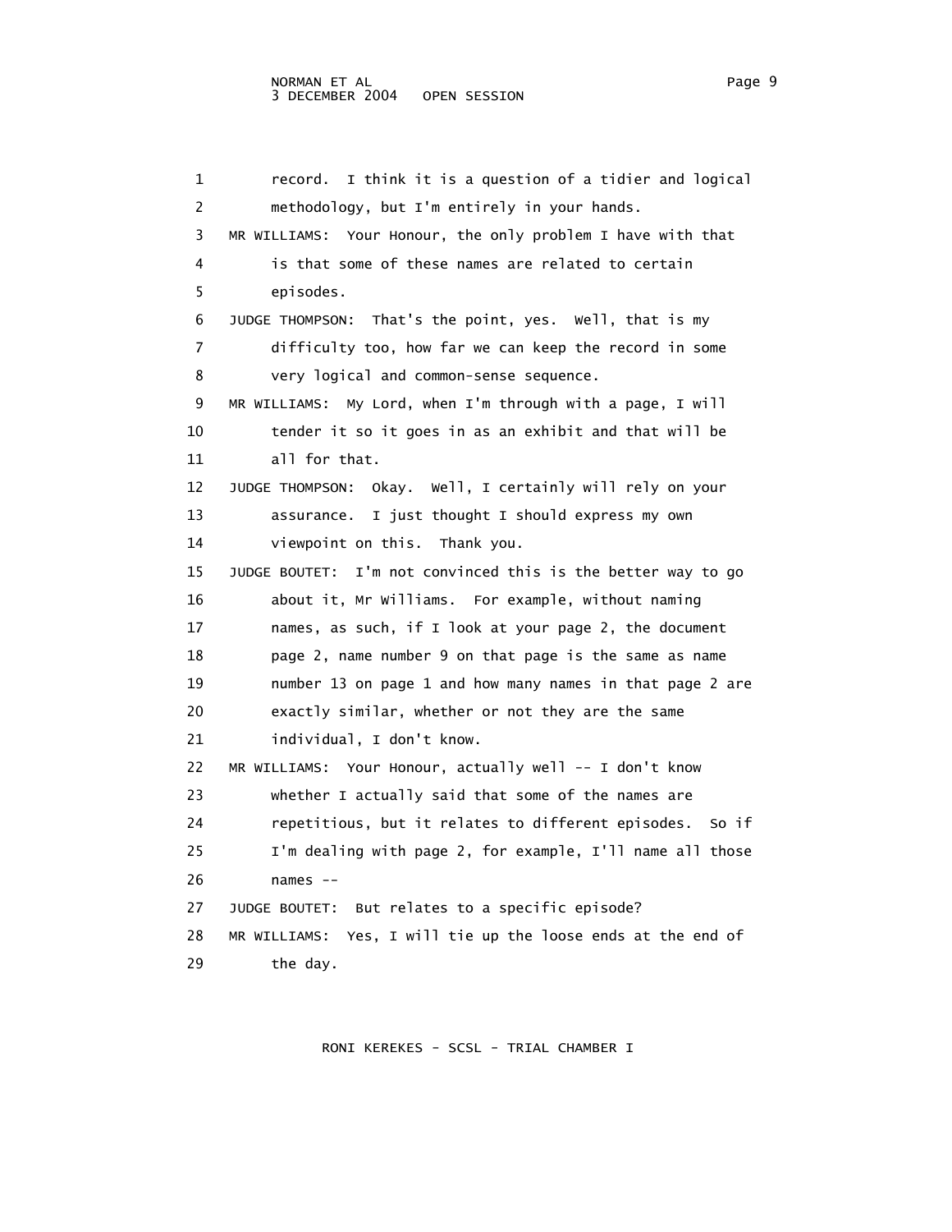record. I think it is a question of a tidier and logical methodology, but I'm entirely in your hands.

MR WILLIAMS: Your Honour, the only problem I have with that is that some of these names are related to certain episodes.

JUDGE THOMPSON: That's the point, yes. Well, that is my difficulty too, how far we can keep the record in some very logical and common-sense sequence.

MR WILLIAMS: My Lord, when I'm through with a page, I will tender it so it goes in as an exhibit and that will be all for that.

JUDGE THOMPSON: Okay. Well, I certainly will rely on your assurance. I just thought I should express my own viewpoint on this. Thank you.

JUDGE BOUTET: I'm not convinced this is the better way to go about it, Mr Williams. For example, without naming names, as such, if I look at your page 2, the document page 2, name number 9 on that page is the same as name number 13 on page 1 and how many names in that page 2 are exactly similar, whether or not they are the same individual, I don't know.

MR WILLIAMS: Your Honour, actually well -- I don't know whether I actually said that some of the names are repetitious, but it relates to different episodes. So if I'm dealing with page 2, for example, I'll name all those names --

JUDGE BOUTET: But relates to a specific episode?

MR WILLIAMS: Yes, I will tie up the loose ends at the end of the day.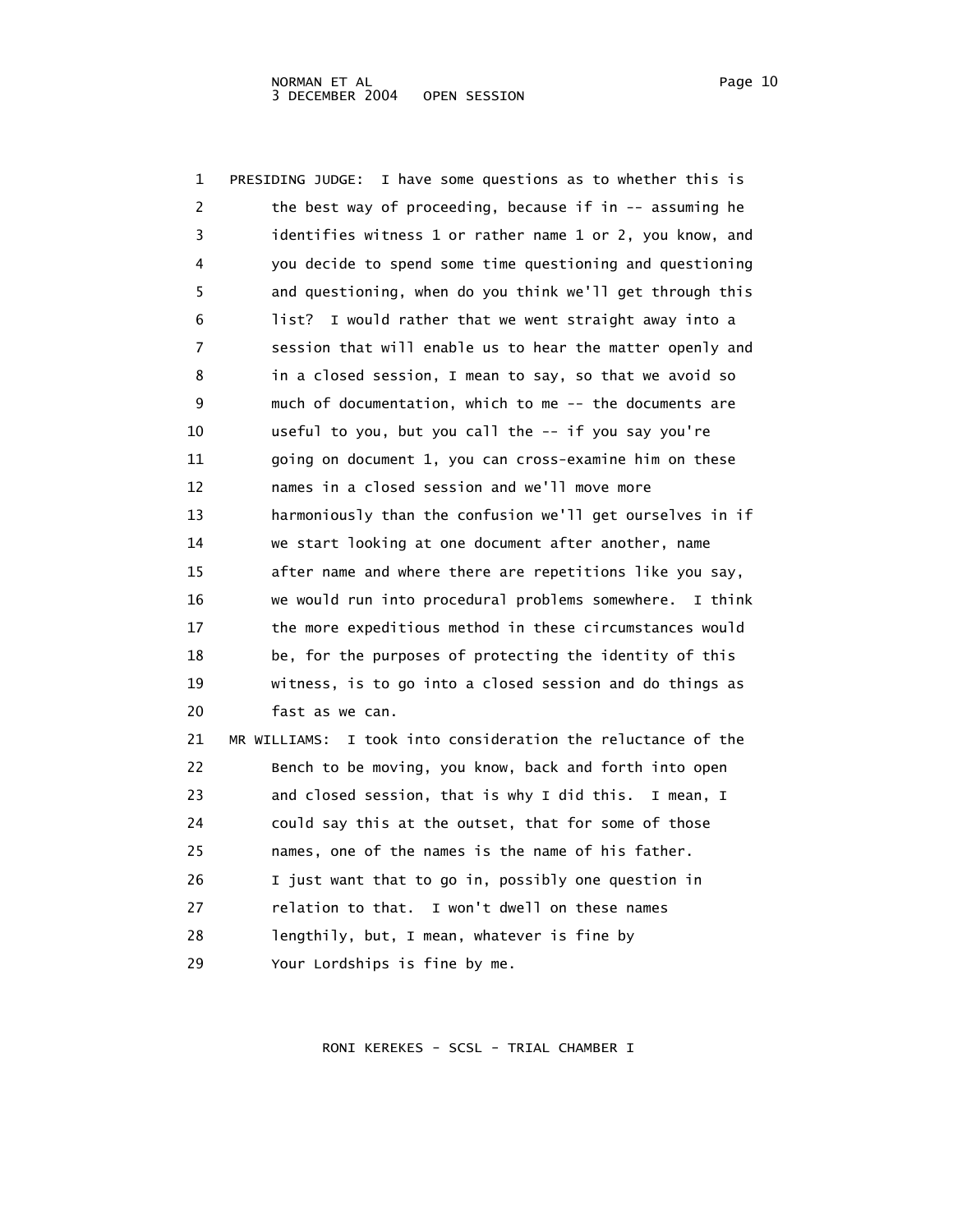1 PRESIDING JUDGE: I have some questions as to whether this is
2 the best way of proceeding, because if in -- assuming he
3 identifies witness 1 or rather name 1 or 2, you know, and
4 you decide to spend some time questioning and questioning
5 and questioning, when do you think we'll get through this
6 list? I would rather that we went straight away into a
7 session that will enable us to hear the matter openly and
8 in a closed session, I mean to say, so that we avoid so
9 much of documentation, which to me -- the documents are
10 useful to you, but you call the -- if you say you're
11 going on document 1, you can cross-examine him on these
12 names in a closed session and we'll move more
13 harmoniously than the confusion we'll get ourselves in if
14 we start looking at one document after another, name
15 after name and where there are repetitions like you say,
16 we would run into procedural problems somewhere. I think
17 the more expeditious method in these circumstances would
18 be, for the purposes of protecting the identity of this
19 witness, is to go into a closed session and do things as
20 fast as we can.
21 MR WILLIAMS: I took into consideration the reluctance of the
22 Bench to be moving, you know, back and forth into open
23 and closed session, that is why I did this. I mean, I
24 could say this at the outset, that for some of those
25 names, one of the names is the name of his father.
26 I just want that to go in, possibly one question in
27 relation to that. I won't dwell on these names
28 lengthily, but, I mean, whatever is fine by
29 Your Lordships is fine by me.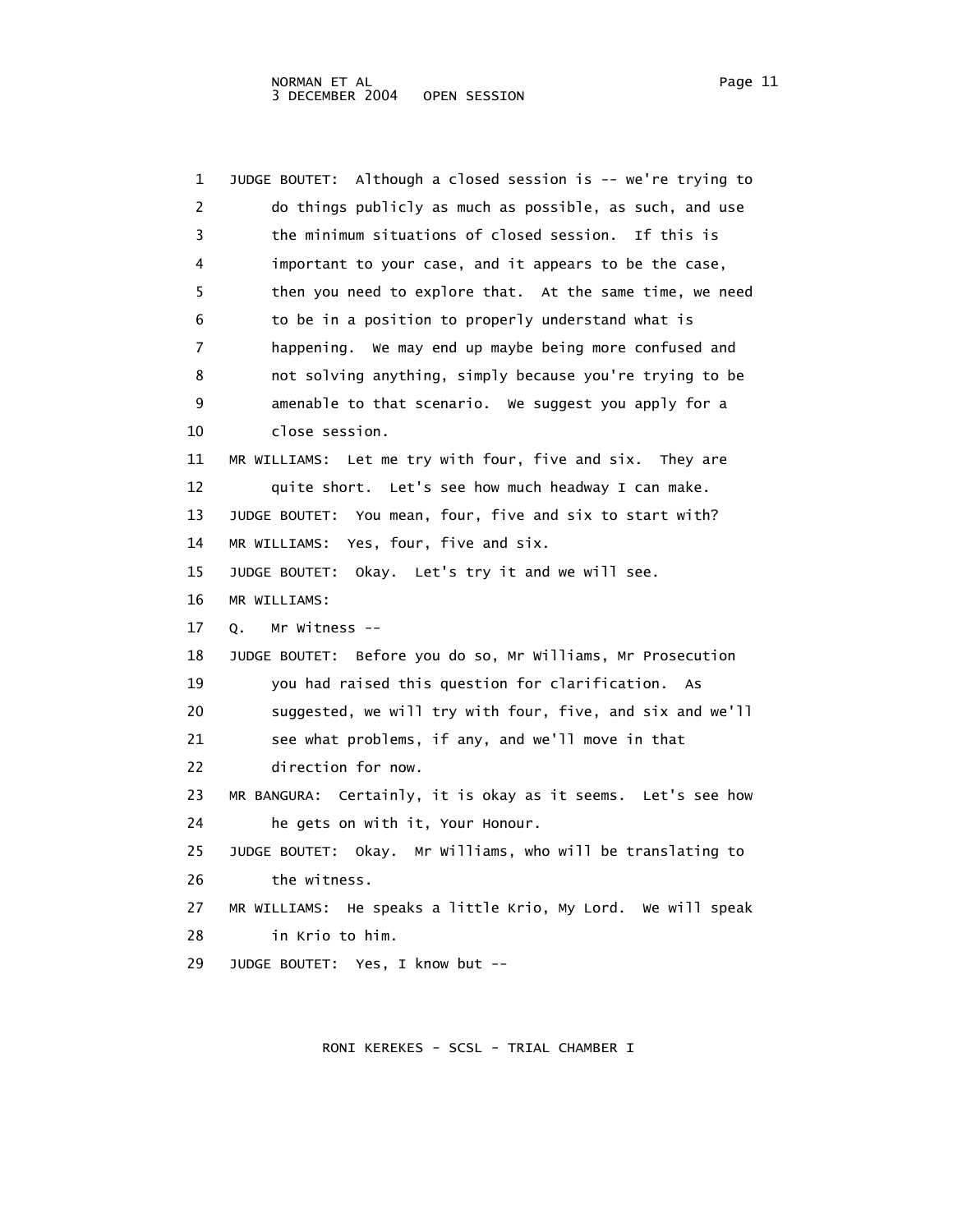1 JUDGE BOUTET: Although a closed session is -- we're trying to
2 do things publicly as much as possible, as such, and use
3 the minimum situations of closed session. If this is
4 important to your case, and it appears to be the case,
5 then you need to explore that. At the same time, we need
6 to be in a position to properly understand what is
7 happening. We may end up maybe being more confused and
8 not solving anything, simply because you're trying to be
9 amenable to that scenario. We suggest you apply for a
10 close session.
11 MR WILLIAMS: Let me try with four, five and six. They are
12 quite short. Let's see how much headway I can make.
13 JUDGE BOUTET: You mean, four, five and six to start with?
14 MR WILLIAMS: Yes, four, five and six.
15 JUDGE BOUTET: Okay. Let's try it and we will see.
16 MR WILLIAMS:
17 Q. Mr Witness --
18 JUDGE BOUTET: Before you do so, Mr Williams, Mr Prosecution
19 you had raised this question for clarification. As
20 suggested, we will try with four, five, and six and we'll
21 see what problems, if any, and we'll move in that
22 direction for now.
23 MR BANGURA: Certainly, it is okay as it seems. Let's see how
24 he gets on with it, Your Honour.
25 JUDGE BOUTET: Okay. Mr Williams, who will be translating to
26 the witness.
27 MR WILLIAMS: He speaks a little Krio, My Lord. We will speak
28 in Krio to him.
29 JUDGE BOUTET: Yes, I know but --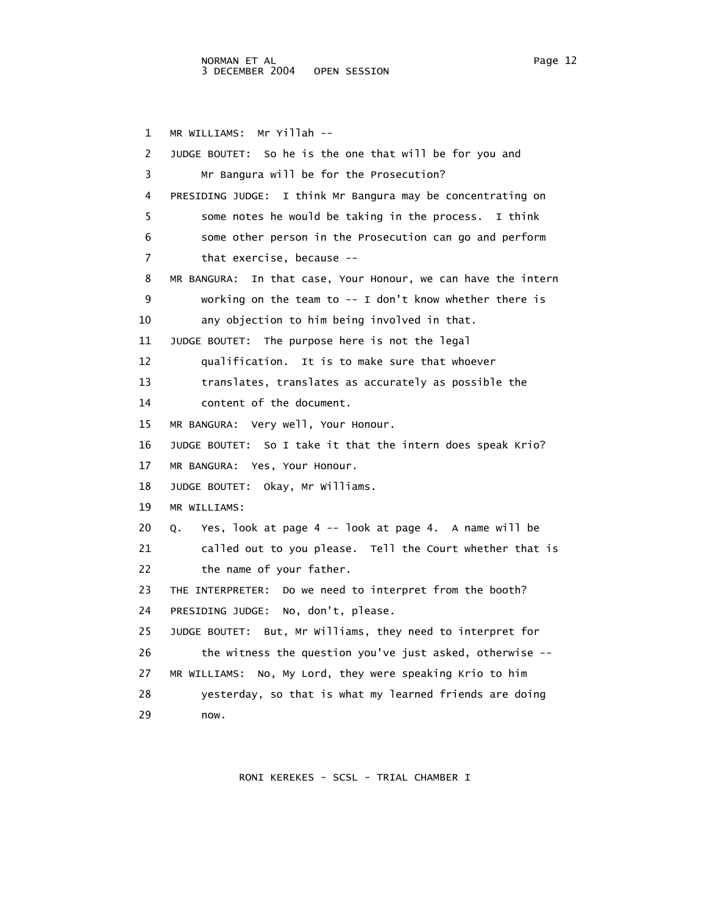1 MR WILLIAMS: Mr Yillah --

2 JUDGE BOUTET: So he is the one that will be for you and

3 Mr Bangura will be for the Prosecution?

4 PRESIDING JUDGE: I think Mr Bangura may be concentrating on

5 some notes he would be taking in the process. I think

6 some other person in the Prosecution can go and perform

7 that exercise, because --

8 MR BANGURA: In that case, Your Honour, we can have the intern

9 working on the team to -- I don't know whether there is

10 any objection to him being involved in that.

11 JUDGE BOUTET: The purpose here is not the legal

12 qualification. It is to make sure that whoever

13 translates, translates as accurately as possible the

14 content of the document.

15 MR BANGURA: Very well, Your Honour.

16 JUDGE BOUTET: So I take it that the intern does speak Krio?

17 MR BANGURA: Yes, Your Honour.

18 JUDGE BOUTET: Okay, Mr Williams.

19 MR WILLIAMS:

20 Q. Yes, look at page 4 -- look at page 4. A name will be

21 called out to you please. Tell the Court whether that is

22 the name of your father.

23 THE INTERPRETER: Do we need to interpret from the booth?

24 PRESIDING JUDGE: No, don't, please.

25 JUDGE BOUTET: But, Mr Williams, they need to interpret for

26 the witness the question you've just asked, otherwise --

27 MR WILLIAMS: No, My Lord, they were speaking Krio to him

28 yesterday, so that is what my learned friends are doing

29 now.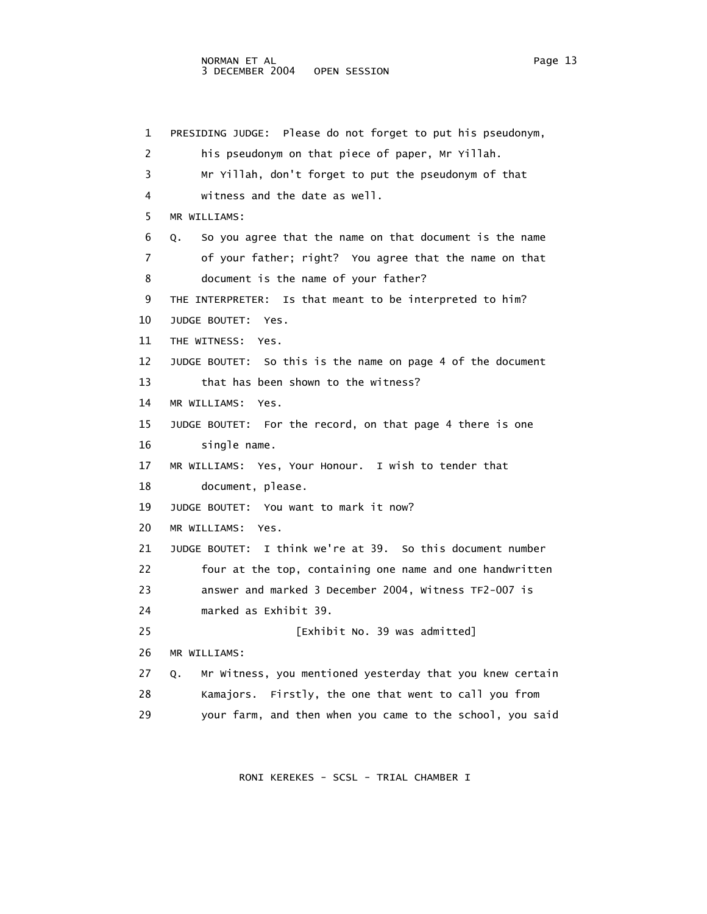PRESIDING JUDGE: Please do not forget to put his pseudonym, his pseudonym on that piece of paper, Mr Yillah. Mr Yillah, don't forget to put the pseudonym of that witness and the date as well.

MR WILLIAMS:

Q. So you agree that the name on that document is the name of your father; right? You agree that the name on that document is the name of your father?

THE INTERPRETER: Is that meant to be interpreted to him?

JUDGE BOUTET: Yes.

THE WITNESS: Yes.

JUDGE BOUTET: So this is the name on page 4 of the document that has been shown to the witness?

MR WILLIAMS: Yes.

JUDGE BOUTET: For the record, on that page 4 there is one single name.

MR WILLIAMS: Yes, Your Honour. I wish to tender that document, please.

JUDGE BOUTET: You want to mark it now?

MR WILLIAMS: Yes.

JUDGE BOUTET: I think we're at 39. So this document number four at the top, containing one name and one handwritten answer and marked 3 December 2004, Witness TF2-007 is marked as Exhibit 39.

[Exhibit No. 39 was admitted]

MR WILLIAMS:

Q. Mr Witness, you mentioned yesterday that you knew certain Kamajors. Firstly, the one that went to call you from your farm, and then when you came to the school, you said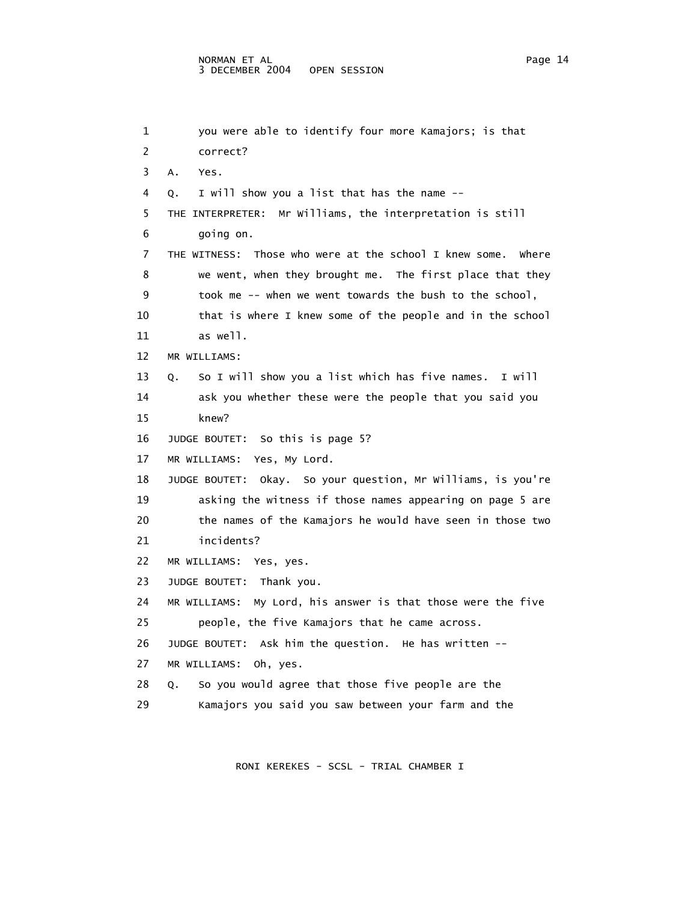1 you were able to identify four more Kamajors; is that
2 correct?
3 A. Yes.
4 Q. I will show you a list that has the name --
5 THE INTERPRETER: Mr Williams, the interpretation is still
6 going on.
7 THE WITNESS: Those who were at the school I knew some. Where
8 we went, when they brought me. The first place that they
9 took me -- when we went towards the bush to the school,
10 that is where I knew some of the people and in the school
11 as well.
12 MR WILLIAMS:
13 Q. So I will show you a list which has five names. I will
14 ask you whether these were the people that you said you
15 knew?
16 JUDGE BOUTET: So this is page 5?
17 MR WILLIAMS: Yes, My Lord.
18 JUDGE BOUTET: Okay. So your question, Mr Williams, is you're
19 asking the witness if those names appearing on page 5 are
20 the names of the Kamajors he would have seen in those two
21 incidents?
22 MR WILLIAMS: Yes, yes.
23 JUDGE BOUTET: Thank you.
24 MR WILLIAMS: My Lord, his answer is that those were the five
25 people, the five Kamajors that he came across.
26 JUDGE BOUTET: Ask him the question. He has written --
27 MR WILLIAMS: Oh, yes.
28 Q. So you would agree that those five people are the
29 Kamajors you said you saw between your farm and the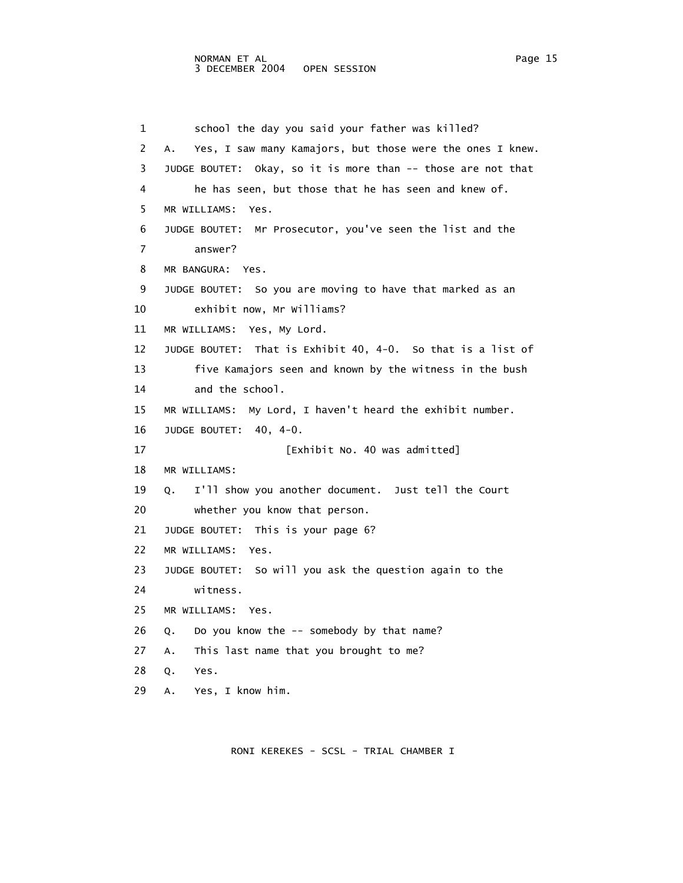1 school the day you said your father was killed?
2 A. Yes, I saw many Kamajors, but those were the ones I knew.
3 JUDGE BOUTET: Okay, so it is more than -- those are not that
4 he has seen, but those that he has seen and knew of.
5 MR WILLIAMS: Yes.
6 JUDGE BOUTET: Mr Prosecutor, you've seen the list and the
7 answer?
8 MR BANGURA: Yes.
9 JUDGE BOUTET: So you are moving to have that marked as an
10 exhibit now, Mr Williams?
11 MR WILLIAMS: Yes, My Lord.
12 JUDGE BOUTET: That is Exhibit 40, 4-0. So that is a list of
13 five Kamajors seen and known by the witness in the bush
14 and the school.
15 MR WILLIAMS: My Lord, I haven't heard the exhibit number.
16 JUDGE BOUTET: 40, 4-0.
17 [Exhibit No. 40 was admitted]
18 MR WILLIAMS:
19 Q. I'll show you another document. Just tell the Court
20 whether you know that person.
21 JUDGE BOUTET: This is your page 6?
22 MR WILLIAMS: Yes.
23 JUDGE BOUTET: So will you ask the question again to the
24 witness.
25 MR WILLIAMS: Yes.
26 Q. Do you know the -- somebody by that name?
27 A. This last name that you brought to me?
28 Q. Yes.
29 A. Yes, I know him.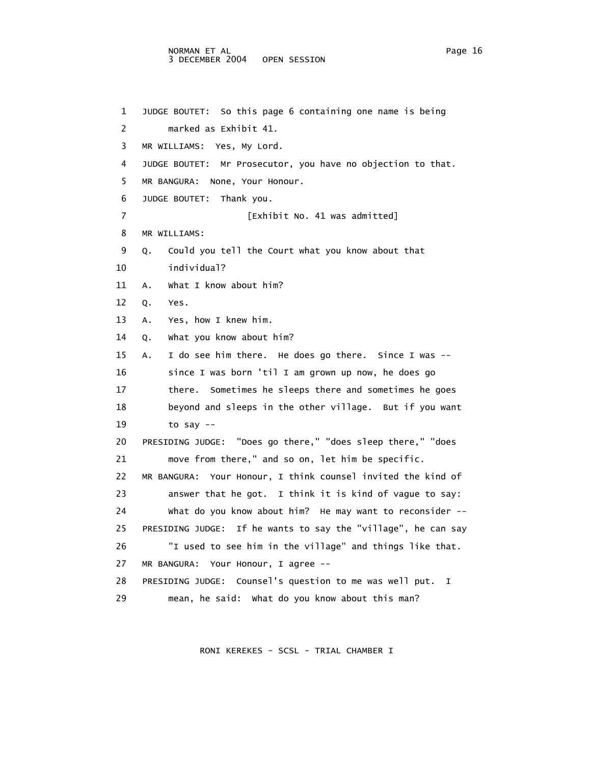1 JUDGE BOUTET: So this page 6 containing one name is being
2 marked as Exhibit 41.
3 MR WILLIAMS: Yes, My Lord.
4 JUDGE BOUTET: Mr Prosecutor, you have no objection to that.
5 MR BANGURA: None, Your Honour.
6 JUDGE BOUTET: Thank you.
7 [Exhibit No. 41 was admitted]
8 MR WILLIAMS:
9 Q. Could you tell the Court what you know about that
10 individual?
11 A. What I know about him?
12 Q. Yes.
13 A. Yes, how I knew him.
14 Q. What you know about him?
15 A. I do see him there. He does go there. Since I was --
16 since I was born 'til I am grown up now, he does go
17 there. Sometimes he sleeps there and sometimes he goes
18 beyond and sleeps in the other village. But if you want
19 to say --
20 PRESIDING JUDGE: "Does go there," "does sleep there," "does
21 move from there," and so on, let him be specific.
22 MR BANGURA: Your Honour, I think counsel invited the kind of
23 answer that he got. I think it is kind of vague to say:
24 What do you know about him? He may want to reconsider --
25 PRESIDING JUDGE: If he wants to say the "village", he can say
26 "I used to see him in the village" and things like that.
27 MR BANGURA: Your Honour, I agree --
28 PRESIDING JUDGE: Counsel's question to me was well put. I
29 mean, he said: What do you know about this man?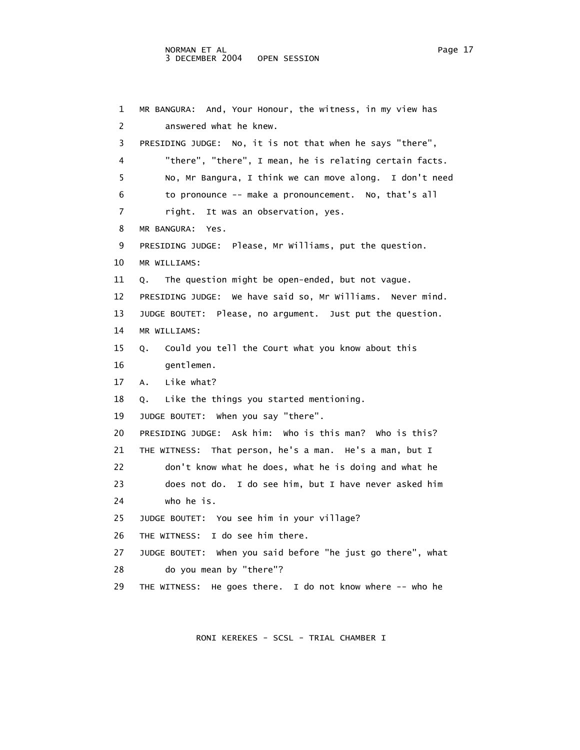1 MR BANGURA: And, Your Honour, the witness, in my view has
2 answered what he knew.
3 PRESIDING JUDGE: No, it is not that when he says "there",
4 "there", "there", I mean, he is relating certain facts.
5 No, Mr Bangura, I think we can move along. I don't need
6 to pronounce -- make a pronouncement. No, that's all
7 right. It was an observation, yes.
8 MR BANGURA: Yes.
9 PRESIDING JUDGE: Please, Mr Williams, put the question.
10 MR WILLIAMS:
11 Q. The question might be open-ended, but not vague.
12 PRESIDING JUDGE: We have said so, Mr Williams. Never mind.
13 JUDGE BOUTET: Please, no argument. Just put the question.
14 MR WILLIAMS:
15 Q. Could you tell the Court what you know about this
16 gentlemen.
17 A. Like what?
18 Q. Like the things you started mentioning.
19 JUDGE BOUTET: When you say "there".
20 PRESIDING JUDGE: Ask him: Who is this man? Who is this?
21 THE WITNESS: That person, he's a man. He's a man, but I
22 don't know what he does, what he is doing and what he
23 does not do. I do see him, but I have never asked him
24 who he is.
25 JUDGE BOUTET: You see him in your village?
26 THE WITNESS: I do see him there.
27 JUDGE BOUTET: When you said before "he just go there", what
28 do you mean by "there"?
29 THE WITNESS: He goes there. I do not know where -- who he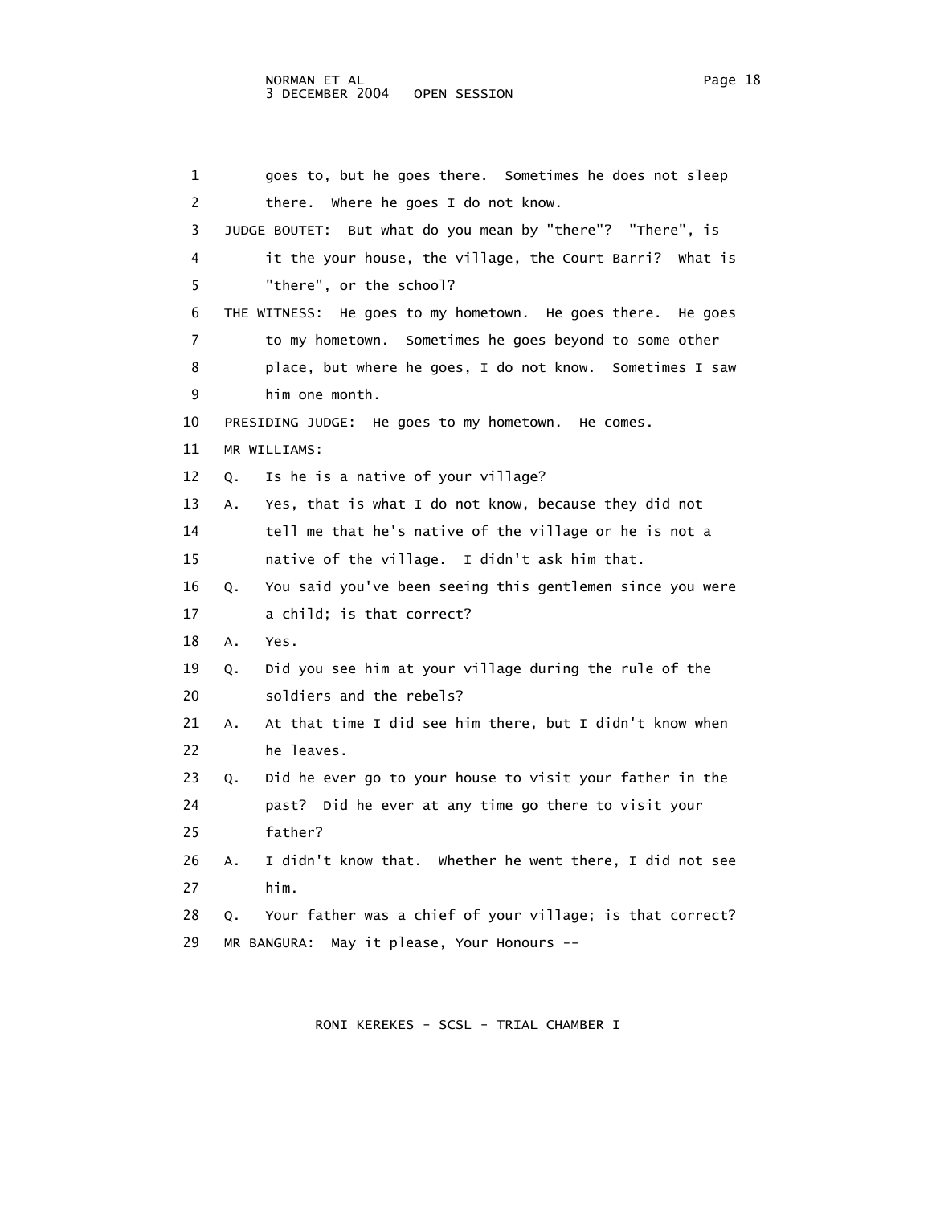goes to, but he goes there. Sometimes he does not sleep there. Where he goes I do not know.

JUDGE BOUTET: But what do you mean by "there"? "There", is it the your house, the village, the Court Barri? What is "there", or the school?

THE WITNESS: He goes to my hometown. He goes there. He goes to my hometown. Sometimes he goes beyond to some other place, but where he goes, I do not know. Sometimes I saw him one month.

PRESIDING JUDGE: He goes to my hometown. He comes.

MR WILLIAMS:

Q. Is he is a native of your village?

A. Yes, that is what I do not know, because they did not tell me that he's native of the village or he is not a native of the village. I didn't ask him that.

Q. You said you've been seeing this gentlemen since you were a child; is that correct?

A. Yes.

Q. Did you see him at your village during the rule of the soldiers and the rebels?

A. At that time I did see him there, but I didn't know when he leaves.

Q. Did he ever go to your house to visit your father in the past? Did he ever at any time go there to visit your father?

A. I didn't know that. Whether he went there, I did not see him.

Q. Your father was a chief of your village; is that correct?

MR BANGURA: May it please, Your Honours --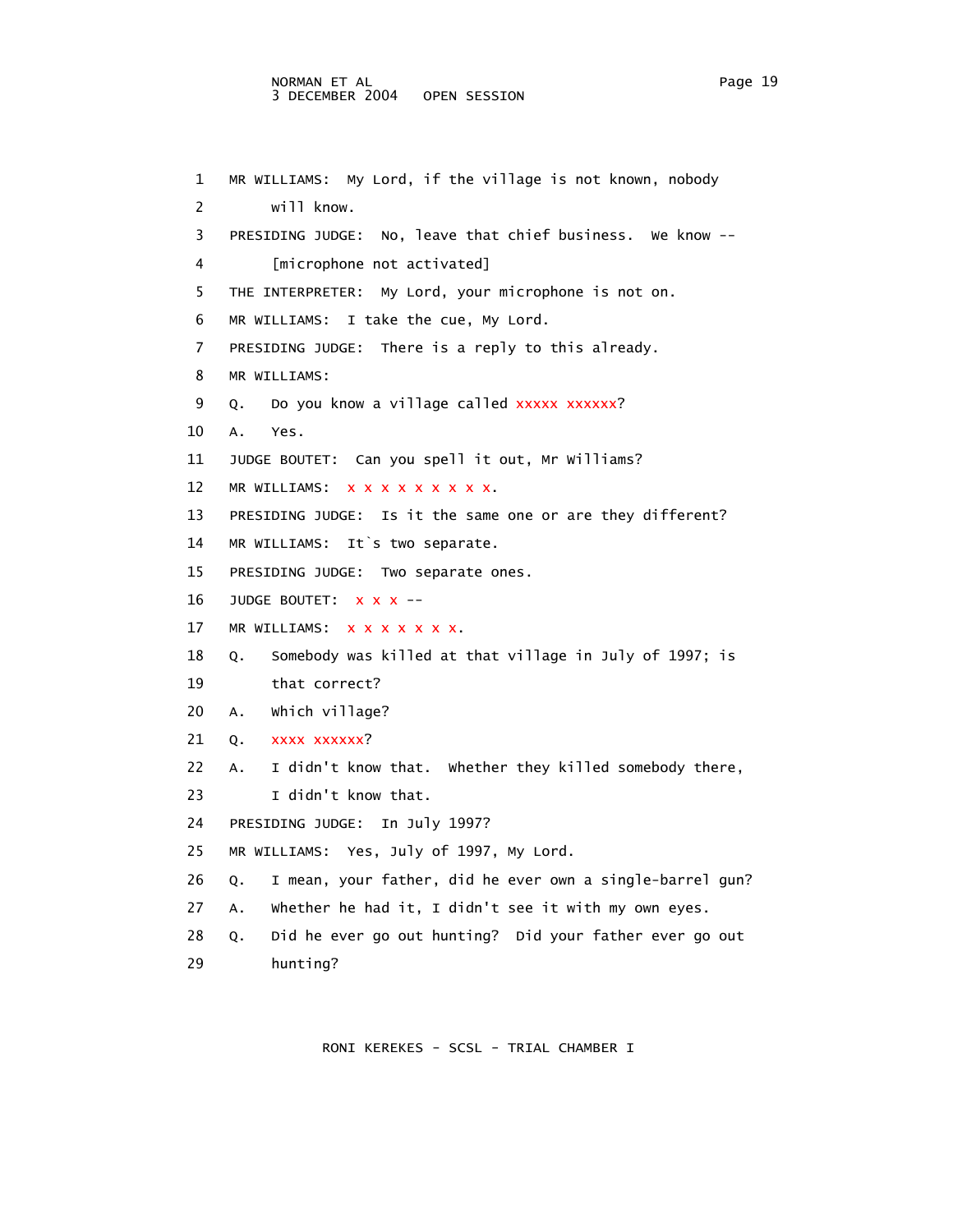1 MR WILLIAMS: My Lord, if the village is not known, nobody
2 will know.
3 PRESIDING JUDGE: No, leave that chief business. We know --
4 [microphone not activated]
5 THE INTERPRETER: My Lord, your microphone is not on.
6 MR WILLIAMS: I take the cue, My Lord.
7 PRESIDING JUDGE: There is a reply to this already.
8 MR WILLIAMS:
9 Q. Do you know a village called xxxxx xxxxxx?
10 A. Yes.
11 JUDGE BOUTET: Can you spell it out, Mr Williams?
12 MR WILLIAMS: x x x x x x x x x.
13 PRESIDING JUDGE: Is it the same one or are they different?
14 MR WILLIAMS: It`s two separate.
15 PRESIDING JUDGE: Two separate ones.
16 JUDGE BOUTET: x x x --
17 MR WILLIAMS: x x x x x x x.
18 Q. Somebody was killed at that village in July of 1997; is
19 that correct?
20 A. Which village?
21 Q. xxxx xxxxxx?
22 A. I didn't know that. Whether they killed somebody there,
23 I didn't know that.
24 PRESIDING JUDGE: In July 1997?
25 MR WILLIAMS: Yes, July of 1997, My Lord.
26 Q. I mean, your father, did he ever own a single-barrel gun?
27 A. Whether he had it, I didn't see it with my own eyes.
28 Q. Did he ever go out hunting? Did your father ever go out
29 hunting?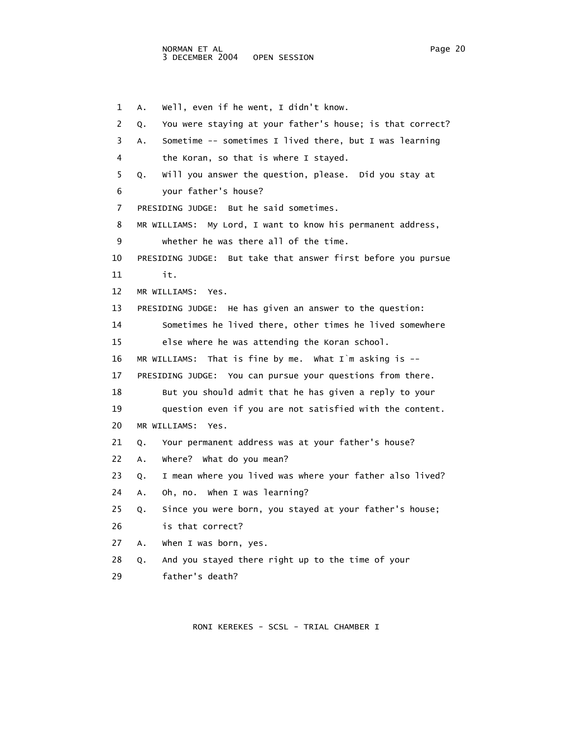1 A. Well, even if he went, I didn't know.

2 Q. You were staying at your father's house; is that correct?

3 A. Sometime -- sometimes I lived there, but I was learning

4 the Koran, so that is where I stayed.

5 Q. Will you answer the question, please. Did you stay at

6 your father's house?

7 PRESIDING JUDGE: But he said sometimes.

8 MR WILLIAMS: My Lord, I want to know his permanent address,

9 whether he was there all of the time.

10 PRESIDING JUDGE: But take that answer first before you pursue

11 it.

12 MR WILLIAMS: Yes.

13 PRESIDING JUDGE: He has given an answer to the question:

14 Sometimes he lived there, other times he lived somewhere

15 else where he was attending the Koran school.

16 MR WILLIAMS: That is fine by me. What I`m asking is --

17 PRESIDING JUDGE: You can pursue your questions from there.

18 But you should admit that he has given a reply to your

19 question even if you are not satisfied with the content.

20 MR WILLIAMS: Yes.

21 Q. Your permanent address was at your father's house?

22 A. Where? What do you mean?

23 Q. I mean where you lived was where your father also lived?

24 A. Oh, no. When I was learning?

25 Q. Since you were born, you stayed at your father's house;

26 is that correct?

27 A. When I was born, yes.

28 Q. And you stayed there right up to the time of your

29 father's death?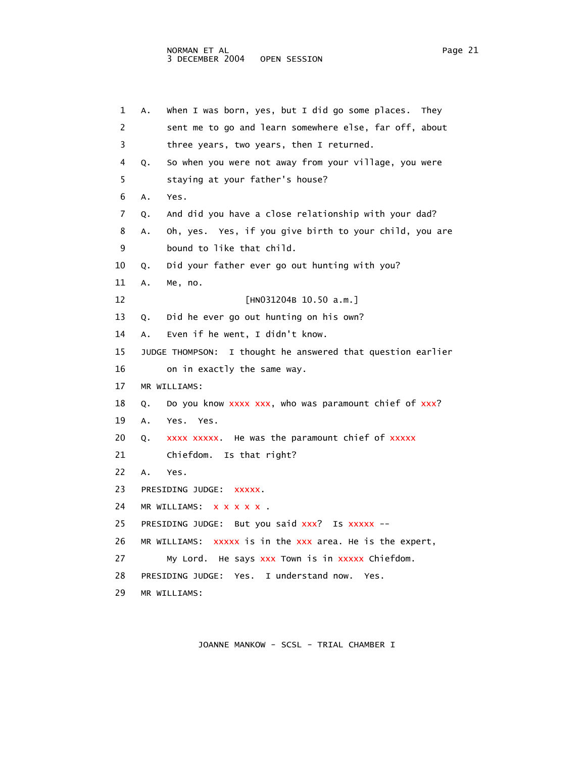1 A. When I was born, yes, but I did go some places. They
2 sent me to go and learn somewhere else, far off, about
3 three years, two years, then I returned.
4 Q. So when you were not away from your village, you were
5 staying at your father's house?
6 A. Yes.
7 Q. And did you have a close relationship with your dad?
8 A. Oh, yes. Yes, if you give birth to your child, you are
9 bound to like that child.
10 Q. Did your father ever go out hunting with you?
11 A. Me, no.
12 [HN031204B 10.50 a.m.]
13 Q. Did he ever go out hunting on his own?
14 A. Even if he went, I didn't know.
15 JUDGE THOMPSON: I thought he answered that question earlier
16 on in exactly the same way.
17 MR WILLIAMS:
18 Q. Do you know xxxx xxx, who was paramount chief of xxx?
19 A. Yes. Yes.
20 Q. xxxx xxxxx. He was the paramount chief of xxxxx
21 Chiefdom. Is that right?
22 A. Yes.
23 PRESIDING JUDGE: xxxxx.
24 MR WILLIAMS: x x x x x .
25 PRESIDING JUDGE: But you said xxx? Is xxxxx --
26 MR WILLIAMS: xxxxx is in the xxx area. He is the expert,
27 My Lord. He says xxx Town is in xxxxx Chiefdom.
28 PRESIDING JUDGE: Yes. I understand now. Yes.
29 MR WILLIAMS: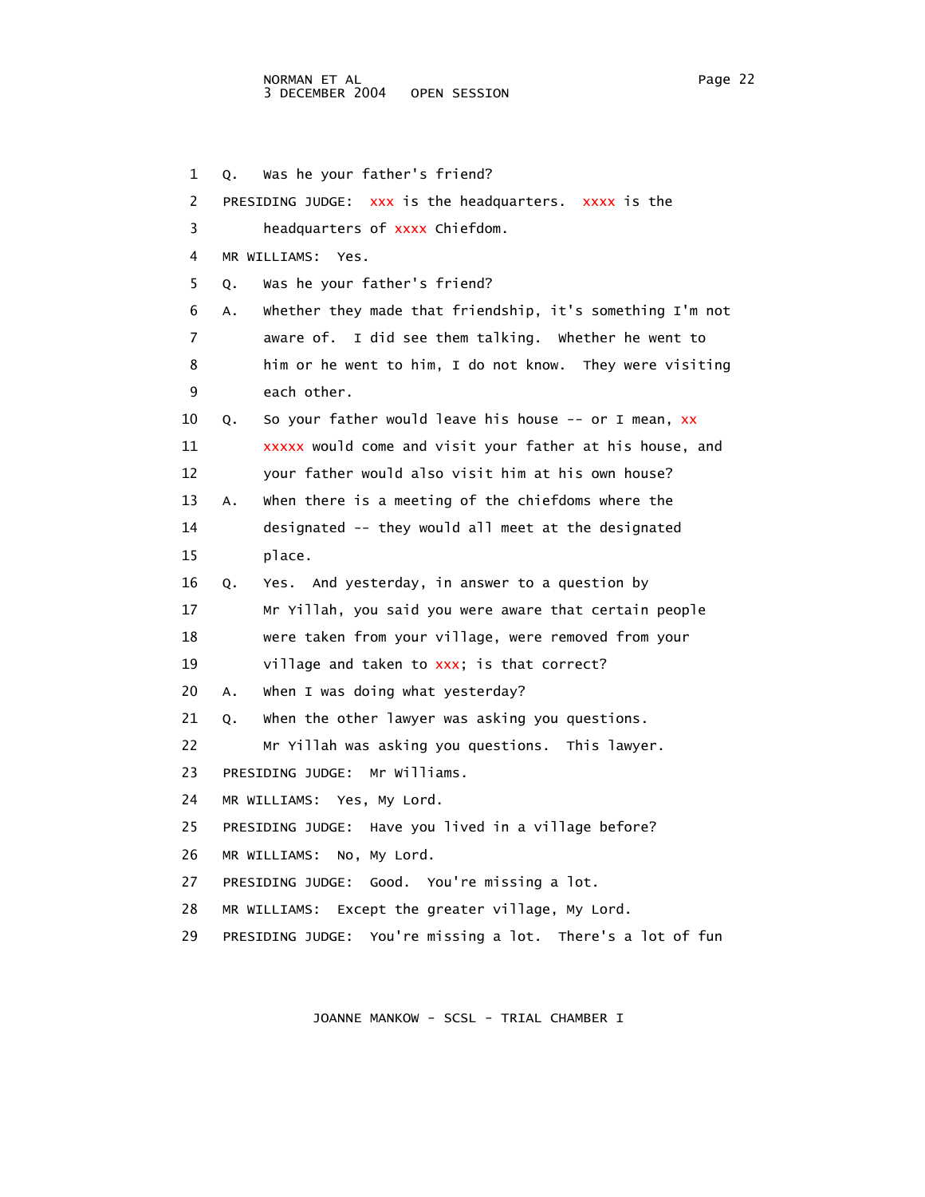1 Q. Was he your father's friend?

2 PRESIDING JUDGE: xxx is the headquarters. xxxx is the

3 headquarters of xxxx Chiefdom.

4 MR WILLIAMS: Yes.

5 Q. Was he your father's friend?

6 A. Whether they made that friendship, it's something I'm not

7 aware of. I did see them talking. Whether he went to

8 him or he went to him, I do not know. They were visiting

9 each other.

10 Q. So your father would leave his house -- or I mean, xx

11 xxxxx would come and visit your father at his house, and

12 your father would also visit him at his own house?

13 A. When there is a meeting of the chiefdoms where the

14 designated -- they would all meet at the designated

15 place.

16 Q. Yes. And yesterday, in answer to a question by

17 Mr Yillah, you said you were aware that certain people

18 were taken from your village, were removed from your

19 village and taken to xxx; is that correct?

20 A. When I was doing what yesterday?

21 Q. When the other lawyer was asking you questions.

22 Mr Yillah was asking you questions. This lawyer.

23 PRESIDING JUDGE: Mr Williams.

24 MR WILLIAMS: Yes, My Lord.

25 PRESIDING JUDGE: Have you lived in a village before?

26 MR WILLIAMS: No, My Lord.

27 PRESIDING JUDGE: Good. You're missing a lot.

28 MR WILLIAMS: Except the greater village, My Lord.

29 PRESIDING JUDGE: You're missing a lot. There's a lot of fun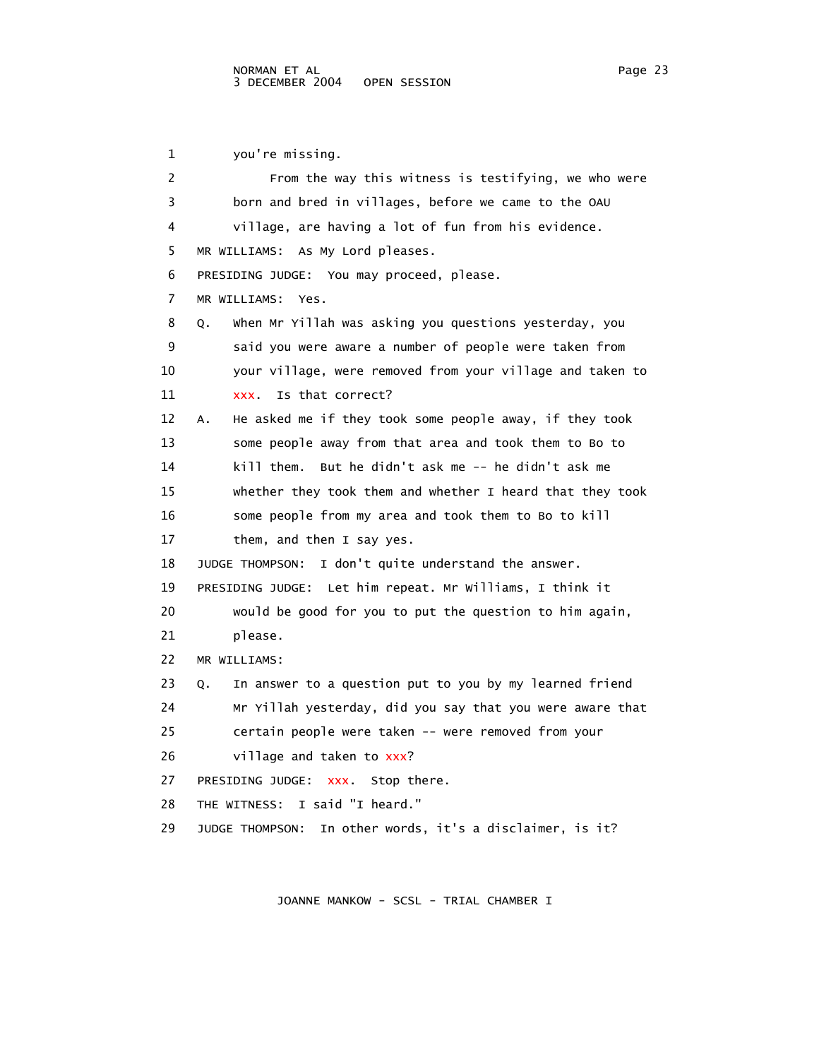you're missing.

From the way this witness is testifying, we who were born and bred in villages, before we came to the OAU village, are having a lot of fun from his evidence.

MR WILLIAMS: As My Lord pleases.

PRESIDING JUDGE: You may proceed, please.

MR WILLIAMS: Yes.

Q. When Mr Yillah was asking you questions yesterday, you said you were aware a number of people were taken from your village, were removed from your village and taken to xxx. Is that correct?

A. He asked me if they took some people away, if they took some people away from that area and took them to Bo to kill them. But he didn't ask me -- he didn't ask me whether they took them and whether I heard that they took some people from my area and took them to Bo to kill them, and then I say yes.

JUDGE THOMPSON: I don't quite understand the answer.

PRESIDING JUDGE: Let him repeat. Mr Williams, I think it would be good for you to put the question to him again, please.

MR WILLIAMS:

Q. In answer to a question put to you by my learned friend Mr Yillah yesterday, did you say that you were aware that certain people were taken -- were removed from your village and taken to xxx?

PRESIDING JUDGE: xxx. Stop there.

THE WITNESS: I said "I heard."

JUDGE THOMPSON: In other words, it's a disclaimer, is it?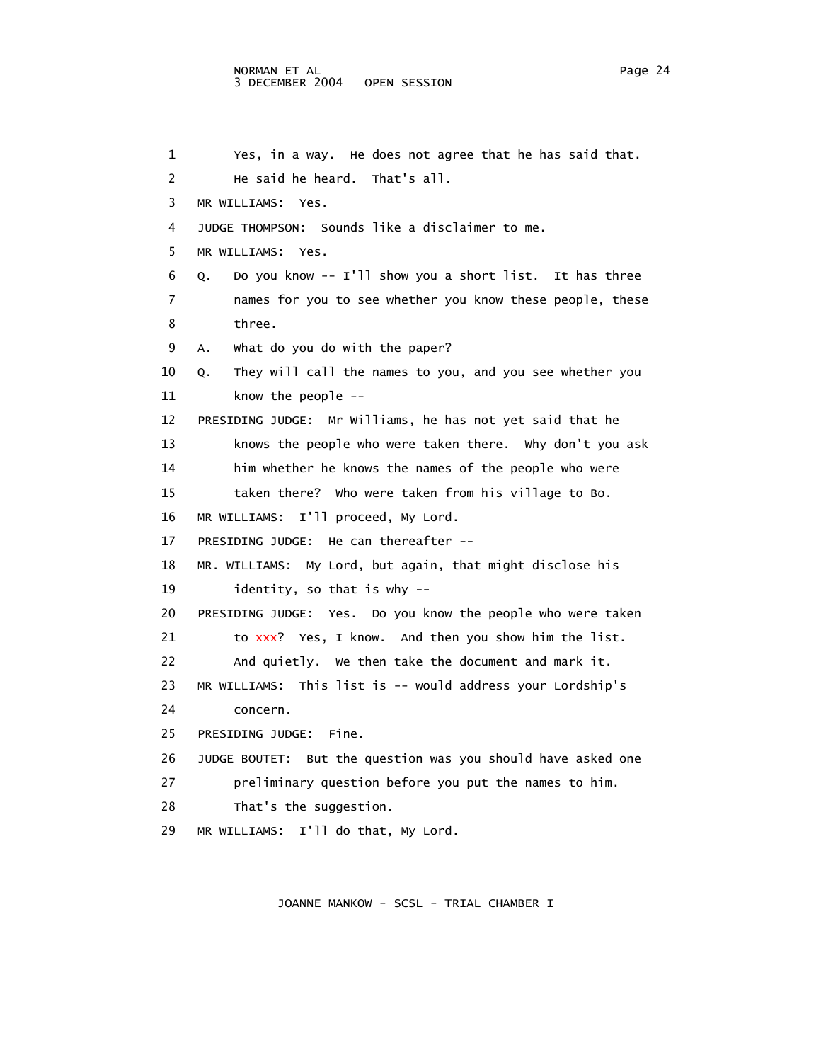1 Yes, in a way. He does not agree that he has said that.
2 He said he heard. That's all.
3 MR WILLIAMS: Yes.
4 JUDGE THOMPSON: Sounds like a disclaimer to me.
5 MR WILLIAMS: Yes.
6 Q. Do you know -- I'll show you a short list. It has three
7 names for you to see whether you know these people, these
8 three.
9 A. What do you do with the paper?
10 Q. They will call the names to you, and you see whether you
11 know the people --
12 PRESIDING JUDGE: Mr Williams, he has not yet said that he
13 knows the people who were taken there. Why don't you ask
14 him whether he knows the names of the people who were
15 taken there? Who were taken from his village to Bo.
16 MR WILLIAMS: I'll proceed, My Lord.
17 PRESIDING JUDGE: He can thereafter --
18 MR. WILLIAMS: My Lord, but again, that might disclose his
19 identity, so that is why --
20 PRESIDING JUDGE: Yes. Do you know the people who were taken
21 to xxx? Yes, I know. And then you show him the list.
22 And quietly. We then take the document and mark it.
23 MR WILLIAMS: This list is -- would address your Lordship's
24 concern.
25 PRESIDING JUDGE: Fine.
26 JUDGE BOUTET: But the question was you should have asked one
27 preliminary question before you put the names to him.
28 That's the suggestion.
29 MR WILLIAMS: I'll do that, My Lord.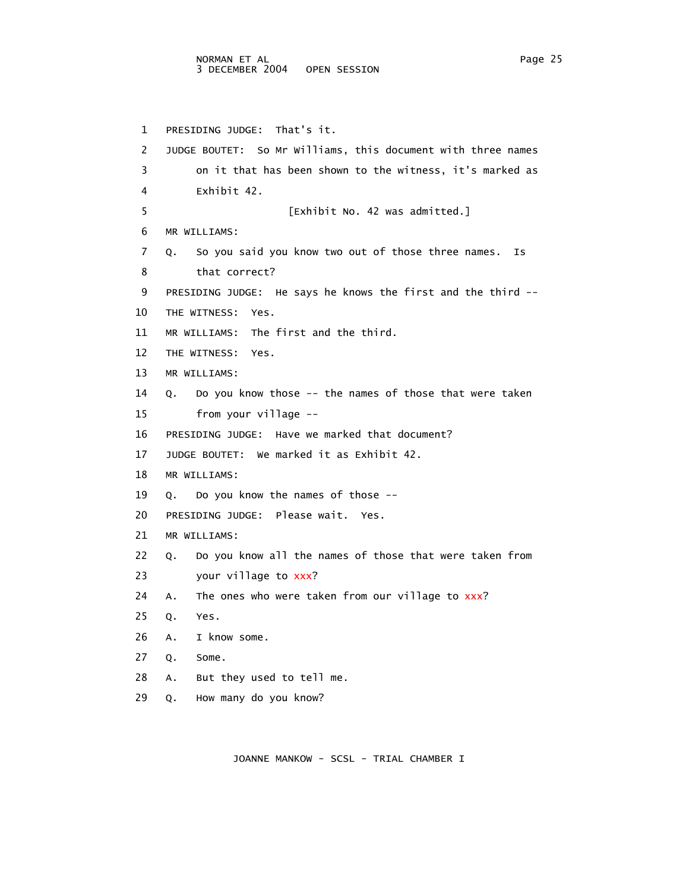1 PRESIDING JUDGE: That's it.

2 JUDGE BOUTET: So Mr Williams, this document with three names

3 on it that has been shown to the witness, it's marked as

4 Exhibit 42.

5 [Exhibit No. 42 was admitted.]

6 MR WILLIAMS:

7 Q. So you said you know two out of those three names. Is

8 that correct?

9 PRESIDING JUDGE: He says he knows the first and the third --

10 THE WITNESS: Yes.

11 MR WILLIAMS: The first and the third.

12 THE WITNESS: Yes.

13 MR WILLIAMS:

14 Q. Do you know those -- the names of those that were taken

15 from your village --

16 PRESIDING JUDGE: Have we marked that document?

17 JUDGE BOUTET: We marked it as Exhibit 42.

18 MR WILLIAMS:

19 Q. Do you know the names of those --

20 PRESIDING JUDGE: Please wait. Yes.

21 MR WILLIAMS:

22 Q. Do you know all the names of those that were taken from

23 your village to xxx?

24 A. The ones who were taken from our village to xxx?

25 Q. Yes.

26 A. I know some.

27 Q. Some.

28 A. But they used to tell me.

29 Q. How many do you know?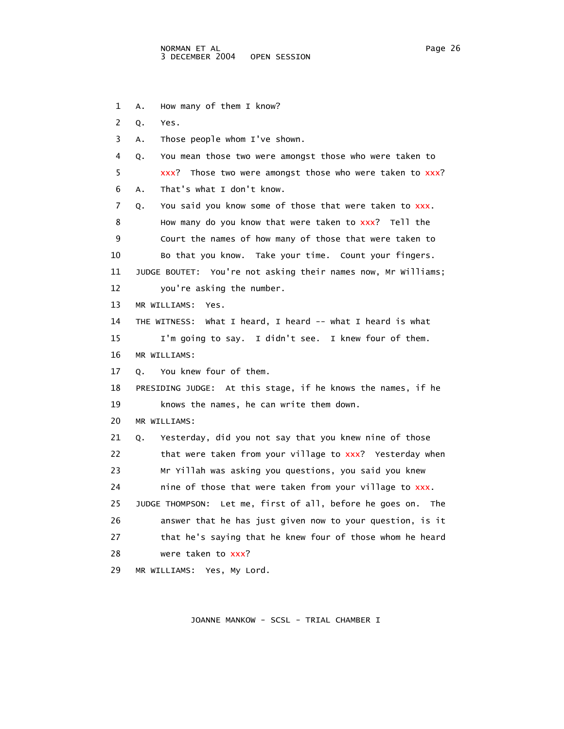A. How many of them I know?

Q. Yes.

A. Those people whom I've shown.

Q. You mean those two were amongst those who were taken to xxx? Those two were amongst those who were taken to xxx?

A. That's what I don't know.

Q. You said you know some of those that were taken to xxx. How many do you know that were taken to xxx? Tell the Court the names of how many of those that were taken to Bo that you know. Take your time. Count your fingers.

JUDGE BOUTET: You're not asking their names now, Mr Williams; you're asking the number.

MR WILLIAMS: Yes.

THE WITNESS: What I heard, I heard -- what I heard is what I'm going to say. I didn't see. I knew four of them.

MR WILLIAMS:

Q. You knew four of them.

PRESIDING JUDGE: At this stage, if he knows the names, if he knows the names, he can write them down.

MR WILLIAMS:

Q. Yesterday, did you not say that you knew nine of those that were taken from your village to xxx? Yesterday when Mr Yillah was asking you questions, you said you knew nine of those that were taken from your village to xxx.

JUDGE THOMPSON: Let me, first of all, before he goes on. The answer that he has just given now to your question, is it that he's saying that he knew four of those whom he heard were taken to xxx?

MR WILLIAMS: Yes, My Lord.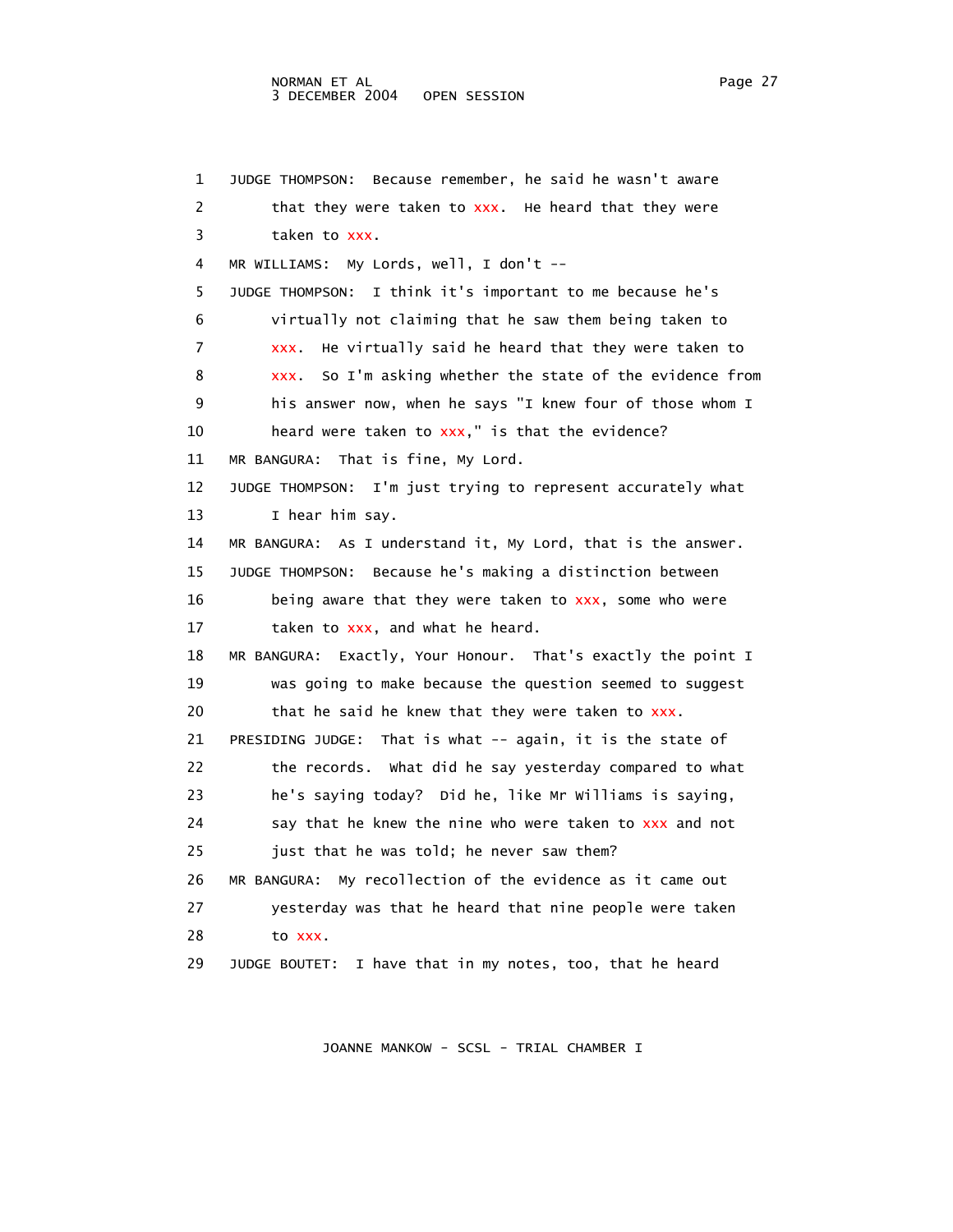1 JUDGE THOMPSON: Because remember, he said he wasn't aware
2 that they were taken to xxx. He heard that they were
3 taken to xxx.
4 MR WILLIAMS: My Lords, well, I don't --
5 JUDGE THOMPSON: I think it's important to me because he's
6 virtually not claiming that he saw them being taken to
7 xxx. He virtually said he heard that they were taken to
8 xxx. So I'm asking whether the state of the evidence from
9 his answer now, when he says "I knew four of those whom I
10 heard were taken to xxx," is that the evidence?
11 MR BANGURA: That is fine, My Lord.
12 JUDGE THOMPSON: I'm just trying to represent accurately what
13 I hear him say.
14 MR BANGURA: As I understand it, My Lord, that is the answer.
15 JUDGE THOMPSON: Because he's making a distinction between
16 being aware that they were taken to xxx, some who were
17 taken to xxx, and what he heard.
18 MR BANGURA: Exactly, Your Honour. That's exactly the point I
19 was going to make because the question seemed to suggest
20 that he said he knew that they were taken to xxx.
21 PRESIDING JUDGE: That is what -- again, it is the state of
22 the records. What did he say yesterday compared to what
23 he's saying today? Did he, like Mr Williams is saying,
24 say that he knew the nine who were taken to xxx and not
25 just that he was told; he never saw them?
26 MR BANGURA: My recollection of the evidence as it came out
27 yesterday was that he heard that nine people were taken
28 to xxx.
29 JUDGE BOUTET: I have that in my notes, too, that he heard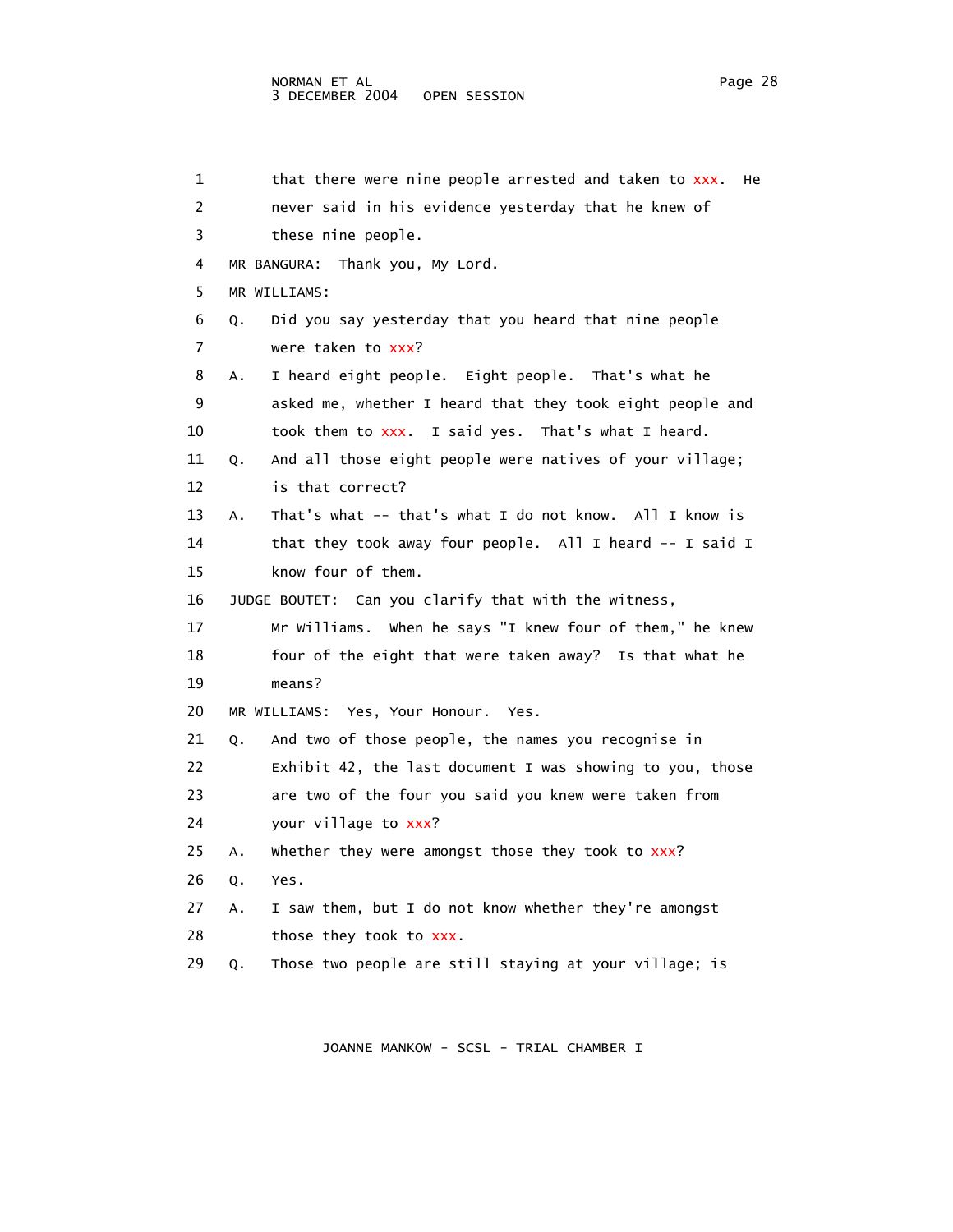that there were nine people arrested and taken to xxx. He never said in his evidence yesterday that he knew of these nine people.

MR BANGURA: Thank you, My Lord.

MR WILLIAMS:

Q. Did you say yesterday that you heard that nine people were taken to xxx?

A. I heard eight people. Eight people. That's what he asked me, whether I heard that they took eight people and took them to xxx. I said yes. That's what I heard.

Q. And all those eight people were natives of your village; is that correct?

A. That's what -- that's what I do not know. All I know is that they took away four people. All I heard -- I said I know four of them.

JUDGE BOUTET: Can you clarify that with the witness, Mr Williams. When he says "I knew four of them," he knew four of the eight that were taken away? Is that what he means?

MR WILLIAMS: Yes, Your Honour. Yes.

Q. And two of those people, the names you recognise in Exhibit 42, the last document I was showing to you, those are two of the four you said you knew were taken from your village to xxx?

A. Whether they were amongst those they took to xxx?

Q. Yes.

A. I saw them, but I do not know whether they're amongst those they took to xxx.

Q. Those two people are still staying at your village; is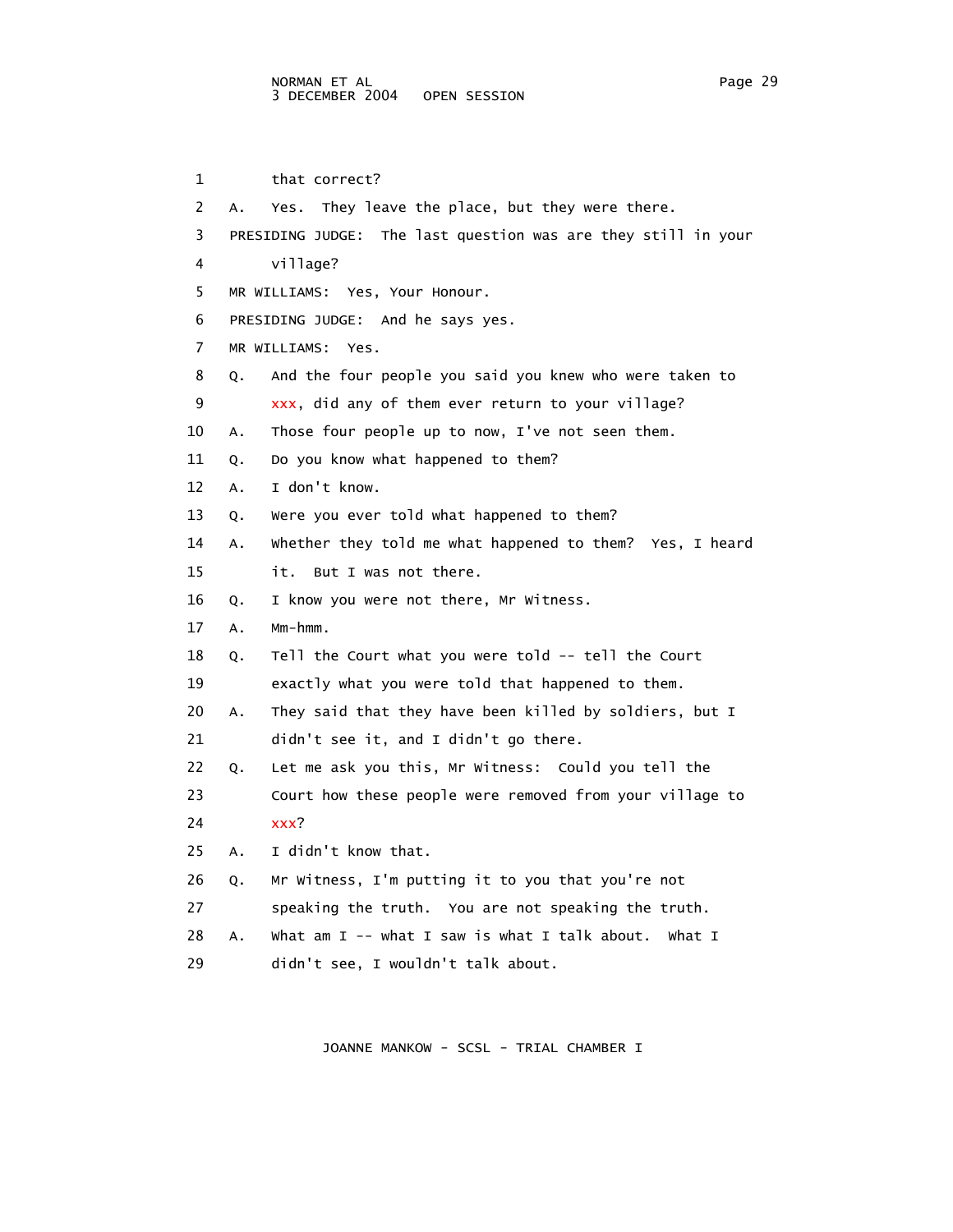1 that correct?

2 A. Yes. They leave the place, but they were there.

3 PRESIDING JUDGE: The last question was are they still in your

4 village?

5 MR WILLIAMS: Yes, Your Honour.

6 PRESIDING JUDGE: And he says yes.

7 MR WILLIAMS: Yes.

8 Q. And the four people you said you knew who were taken to

9 xxx, did any of them ever return to your village?

10 A. Those four people up to now, I've not seen them.

11 Q. Do you know what happened to them?

12 A. I don't know.

13 Q. Were you ever told what happened to them?

14 A. Whether they told me what happened to them? Yes, I heard

15 it. But I was not there.

16 Q. I know you were not there, Mr Witness.

17 A. Mm-hmm.

18 Q. Tell the Court what you were told -- tell the Court

19 exactly what you were told that happened to them.

20 A. They said that they have been killed by soldiers, but I

21 didn't see it, and I didn't go there.

22 Q. Let me ask you this, Mr Witness: Could you tell the

23 Court how these people were removed from your village to

24 xxx?

25 A. I didn't know that.

26 Q. Mr Witness, I'm putting it to you that you're not

27 speaking the truth. You are not speaking the truth.

28 A. What am I -- what I saw is what I talk about. What I

29 didn't see, I wouldn't talk about.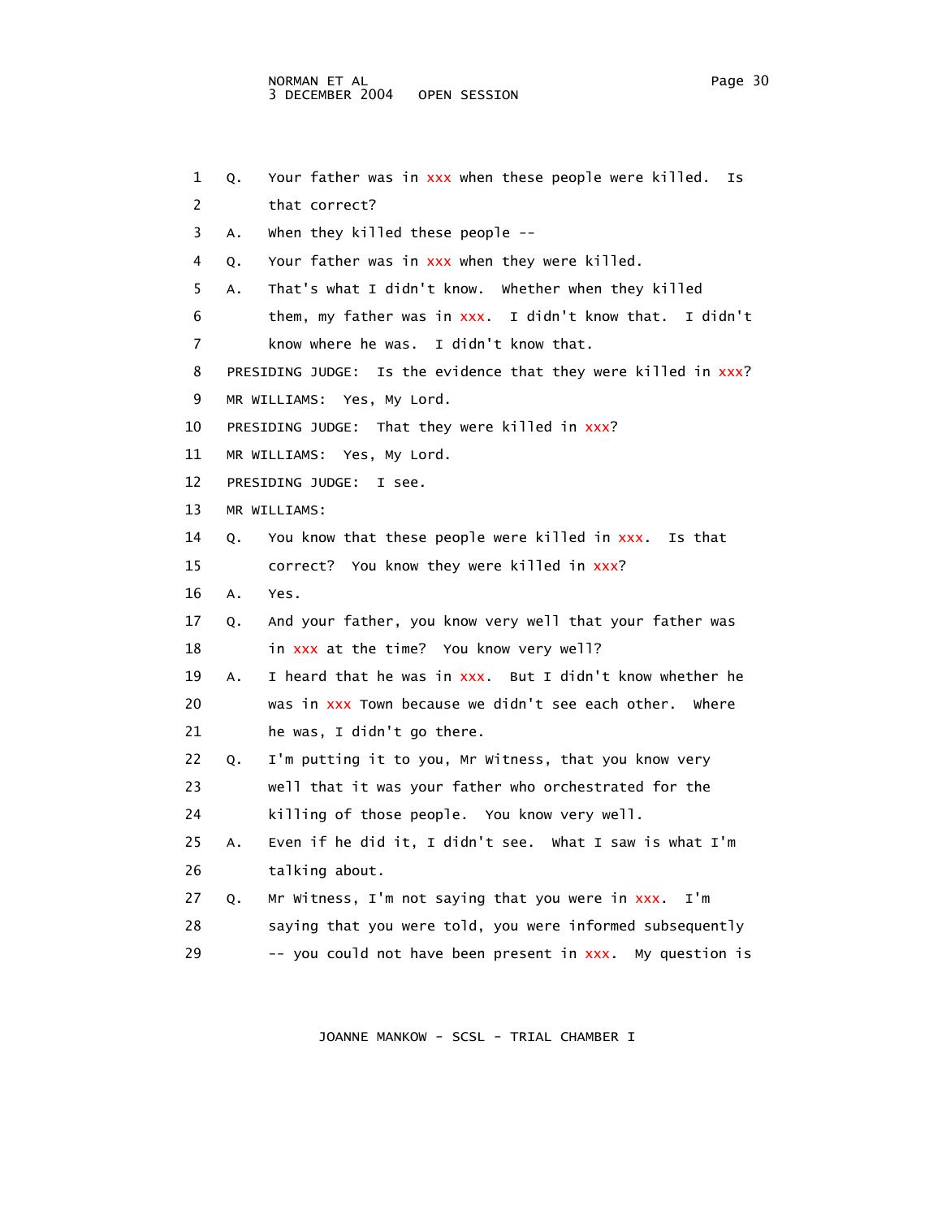1 Q. Your father was in xxx when these people were killed. Is that correct?

3 A. When they killed these people --

4 Q. Your father was in xxx when they were killed.

5 A. That's what I didn't know. Whether when they killed them, my father was in xxx. I didn't know that. I didn't know where he was. I didn't know that.

8 PRESIDING JUDGE: Is the evidence that they were killed in xxx?

9 MR WILLIAMS: Yes, My Lord.

10 PRESIDING JUDGE: That they were killed in xxx?

11 MR WILLIAMS: Yes, My Lord.

12 PRESIDING JUDGE: I see.

13 MR WILLIAMS:

14 Q. You know that these people were killed in xxx. Is that correct? You know they were killed in xxx?

16 A. Yes.

17 Q. And your father, you know very well that your father was in xxx at the time? You know very well?

19 A. I heard that he was in xxx. But I didn't know whether he was in xxx Town because we didn't see each other. Where he was, I didn't go there.

22 Q. I'm putting it to you, Mr Witness, that you know very well that it was your father who orchestrated for the killing of those people. You know very well.

25 A. Even if he did it, I didn't see. What I saw is what I'm talking about.

27 Q. Mr Witness, I'm not saying that you were in xxx. I'm saying that you were told, you were informed subsequently -- you could not have been present in xxx. My question is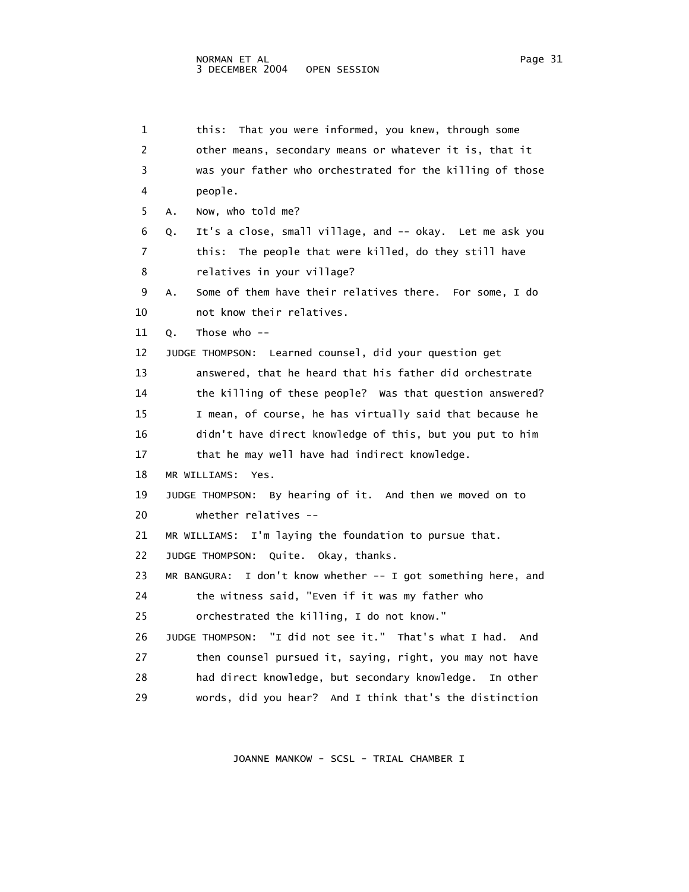1 this: That you were informed, you knew, through some
2 other means, secondary means or whatever it is, that it
3 was your father who orchestrated for the killing of those
4 people.
5 A. Now, who told me?
6 Q. It's a close, small village, and -- okay. Let me ask you
7 this: The people that were killed, do they still have
8 relatives in your village?
9 A. Some of them have their relatives there. For some, I do
10 not know their relatives.
11 Q. Those who --
12 JUDGE THOMPSON: Learned counsel, did your question get
13 answered, that he heard that his father did orchestrate
14 the killing of these people? Was that question answered?
15 I mean, of course, he has virtually said that because he
16 didn't have direct knowledge of this, but you put to him
17 that he may well have had indirect knowledge.
18 MR WILLIAMS: Yes.
19 JUDGE THOMPSON: By hearing of it. And then we moved on to
20 whether relatives --
21 MR WILLIAMS: I'm laying the foundation to pursue that.
22 JUDGE THOMPSON: Quite. Okay, thanks.
23 MR BANGURA: I don't know whether -- I got something here, and
24 the witness said, "Even if it was my father who
25 orchestrated the killing, I do not know."
26 JUDGE THOMPSON: "I did not see it." That's what I had. And
27 then counsel pursued it, saying, right, you may not have
28 had direct knowledge, but secondary knowledge. In other
29 words, did you hear? And I think that's the distinction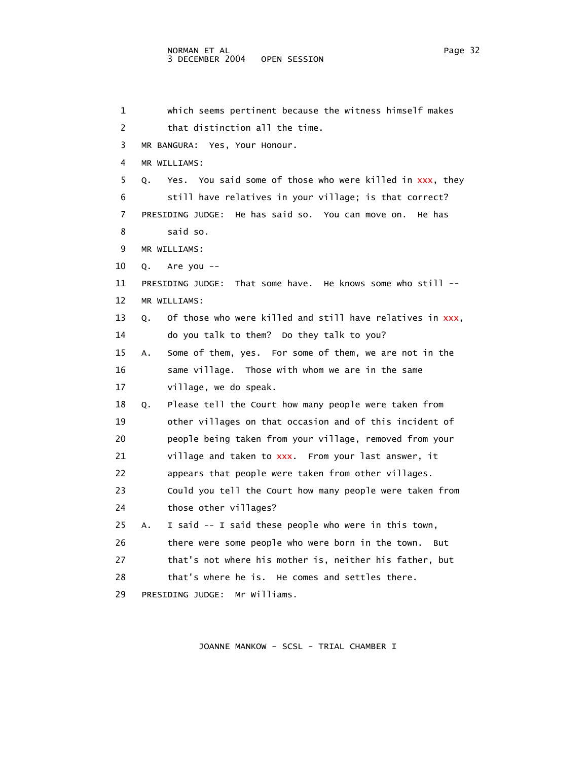1 which seems pertinent because the witness himself makes
2 that distinction all the time.
3 MR BANGURA: Yes, Your Honour.
4 MR WILLIAMS:
5 Q. Yes. You said some of those who were killed in xxx, they
6 still have relatives in your village; is that correct?
7 PRESIDING JUDGE: He has said so. You can move on. He has
8 said so.
9 MR WILLIAMS:
10 Q. Are you --
11 PRESIDING JUDGE: That some have. He knows some who still --
12 MR WILLIAMS:
13 Q. Of those who were killed and still have relatives in xxx,
14 do you talk to them? Do they talk to you?
15 A. Some of them, yes. For some of them, we are not in the
16 same village. Those with whom we are in the same
17 village, we do speak.
18 Q. Please tell the Court how many people were taken from
19 other villages on that occasion and of this incident of
20 people being taken from your village, removed from your
21 village and taken to xxx. From your last answer, it
22 appears that people were taken from other villages.
23 Could you tell the Court how many people were taken from
24 those other villages?
25 A. I said -- I said these people who were in this town,
26 there were some people who were born in the town. But
27 that's not where his mother is, neither his father, but
28 that's where he is. He comes and settles there.
29 PRESIDING JUDGE: Mr Williams.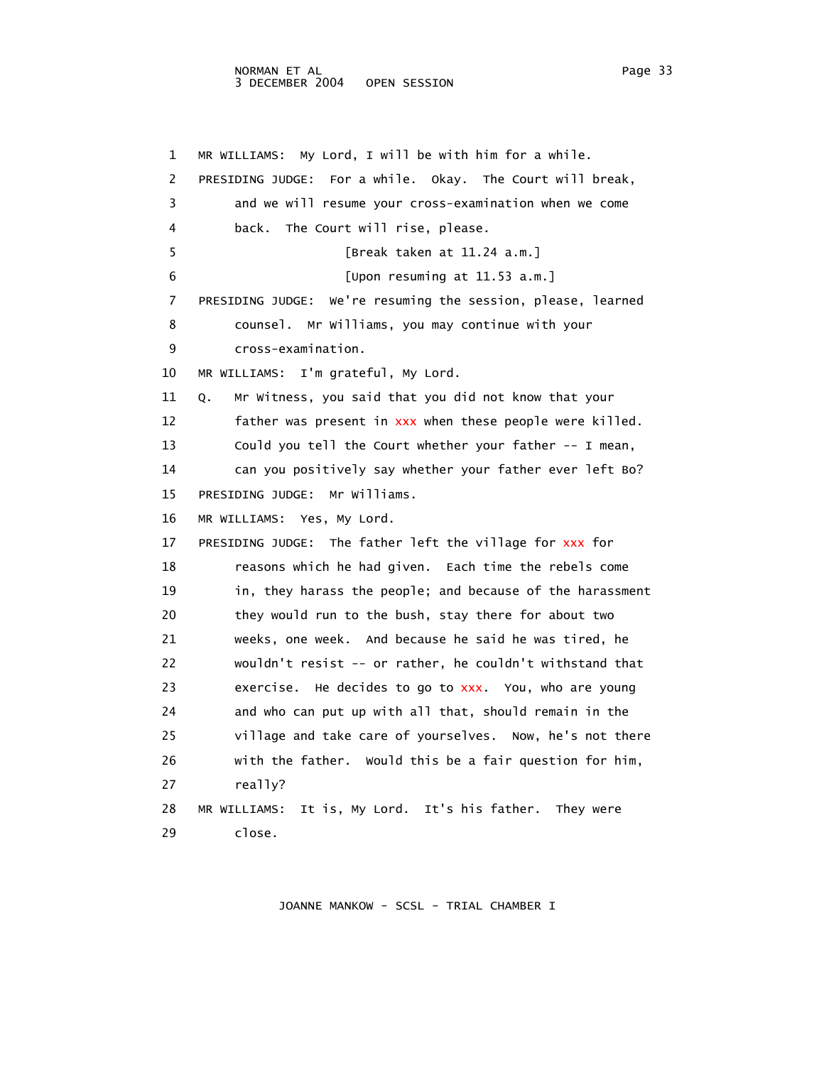1 MR WILLIAMS: My Lord, I will be with him for a while.

2 PRESIDING JUDGE: For a while. Okay. The Court will break,

3 and we will resume your cross-examination when we come

4 back. The Court will rise, please.

5 [Break taken at 11.24 a.m.]

6 [Upon resuming at 11.53 a.m.]

7 PRESIDING JUDGE: We're resuming the session, please, learned

8 counsel. Mr Williams, you may continue with your

9 cross-examination.

10 MR WILLIAMS: I'm grateful, My Lord.

11 Q. Mr Witness, you said that you did not know that your

12 father was present in xxx when these people were killed.

13 Could you tell the Court whether your father -- I mean,

14 can you positively say whether your father ever left Bo?

15 PRESIDING JUDGE: Mr Williams.

16 MR WILLIAMS: Yes, My Lord.

17 PRESIDING JUDGE: The father left the village for xxx for

18 reasons which he had given. Each time the rebels come

19 in, they harass the people; and because of the harassment

20 they would run to the bush, stay there for about two

21 weeks, one week. And because he said he was tired, he

22 wouldn't resist -- or rather, he couldn't withstand that

23 exercise. He decides to go to xxx. You, who are young

24 and who can put up with all that, should remain in the

25 village and take care of yourselves. Now, he's not there

26 with the father. Would this be a fair question for him,

27 really?

28 MR WILLIAMS: It is, My Lord. It's his father. They were

29 close.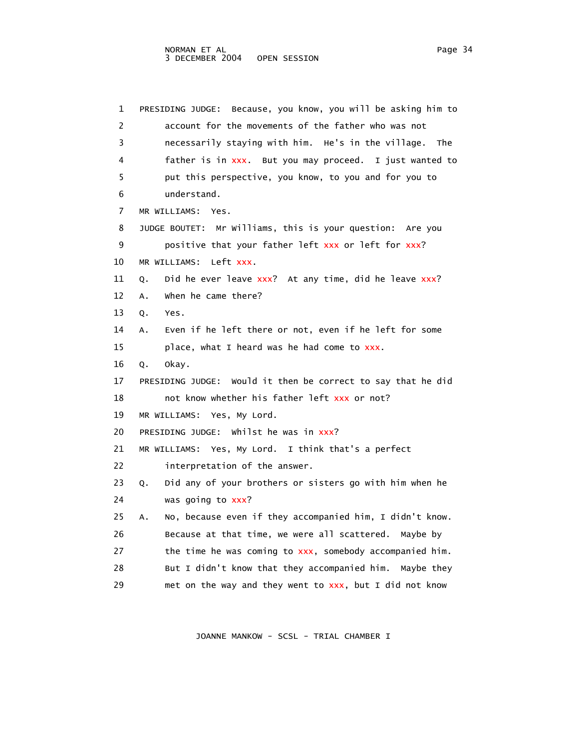1 PRESIDING JUDGE: Because, you know, you will be asking him to account for the movements of the father who was not necessarily staying with him. He's in the village. The father is in xxx. But you may proceed. I just wanted to put this perspective, you know, to you and for you to understand.

7 MR WILLIAMS: Yes.

8 JUDGE BOUTET: Mr Williams, this is your question: Are you positive that your father left xxx or left for xxx?

10 MR WILLIAMS: Left xxx.

11 Q. Did he ever leave xxx? At any time, did he leave xxx?

12 A. When he came there?

13 Q. Yes.

14 A. Even if he left there or not, even if he left for some place, what I heard was he had come to xxx.

16 Q. Okay.

17 PRESIDING JUDGE: Would it then be correct to say that he did not know whether his father left xxx or not?

19 MR WILLIAMS: Yes, My Lord.

20 PRESIDING JUDGE: Whilst he was in xxx?

21 MR WILLIAMS: Yes, My Lord. I think that's a perfect interpretation of the answer.

23 Q. Did any of your brothers or sisters go with him when he was going to xxx?

25 A. No, because even if they accompanied him, I didn't know. Because at that time, we were all scattered. Maybe by the time he was coming to xxx, somebody accompanied him. But I didn't know that they accompanied him. Maybe they met on the way and they went to xxx, but I did not know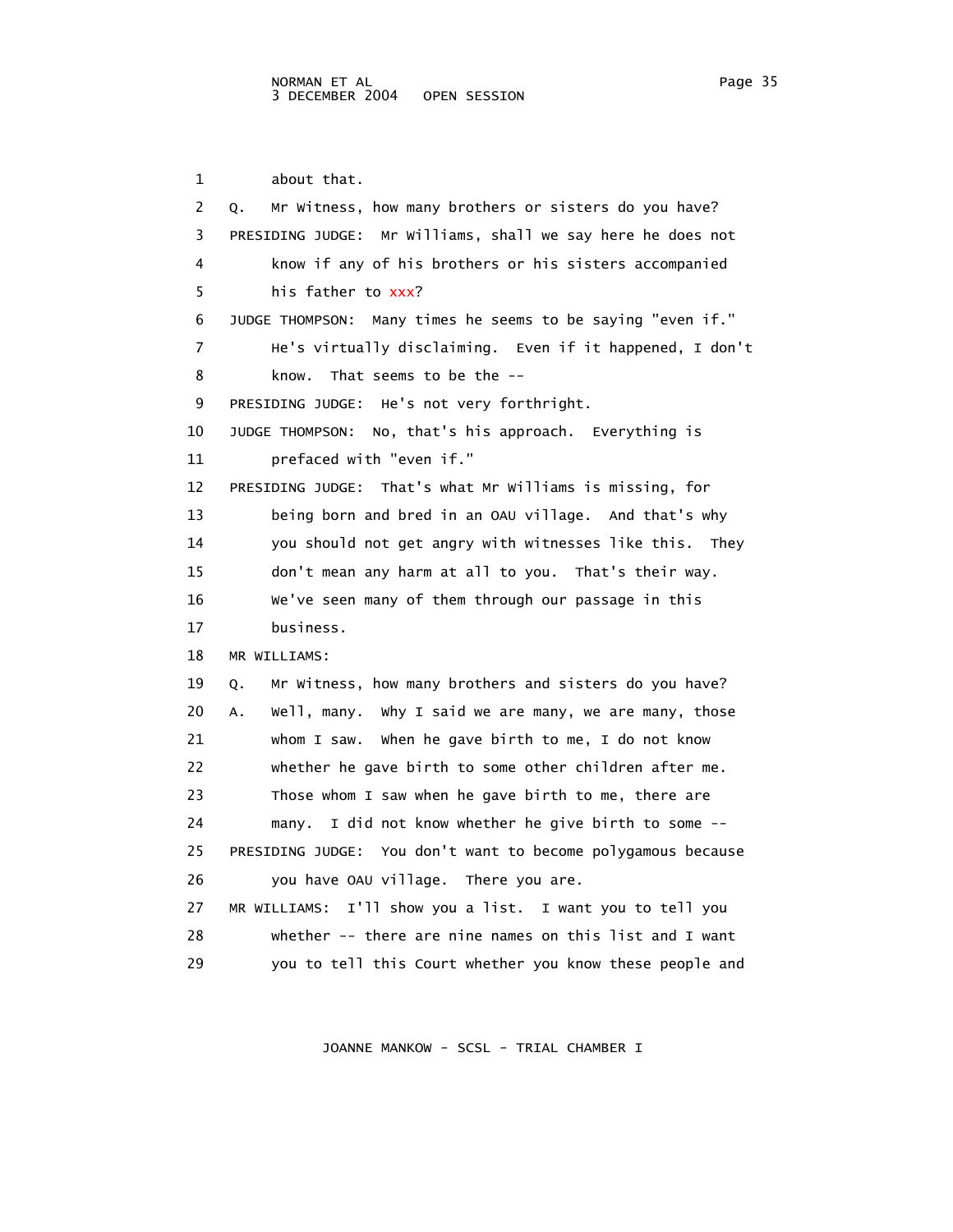1 about that.

2 Q. Mr Witness, how many brothers or sisters do you have?

3 PRESIDING JUDGE: Mr Williams, shall we say here he does not

4 know if any of his brothers or his sisters accompanied

5 his father to xxx?

6 JUDGE THOMPSON: Many times he seems to be saying "even if."

7 He's virtually disclaiming. Even if it happened, I don't

8 know. That seems to be the --

9 PRESIDING JUDGE: He's not very forthright.

10 JUDGE THOMPSON: No, that's his approach. Everything is

11 prefaced with "even if."

12 PRESIDING JUDGE: That's what Mr Williams is missing, for

13 being born and bred in an OAU village. And that's why

14 you should not get angry with witnesses like this. They

15 don't mean any harm at all to you. That's their way.

16 We've seen many of them through our passage in this

17 business.

18 MR WILLIAMS:

19 Q. Mr Witness, how many brothers and sisters do you have?

20 A. Well, many. Why I said we are many, we are many, those

21 whom I saw. When he gave birth to me, I do not know

22 whether he gave birth to some other children after me.

23 Those whom I saw when he gave birth to me, there are

24 many. I did not know whether he give birth to some --

25 PRESIDING JUDGE: You don't want to become polygamous because

26 you have OAU village. There you are.

27 MR WILLIAMS: I'll show you a list. I want you to tell you

28 whether -- there are nine names on this list and I want

29 you to tell this Court whether you know these people and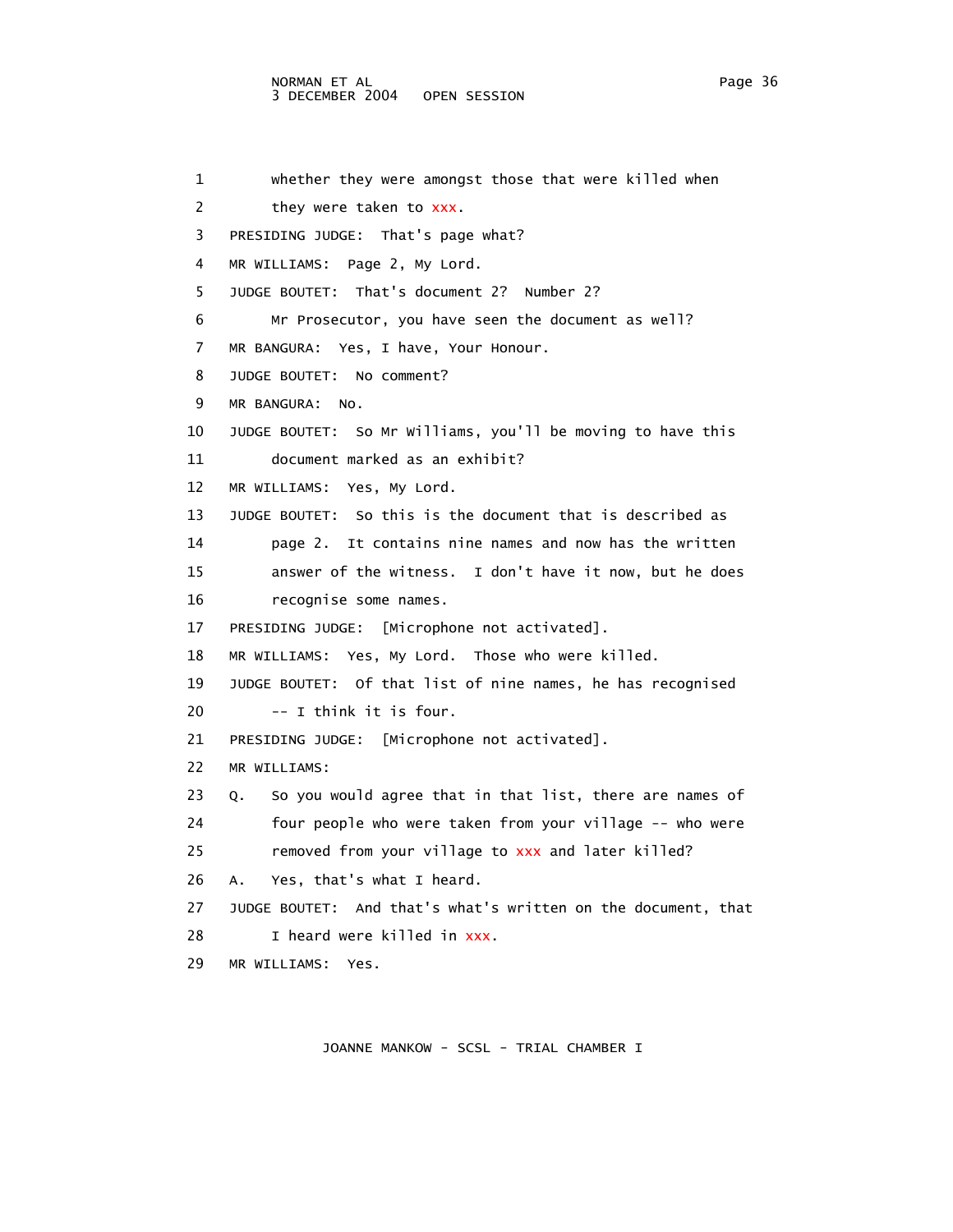1 whether they were amongst those that were killed when

2 they were taken to xxx.

3 PRESIDING JUDGE: That's page what?

4 MR WILLIAMS: Page 2, My Lord.

5 JUDGE BOUTET: That's document 2? Number 2?

6 Mr Prosecutor, you have seen the document as well?

7 MR BANGURA: Yes, I have, Your Honour.

8 JUDGE BOUTET: No comment?

9 MR BANGURA: No.

10 JUDGE BOUTET: So Mr Williams, you'll be moving to have this

11 document marked as an exhibit?

12 MR WILLIAMS: Yes, My Lord.

13 JUDGE BOUTET: So this is the document that is described as

14 page 2. It contains nine names and now has the written

15 answer of the witness. I don't have it now, but he does

16 recognise some names.

17 PRESIDING JUDGE: [Microphone not activated].

18 MR WILLIAMS: Yes, My Lord. Those who were killed.

19 JUDGE BOUTET: Of that list of nine names, he has recognised

20 -- I think it is four.

21 PRESIDING JUDGE: [Microphone not activated].

22 MR WILLIAMS:

23 Q. So you would agree that in that list, there are names of

24 four people who were taken from your village -- who were

25 removed from your village to xxx and later killed?

26 A. Yes, that's what I heard.

27 JUDGE BOUTET: And that's what's written on the document, that

28 I heard were killed in xxx.

29 MR WILLIAMS: Yes.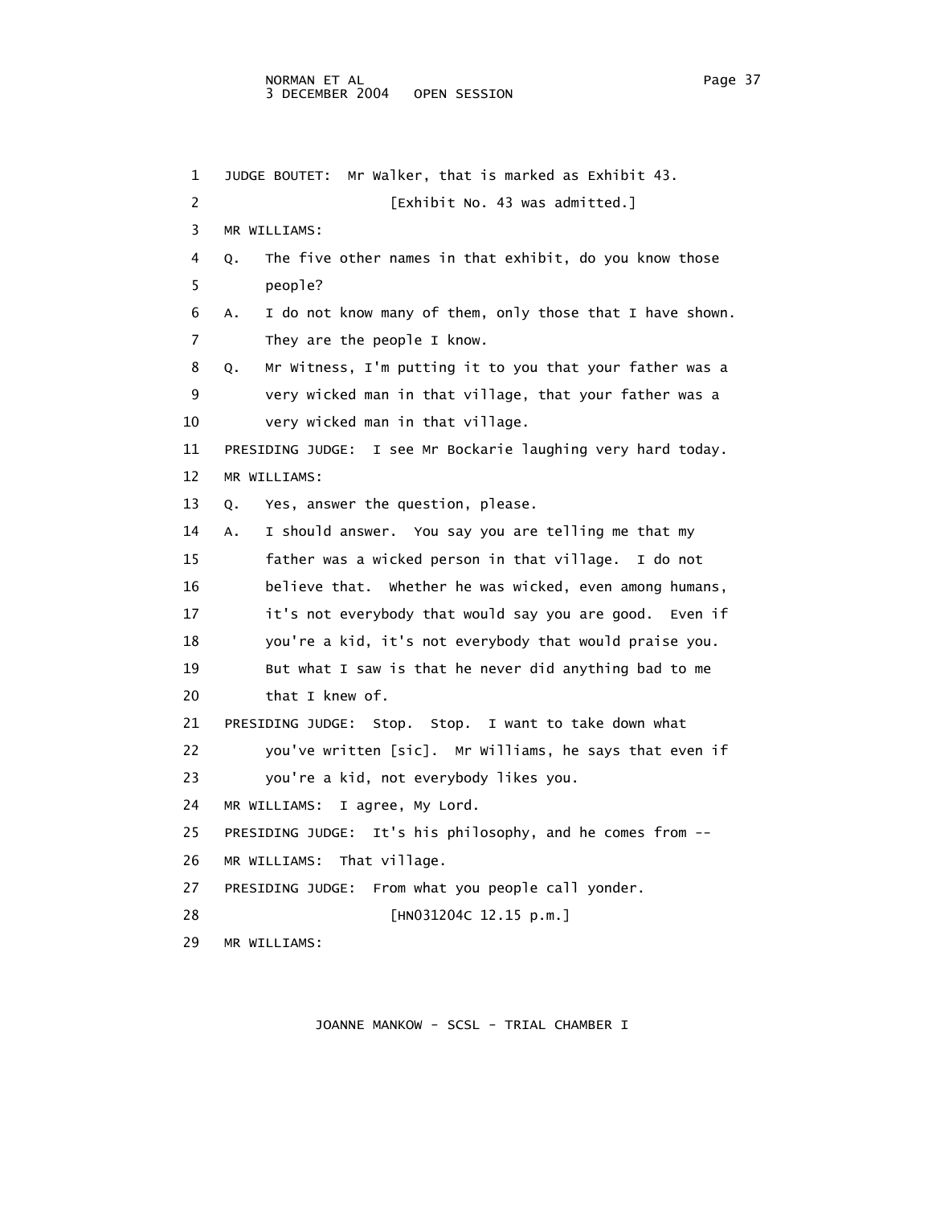1 JUDGE BOUTET: Mr Walker, that is marked as Exhibit 43.

2 [Exhibit No. 43 was admitted.]

3 MR WILLIAMS:

4 Q. The five other names in that exhibit, do you know those

5 people?

6 A. I do not know many of them, only those that I have shown.

7 They are the people I know.

8 Q. Mr Witness, I'm putting it to you that your father was a

9 very wicked man in that village, that your father was a

10 very wicked man in that village.

11 PRESIDING JUDGE: I see Mr Bockarie laughing very hard today.

12 MR WILLIAMS:

13 Q. Yes, answer the question, please.

14 A. I should answer. You say you are telling me that my

15 father was a wicked person in that village. I do not

16 believe that. Whether he was wicked, even among humans,

17 it's not everybody that would say you are good. Even if

18 you're a kid, it's not everybody that would praise you.

19 But what I saw is that he never did anything bad to me

20 that I knew of.

21 PRESIDING JUDGE: Stop. Stop. I want to take down what

22 you've written [sic]. Mr Williams, he says that even if

23 you're a kid, not everybody likes you.

24 MR WILLIAMS: I agree, My Lord.

25 PRESIDING JUDGE: It's his philosophy, and he comes from --

26 MR WILLIAMS: That village.

27 PRESIDING JUDGE: From what you people call yonder.

28 [HN031204C 12.15 p.m.]

29 MR WILLIAMS: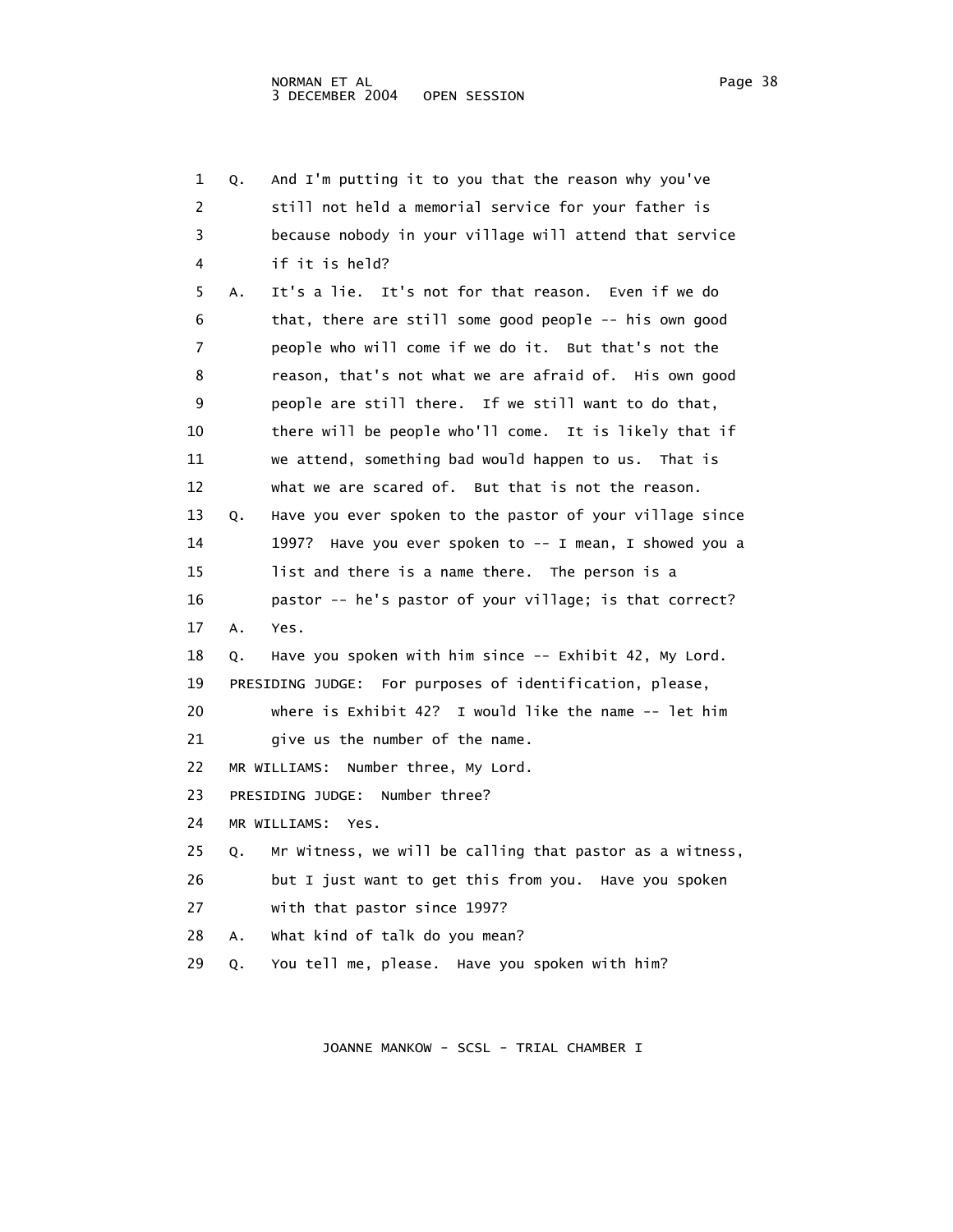1 Q. And I'm putting it to you that the reason why you've
2 still not held a memorial service for your father is
3 because nobody in your village will attend that service
4 if it is held?
5 A. It's a lie. It's not for that reason. Even if we do
6 that, there are still some good people -- his own good
7 people who will come if we do it. But that's not the
8 reason, that's not what we are afraid of. His own good
9 people are still there. If we still want to do that,
10 there will be people who'll come. It is likely that if
11 we attend, something bad would happen to us. That is
12 what we are scared of. But that is not the reason.
13 Q. Have you ever spoken to the pastor of your village since
14 1997? Have you ever spoken to -- I mean, I showed you a
15 list and there is a name there. The person is a
16 pastor -- he's pastor of your village; is that correct?
17 A. Yes.
18 Q. Have you spoken with him since -- Exhibit 42, My Lord.
19 PRESIDING JUDGE: For purposes of identification, please,
20 where is Exhibit 42? I would like the name -- let him
21 give us the number of the name.
22 MR WILLIAMS: Number three, My Lord.
23 PRESIDING JUDGE: Number three?
24 MR WILLIAMS: Yes.
25 Q. Mr Witness, we will be calling that pastor as a witness,
26 but I just want to get this from you. Have you spoken
27 with that pastor since 1997?
28 A. What kind of talk do you mean?
29 Q. You tell me, please. Have you spoken with him?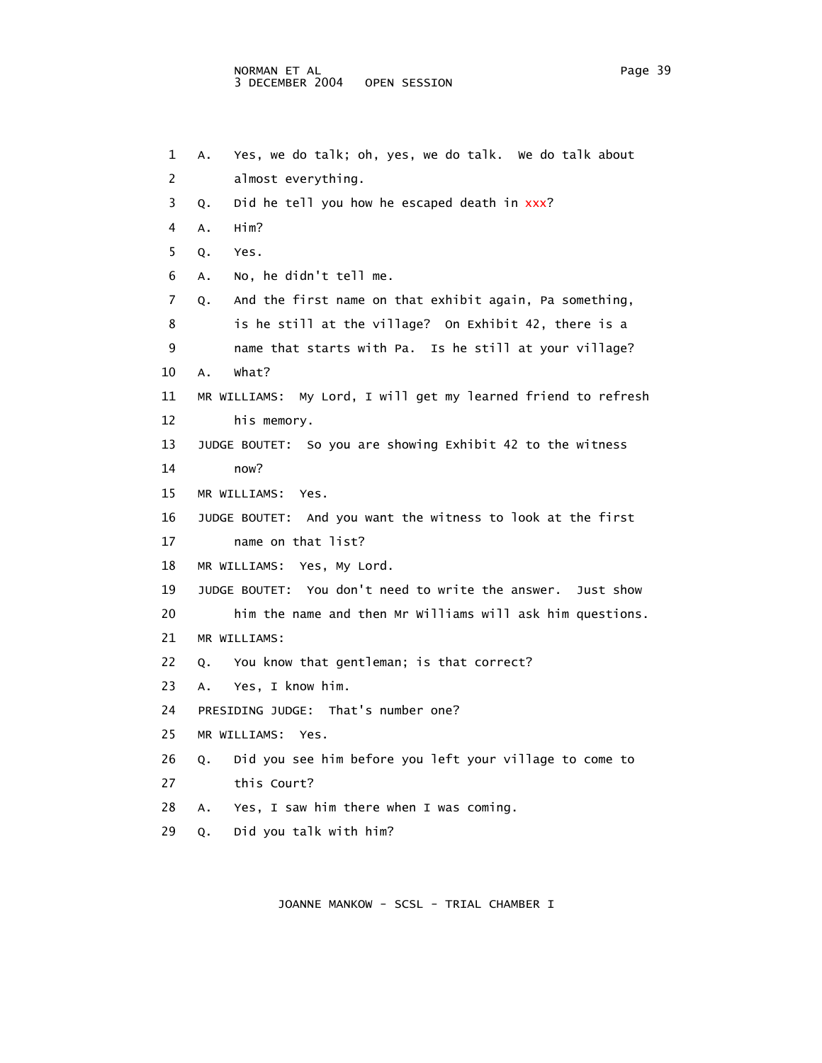1 A. Yes, we do talk; oh, yes, we do talk. We do talk about
2 almost everything.
3 Q. Did he tell you how he escaped death in xxx?
4 A. Him?
5 Q. Yes.
6 A. No, he didn't tell me.
7 Q. And the first name on that exhibit again, Pa something,
8 is he still at the village? On Exhibit 42, there is a
9 name that starts with Pa. Is he still at your village?
10 A. What?
11 MR WILLIAMS: My Lord, I will get my learned friend to refresh
12 his memory.
13 JUDGE BOUTET: So you are showing Exhibit 42 to the witness
14 now?
15 MR WILLIAMS: Yes.
16 JUDGE BOUTET: And you want the witness to look at the first
17 name on that list?
18 MR WILLIAMS: Yes, My Lord.
19 JUDGE BOUTET: You don't need to write the answer. Just show
20 him the name and then Mr Williams will ask him questions.
21 MR WILLIAMS:
22 Q. You know that gentleman; is that correct?
23 A. Yes, I know him.
24 PRESIDING JUDGE: That's number one?
25 MR WILLIAMS: Yes.
26 Q. Did you see him before you left your village to come to
27 this Court?
28 A. Yes, I saw him there when I was coming.
29 Q. Did you talk with him?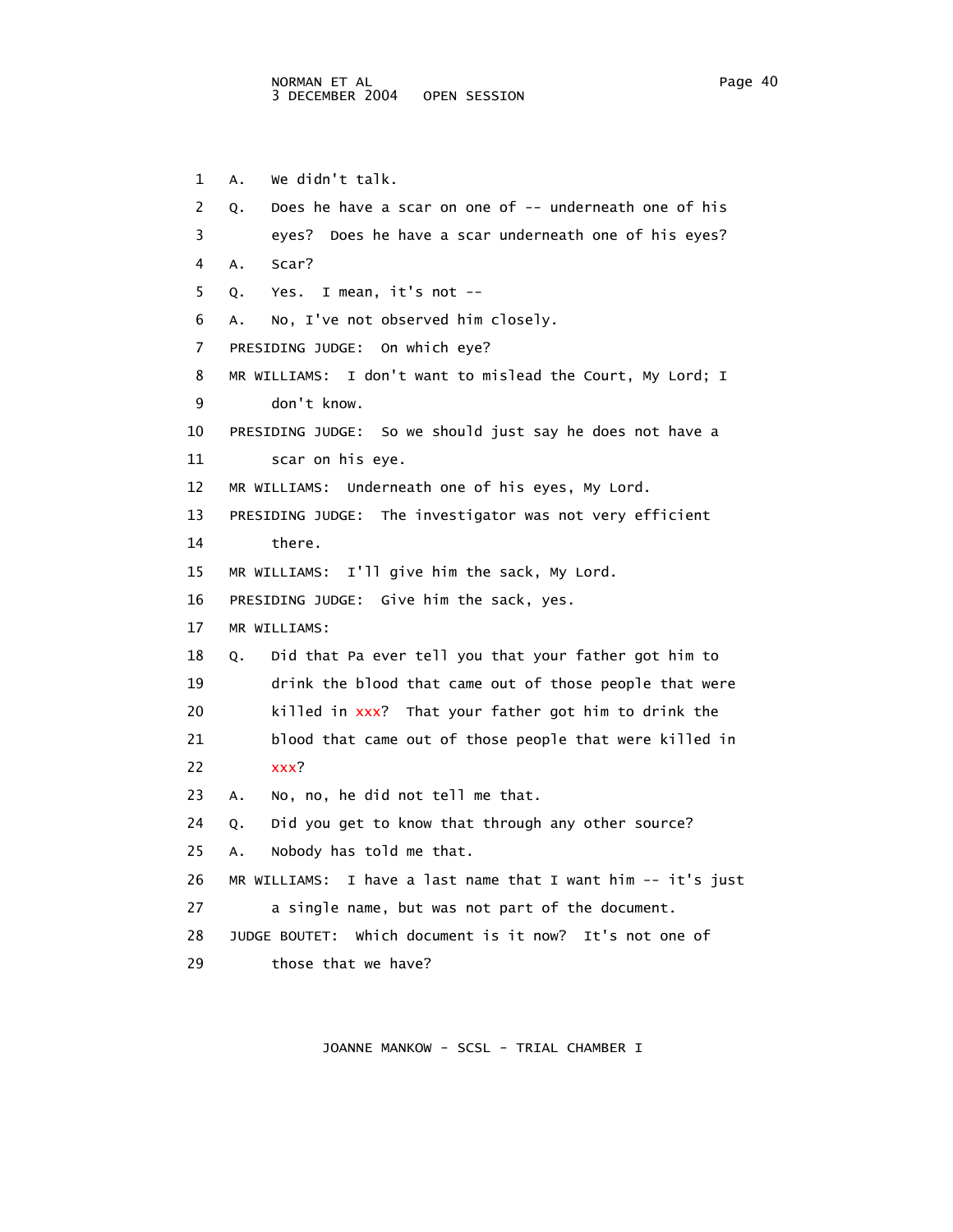1 A. We didn't talk.

2 Q. Does he have a scar on one of -- underneath one of his

3 eyes? Does he have a scar underneath one of his eyes?

4 A. Scar?

5 Q. Yes. I mean, it's not --

6 A. No, I've not observed him closely.

7 PRESIDING JUDGE: On which eye?

8 MR WILLIAMS: I don't want to mislead the Court, My Lord; I

9 don't know.

10 PRESIDING JUDGE: So we should just say he does not have a

11 scar on his eye.

12 MR WILLIAMS: Underneath one of his eyes, My Lord.

13 PRESIDING JUDGE: The investigator was not very efficient

14 there.

15 MR WILLIAMS: I'll give him the sack, My Lord.

16 PRESIDING JUDGE: Give him the sack, yes.

17 MR WILLIAMS:

18 Q. Did that Pa ever tell you that your father got him to

19 drink the blood that came out of those people that were

20 killed in xxx? That your father got him to drink the

21 blood that came out of those people that were killed in

22 xxx?

23 A. No, no, he did not tell me that.

24 Q. Did you get to know that through any other source?

25 A. Nobody has told me that.

26 MR WILLIAMS: I have a last name that I want him -- it's just

27 a single name, but was not part of the document.

28 JUDGE BOUTET: Which document is it now? It's not one of

29 those that we have?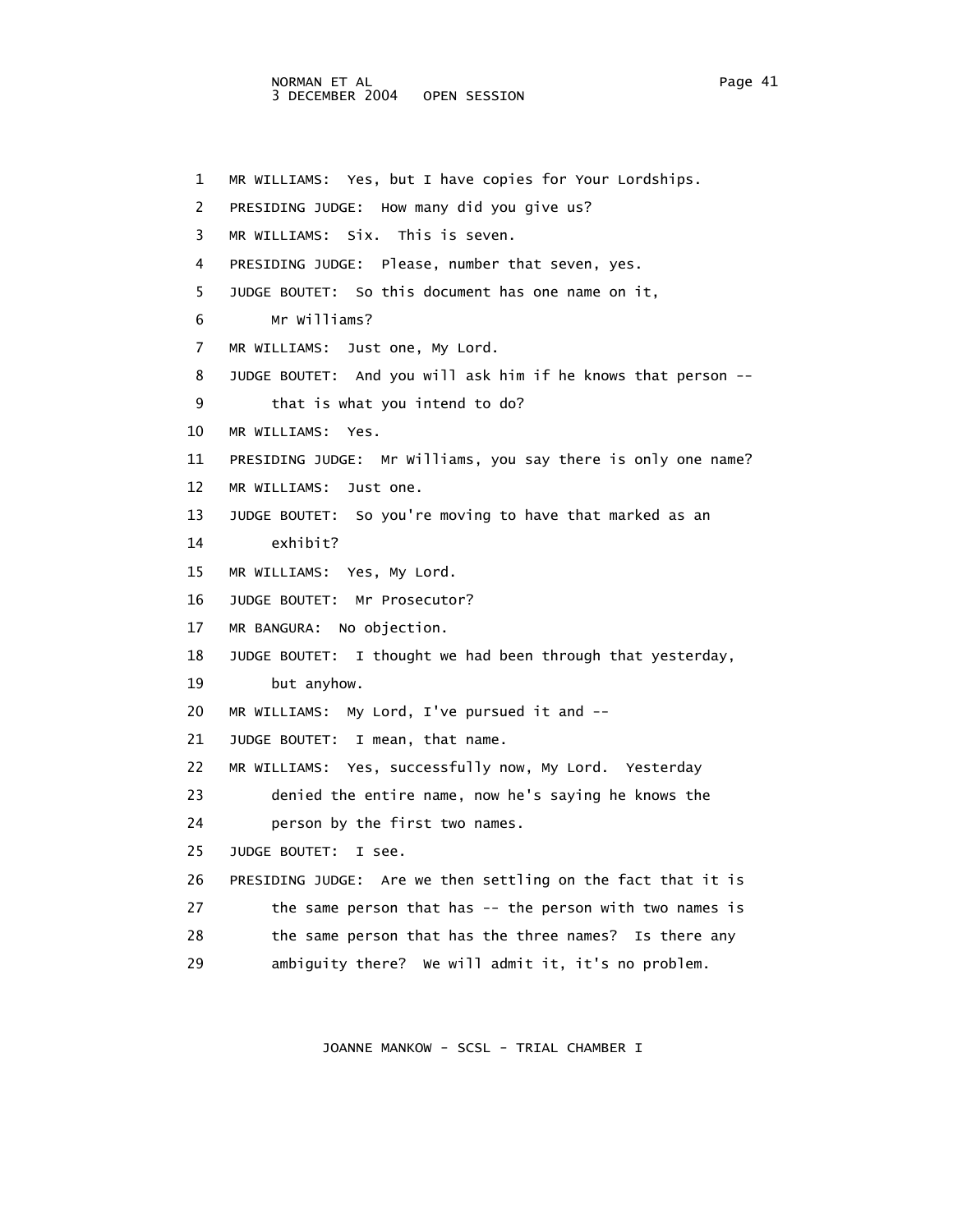1 MR WILLIAMS: Yes, but I have copies for Your Lordships.
2 PRESIDING JUDGE: How many did you give us?
3 MR WILLIAMS: Six. This is seven.
4 PRESIDING JUDGE: Please, number that seven, yes.
5 JUDGE BOUTET: So this document has one name on it,
6 Mr Williams?
7 MR WILLIAMS: Just one, My Lord.
8 JUDGE BOUTET: And you will ask him if he knows that person --
9 that is what you intend to do?
10 MR WILLIAMS: Yes.
11 PRESIDING JUDGE: Mr Williams, you say there is only one name?
12 MR WILLIAMS: Just one.
13 JUDGE BOUTET: So you're moving to have that marked as an
14 exhibit?
15 MR WILLIAMS: Yes, My Lord.
16 JUDGE BOUTET: Mr Prosecutor?
17 MR BANGURA: No objection.
18 JUDGE BOUTET: I thought we had been through that yesterday,
19 but anyhow.
20 MR WILLIAMS: My Lord, I've pursued it and --
21 JUDGE BOUTET: I mean, that name.
22 MR WILLIAMS: Yes, successfully now, My Lord. Yesterday
23 denied the entire name, now he's saying he knows the
24 person by the first two names.
25 JUDGE BOUTET: I see.
26 PRESIDING JUDGE: Are we then settling on the fact that it is
27 the same person that has -- the person with two names is
28 the same person that has the three names? Is there any
29 ambiguity there? We will admit it, it's no problem.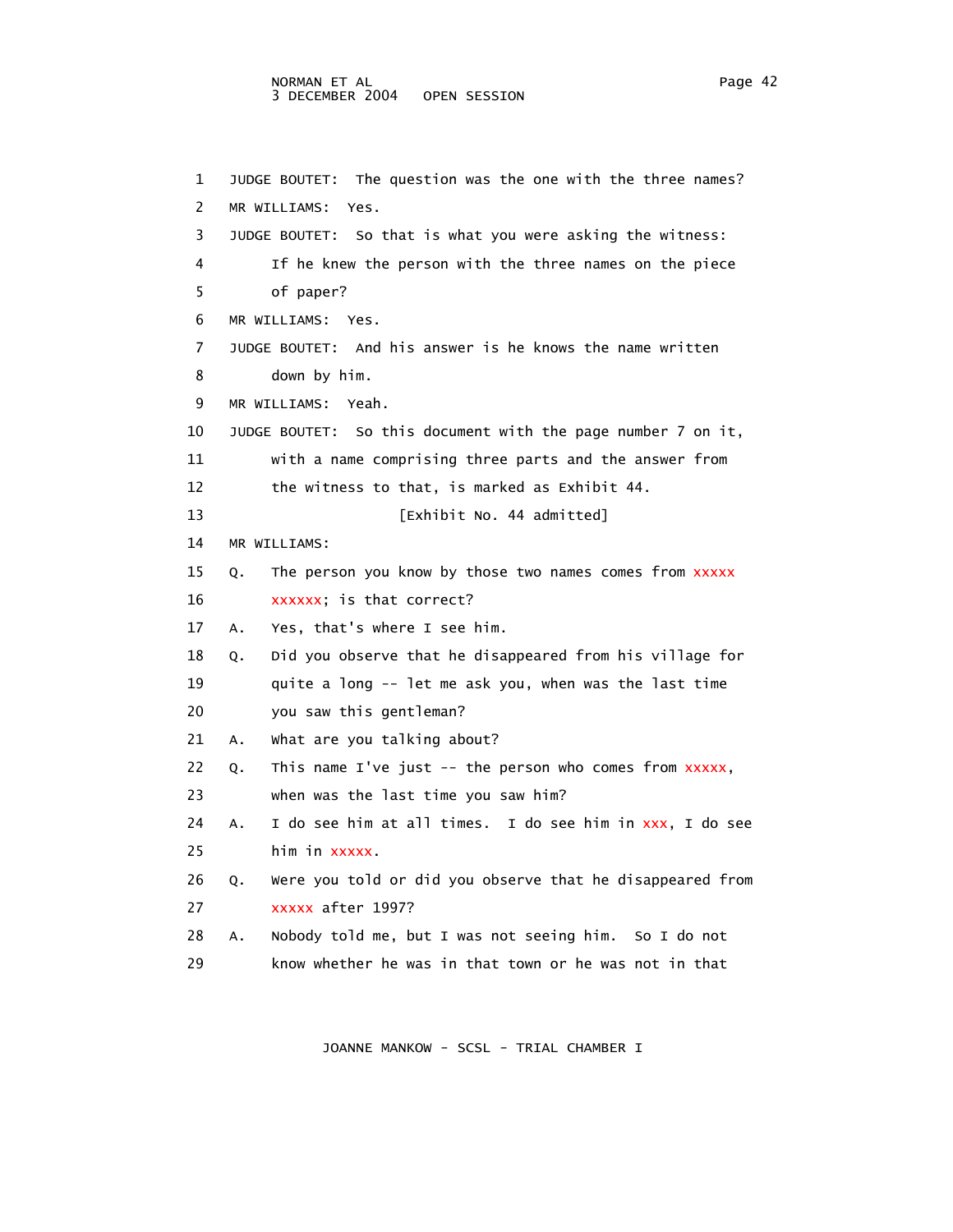1 JUDGE BOUTET: The question was the one with the three names?

2 MR WILLIAMS: Yes.

3 JUDGE BOUTET: So that is what you were asking the witness:

4 If he knew the person with the three names on the piece

5 of paper?

6 MR WILLIAMS: Yes.

7 JUDGE BOUTET: And his answer is he knows the name written

8 down by him.

9 MR WILLIAMS: Yeah.

10 JUDGE BOUTET: So this document with the page number 7 on it,

11 with a name comprising three parts and the answer from

12 the witness to that, is marked as Exhibit 44.

13 [Exhibit No. 44 admitted]

14 MR WILLIAMS:

15 Q. The person you know by those two names comes from xxxxx

16 xxxxxx; is that correct?

17 A. Yes, that's where I see him.

18 Q. Did you observe that he disappeared from his village for

19 quite a long -- let me ask you, when was the last time

20 you saw this gentleman?

21 A. What are you talking about?

22 Q. This name I've just -- the person who comes from xxxxx,

23 when was the last time you saw him?

24 A. I do see him at all times. I do see him in xxx, I do see

25 him in xxxxx.

26 Q. Were you told or did you observe that he disappeared from

27 xxxxx after 1997?

28 A. Nobody told me, but I was not seeing him. So I do not

29 know whether he was in that town or he was not in that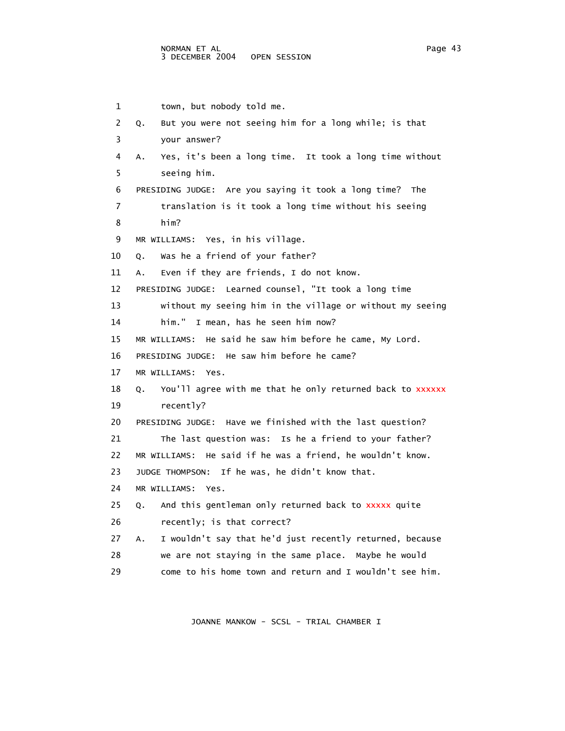1 town, but nobody told me.

2 Q. But you were not seeing him for a long while; is that

3 your answer?

4 A. Yes, it's been a long time. It took a long time without

5 seeing him.

6 PRESIDING JUDGE: Are you saying it took a long time? The

7 translation is it took a long time without his seeing

8 him?

9 MR WILLIAMS: Yes, in his village.

10 Q. Was he a friend of your father?

11 A. Even if they are friends, I do not know.

12 PRESIDING JUDGE: Learned counsel, "It took a long time

13 without my seeing him in the village or without my seeing

14 him." I mean, has he seen him now?

15 MR WILLIAMS: He said he saw him before he came, My Lord.

16 PRESIDING JUDGE: He saw him before he came?

17 MR WILLIAMS: Yes.

18 Q. You'll agree with me that he only returned back to xxxxxx

19 recently?

20 PRESIDING JUDGE: Have we finished with the last question?

21 The last question was: Is he a friend to your father?

22 MR WILLIAMS: He said if he was a friend, he wouldn't know.

23 JUDGE THOMPSON: If he was, he didn't know that.

24 MR WILLIAMS: Yes.

25 Q. And this gentleman only returned back to xxxxx quite

26 recently; is that correct?

27 A. I wouldn't say that he'd just recently returned, because

28 we are not staying in the same place. Maybe he would

29 come to his home town and return and I wouldn't see him.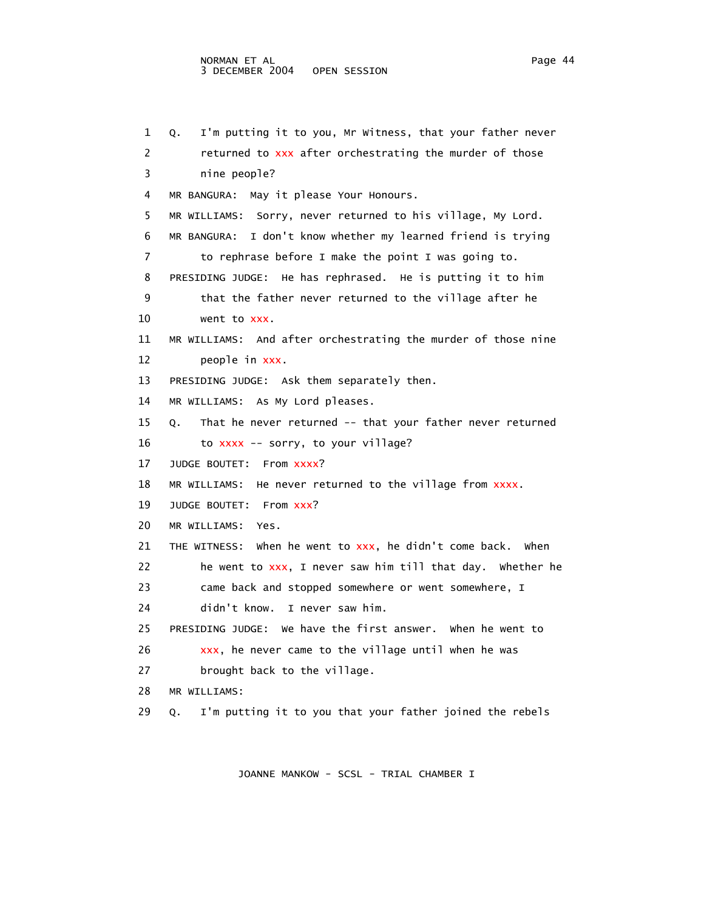1 Q. I'm putting it to you, Mr Witness, that your father never
2 returned to xxx after orchestrating the murder of those
3 nine people?
4 MR BANGURA: May it please Your Honours.
5 MR WILLIAMS: Sorry, never returned to his village, My Lord.
6 MR BANGURA: I don't know whether my learned friend is trying
7 to rephrase before I make the point I was going to.
8 PRESIDING JUDGE: He has rephrased. He is putting it to him
9 that the father never returned to the village after he
10 went to xxx.
11 MR WILLIAMS: And after orchestrating the murder of those nine
12 people in xxx.
13 PRESIDING JUDGE: Ask them separately then.
14 MR WILLIAMS: As My Lord pleases.
15 Q. That he never returned -- that your father never returned
16 to xxxx -- sorry, to your village?
17 JUDGE BOUTET: From xxxx?
18 MR WILLIAMS: He never returned to the village from xxxx.
19 JUDGE BOUTET: From xxx?
20 MR WILLIAMS: Yes.
21 THE WITNESS: When he went to xxx, he didn't come back. When
22 he went to xxx, I never saw him till that day. Whether he
23 came back and stopped somewhere or went somewhere, I
24 didn't know. I never saw him.
25 PRESIDING JUDGE: We have the first answer. When he went to
26 xxx, he never came to the village until when he was
27 brought back to the village.
28 MR WILLIAMS:
29 Q. I'm putting it to you that your father joined the rebels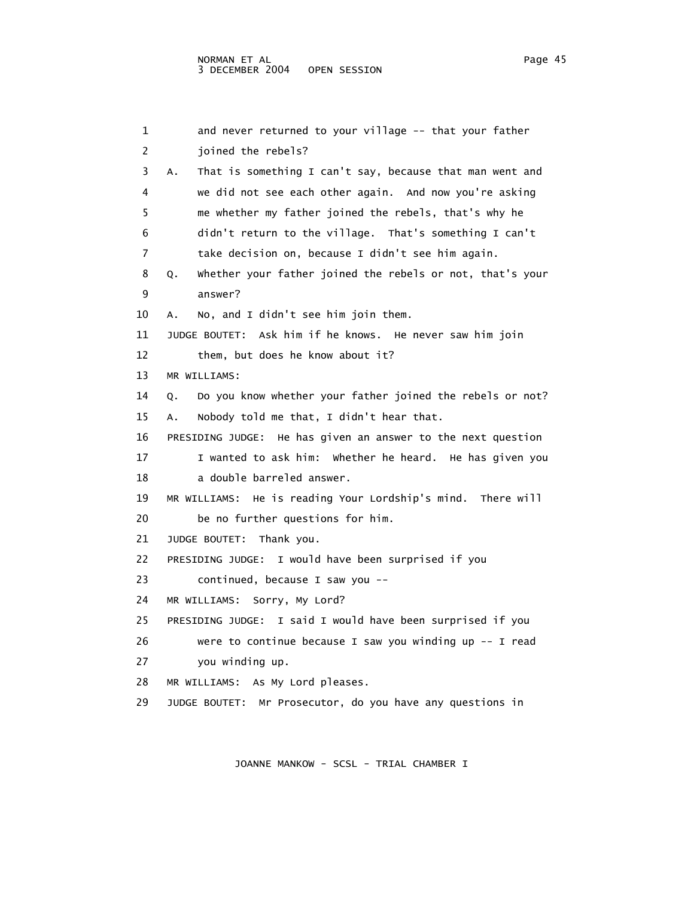1 and never returned to your village -- that your father
2 joined the rebels?
3 A. That is something I can't say, because that man went and
4 we did not see each other again. And now you're asking
5 me whether my father joined the rebels, that's why he
6 didn't return to the village. That's something I can't
7 take decision on, because I didn't see him again.
8 Q. Whether your father joined the rebels or not, that's your
9 answer?
10 A. No, and I didn't see him join them.
11 JUDGE BOUTET: Ask him if he knows. He never saw him join
12 them, but does he know about it?
13 MR WILLIAMS:
14 Q. Do you know whether your father joined the rebels or not?
15 A. Nobody told me that, I didn't hear that.
16 PRESIDING JUDGE: He has given an answer to the next question
17 I wanted to ask him: Whether he heard. He has given you
18 a double barreled answer.
19 MR WILLIAMS: He is reading Your Lordship's mind. There will
20 be no further questions for him.
21 JUDGE BOUTET: Thank you.
22 PRESIDING JUDGE: I would have been surprised if you
23 continued, because I saw you --
24 MR WILLIAMS: Sorry, My Lord?
25 PRESIDING JUDGE: I said I would have been surprised if you
26 were to continue because I saw you winding up -- I read
27 you winding up.
28 MR WILLIAMS: As My Lord pleases.
29 JUDGE BOUTET: Mr Prosecutor, do you have any questions in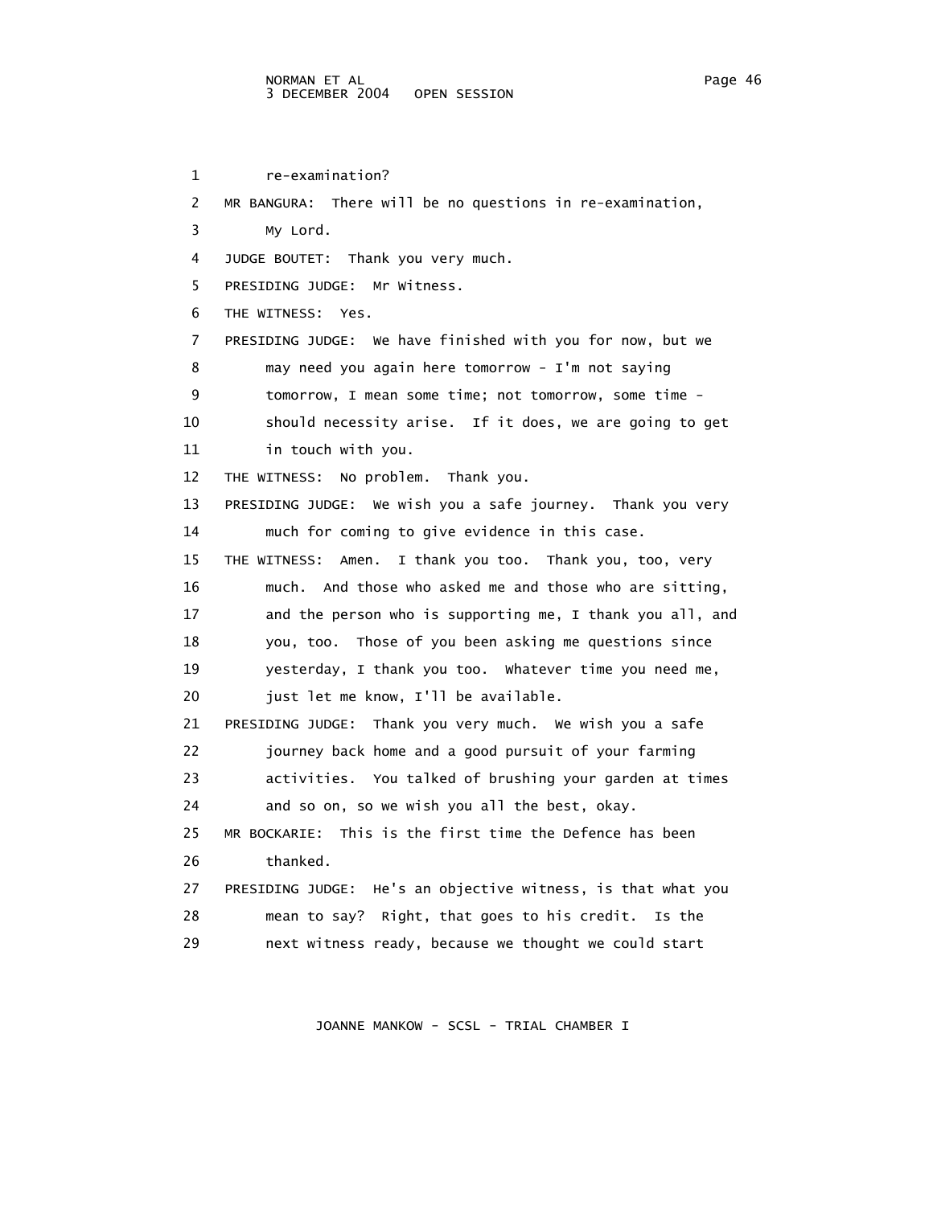1 re-examination?

2 MR BANGURA: There will be no questions in re-examination,

3 My Lord.

4 JUDGE BOUTET: Thank you very much.

5 PRESIDING JUDGE: Mr Witness.

6 THE WITNESS: Yes.

7 PRESIDING JUDGE: We have finished with you for now, but we

8 may need you again here tomorrow - I'm not saying

9 tomorrow, I mean some time; not tomorrow, some time -

10 should necessity arise. If it does, we are going to get

11 in touch with you.

12 THE WITNESS: No problem. Thank you.

13 PRESIDING JUDGE: We wish you a safe journey. Thank you very

14 much for coming to give evidence in this case.

15 THE WITNESS: Amen. I thank you too. Thank you, too, very

16 much. And those who asked me and those who are sitting,

17 and the person who is supporting me, I thank you all, and

18 you, too. Those of you been asking me questions since

19 yesterday, I thank you too. Whatever time you need me,

20 just let me know, I'll be available.

21 PRESIDING JUDGE: Thank you very much. We wish you a safe

22 journey back home and a good pursuit of your farming

23 activities. You talked of brushing your garden at times

24 and so on, so we wish you all the best, okay.

25 MR BOCKARIE: This is the first time the Defence has been

26 thanked.

27 PRESIDING JUDGE: He's an objective witness, is that what you

28 mean to say? Right, that goes to his credit. Is the

29 next witness ready, because we thought we could start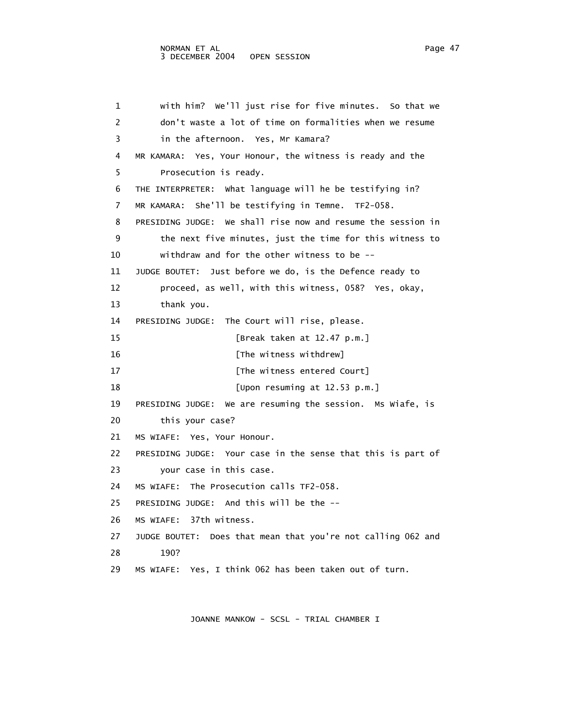1 with him? We'll just rise for five minutes. So that we
2 don't waste a lot of time on formalities when we resume
3 in the afternoon. Yes, Mr Kamara?
4 MR KAMARA: Yes, Your Honour, the witness is ready and the
5 Prosecution is ready.
6 THE INTERPRETER: What language will he be testifying in?
7 MR KAMARA: She'll be testifying in Temne. TF2-058.
8 PRESIDING JUDGE: We shall rise now and resume the session in
9 the next five minutes, just the time for this witness to
10 withdraw and for the other witness to be --
11 JUDGE BOUTET: Just before we do, is the Defence ready to
12 proceed, as well, with this witness, 058? Yes, okay,
13 thank you.
14 PRESIDING JUDGE: The Court will rise, please.
15 [Break taken at 12.47 p.m.]
16 [The witness withdrew]
17 [The witness entered Court]
18 [Upon resuming at 12.53 p.m.]
19 PRESIDING JUDGE: We are resuming the session. Ms Wiafe, is
20 this your case?
21 MS WIAFE: Yes, Your Honour.
22 PRESIDING JUDGE: Your case in the sense that this is part of
23 your case in this case.
24 MS WIAFE: The Prosecution calls TF2-058.
25 PRESIDING JUDGE: And this will be the --
26 MS WIAFE: 37th witness.
27 JUDGE BOUTET: Does that mean that you're not calling 062 and
28 190?
29 MS WIAFE: Yes, I think 062 has been taken out of turn.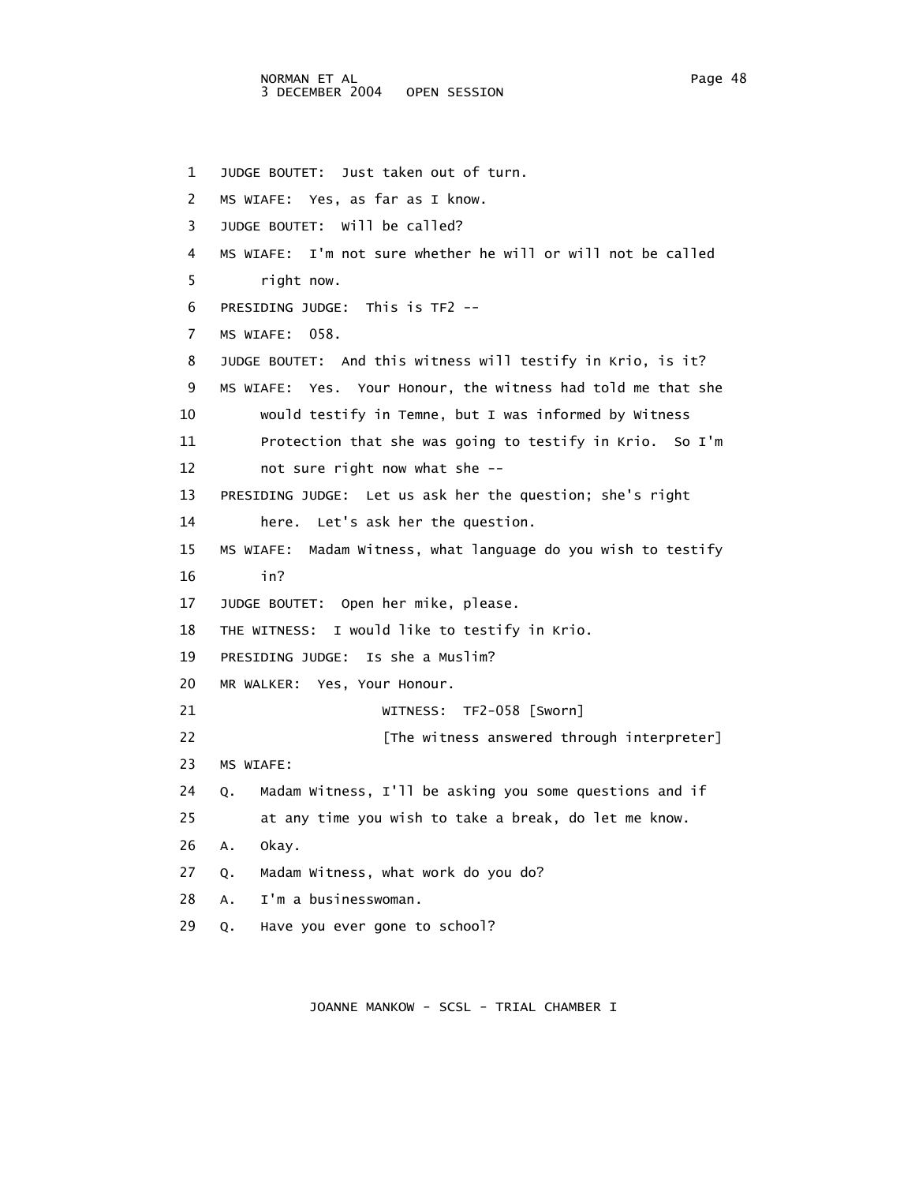1 JUDGE BOUTET: Just taken out of turn.

2 MS WIAFE: Yes, as far as I know.

3 JUDGE BOUTET: Will be called?

4 MS WIAFE: I'm not sure whether he will or will not be called

5 right now.

6 PRESIDING JUDGE: This is TF2 --

7 MS WIAFE: 058.

8 JUDGE BOUTET: And this witness will testify in Krio, is it?

9 MS WIAFE: Yes. Your Honour, the witness had told me that she

10 would testify in Temne, but I was informed by Witness

11 Protection that she was going to testify in Krio. So I'm

12 not sure right now what she --

13 PRESIDING JUDGE: Let us ask her the question; she's right

14 here. Let's ask her the question.

15 MS WIAFE: Madam Witness, what language do you wish to testify

16 in?

17 JUDGE BOUTET: Open her mike, please.

18 THE WITNESS: I would like to testify in Krio.

19 PRESIDING JUDGE: Is she a Muslim?

20 MR WALKER: Yes, Your Honour.

21 WITNESS: TF2-058 [Sworn]

22 [The witness answered through interpreter]

23 MS WIAFE:

24 Q. Madam Witness, I'll be asking you some questions and if

25 at any time you wish to take a break, do let me know.

26 A. Okay.

27 Q. Madam Witness, what work do you do?

28 A. I'm a businesswoman.

29 Q. Have you ever gone to school?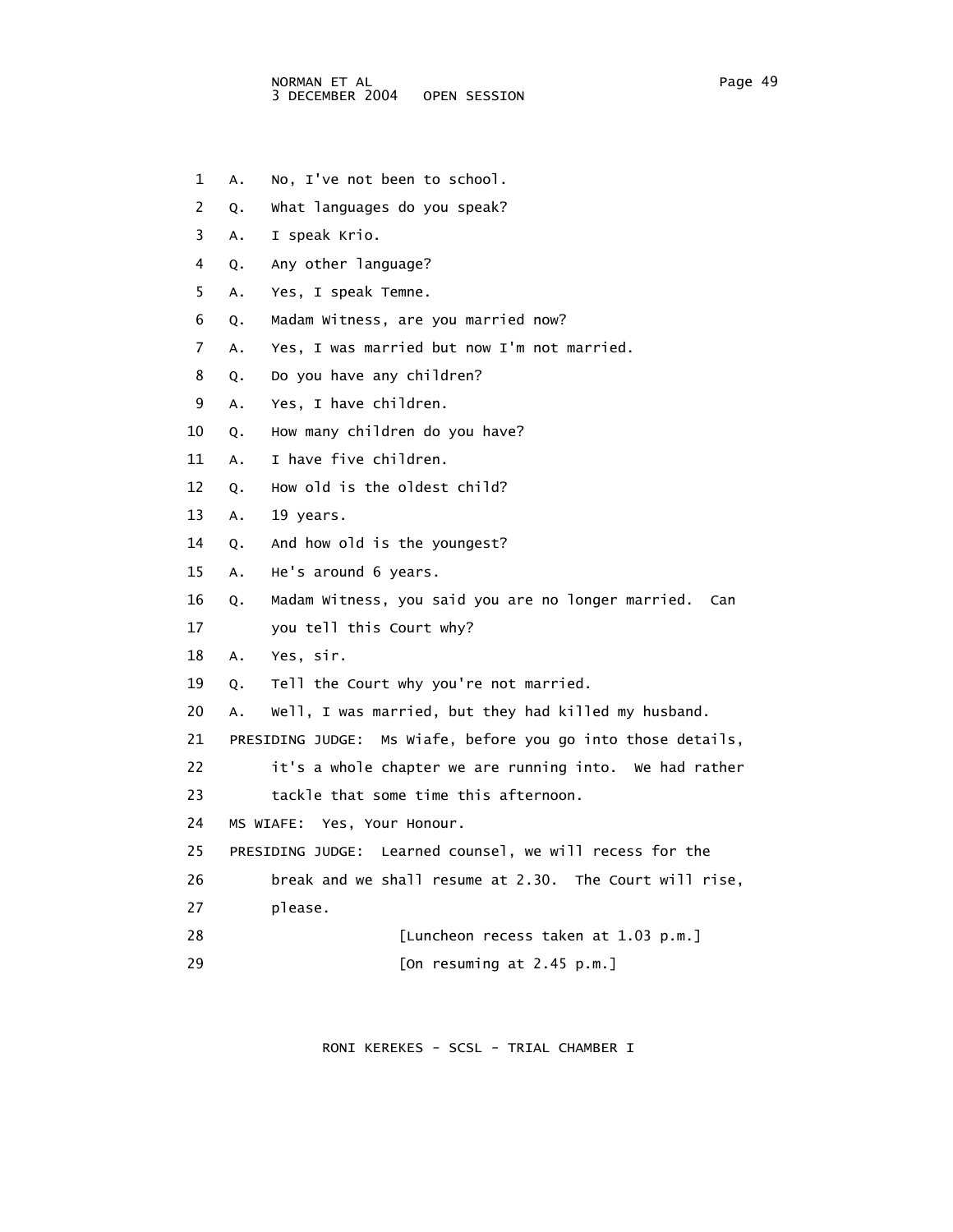1 A. No, I've not been to school.

2 Q. What languages do you speak?

3 A. I speak Krio.

4 Q. Any other language?

5 A. Yes, I speak Temne.

6 Q. Madam Witness, are you married now?

7 A. Yes, I was married but now I'm not married.

8 Q. Do you have any children?

9 A. Yes, I have children.

10 Q. How many children do you have?

11 A. I have five children.

12 Q. How old is the oldest child?

13 A. 19 years.

14 Q. And how old is the youngest?

15 A. He's around 6 years.

16 Q. Madam Witness, you said you are no longer married. Can

17 you tell this Court why?

18 A. Yes, sir.

19 Q. Tell the Court why you're not married.

20 A. Well, I was married, but they had killed my husband.

21 PRESIDING JUDGE: Ms Wiafe, before you go into those details,

22 it's a whole chapter we are running into. We had rather

23 tackle that some time this afternoon.

24 MS WIAFE: Yes, Your Honour.

25 PRESIDING JUDGE: Learned counsel, we will recess for the

26 break and we shall resume at 2.30. The Court will rise,

27 please.

28 [Luncheon recess taken at 1.03 p.m.]

29 [On resuming at 2.45 p.m.]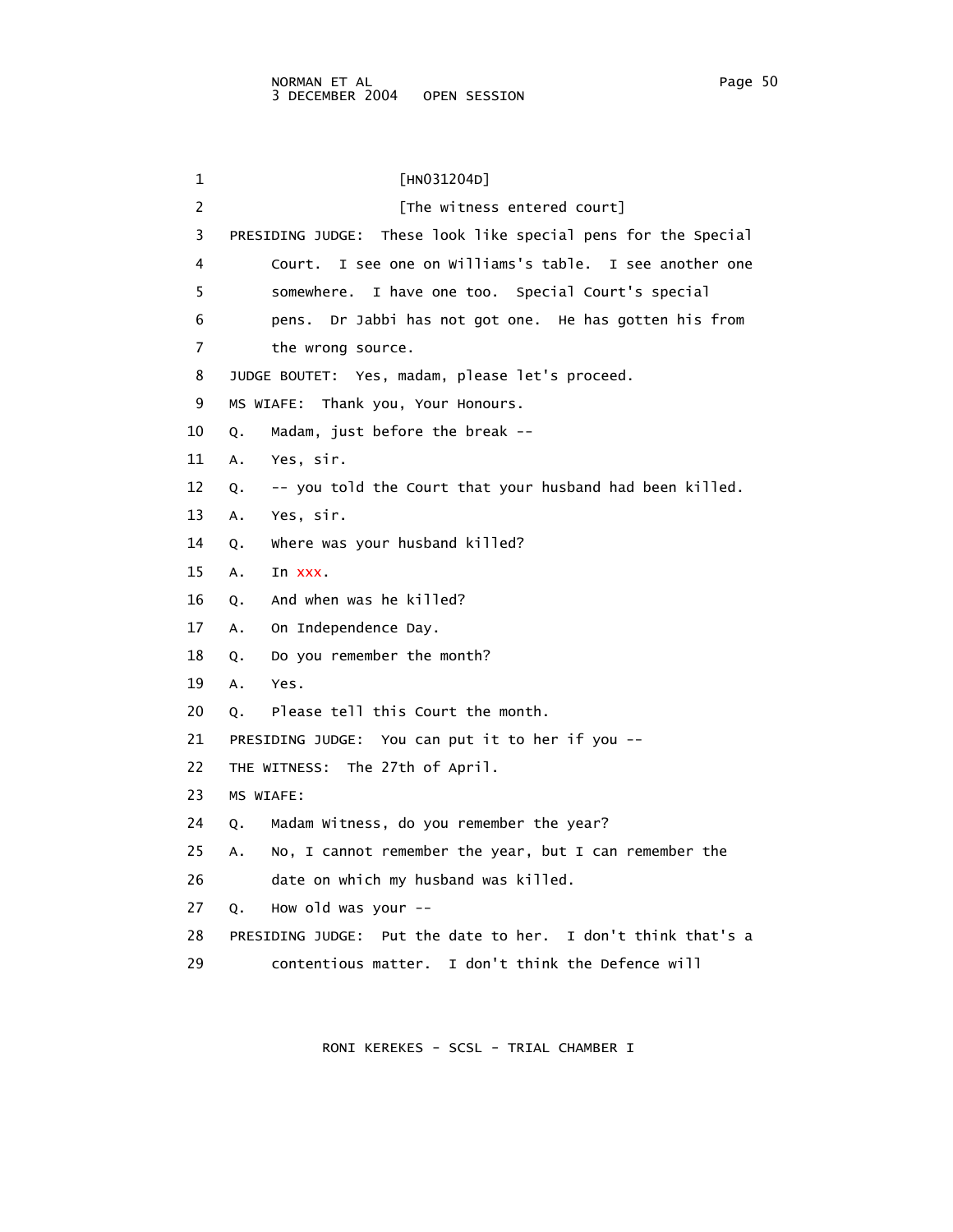[HN031204D]

[The witness entered court]

PRESIDING JUDGE: These look like special pens for the Special Court. I see one on Williams's table. I see another one somewhere. I have one too. Special Court's special pens. Dr Jabbi has not got one. He has gotten his from the wrong source.

JUDGE BOUTET: Yes, madam, please let's proceed.

MS WIAFE: Thank you, Your Honours.

Q. Madam, just before the break --

A. Yes, sir.

Q. -- you told the Court that your husband had been killed.

A. Yes, sir.

Q. Where was your husband killed?

A. In xxx.

Q. And when was he killed?

A. On Independence Day.

Q. Do you remember the month?

A. Yes.

Q. Please tell this Court the month.

PRESIDING JUDGE: You can put it to her if you --

THE WITNESS: The 27th of April.

MS WIAFE:

Q. Madam Witness, do you remember the year?

A. No, I cannot remember the year, but I can remember the date on which my husband was killed.

Q. How old was your --

PRESIDING JUDGE: Put the date to her. I don't think that's a contentious matter. I don't think the Defence will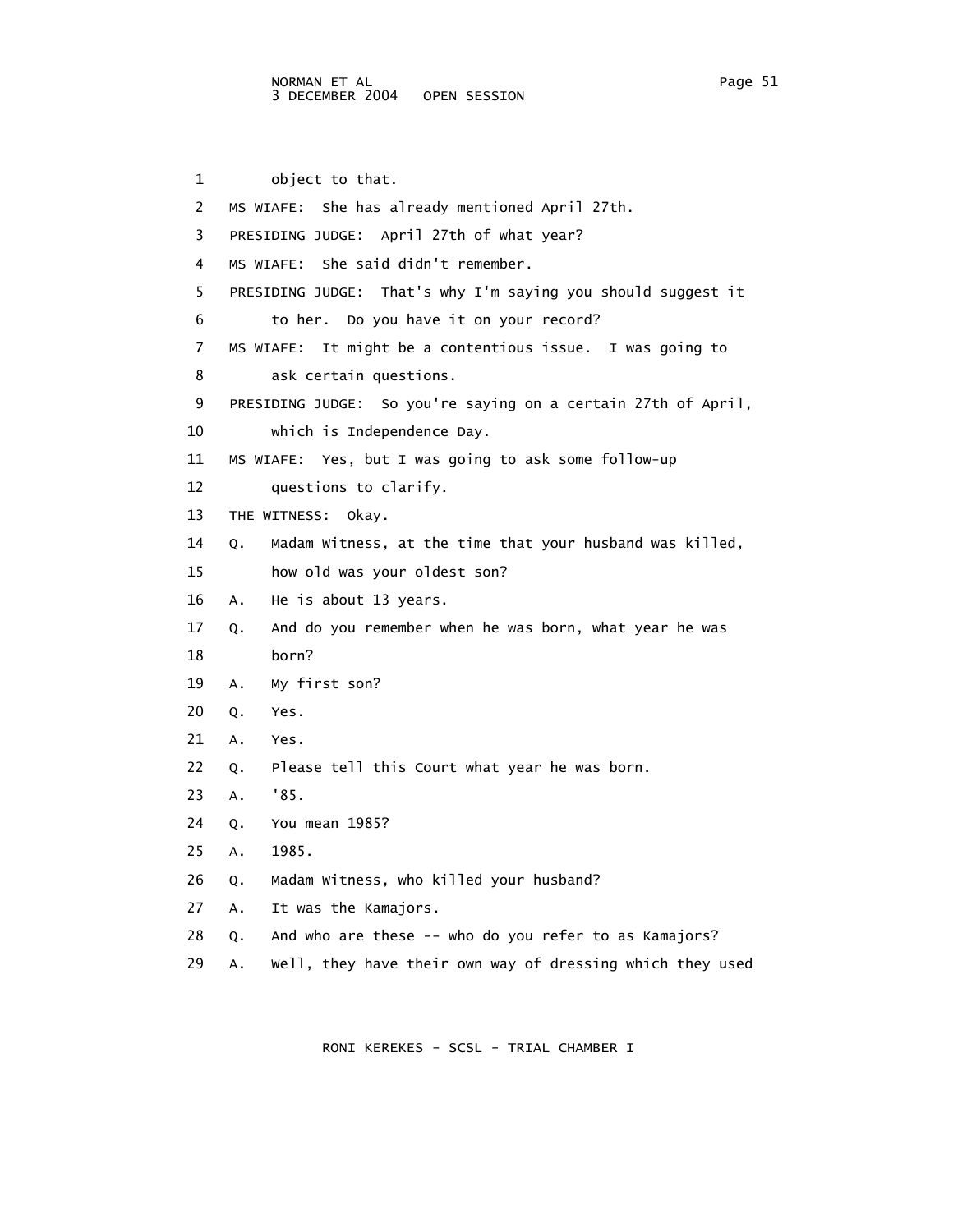1 object to that.

2 MS WIAFE: She has already mentioned April 27th.

3 PRESIDING JUDGE: April 27th of what year?

4 MS WIAFE: She said didn't remember.

5 PRESIDING JUDGE: That's why I'm saying you should suggest it

6 to her. Do you have it on your record?

7 MS WIAFE: It might be a contentious issue. I was going to

8 ask certain questions.

9 PRESIDING JUDGE: So you're saying on a certain 27th of April,

10 which is Independence Day.

11 MS WIAFE: Yes, but I was going to ask some follow-up

12 questions to clarify.

13 THE WITNESS: Okay.

14 Q. Madam Witness, at the time that your husband was killed,

15 how old was your oldest son?

16 A. He is about 13 years.

17 Q. And do you remember when he was born, what year he was

18 born?

19 A. My first son?

20 Q. Yes.

21 A. Yes.

22 Q. Please tell this Court what year he was born.

23 A. '85.

24 Q. You mean 1985?

25 A. 1985.

26 Q. Madam Witness, who killed your husband?

27 A. It was the Kamajors.

28 Q. And who are these -- who do you refer to as Kamajors?

29 A. Well, they have their own way of dressing which they used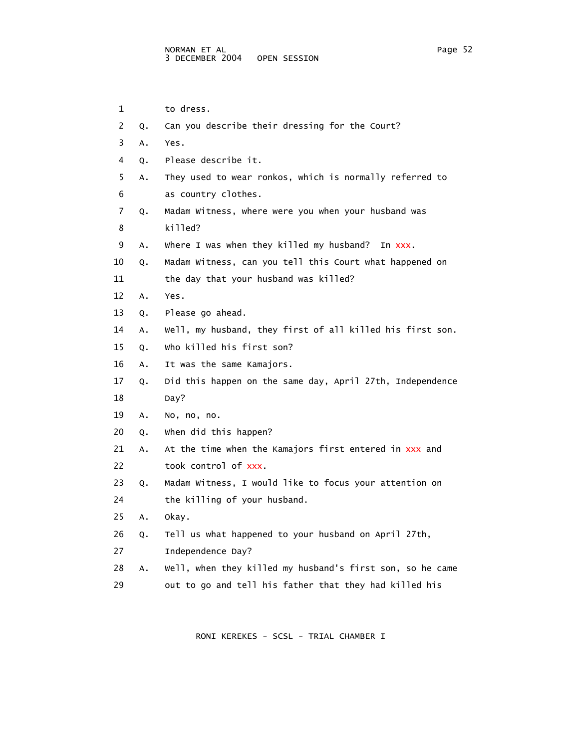1 to dress.

2 Q. Can you describe their dressing for the Court?

3 A. Yes.

4 Q. Please describe it.

5 A. They used to wear ronkos, which is normally referred to

6 as country clothes.

7 Q. Madam Witness, where were you when your husband was

8 killed?

9 A. Where I was when they killed my husband? In xxx.

10 Q. Madam Witness, can you tell this Court what happened on

11 the day that your husband was killed?

12 A. Yes.

13 Q. Please go ahead.

14 A. Well, my husband, they first of all killed his first son.

15 Q. Who killed his first son?

16 A. It was the same Kamajors.

17 Q. Did this happen on the same day, April 27th, Independence

18 Day?

19 A. No, no, no.

20 Q. When did this happen?

21 A. At the time when the Kamajors first entered in xxx and

22 took control of xxx.

23 Q. Madam Witness, I would like to focus your attention on

24 the killing of your husband.

25 A. Okay.

26 Q. Tell us what happened to your husband on April 27th,

27 Independence Day?

28 A. Well, when they killed my husband's first son, so he came

29 out to go and tell his father that they had killed his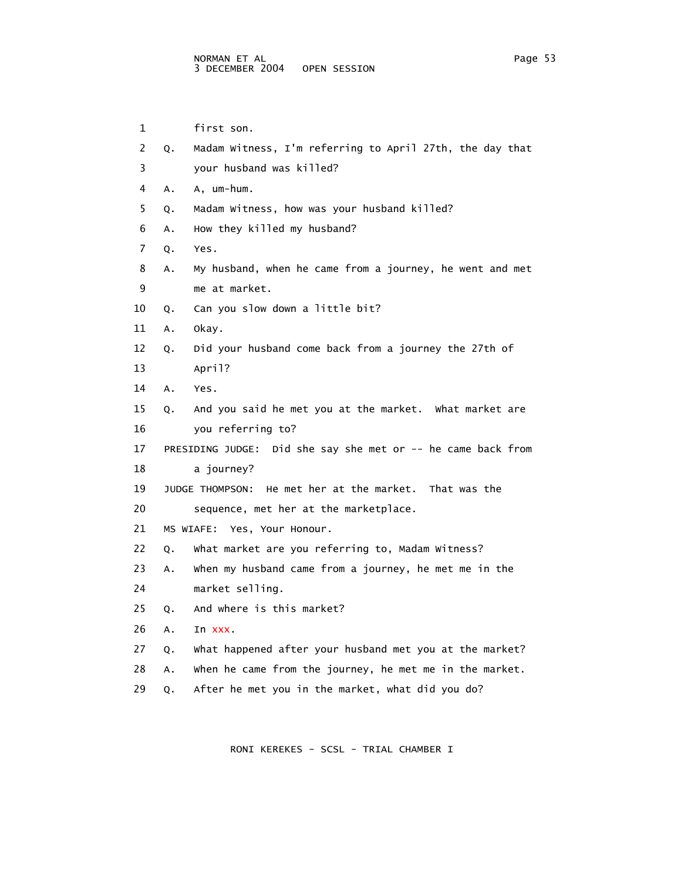1 first son.

2 Q. Madam Witness, I'm referring to April 27th, the day that

3 your husband was killed?

4 A. A, um-hum.

5 Q. Madam Witness, how was your husband killed?

6 A. How they killed my husband?

7 Q. Yes.

8 A. My husband, when he came from a journey, he went and met

9 me at market.

10 Q. Can you slow down a little bit?

11 A. Okay.

12 Q. Did your husband come back from a journey the 27th of

13 April?

14 A. Yes.

15 Q. And you said he met you at the market. What market are

16 you referring to?

17 PRESIDING JUDGE: Did she say she met or -- he came back from

18 a journey?

19 JUDGE THOMPSON: He met her at the market. That was the

20 sequence, met her at the marketplace.

21 MS WIAFE: Yes, Your Honour.

22 Q. What market are you referring to, Madam Witness?

23 A. When my husband came from a journey, he met me in the

24 market selling.

25 Q. And where is this market?

26 A. In xxx.

27 Q. What happened after your husband met you at the market?

28 A. When he came from the journey, he met me in the market.

29 Q. After he met you in the market, what did you do?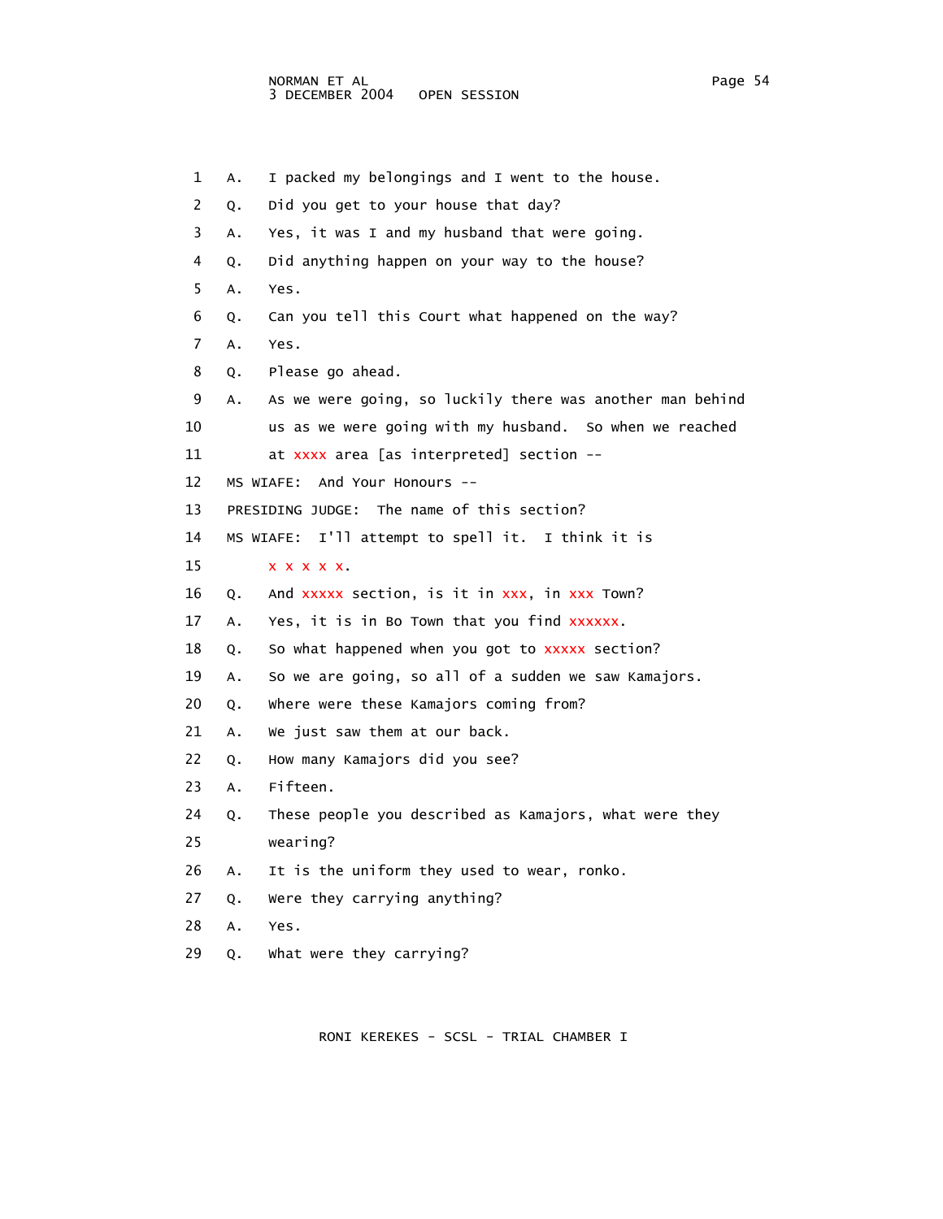1 A. I packed my belongings and I went to the house.

2 Q. Did you get to your house that day?

3 A. Yes, it was I and my husband that were going.

4 Q. Did anything happen on your way to the house?

5 A. Yes.

6 Q. Can you tell this Court what happened on the way?

7 A. Yes.

8 Q. Please go ahead.

9 A. As we were going, so luckily there was another man behind

10 us as we were going with my husband. So when we reached

11 at xxxx area [as interpreted] section --

12 MS WIAFE: And Your Honours --

13 PRESIDING JUDGE: The name of this section?

14 MS WIAFE: I'll attempt to spell it. I think it is

15 x x x x x.

16 Q. And xxxxx section, is it in xxx, in xxx Town?

17 A. Yes, it is in Bo Town that you find xxxxxx.

18 Q. So what happened when you got to xxxxx section?

19 A. So we are going, so all of a sudden we saw Kamajors.

20 Q. Where were these Kamajors coming from?

21 A. We just saw them at our back.

22 Q. How many Kamajors did you see?

23 A. Fifteen.

24 Q. These people you described as Kamajors, what were they

25 wearing?

26 A. It is the uniform they used to wear, ronko.

27 Q. Were they carrying anything?

28 A. Yes.

29 Q. What were they carrying?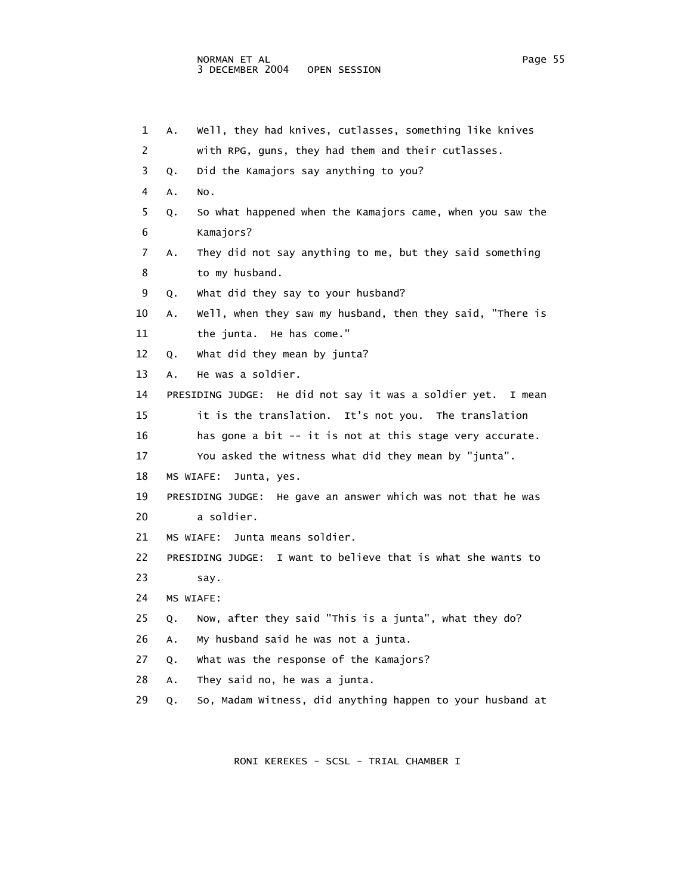1 A. Well, they had knives, cutlasses, something like knives
2 with RPG, guns, they had them and their cutlasses.
3 Q. Did the Kamajors say anything to you?
4 A. No.
5 Q. So what happened when the Kamajors came, when you saw the
6 Kamajors?
7 A. They did not say anything to me, but they said something
8 to my husband.
9 Q. What did they say to your husband?
10 A. Well, when they saw my husband, then they said, "There is
11 the junta. He has come."
12 Q. What did they mean by junta?
13 A. He was a soldier.
14 PRESIDING JUDGE: He did not say it was a soldier yet. I mean
15 it is the translation. It's not you. The translation
16 has gone a bit -- it is not at this stage very accurate.
17 You asked the witness what did they mean by "junta".
18 MS WIAFE: Junta, yes.
19 PRESIDING JUDGE: He gave an answer which was not that he was
20 a soldier.
21 MS WIAFE: Junta means soldier.
22 PRESIDING JUDGE: I want to believe that is what she wants to
23 say.
24 MS WIAFE:
25 Q. Now, after they said "This is a junta", what they do?
26 A. My husband said he was not a junta.
27 Q. What was the response of the Kamajors?
28 A. They said no, he was a junta.
29 Q. So, Madam Witness, did anything happen to your husband at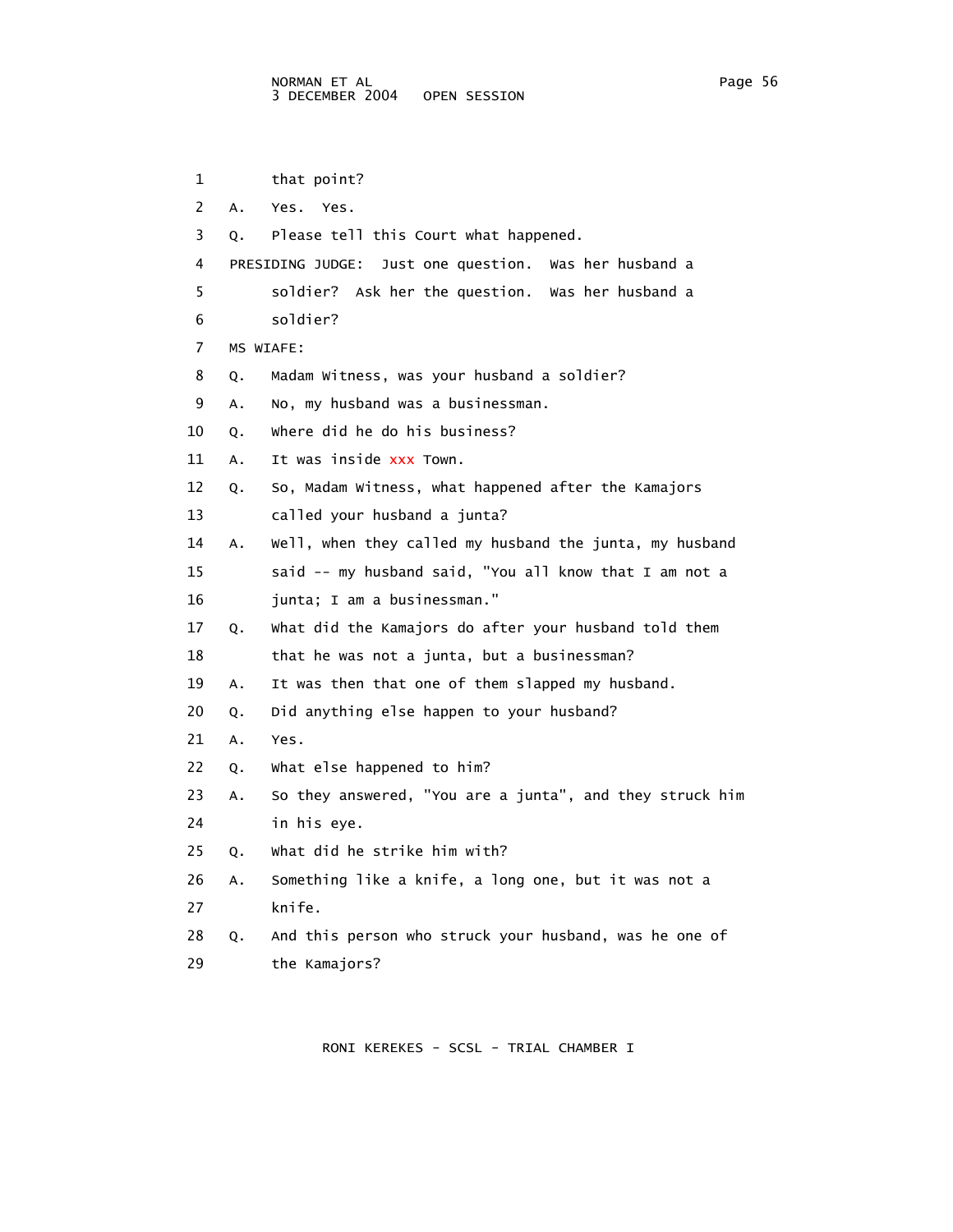1 that point?

2 A. Yes. Yes.

3 Q. Please tell this Court what happened.

4 PRESIDING JUDGE: Just one question. Was her husband a

5 soldier? Ask her the question. Was her husband a

6 soldier?

7 MS WIAFE:

8 Q. Madam Witness, was your husband a soldier?

9 A. No, my husband was a businessman.

10 Q. Where did he do his business?

11 A. It was inside xxx Town.

12 Q. So, Madam Witness, what happened after the Kamajors

13 called your husband a junta?

14 A. Well, when they called my husband the junta, my husband

15 said -- my husband said, "You all know that I am not a

16 junta; I am a businessman."

17 Q. What did the Kamajors do after your husband told them

18 that he was not a junta, but a businessman?

19 A. It was then that one of them slapped my husband.

20 Q. Did anything else happen to your husband?

21 A. Yes.

22 Q. What else happened to him?

23 A. So they answered, "You are a junta", and they struck him

24 in his eye.

25 Q. What did he strike him with?

26 A. Something like a knife, a long one, but it was not a

27 knife.

28 Q. And this person who struck your husband, was he one of

29 the Kamajors?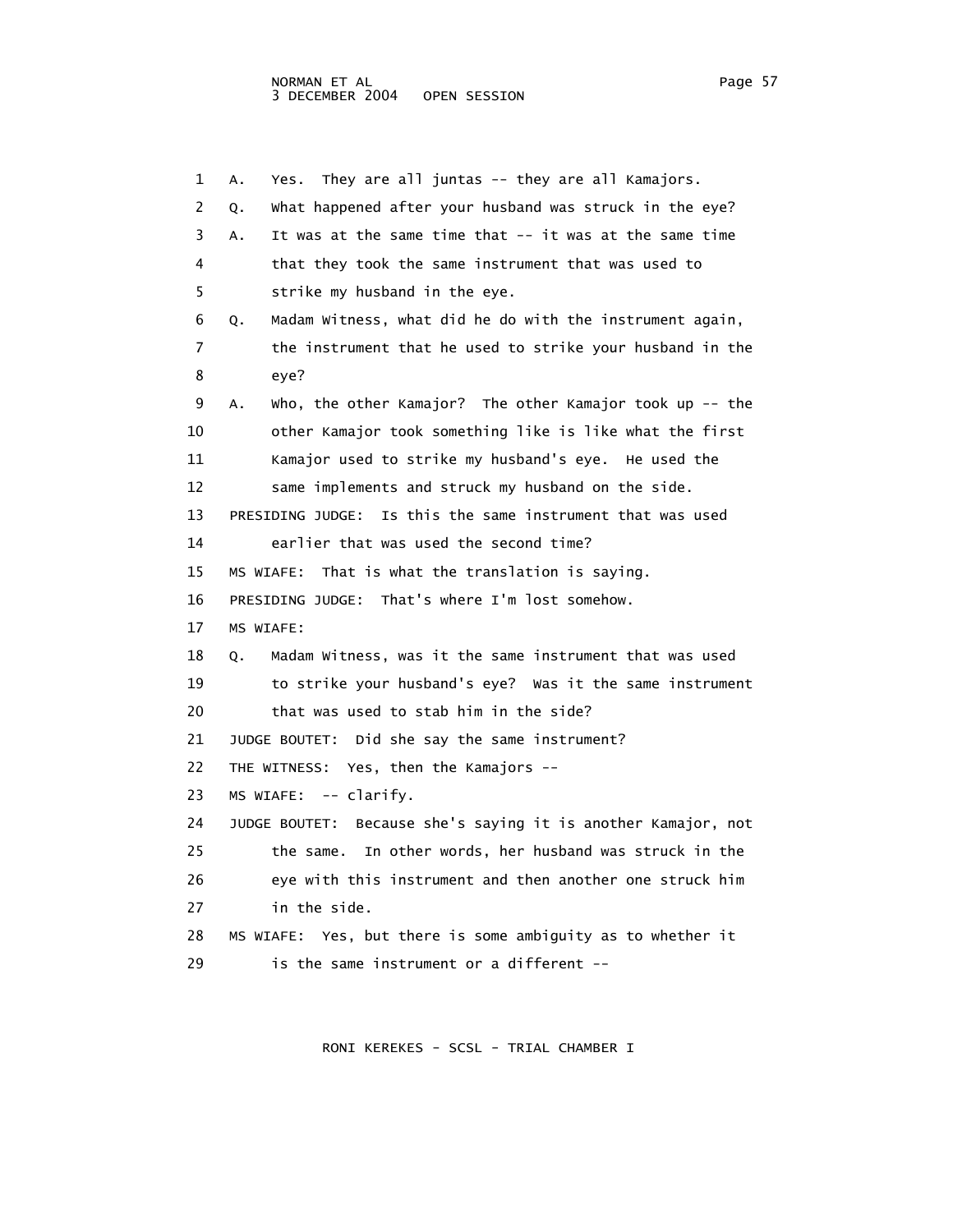1 A. Yes. They are all juntas -- they are all Kamajors.

2 Q. What happened after your husband was struck in the eye?

3 A. It was at the same time that -- it was at the same time

4 that they took the same instrument that was used to

5 strike my husband in the eye.

6 Q. Madam Witness, what did he do with the instrument again,

7 the instrument that he used to strike your husband in the

8 eye?

9 A. Who, the other Kamajor? The other Kamajor took up -- the

10 other Kamajor took something like is like what the first

11 Kamajor used to strike my husband's eye. He used the

12 same implements and struck my husband on the side.

13 PRESIDING JUDGE: Is this the same instrument that was used

14 earlier that was used the second time?

15 MS WIAFE: That is what the translation is saying.

16 PRESIDING JUDGE: That's where I'm lost somehow.

17 MS WIAFE:

18 Q. Madam Witness, was it the same instrument that was used

19 to strike your husband's eye? Was it the same instrument

20 that was used to stab him in the side?

21 JUDGE BOUTET: Did she say the same instrument?

22 THE WITNESS: Yes, then the Kamajors --

23 MS WIAFE: -- clarify.

24 JUDGE BOUTET: Because she's saying it is another Kamajor, not

25 the same. In other words, her husband was struck in the

26 eye with this instrument and then another one struck him

27 in the side.

28 MS WIAFE: Yes, but there is some ambiguity as to whether it

29 is the same instrument or a different --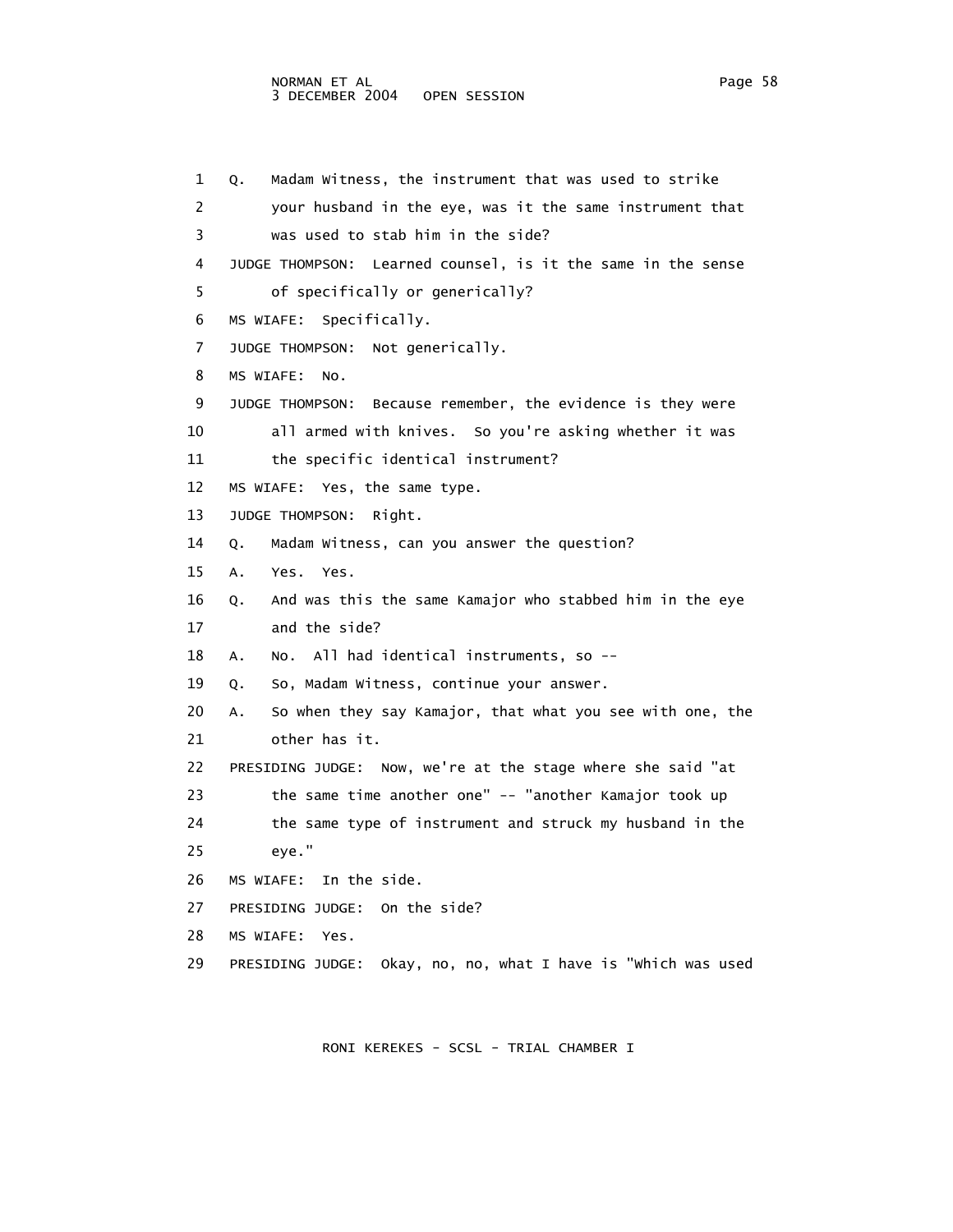1 Q. Madam Witness, the instrument that was used to strike your husband in the eye, was it the same instrument that was used to stab him in the side?

4 JUDGE THOMPSON: Learned counsel, is it the same in the sense of specifically or generically?

6 MS WIAFE: Specifically.

7 JUDGE THOMPSON: Not generically.

8 MS WIAFE: No.

9 JUDGE THOMPSON: Because remember, the evidence is they were all armed with knives. So you're asking whether it was the specific identical instrument?

12 MS WIAFE: Yes, the same type.

13 JUDGE THOMPSON: Right.

14 Q. Madam Witness, can you answer the question?

15 A. Yes. Yes.

16 Q. And was this the same Kamajor who stabbed him in the eye and the side?

18 A. No. All had identical instruments, so --

19 Q. So, Madam Witness, continue your answer.

20 A. So when they say Kamajor, that what you see with one, the other has it.

22 PRESIDING JUDGE: Now, we're at the stage where she said "at the same time another one" -- "another Kamajor took up the same type of instrument and struck my husband in the eye."

26 MS WIAFE: In the side.

27 PRESIDING JUDGE: On the side?

28 MS WIAFE: Yes.

29 PRESIDING JUDGE: Okay, no, no, what I have is "Which was used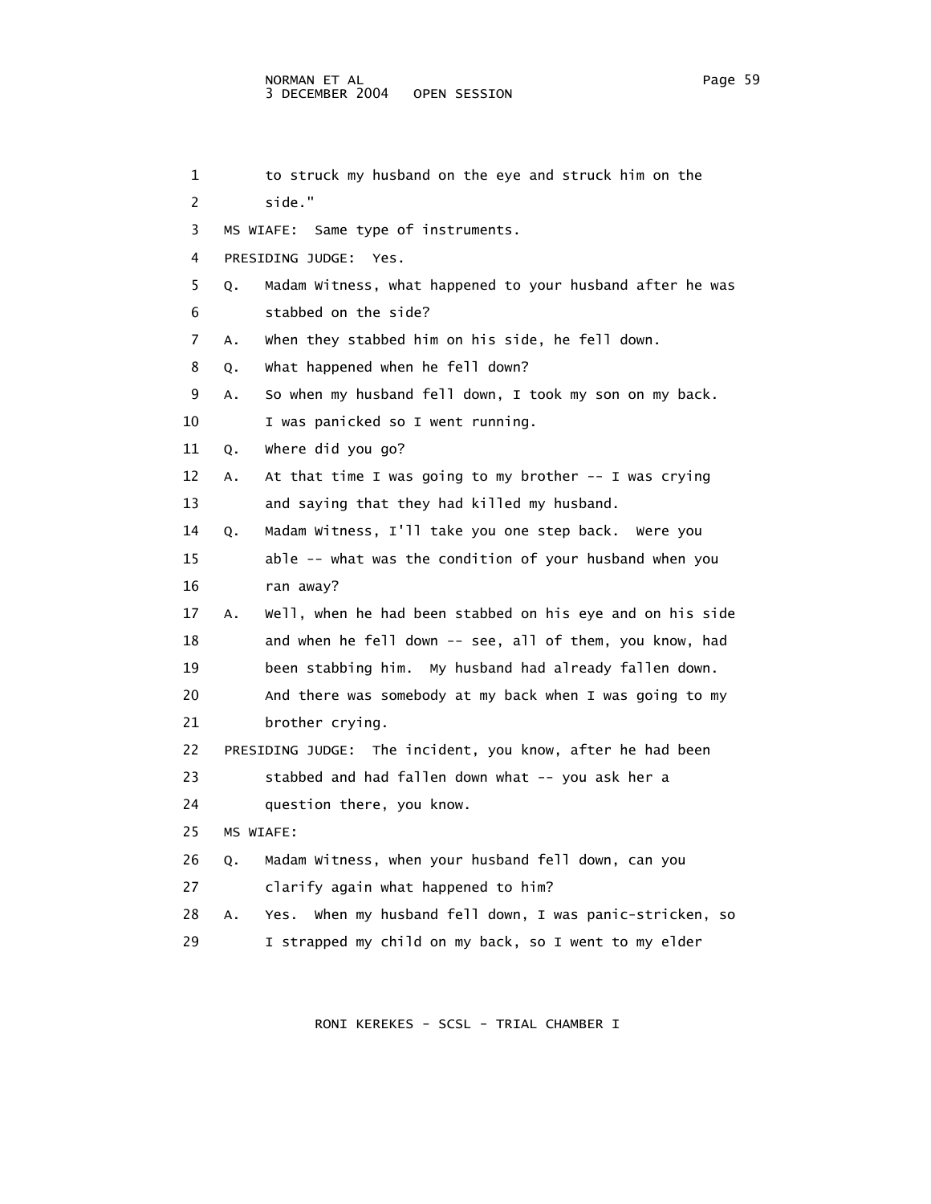1 to struck my husband on the eye and struck him on the
2 side."
3 MS WIAFE: Same type of instruments.
4 PRESIDING JUDGE: Yes.
5 Q. Madam Witness, what happened to your husband after he was
6 stabbed on the side?
7 A. When they stabbed him on his side, he fell down.
8 Q. What happened when he fell down?
9 A. So when my husband fell down, I took my son on my back.
10 I was panicked so I went running.
11 Q. Where did you go?
12 A. At that time I was going to my brother -- I was crying
13 and saying that they had killed my husband.
14 Q. Madam Witness, I'll take you one step back. Were you
15 able -- what was the condition of your husband when you
16 ran away?
17 A. Well, when he had been stabbed on his eye and on his side
18 and when he fell down -- see, all of them, you know, had
19 been stabbing him. My husband had already fallen down.
20 And there was somebody at my back when I was going to my
21 brother crying.
22 PRESIDING JUDGE: The incident, you know, after he had been
23 stabbed and had fallen down what -- you ask her a
24 question there, you know.
25 MS WIAFE:
26 Q. Madam Witness, when your husband fell down, can you
27 clarify again what happened to him?
28 A. Yes. When my husband fell down, I was panic-stricken, so
29 I strapped my child on my back, so I went to my elder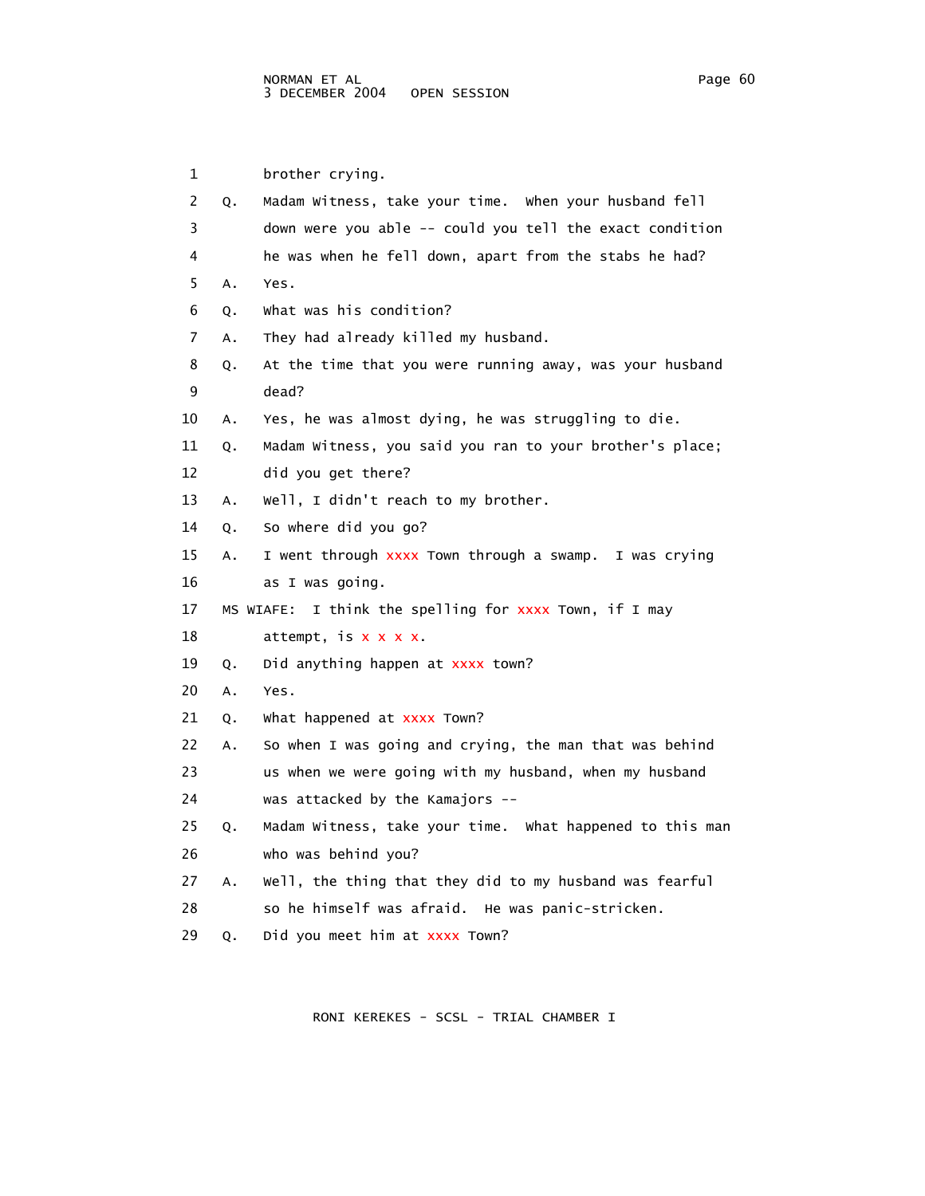1 brother crying.

2 Q. Madam Witness, take your time. When your husband fell

3 down were you able -- could you tell the exact condition

4 he was when he fell down, apart from the stabs he had?

5 A. Yes.

6 Q. What was his condition?

7 A. They had already killed my husband.

8 Q. At the time that you were running away, was your husband

9 dead?

10 A. Yes, he was almost dying, he was struggling to die.

11 Q. Madam Witness, you said you ran to your brother's place;

12 did you get there?

13 A. Well, I didn't reach to my brother.

14 Q. So where did you go?

15 A. I went through xxxx Town through a swamp. I was crying

16 as I was going.

17 MS WIAFE: I think the spelling for xxxx Town, if I may

18 attempt, is x x x x.

19 Q. Did anything happen at xxxx town?

20 A. Yes.

21 Q. What happened at xxxx Town?

22 A. So when I was going and crying, the man that was behind

23 us when we were going with my husband, when my husband

24 was attacked by the Kamajors --

25 Q. Madam Witness, take your time. What happened to this man

26 who was behind you?

27 A. Well, the thing that they did to my husband was fearful

28 so he himself was afraid. He was panic-stricken.

29 Q. Did you meet him at xxxx Town?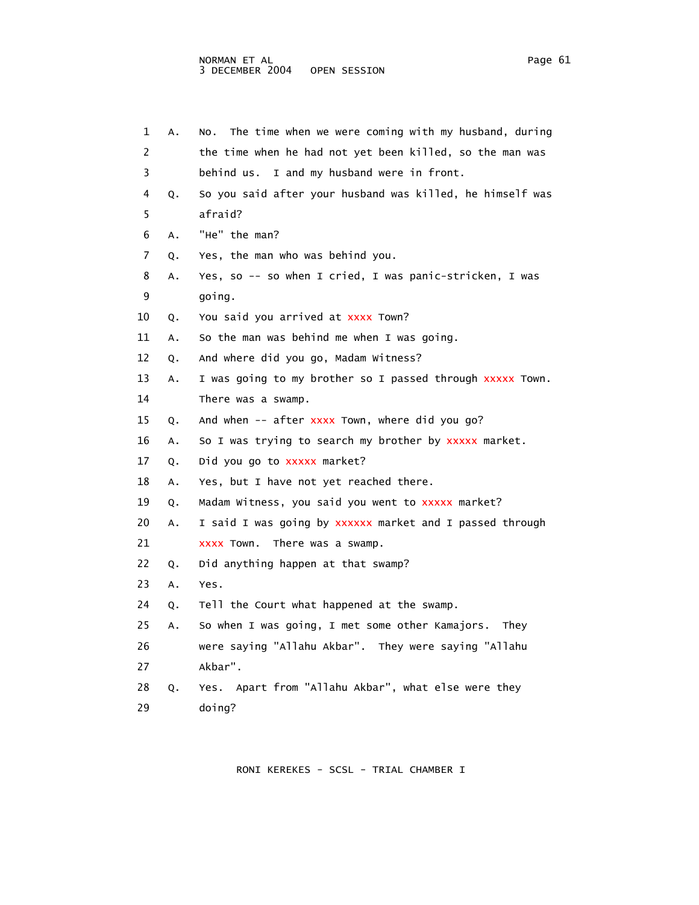1 A. No. The time when we were coming with my husband, during
2 the time when he had not yet been killed, so the man was
3 behind us. I and my husband were in front.
4 Q. So you said after your husband was killed, he himself was
5 afraid?
6 A. "He" the man?
7 Q. Yes, the man who was behind you.
8 A. Yes, so -- so when I cried, I was panic-stricken, I was
9 going.
10 Q. You said you arrived at xxxx Town?
11 A. So the man was behind me when I was going.
12 Q. And where did you go, Madam Witness?
13 A. I was going to my brother so I passed through xxxxx Town.
14 There was a swamp.
15 Q. And when -- after xxxx Town, where did you go?
16 A. So I was trying to search my brother by xxxxx market.
17 Q. Did you go to xxxxx market?
18 A. Yes, but I have not yet reached there.
19 Q. Madam Witness, you said you went to xxxxx market?
20 A. I said I was going by xxxxxx market and I passed through
21 xxxx Town. There was a swamp.
22 Q. Did anything happen at that swamp?
23 A. Yes.
24 Q. Tell the Court what happened at the swamp.
25 A. So when I was going, I met some other Kamajors. They
26 were saying "Allahu Akbar". They were saying "Allahu
27 Akbar".
28 Q. Yes. Apart from "Allahu Akbar", what else were they
29 doing?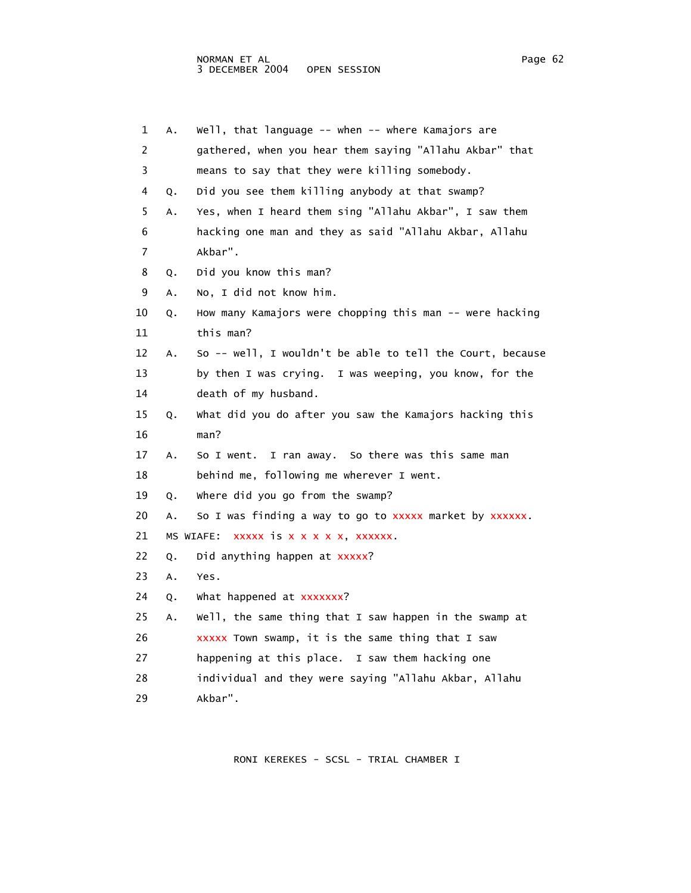1 A. Well, that language -- when -- where Kamajors are
2 gathered, when you hear them saying "Allahu Akbar" that
3 means to say that they were killing somebody.
4 Q. Did you see them killing anybody at that swamp?
5 A. Yes, when I heard them sing "Allahu Akbar", I saw them
6 hacking one man and they as said "Allahu Akbar, Allahu
7 Akbar".
8 Q. Did you know this man?
9 A. No, I did not know him.
10 Q. How many Kamajors were chopping this man -- were hacking
11 this man?
12 A. So -- well, I wouldn't be able to tell the Court, because
13 by then I was crying. I was weeping, you know, for the
14 death of my husband.
15 Q. What did you do after you saw the Kamajors hacking this
16 man?
17 A. So I went. I ran away. So there was this same man
18 behind me, following me wherever I went.
19 Q. Where did you go from the swamp?
20 A. So I was finding a way to go to xxxxx market by xxxxxx.
21 MS WIAFE: xxxxx is x x x x x, xxxxxx.
22 Q. Did anything happen at xxxxx?
23 A. Yes.
24 Q. What happened at xxxxxxx?
25 A. Well, the same thing that I saw happen in the swamp at
26 xxxxx Town swamp, it is the same thing that I saw
27 happening at this place. I saw them hacking one
28 individual and they were saying "Allahu Akbar, Allahu
29 Akbar".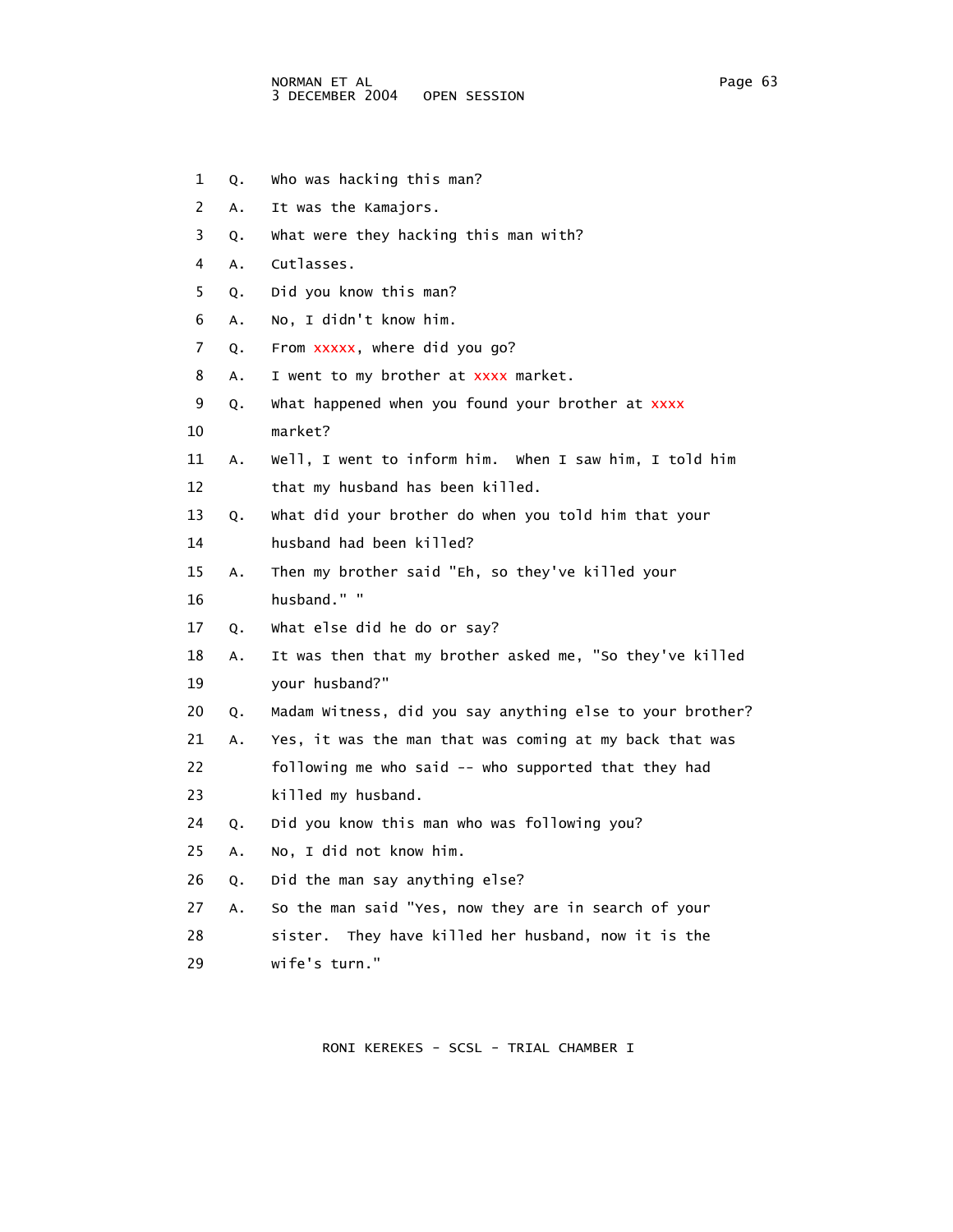1 Q. Who was hacking this man?

2 A. It was the Kamajors.

3 Q. What were they hacking this man with?

4 A. Cutlasses.

5 Q. Did you know this man?

6 A. No, I didn't know him.

7 Q. From xxxxx, where did you go?

8 A. I went to my brother at xxxx market.

9 Q. What happened when you found your brother at xxxx

10 market?

11 A. Well, I went to inform him. When I saw him, I told him

12 that my husband has been killed.

13 Q. What did your brother do when you told him that your

14 husband had been killed?

15 A. Then my brother said "Eh, so they've killed your

16 husband." "

17 Q. What else did he do or say?

18 A. It was then that my brother asked me, "So they've killed

19 your husband?"

20 Q. Madam Witness, did you say anything else to your brother?

21 A. Yes, it was the man that was coming at my back that was

22 following me who said -- who supported that they had

23 killed my husband.

24 Q. Did you know this man who was following you?

25 A. No, I did not know him.

26 Q. Did the man say anything else?

27 A. So the man said "Yes, now they are in search of your

28 sister. They have killed her husband, now it is the

29 wife's turn."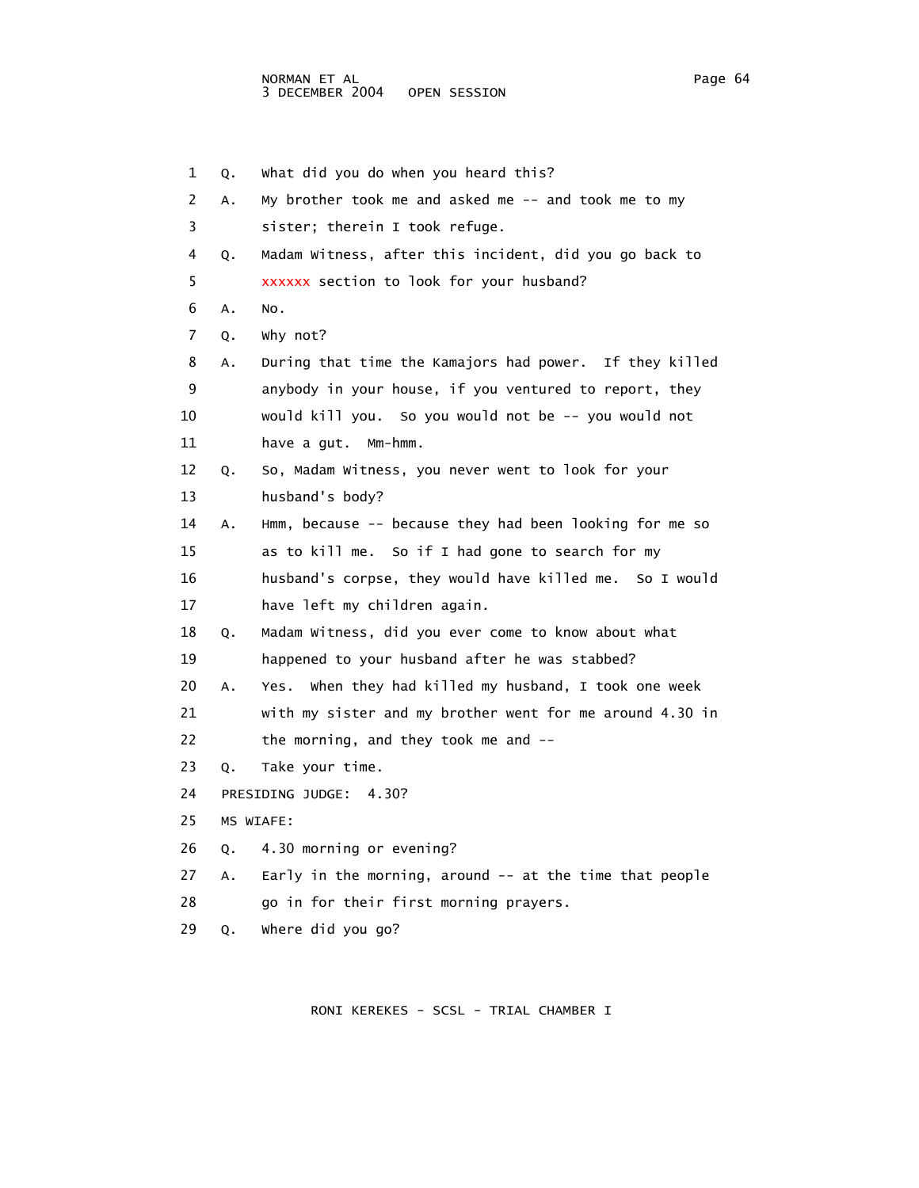1 Q. What did you do when you heard this?

2 A. My brother took me and asked me -- and took me to my

3 sister; therein I took refuge.

4 Q. Madam Witness, after this incident, did you go back to

5 xxxxxx section to look for your husband?

6 A. No.

7 Q. Why not?

8 A. During that time the Kamajors had power. If they killed

9 anybody in your house, if you ventured to report, they

10 would kill you. So you would not be -- you would not

11 have a gut. Mm-hmm.

12 Q. So, Madam Witness, you never went to look for your

13 husband's body?

14 A. Hmm, because -- because they had been looking for me so

15 as to kill me. So if I had gone to search for my

16 husband's corpse, they would have killed me. So I would

17 have left my children again.

18 Q. Madam Witness, did you ever come to know about what

19 happened to your husband after he was stabbed?

20 A. Yes. When they had killed my husband, I took one week

21 with my sister and my brother went for me around 4.30 in

22 the morning, and they took me and --

23 Q. Take your time.

24 PRESIDING JUDGE: 4.30?

25 MS WIAFE:

26 Q. 4.30 morning or evening?

27 A. Early in the morning, around -- at the time that people

28 go in for their first morning prayers.

29 Q. Where did you go?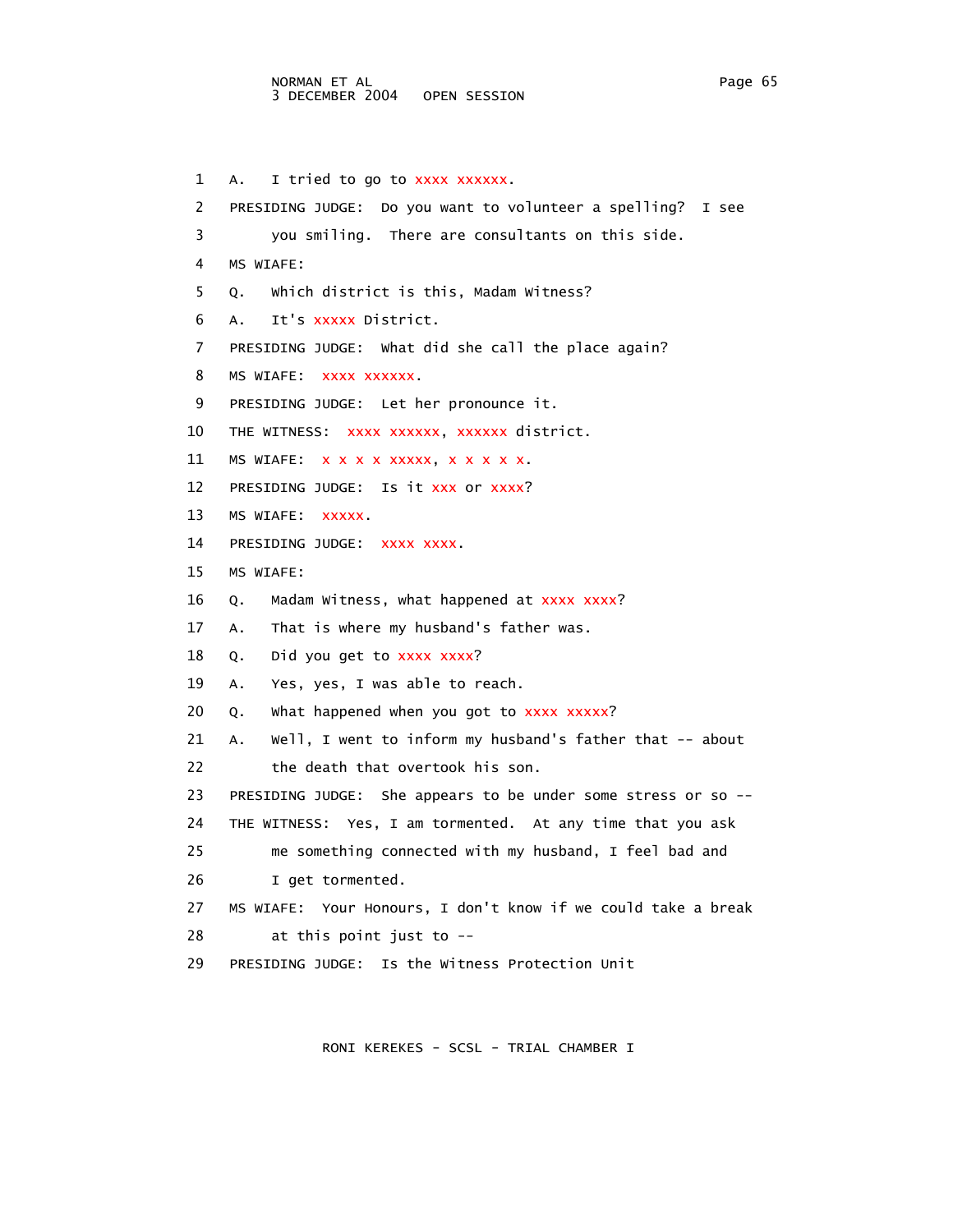1 A. I tried to go to xxxx xxxxxx.

2 PRESIDING JUDGE: Do you want to volunteer a spelling? I see

3 you smiling. There are consultants on this side.

4 MS WIAFE:

5 Q. Which district is this, Madam Witness?

6 A. It's xxxxx District.

7 PRESIDING JUDGE: What did she call the place again?

8 MS WIAFE: xxxx xxxxxx.

9 PRESIDING JUDGE: Let her pronounce it.

10 THE WITNESS: xxxx xxxxxx, xxxxxx district.

11 MS WIAFE: x x x x xxxxx, x x x x x.

12 PRESIDING JUDGE: Is it xxx or xxxx?

13 MS WIAFE: xxxxx.

14 PRESIDING JUDGE: xxxx xxxx.

15 MS WIAFE:

16 Q. Madam Witness, what happened at xxxx xxxx?

17 A. That is where my husband's father was.

18 Q. Did you get to xxxx xxxx?

19 A. Yes, yes, I was able to reach.

20 Q. What happened when you got to xxxx xxxxx?

21 A. Well, I went to inform my husband's father that -- about

22 the death that overtook his son.

23 PRESIDING JUDGE: She appears to be under some stress or so --

24 THE WITNESS: Yes, I am tormented. At any time that you ask

25 me something connected with my husband, I feel bad and

26 I get tormented.

27 MS WIAFE: Your Honours, I don't know if we could take a break

28 at this point just to --

29 PRESIDING JUDGE: Is the Witness Protection Unit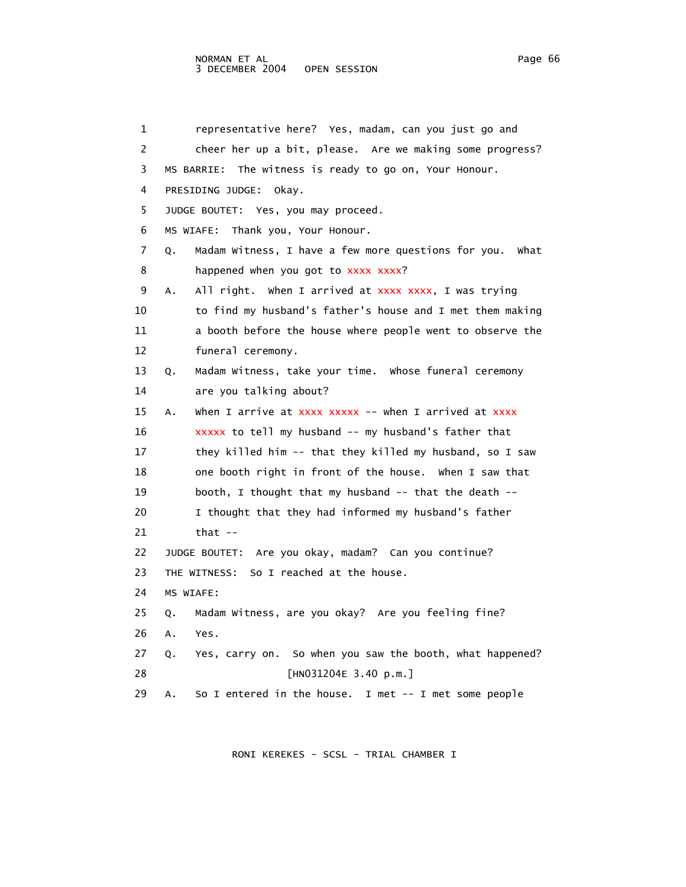1 representative here? Yes, madam, can you just go and
2 cheer her up a bit, please. Are we making some progress?
3 MS BARRIE: The witness is ready to go on, Your Honour.
4 PRESIDING JUDGE: Okay.
5 JUDGE BOUTET: Yes, you may proceed.
6 MS WIAFE: Thank you, Your Honour.
7 Q. Madam Witness, I have a few more questions for you. What
8 happened when you got to xxxx xxxx?
9 A. All right. When I arrived at xxxx xxxx, I was trying
10 to find my husband's father's house and I met them making
11 a booth before the house where people went to observe the
12 funeral ceremony.
13 Q. Madam Witness, take your time. Whose funeral ceremony
14 are you talking about?
15 A. When I arrive at xxxx xxxxx -- when I arrived at xxxx
16 xxxxx to tell my husband -- my husband's father that
17 they killed him -- that they killed my husband, so I saw
18 one booth right in front of the house. When I saw that
19 booth, I thought that my husband -- that the death --
20 I thought that they had informed my husband's father
21 that --
22 JUDGE BOUTET: Are you okay, madam? Can you continue?
23 THE WITNESS: So I reached at the house.
24 MS WIAFE:
25 Q. Madam Witness, are you okay? Are you feeling fine?
26 A. Yes.
27 Q. Yes, carry on. So when you saw the booth, what happened?
28 [HN031204E 3.40 p.m.]
29 A. So I entered in the house. I met -- I met some people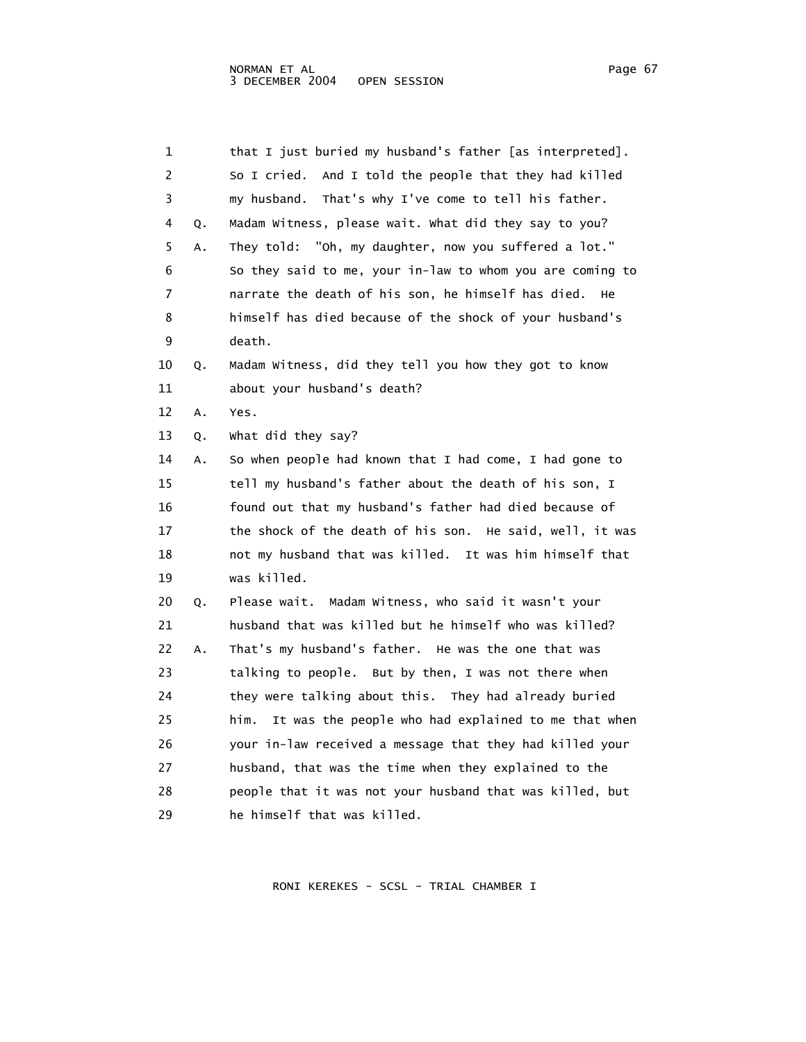1 that I just buried my husband's father [as interpreted].
2 So I cried. And I told the people that they had killed
3 my husband. That's why I've come to tell his father.
4 Q. Madam Witness, please wait. What did they say to you?
5 A. They told: "Oh, my daughter, now you suffered a lot."
6 So they said to me, your in-law to whom you are coming to
7 narrate the death of his son, he himself has died. He
8 himself has died because of the shock of your husband's
9 death.
10 Q. Madam Witness, did they tell you how they got to know
11 about your husband's death?
12 A. Yes.
13 Q. What did they say?
14 A. So when people had known that I had come, I had gone to
15 tell my husband's father about the death of his son, I
16 found out that my husband's father had died because of
17 the shock of the death of his son. He said, well, it was
18 not my husband that was killed. It was him himself that
19 was killed.
20 Q. Please wait. Madam Witness, who said it wasn't your
21 husband that was killed but he himself who was killed?
22 A. That's my husband's father. He was the one that was
23 talking to people. But by then, I was not there when
24 they were talking about this. They had already buried
25 him. It was the people who had explained to me that when
26 your in-law received a message that they had killed your
27 husband, that was the time when they explained to the
28 people that it was not your husband that was killed, but
29 he himself that was killed.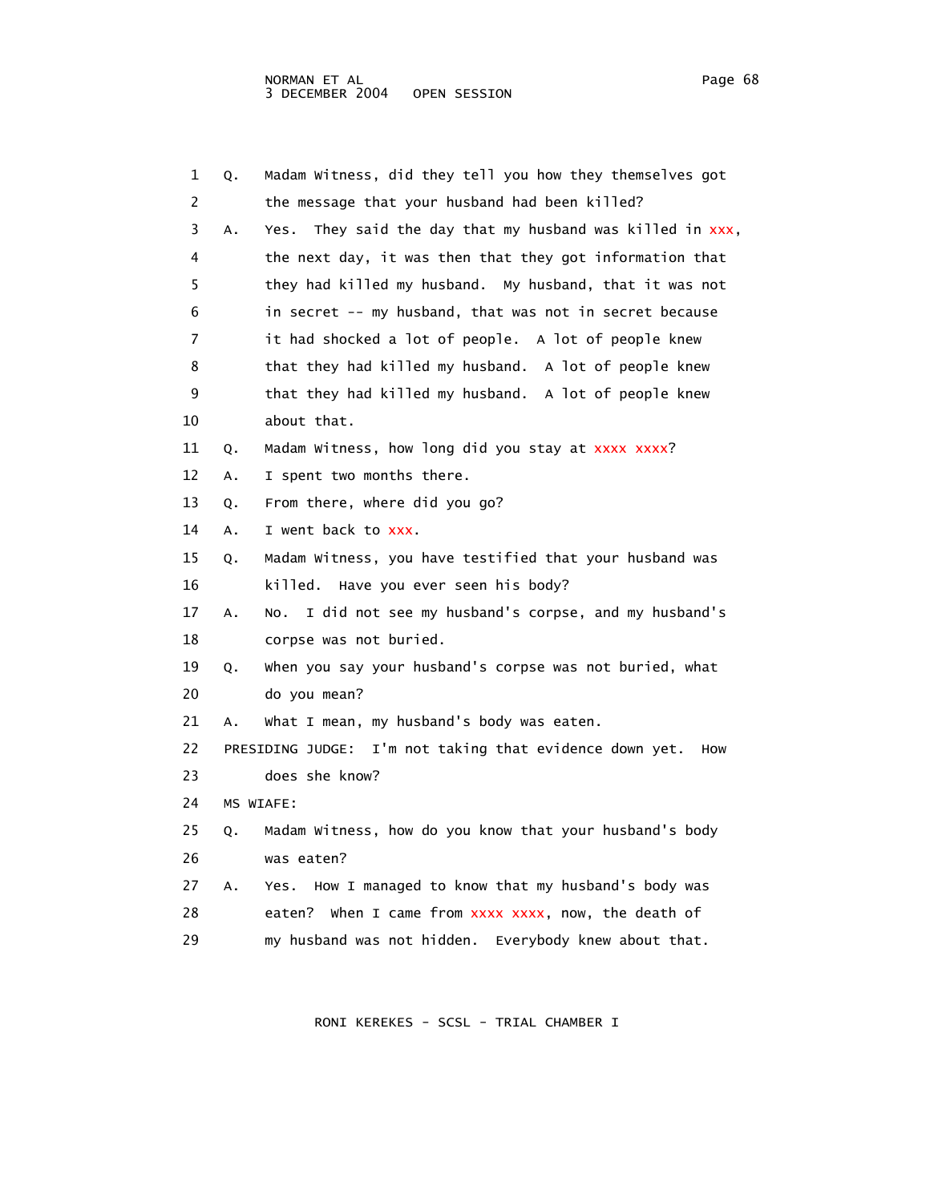1 Q. Madam Witness, did they tell you how they themselves got
2 the message that your husband had been killed?
3 A. Yes. They said the day that my husband was killed in xxx,
4 the next day, it was then that they got information that
5 they had killed my husband. My husband, that it was not
6 in secret -- my husband, that was not in secret because
7 it had shocked a lot of people. A lot of people knew
8 that they had killed my husband. A lot of people knew
9 that they had killed my husband. A lot of people knew
10 about that.
11 Q. Madam Witness, how long did you stay at xxxx xxxx?
12 A. I spent two months there.
13 Q. From there, where did you go?
14 A. I went back to xxx.
15 Q. Madam Witness, you have testified that your husband was
16 killed. Have you ever seen his body?
17 A. No. I did not see my husband's corpse, and my husband's
18 corpse was not buried.
19 Q. When you say your husband's corpse was not buried, what
20 do you mean?
21 A. What I mean, my husband's body was eaten.
22 PRESIDING JUDGE: I'm not taking that evidence down yet. How
23 does she know?
24 MS WIAFE:
25 Q. Madam Witness, how do you know that your husband's body
26 was eaten?
27 A. Yes. How I managed to know that my husband's body was
28 eaten? When I came from xxxx xxxx, now, the death of
29 my husband was not hidden. Everybody knew about that.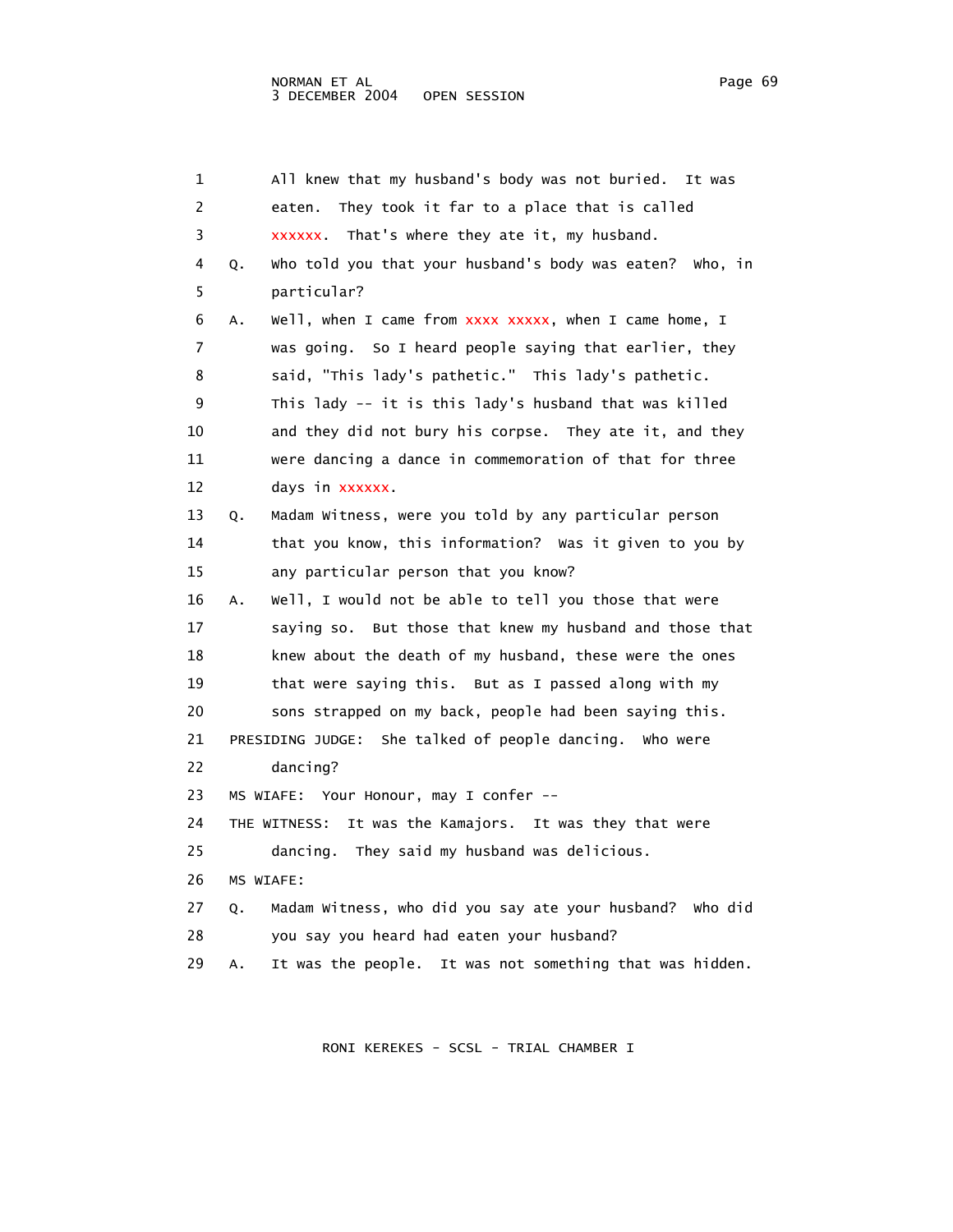All knew that my husband's body was not buried. It was eaten. They took it far to a place that is called xxxxxx. That's where they ate it, my husband.

Q. Who told you that your husband's body was eaten? Who, in particular?

A. Well, when I came from xxxx xxxxx, when I came home, I was going. So I heard people saying that earlier, they said, "This lady's pathetic." This lady's pathetic. This lady -- it is this lady's husband that was killed and they did not bury his corpse. They ate it, and they were dancing a dance in commemoration of that for three days in xxxxxx.

Q. Madam Witness, were you told by any particular person that you know, this information? Was it given to you by any particular person that you know?

A. Well, I would not be able to tell you those that were saying so. But those that knew my husband and those that knew about the death of my husband, these were the ones that were saying this. But as I passed along with my sons strapped on my back, people had been saying this.

PRESIDING JUDGE: She talked of people dancing. Who were dancing?

MS WIAFE: Your Honour, may I confer --

THE WITNESS: It was the Kamajors. It was they that were dancing. They said my husband was delicious.

MS WIAFE:

Q. Madam Witness, who did you say ate your husband? Who did you say you heard had eaten your husband?

A. It was the people. It was not something that was hidden.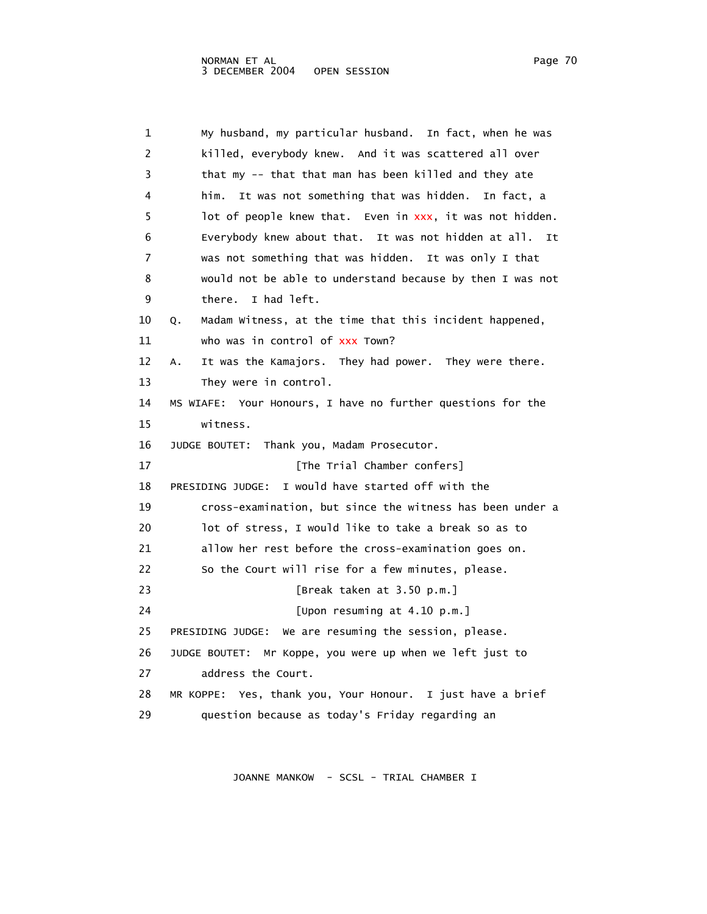1 My husband, my particular husband. In fact, when he was
2 killed, everybody knew. And it was scattered all over
3 that my -- that that man has been killed and they ate
4 him. It was not something that was hidden. In fact, a
5 lot of people knew that. Even in xxx, it was not hidden.
6 Everybody knew about that. It was not hidden at all. It
7 was not something that was hidden. It was only I that
8 would not be able to understand because by then I was not
9 there. I had left.

10 Q. Madam Witness, at the time that this incident happened,
11 who was in control of xxx Town?

12 A. It was the Kamajors. They had power. They were there.
13 They were in control.

14 MS WIAFE: Your Honours, I have no further questions for the
15 witness.

16 JUDGE BOUTET: Thank you, Madam Prosecutor.

17 [The Trial Chamber confers]

18 PRESIDING JUDGE: I would have started off with the
19 cross-examination, but since the witness has been under a
20 lot of stress, I would like to take a break so as to
21 allow her rest before the cross-examination goes on.
22 So the Court will rise for a few minutes, please.

23 [Break taken at 3.50 p.m.]

24 [Upon resuming at 4.10 p.m.]

25 PRESIDING JUDGE: We are resuming the session, please.

26 JUDGE BOUTET: Mr Koppe, you were up when we left just to
27 address the Court.

28 MR KOPPE: Yes, thank you, Your Honour. I just have a brief
29 question because as today's Friday regarding an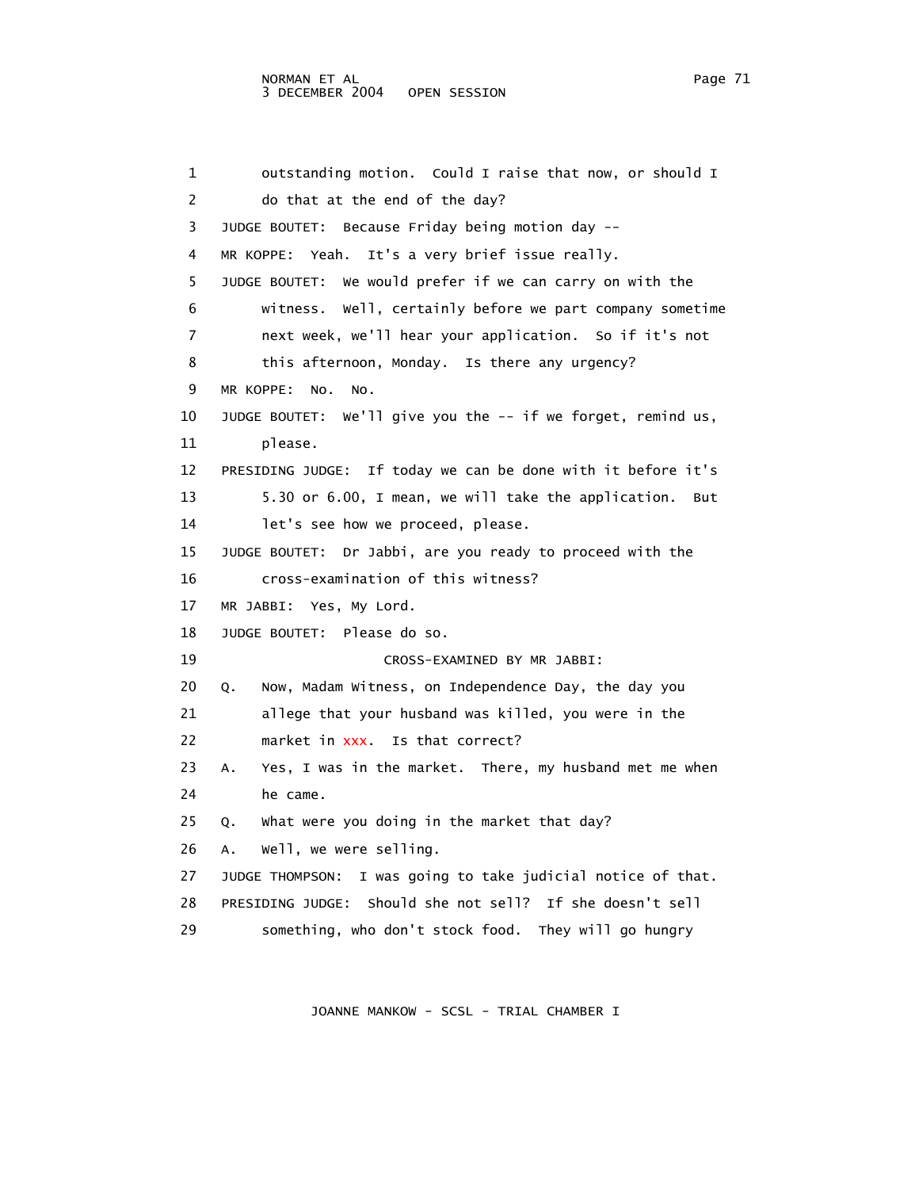1 outstanding motion. Could I raise that now, or should I
2 do that at the end of the day?
3 JUDGE BOUTET: Because Friday being motion day --
4 MR KOPPE: Yeah. It's a very brief issue really.
5 JUDGE BOUTET: We would prefer if we can carry on with the
6 witness. Well, certainly before we part company sometime
7 next week, we'll hear your application. So if it's not
8 this afternoon, Monday. Is there any urgency?
9 MR KOPPE: No. No.
10 JUDGE BOUTET: We'll give you the -- if we forget, remind us,
11 please.
12 PRESIDING JUDGE: If today we can be done with it before it's
13 5.30 or 6.00, I mean, we will take the application. But
14 let's see how we proceed, please.
15 JUDGE BOUTET: Dr Jabbi, are you ready to proceed with the
16 cross-examination of this witness?
17 MR JABBI: Yes, My Lord.
18 JUDGE BOUTET: Please do so.
19 CROSS-EXAMINED BY MR JABBI:
20 Q. Now, Madam Witness, on Independence Day, the day you
21 allege that your husband was killed, you were in the
22 market in xxx. Is that correct?
23 A. Yes, I was in the market. There, my husband met me when
24 he came.
25 Q. What were you doing in the market that day?
26 A. Well, we were selling.
27 JUDGE THOMPSON: I was going to take judicial notice of that.
28 PRESIDING JUDGE: Should she not sell? If she doesn't sell
29 something, who don't stock food. They will go hungry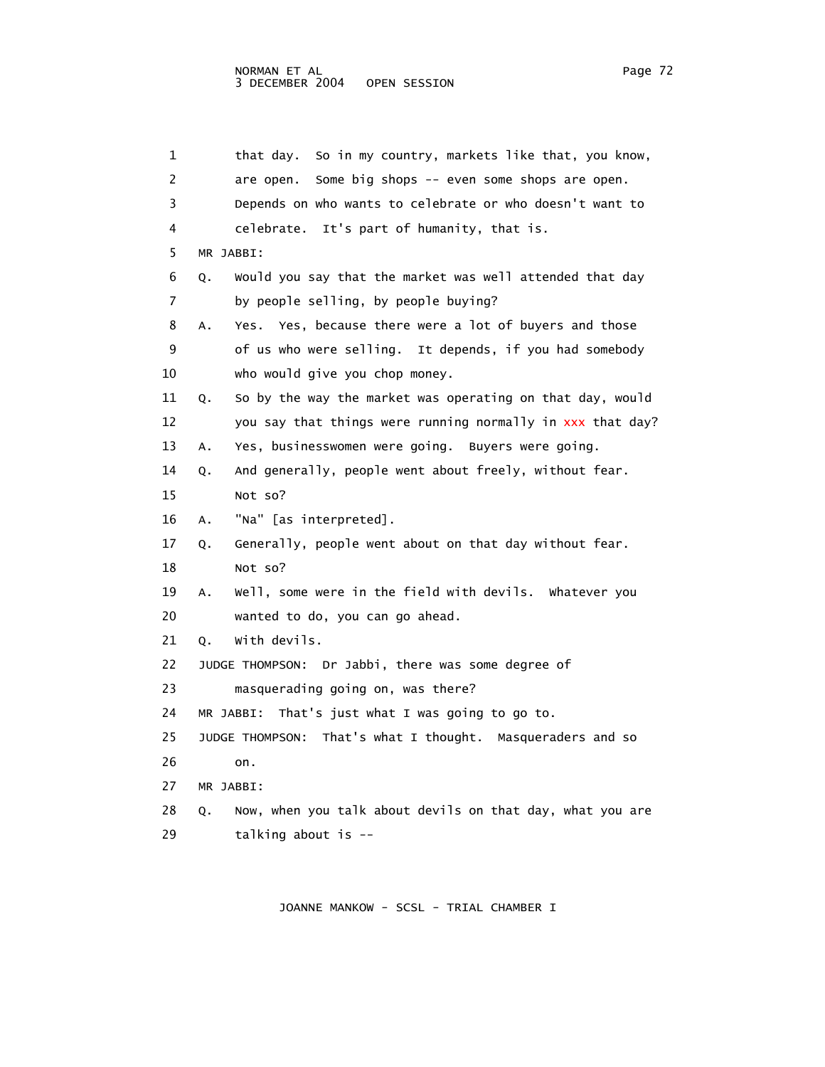1 that day. So in my country, markets like that, you know,
2 are open. Some big shops -- even some shops are open.
3 Depends on who wants to celebrate or who doesn't want to
4 celebrate. It's part of humanity, that is.

5 MR JABBI:

6 Q. Would you say that the market was well attended that day
7 by people selling, by people buying?

8 A. Yes. Yes, because there were a lot of buyers and those
9 of us who were selling. It depends, if you had somebody
10 who would give you chop money.

11 Q. So by the way the market was operating on that day, would
12 you say that things were running normally in xxx that day?

13 A. Yes, businesswomen were going. Buyers were going.

14 Q. And generally, people went about freely, without fear.
15 Not so?

16 A. "Na" [as interpreted].

17 Q. Generally, people went about on that day without fear.
18 Not so?

19 A. Well, some were in the field with devils. Whatever you
20 wanted to do, you can go ahead.

21 Q. With devils.

22 JUDGE THOMPSON: Dr Jabbi, there was some degree of
23 masquerading going on, was there?

24 MR JABBI: That's just what I was going to go to.

25 JUDGE THOMPSON: That's what I thought. Masqueraders and so
26 on.

27 MR JABBI:

28 Q. Now, when you talk about devils on that day, what you are
29 talking about is --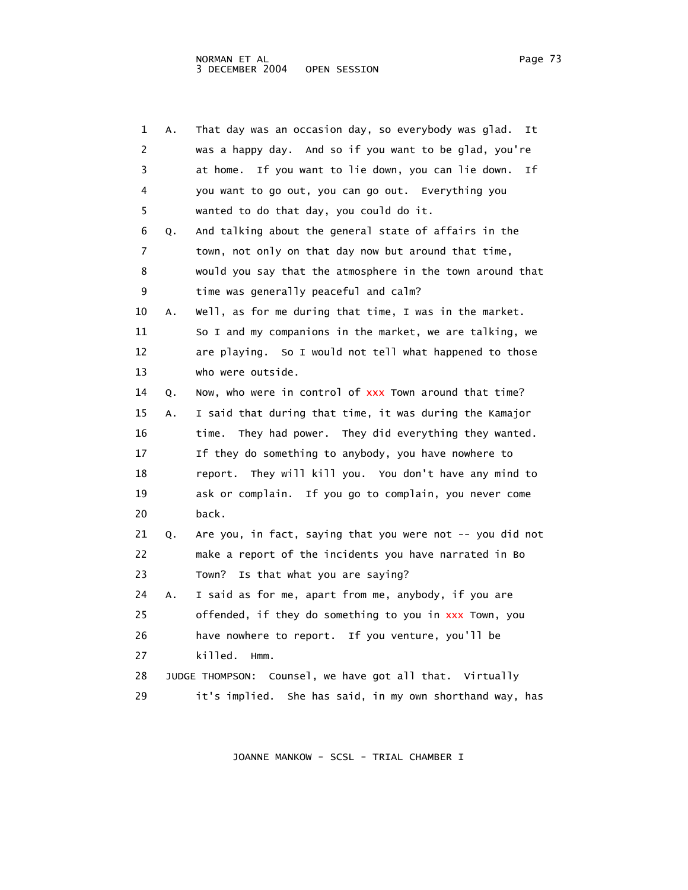1 A. That day was an occasion day, so everybody was glad. It
2 was a happy day. And so if you want to be glad, you're
3 at home. If you want to lie down, you can lie down. If
4 you want to go out, you can go out. Everything you
5 wanted to do that day, you could do it.
6 Q. And talking about the general state of affairs in the
7 town, not only on that day now but around that time,
8 would you say that the atmosphere in the town around that
9 time was generally peaceful and calm?
10 A. Well, as for me during that time, I was in the market.
11 So I and my companions in the market, we are talking, we
12 are playing. So I would not tell what happened to those
13 who were outside.
14 Q. Now, who were in control of xxx Town around that time?
15 A. I said that during that time, it was during the Kamajor
16 time. They had power. They did everything they wanted.
17 If they do something to anybody, you have nowhere to
18 report. They will kill you. You don't have any mind to
19 ask or complain. If you go to complain, you never come
20 back.
21 Q. Are you, in fact, saying that you were not -- you did not
22 make a report of the incidents you have narrated in Bo
23 Town? Is that what you are saying?
24 A. I said as for me, apart from me, anybody, if you are
25 offended, if they do something to you in xxx Town, you
26 have nowhere to report. If you venture, you'll be
27 killed. Hmm.
28 JUDGE THOMPSON: Counsel, we have got all that. Virtually
29 it's implied. She has said, in my own shorthand way, has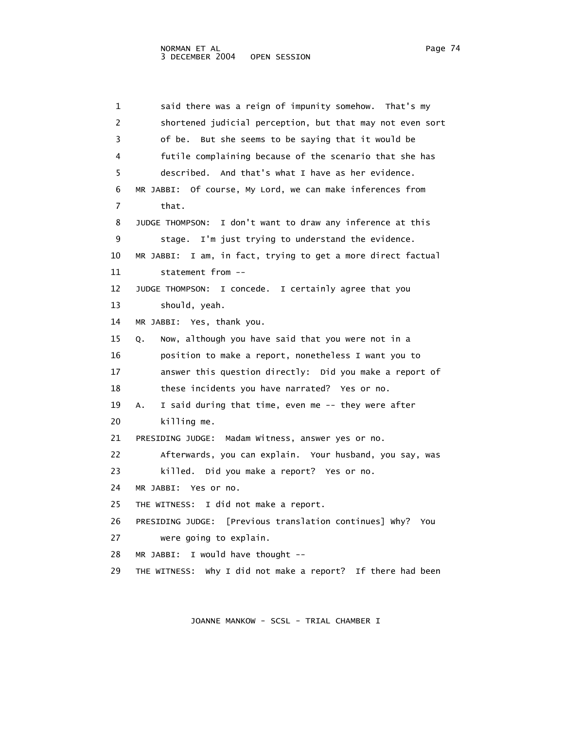1 said there was a reign of impunity somehow. That's my
2 shortened judicial perception, but that may not even sort
3 of be. But she seems to be saying that it would be
4 futile complaining because of the scenario that she has
5 described. And that's what I have as her evidence.
6 MR JABBI: Of course, My Lord, we can make inferences from
7 that.
8 JUDGE THOMPSON: I don't want to draw any inference at this
9 stage. I'm just trying to understand the evidence.
10 MR JABBI: I am, in fact, trying to get a more direct factual
11 statement from --
12 JUDGE THOMPSON: I concede. I certainly agree that you
13 should, yeah.
14 MR JABBI: Yes, thank you.
15 Q. Now, although you have said that you were not in a
16 position to make a report, nonetheless I want you to
17 answer this question directly: Did you make a report of
18 these incidents you have narrated? Yes or no.
19 A. I said during that time, even me -- they were after
20 killing me.
21 PRESIDING JUDGE: Madam Witness, answer yes or no.
22 Afterwards, you can explain. Your husband, you say, was
23 killed. Did you make a report? Yes or no.
24 MR JABBI: Yes or no.
25 THE WITNESS: I did not make a report.
26 PRESIDING JUDGE: [Previous translation continues] Why? You
27 were going to explain.
28 MR JABBI: I would have thought --
29 THE WITNESS: Why I did not make a report? If there had been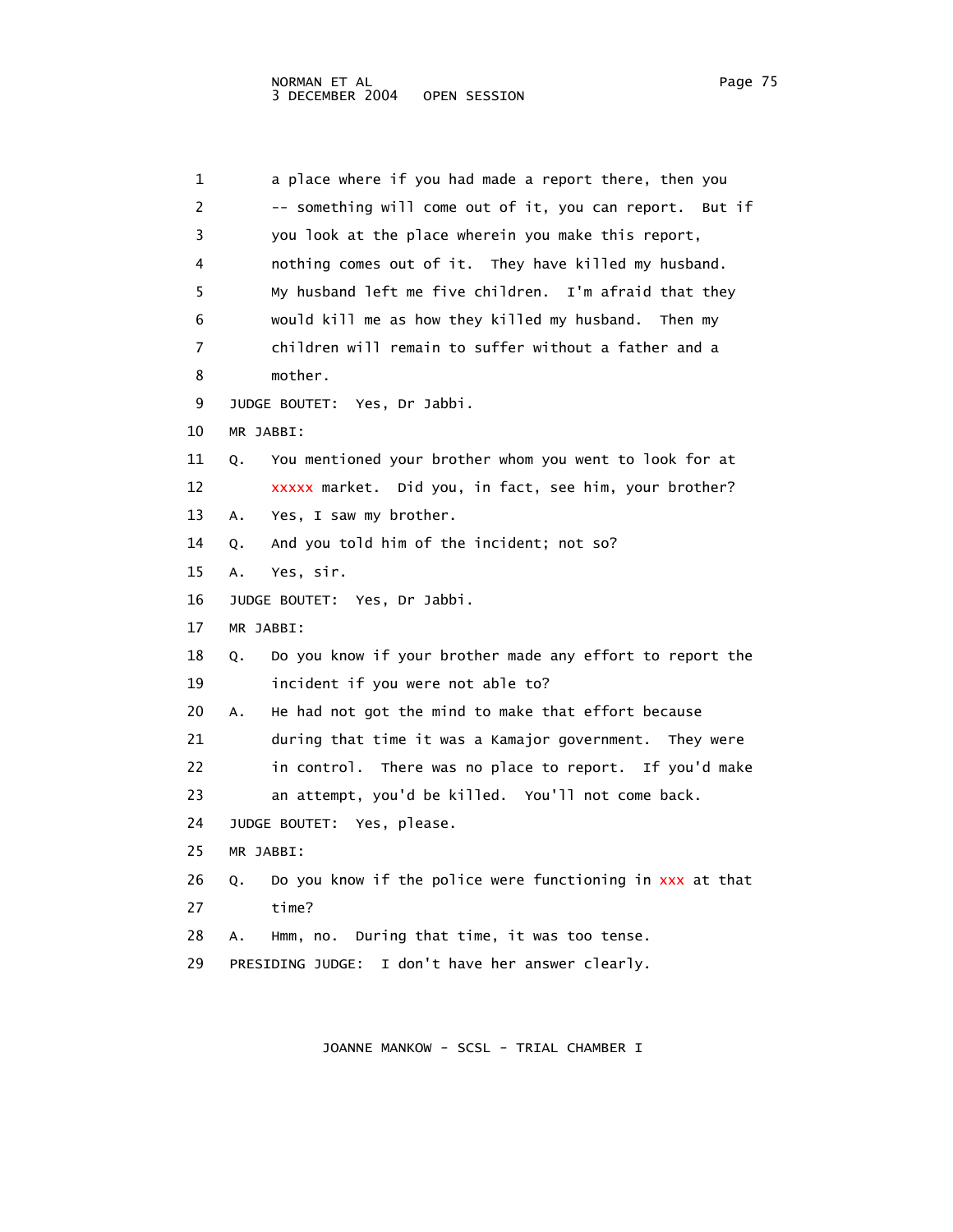a place where if you had made a report there, then you -- something will come out of it, you can report. But if you look at the place wherein you make this report, nothing comes out of it. They have killed my husband. My husband left me five children. I'm afraid that they would kill me as how they killed my husband. Then my children will remain to suffer without a father and a mother.

JUDGE BOUTET: Yes, Dr Jabbi.

MR JABBI:

Q. You mentioned your brother whom you went to look for at xxxxx market. Did you, in fact, see him, your brother?

A. Yes, I saw my brother.

Q. And you told him of the incident; not so?

A. Yes, sir.

JUDGE BOUTET: Yes, Dr Jabbi.

MR JABBI:

Q. Do you know if your brother made any effort to report the incident if you were not able to?

A. He had not got the mind to make that effort because during that time it was a Kamajor government. They were in control. There was no place to report. If you'd make an attempt, you'd be killed. You'll not come back.

JUDGE BOUTET: Yes, please.

MR JABBI:

Q. Do you know if the police were functioning in xxx at that time?

A. Hmm, no. During that time, it was too tense.

PRESIDING JUDGE: I don't have her answer clearly.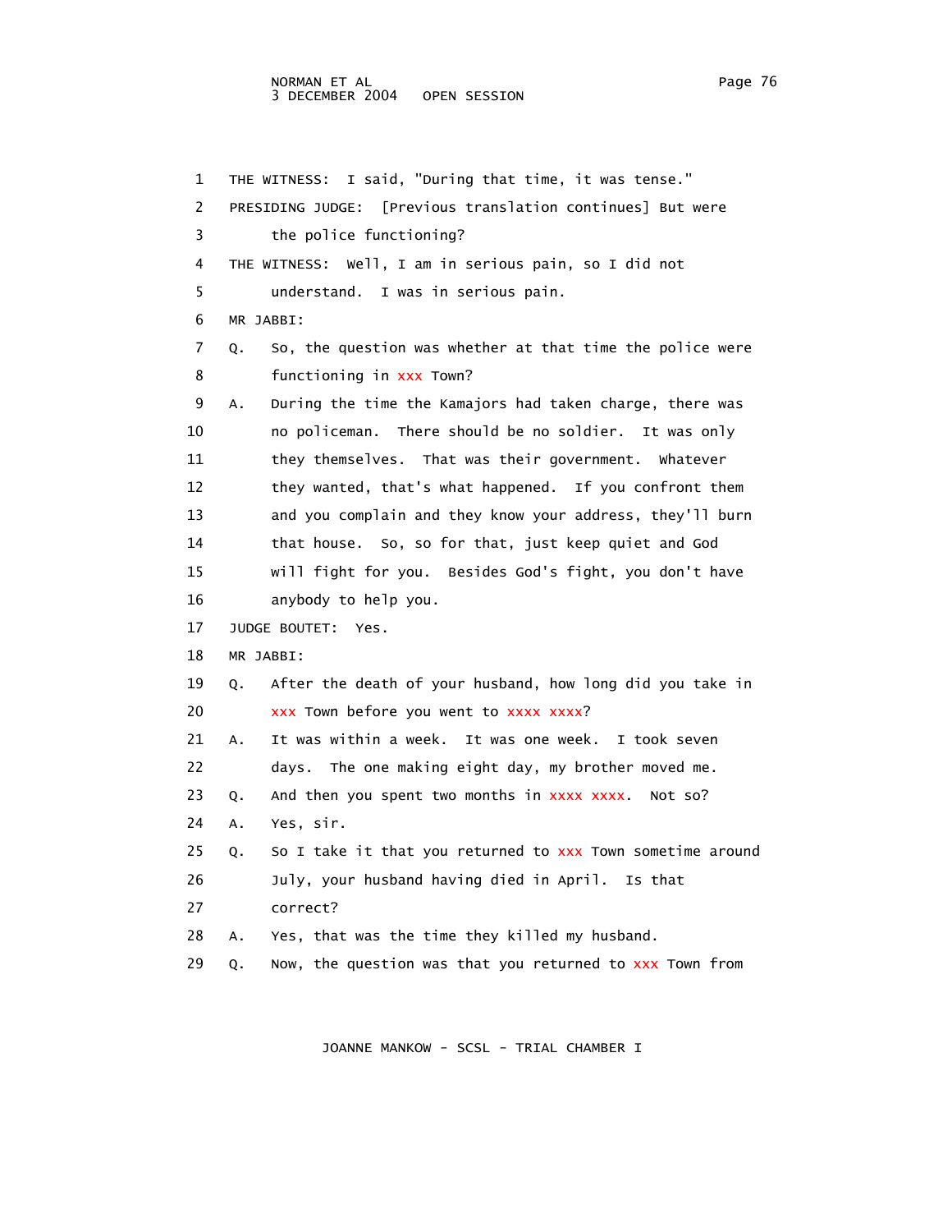1 THE WITNESS: I said, "During that time, it was tense."

2 PRESIDING JUDGE: [Previous translation continues] But were

3 the police functioning?

4 THE WITNESS: Well, I am in serious pain, so I did not

5 understand. I was in serious pain.

6 MR JABBI:

7 Q. So, the question was whether at that time the police were

8 functioning in xxx Town?

9 A. During the time the Kamajors had taken charge, there was

10 no policeman. There should be no soldier. It was only

11 they themselves. That was their government. Whatever

12 they wanted, that's what happened. If you confront them

13 and you complain and they know your address, they'll burn

14 that house. So, so for that, just keep quiet and God

15 will fight for you. Besides God's fight, you don't have

16 anybody to help you.

17 JUDGE BOUTET: Yes.

18 MR JABBI:

19 Q. After the death of your husband, how long did you take in

20 xxx Town before you went to xxxx xxxx?

21 A. It was within a week. It was one week. I took seven

22 days. The one making eight day, my brother moved me.

23 Q. And then you spent two months in xxxx xxxx. Not so?

24 A. Yes, sir.

25 Q. So I take it that you returned to xxx Town sometime around

26 July, your husband having died in April. Is that

27 correct?

28 A. Yes, that was the time they killed my husband.

29 Q. Now, the question was that you returned to xxx Town from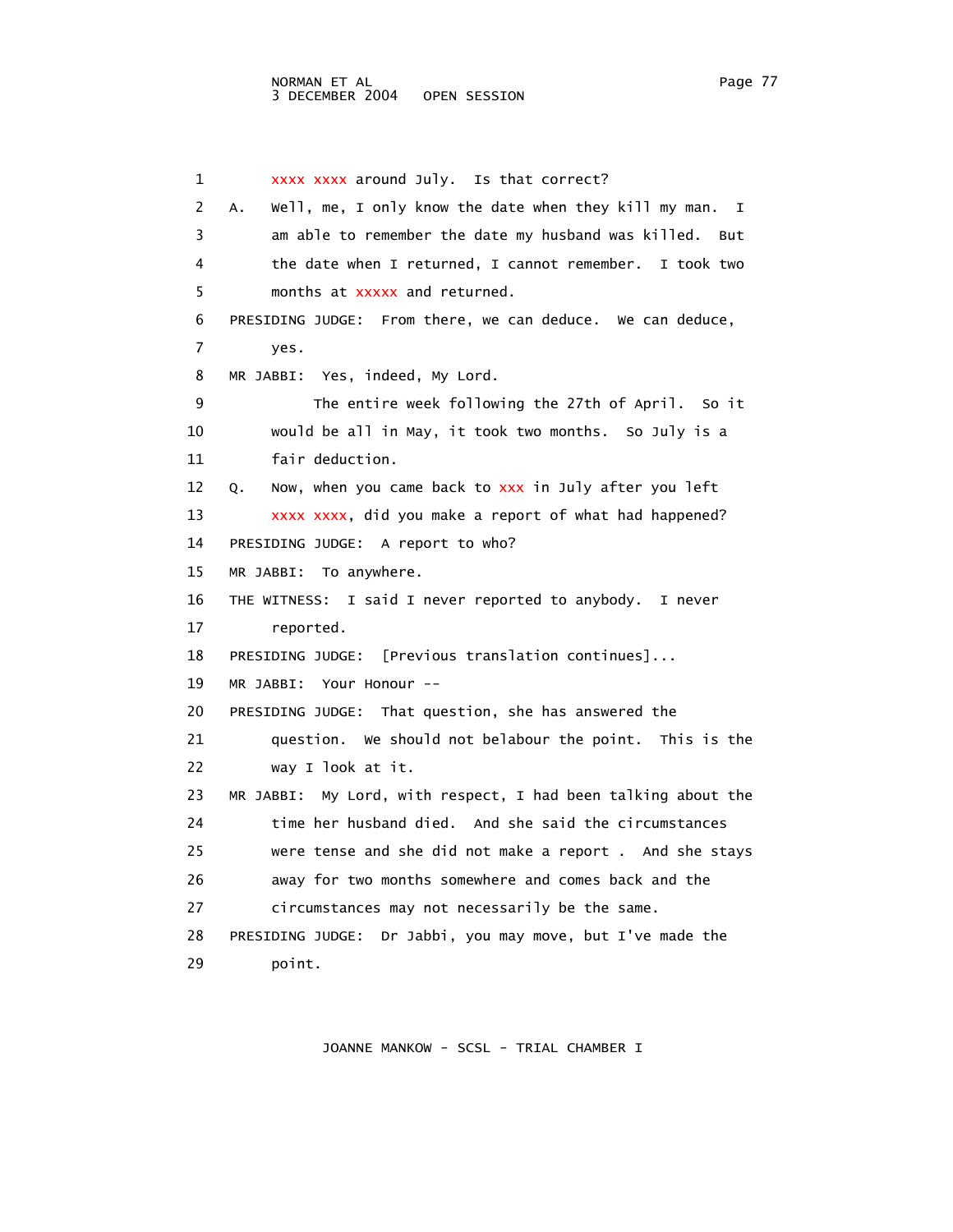1 xxxx xxxx around July. Is that correct?

2 A. Well, me, I only know the date when they kill my man. I

3 am able to remember the date my husband was killed. But

4 the date when I returned, I cannot remember. I took two

5 months at xxxxx and returned.

6 PRESIDING JUDGE: From there, we can deduce. We can deduce,

7 yes.

8 MR JABBI: Yes, indeed, My Lord.

9 The entire week following the 27th of April. So it

10 would be all in May, it took two months. So July is a

11 fair deduction.

12 Q. Now, when you came back to xxx in July after you left

13 xxxx xxxx, did you make a report of what had happened?

14 PRESIDING JUDGE: A report to who?

15 MR JABBI: To anywhere.

16 THE WITNESS: I said I never reported to anybody. I never

17 reported.

18 PRESIDING JUDGE: [Previous translation continues]...

19 MR JABBI: Your Honour --

20 PRESIDING JUDGE: That question, she has answered the

21 question. We should not belabour the point. This is the

22 way I look at it.

23 MR JABBI: My Lord, with respect, I had been talking about the

24 time her husband died. And she said the circumstances

25 were tense and she did not make a report . And she stays

26 away for two months somewhere and comes back and the

27 circumstances may not necessarily be the same.

28 PRESIDING JUDGE: Dr Jabbi, you may move, but I've made the

29 point.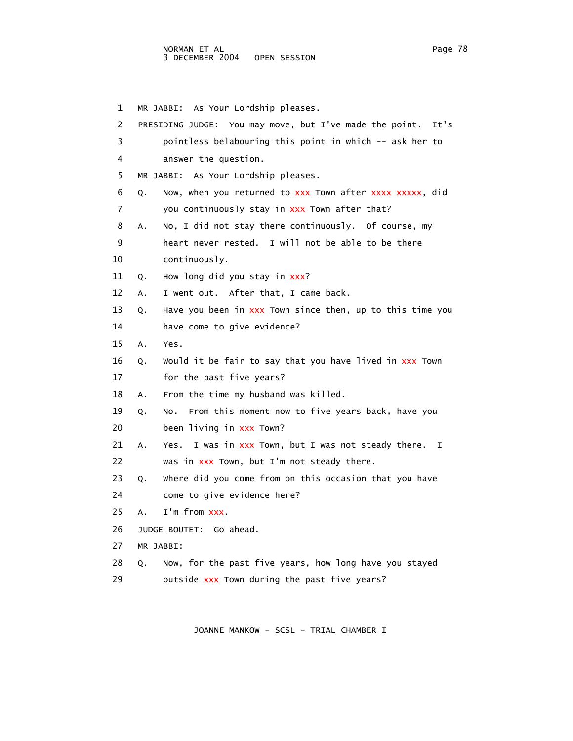1 MR JABBI: As Your Lordship pleases.

2 PRESIDING JUDGE: You may move, but I've made the point. It's

3 pointless belabouring this point in which -- ask her to

4 answer the question.

5 MR JABBI: As Your Lordship pleases.

6 Q. Now, when you returned to xxx Town after xxxx xxxxx, did

7 you continuously stay in xxx Town after that?

8 A. No, I did not stay there continuously. Of course, my

9 heart never rested. I will not be able to be there

10 continuously.

11 Q. How long did you stay in xxx?

12 A. I went out. After that, I came back.

13 Q. Have you been in xxx Town since then, up to this time you

14 have come to give evidence?

15 A. Yes.

16 Q. Would it be fair to say that you have lived in xxx Town

17 for the past five years?

18 A. From the time my husband was killed.

19 Q. No. From this moment now to five years back, have you

20 been living in xxx Town?

21 A. Yes. I was in xxx Town, but I was not steady there. I

22 was in xxx Town, but I'm not steady there.

23 Q. Where did you come from on this occasion that you have

24 come to give evidence here?

25 A. I'm from xxx.

26 JUDGE BOUTET: Go ahead.

27 MR JABBI:

28 Q. Now, for the past five years, how long have you stayed

29 outside xxx Town during the past five years?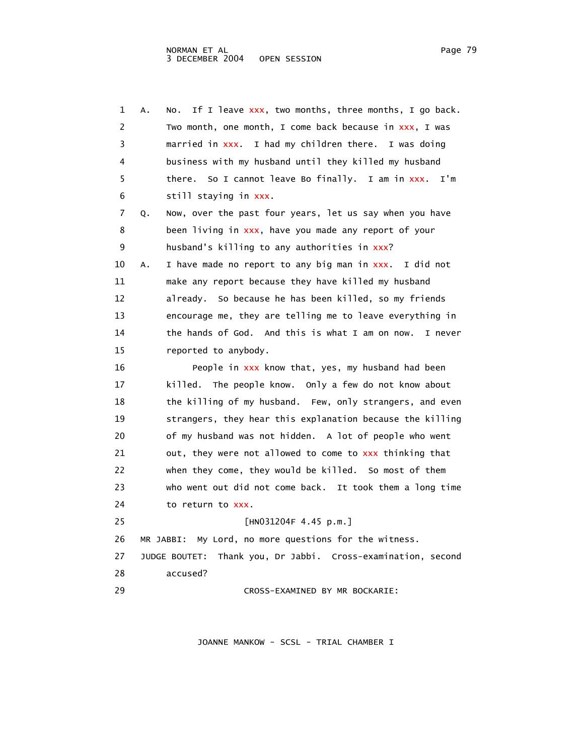1 A. No. If I leave xxx, two months, three months, I go back.
2 Two month, one month, I come back because in xxx, I was
3 married in xxx. I had my children there. I was doing
4 business with my husband until they killed my husband
5 there. So I cannot leave Bo finally. I am in xxx. I'm
6 still staying in xxx.

7 Q. Now, over the past four years, let us say when you have
8 been living in xxx, have you made any report of your
9 husband's killing to any authorities in xxx?

10 A. I have made no report to any big man in xxx. I did not
11 make any report because they have killed my husband
12 already. So because he has been killed, so my friends
13 encourage me, they are telling me to leave everything in
14 the hands of God. And this is what I am on now. I never
15 reported to anybody.

16 People in xxx know that, yes, my husband had been
17 killed. The people know. Only a few do not know about
18 the killing of my husband. Few, only strangers, and even
19 strangers, they hear this explanation because the killing
20 of my husband was not hidden. A lot of people who went
21 out, they were not allowed to come to xxx thinking that
22 when they come, they would be killed. So most of them
23 who went out did not come back. It took them a long time
24 to return to xxx.

25 [HN031204F 4.45 p.m.]

26 MR JABBI: My Lord, no more questions for the witness.

27 JUDGE BOUTET: Thank you, Dr Jabbi. Cross-examination, second
28 accused?

29 CROSS-EXAMINED BY MR BOCKARIE: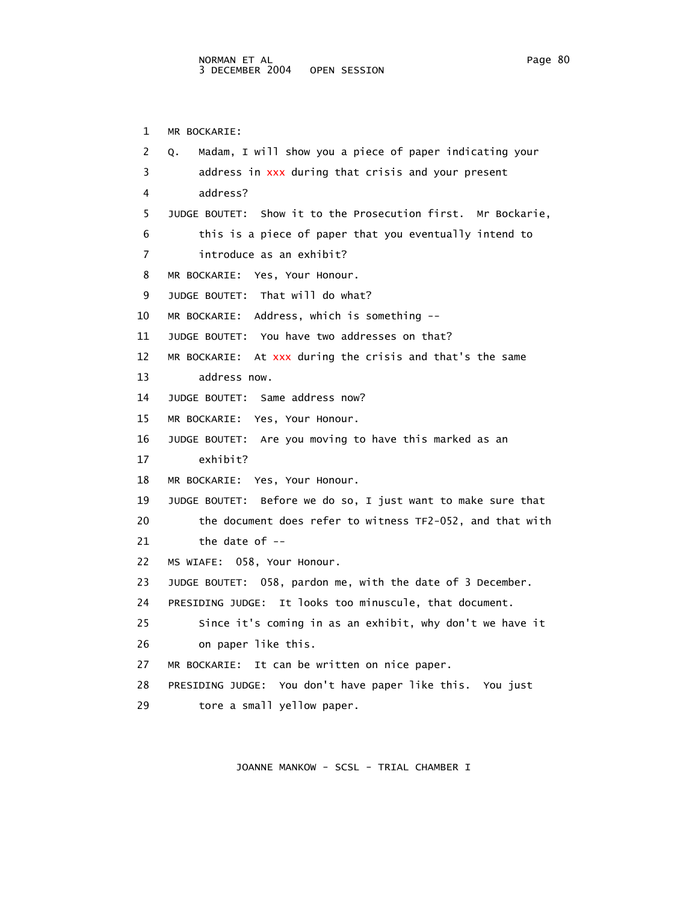1 MR BOCKARIE:

2 Q. Madam, I will show you a piece of paper indicating your

3 address in xxx during that crisis and your present

4 address?

5 JUDGE BOUTET: Show it to the Prosecution first. Mr Bockarie,

6 this is a piece of paper that you eventually intend to

7 introduce as an exhibit?

8 MR BOCKARIE: Yes, Your Honour.

9 JUDGE BOUTET: That will do what?

10 MR BOCKARIE: Address, which is something --

11 JUDGE BOUTET: You have two addresses on that?

12 MR BOCKARIE: At xxx during the crisis and that's the same

13 address now.

14 JUDGE BOUTET: Same address now?

15 MR BOCKARIE: Yes, Your Honour.

16 JUDGE BOUTET: Are you moving to have this marked as an

17 exhibit?

18 MR BOCKARIE: Yes, Your Honour.

19 JUDGE BOUTET: Before we do so, I just want to make sure that

20 the document does refer to witness TF2-052, and that with

21 the date of --

22 MS WIAFE: 058, Your Honour.

23 JUDGE BOUTET: 058, pardon me, with the date of 3 December.

24 PRESIDING JUDGE: It looks too minuscule, that document.

25 Since it's coming in as an exhibit, why don't we have it

26 on paper like this.

27 MR BOCKARIE: It can be written on nice paper.

28 PRESIDING JUDGE: You don't have paper like this. You just

29 tore a small yellow paper.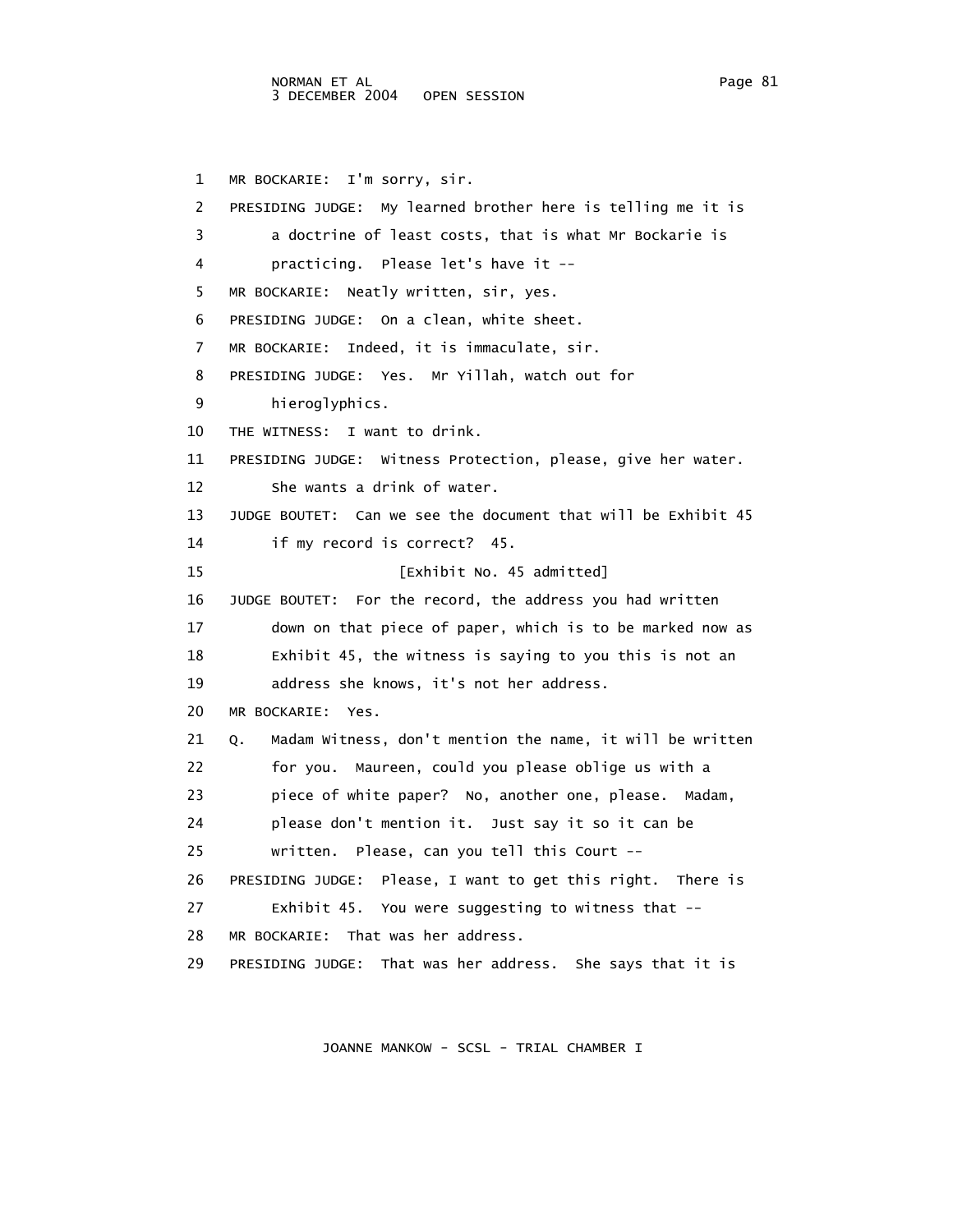1 MR BOCKARIE: I'm sorry, sir.

2 PRESIDING JUDGE: My learned brother here is telling me it is

3 a doctrine of least costs, that is what Mr Bockarie is

4 practicing. Please let's have it --

5 MR BOCKARIE: Neatly written, sir, yes.

6 PRESIDING JUDGE: On a clean, white sheet.

7 MR BOCKARIE: Indeed, it is immaculate, sir.

8 PRESIDING JUDGE: Yes. Mr Yillah, watch out for

9 hieroglyphics.

10 THE WITNESS: I want to drink.

11 PRESIDING JUDGE: Witness Protection, please, give her water.

12 She wants a drink of water.

13 JUDGE BOUTET: Can we see the document that will be Exhibit 45

14 if my record is correct? 45.

15 [Exhibit No. 45 admitted]

16 JUDGE BOUTET: For the record, the address you had written

17 down on that piece of paper, which is to be marked now as

18 Exhibit 45, the witness is saying to you this is not an

19 address she knows, it's not her address.

20 MR BOCKARIE: Yes.

21 Q. Madam Witness, don't mention the name, it will be written

22 for you. Maureen, could you please oblige us with a

23 piece of white paper? No, another one, please. Madam,

24 please don't mention it. Just say it so it can be

25 written. Please, can you tell this Court --

26 PRESIDING JUDGE: Please, I want to get this right. There is

27 Exhibit 45. You were suggesting to witness that --

28 MR BOCKARIE: That was her address.

29 PRESIDING JUDGE: That was her address. She says that it is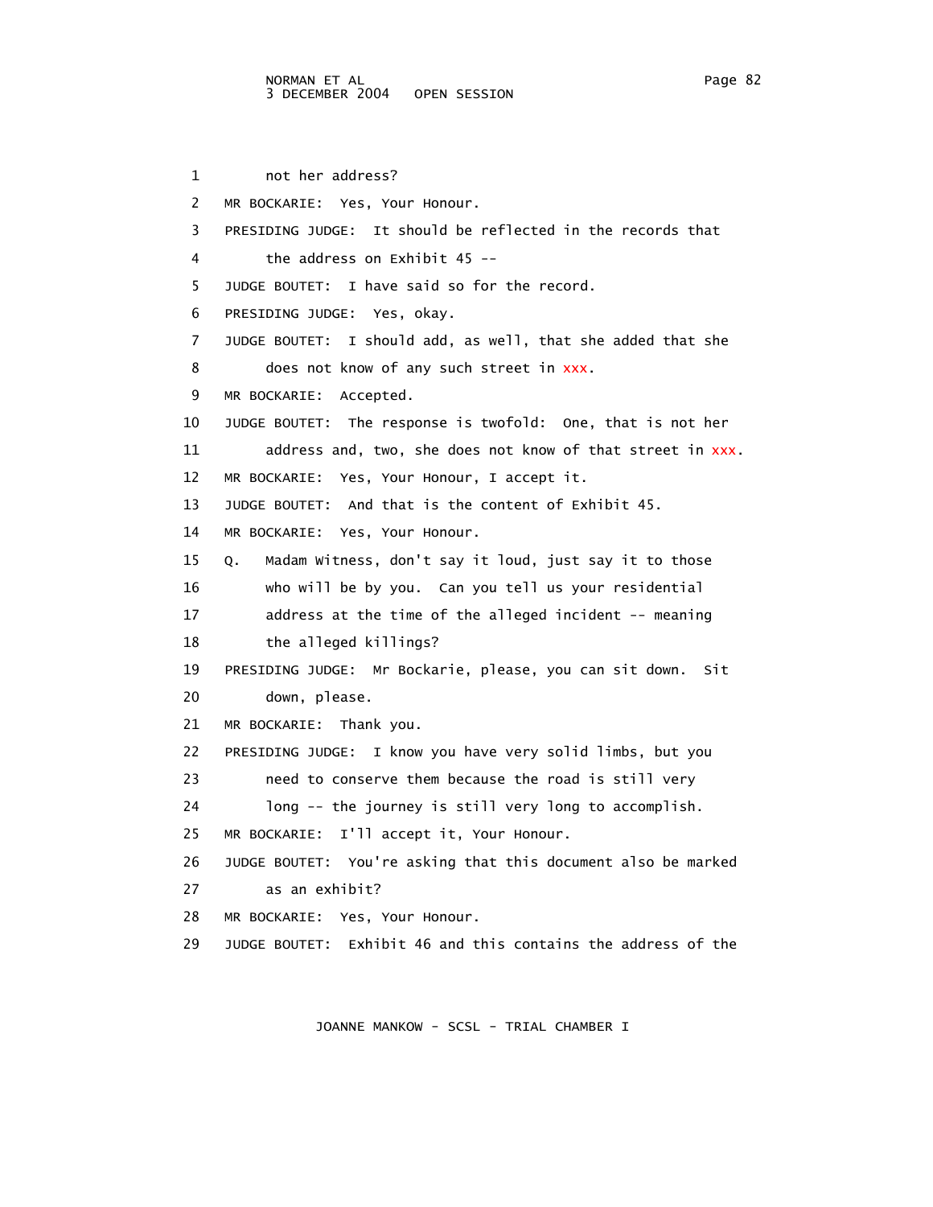1 not her address?

2 MR BOCKARIE: Yes, Your Honour.

3 PRESIDING JUDGE: It should be reflected in the records that

4 the address on Exhibit 45 --

5 JUDGE BOUTET: I have said so for the record.

6 PRESIDING JUDGE: Yes, okay.

7 JUDGE BOUTET: I should add, as well, that she added that she

8 does not know of any such street in xxx.

9 MR BOCKARIE: Accepted.

10 JUDGE BOUTET: The response is twofold: One, that is not her

11 address and, two, she does not know of that street in xxx.

12 MR BOCKARIE: Yes, Your Honour, I accept it.

13 JUDGE BOUTET: And that is the content of Exhibit 45.

14 MR BOCKARIE: Yes, Your Honour.

15 Q. Madam Witness, don't say it loud, just say it to those

16 who will be by you. Can you tell us your residential

17 address at the time of the alleged incident -- meaning

18 the alleged killings?

19 PRESIDING JUDGE: Mr Bockarie, please, you can sit down. Sit

20 down, please.

21 MR BOCKARIE: Thank you.

22 PRESIDING JUDGE: I know you have very solid limbs, but you

23 need to conserve them because the road is still very

24 long -- the journey is still very long to accomplish.

25 MR BOCKARIE: I'll accept it, Your Honour.

26 JUDGE BOUTET: You're asking that this document also be marked

27 as an exhibit?

28 MR BOCKARIE: Yes, Your Honour.

29 JUDGE BOUTET: Exhibit 46 and this contains the address of the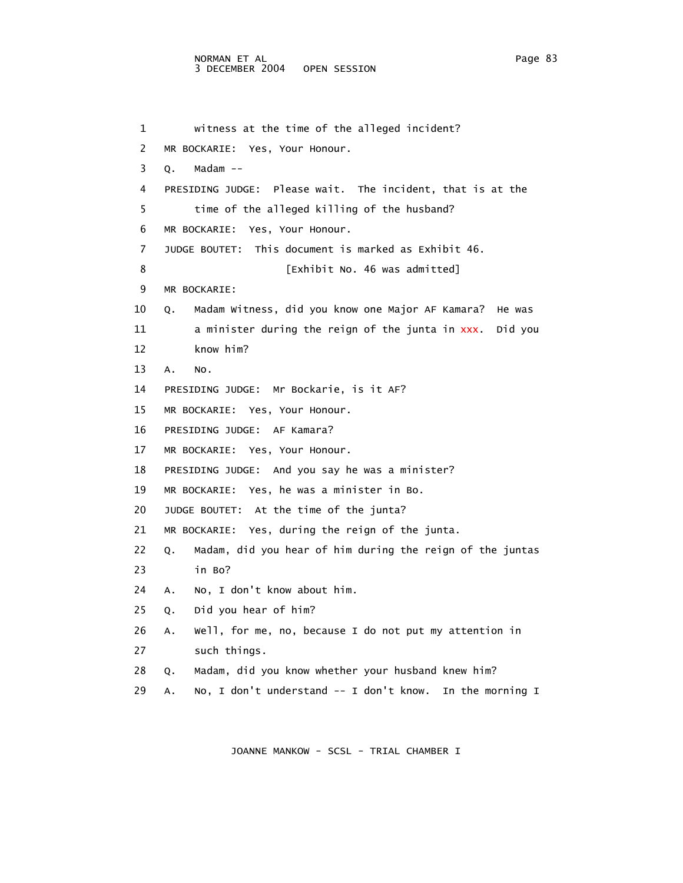1 witness at the time of the alleged incident?

2 MR BOCKARIE: Yes, Your Honour.

3 Q. Madam --

4 PRESIDING JUDGE: Please wait. The incident, that is at the

5 time of the alleged killing of the husband?

6 MR BOCKARIE: Yes, Your Honour.

7 JUDGE BOUTET: This document is marked as Exhibit 46.

8 [Exhibit No. 46 was admitted]

9 MR BOCKARIE:

10 Q. Madam Witness, did you know one Major AF Kamara? He was

11 a minister during the reign of the junta in xxx. Did you

12 know him?

13 A. No.

14 PRESIDING JUDGE: Mr Bockarie, is it AF?

15 MR BOCKARIE: Yes, Your Honour.

16 PRESIDING JUDGE: AF Kamara?

17 MR BOCKARIE: Yes, Your Honour.

18 PRESIDING JUDGE: And you say he was a minister?

19 MR BOCKARIE: Yes, he was a minister in Bo.

20 JUDGE BOUTET: At the time of the junta?

21 MR BOCKARIE: Yes, during the reign of the junta.

22 Q. Madam, did you hear of him during the reign of the juntas

23 in Bo?

24 A. No, I don't know about him.

25 Q. Did you hear of him?

26 A. Well, for me, no, because I do not put my attention in

27 such things.

28 Q. Madam, did you know whether your husband knew him?

29 A. No, I don't understand -- I don't know. In the morning I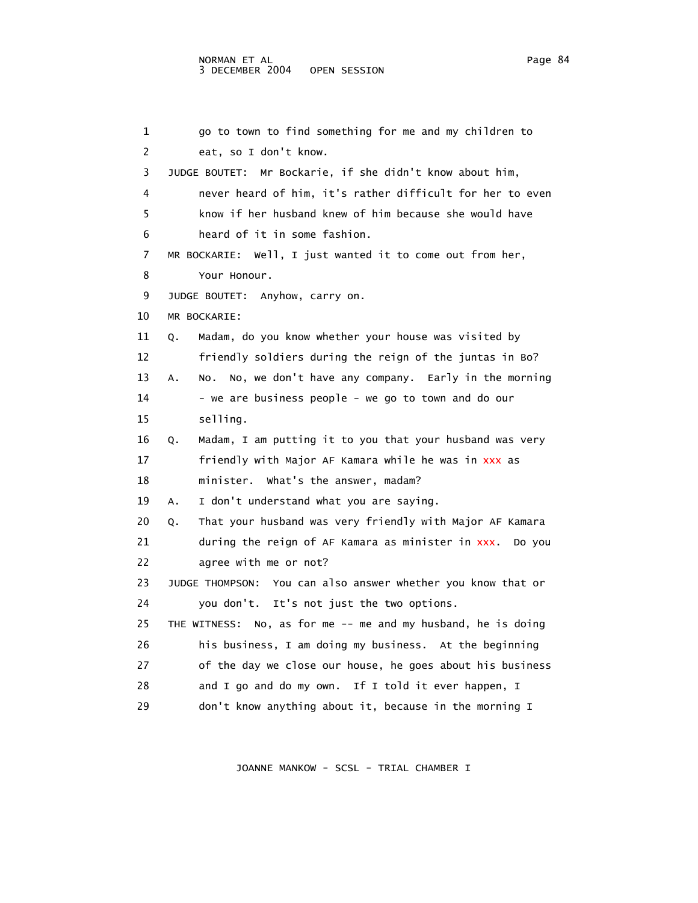1 go to town to find something for me and my children to
2 eat, so I don't know.
3 JUDGE BOUTET: Mr Bockarie, if she didn't know about him,
4 never heard of him, it's rather difficult for her to even
5 know if her husband knew of him because she would have
6 heard of it in some fashion.
7 MR BOCKARIE: Well, I just wanted it to come out from her,
8 Your Honour.
9 JUDGE BOUTET: Anyhow, carry on.
10 MR BOCKARIE:
11 Q. Madam, do you know whether your house was visited by
12 friendly soldiers during the reign of the juntas in Bo?
13 A. No. No, we don't have any company. Early in the morning
14 - we are business people - we go to town and do our
15 selling.
16 Q. Madam, I am putting it to you that your husband was very
17 friendly with Major AF Kamara while he was in xxx as
18 minister. What's the answer, madam?
19 A. I don't understand what you are saying.
20 Q. That your husband was very friendly with Major AF Kamara
21 during the reign of AF Kamara as minister in xxx. Do you
22 agree with me or not?
23 JUDGE THOMPSON: You can also answer whether you know that or
24 you don't. It's not just the two options.
25 THE WITNESS: No, as for me -- me and my husband, he is doing
26 his business, I am doing my business. At the beginning
27 of the day we close our house, he goes about his business
28 and I go and do my own. If I told it ever happen, I
29 don't know anything about it, because in the morning I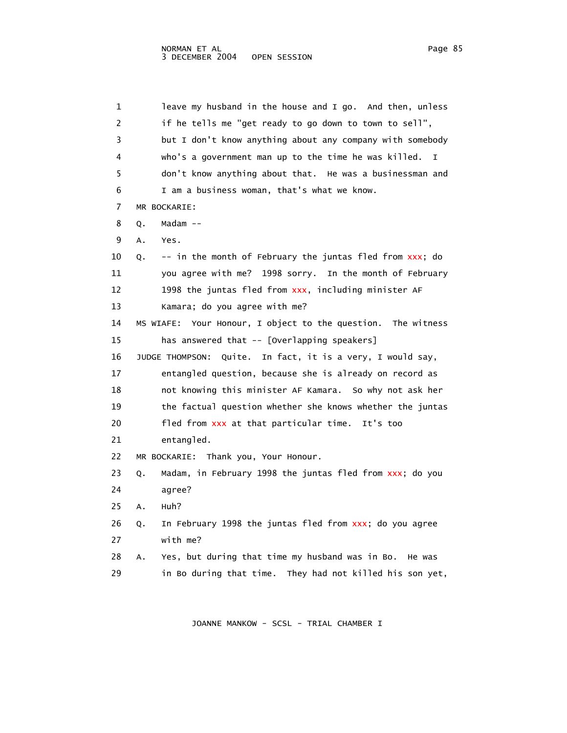1 leave my husband in the house and I go. And then, unless
2 if he tells me "get ready to go down to town to sell",
3 but I don't know anything about any company with somebody
4 who's a government man up to the time he was killed. I
5 don't know anything about that. He was a businessman and
6 I am a business woman, that's what we know.

7 MR BOCKARIE:

8 Q. Madam --

9 A. Yes.

10 Q. -- in the month of February the juntas fled from xxx; do
11 you agree with me? 1998 sorry. In the month of February
12 1998 the juntas fled from xxx, including minister AF
13 Kamara; do you agree with me?

14 MS WIAFE: Your Honour, I object to the question. The witness
15 has answered that -- [Overlapping speakers]

16 JUDGE THOMPSON: Quite. In fact, it is a very, I would say,
17 entangled question, because she is already on record as
18 not knowing this minister AF Kamara. So why not ask her
19 the factual question whether she knows whether the juntas
20 fled from xxx at that particular time. It's too
21 entangled.

22 MR BOCKARIE: Thank you, Your Honour.

23 Q. Madam, in February 1998 the juntas fled from xxx; do you
24 agree?

25 A. Huh?

26 Q. In February 1998 the juntas fled from xxx; do you agree
27 with me?

28 A. Yes, but during that time my husband was in Bo. He was
29 in Bo during that time. They had not killed his son yet,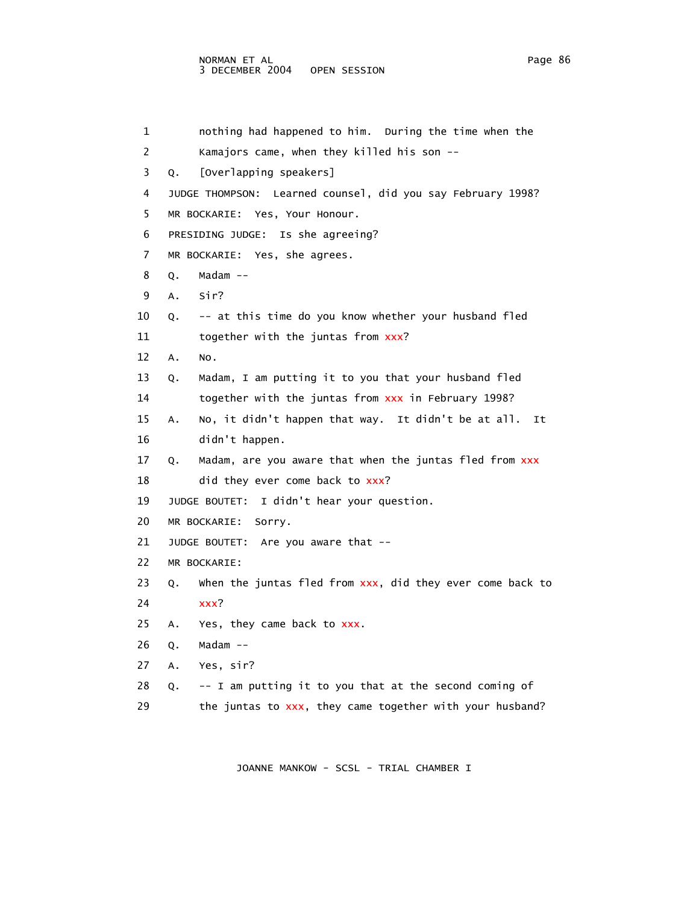1 nothing had happened to him. During the time when the

2 Kamajors came, when they killed his son --

3 Q. [Overlapping speakers]

4 JUDGE THOMPSON: Learned counsel, did you say February 1998?

5 MR BOCKARIE: Yes, Your Honour.

6 PRESIDING JUDGE: Is she agreeing?

7 MR BOCKARIE: Yes, she agrees.

8 Q. Madam --

9 A. Sir?

10 Q. -- at this time do you know whether your husband fled

11 together with the juntas from xxx?

12 A. No.

13 Q. Madam, I am putting it to you that your husband fled

14 together with the juntas from xxx in February 1998?

15 A. No, it didn't happen that way. It didn't be at all. It

16 didn't happen.

17 Q. Madam, are you aware that when the juntas fled from xxx

18 did they ever come back to xxx?

19 JUDGE BOUTET: I didn't hear your question.

20 MR BOCKARIE: Sorry.

21 JUDGE BOUTET: Are you aware that --

22 MR BOCKARIE:

23 Q. When the juntas fled from xxx, did they ever come back to

24 xxx?

25 A. Yes, they came back to xxx.

26 Q. Madam --

27 A. Yes, sir?

28 Q. -- I am putting it to you that at the second coming of

29 the juntas to xxx, they came together with your husband?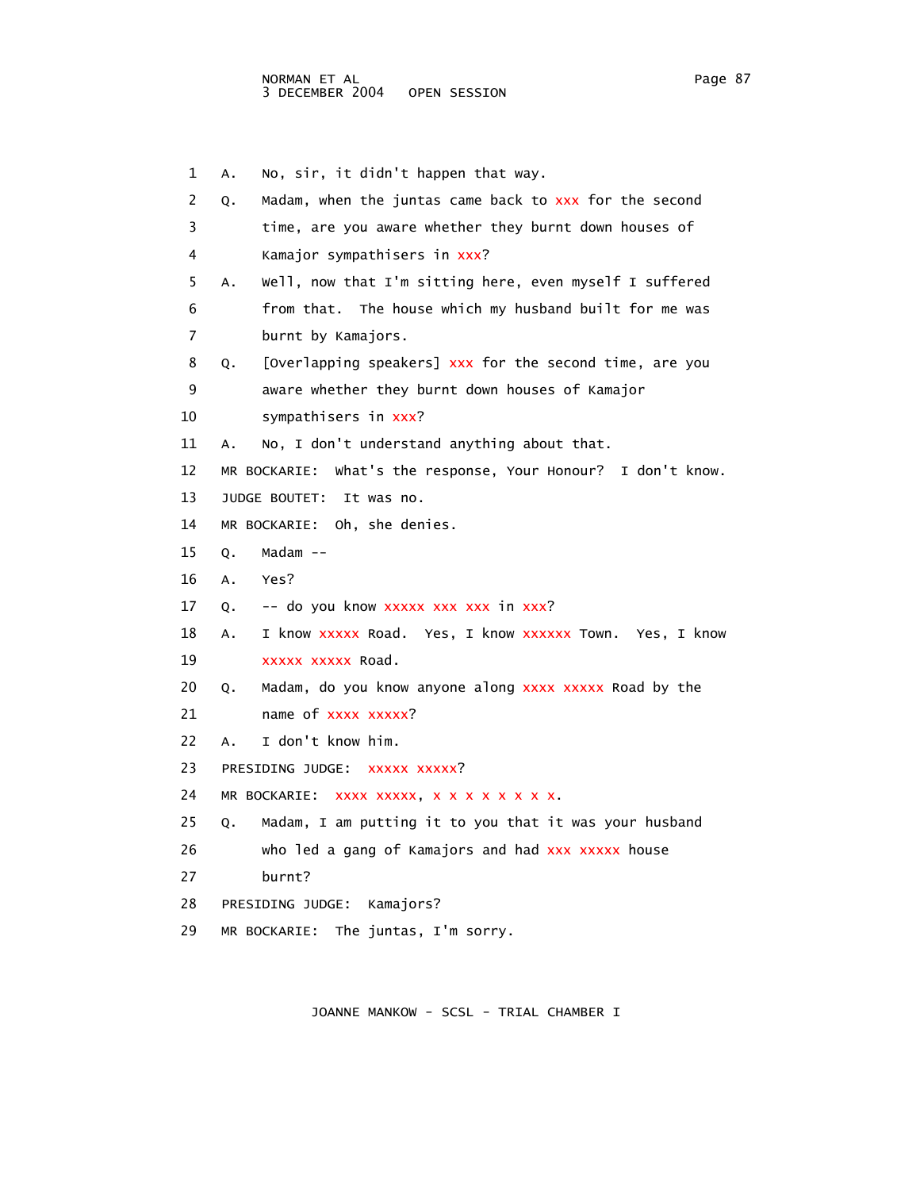1 A. No, sir, it didn't happen that way.

2 Q. Madam, when the juntas came back to xxx for the second

3 time, are you aware whether they burnt down houses of

4 Kamajor sympathisers in xxx?

5 A. Well, now that I'm sitting here, even myself I suffered

6 from that. The house which my husband built for me was

7 burnt by Kamajors.

8 Q. [Overlapping speakers] xxx for the second time, are you

9 aware whether they burnt down houses of Kamajor

10 sympathisers in xxx?

11 A. No, I don't understand anything about that.

12 MR BOCKARIE: What's the response, Your Honour? I don't know.

13 JUDGE BOUTET: It was no.

14 MR BOCKARIE: Oh, she denies.

15 Q. Madam --

16 A. Yes?

17 Q. -- do you know xxxxx xxx xxx in xxx?

18 A. I know xxxxx Road. Yes, I know xxxxxx Town. Yes, I know

19 xxxxx xxxxx Road.

20 Q. Madam, do you know anyone along xxxx xxxxx Road by the

21 name of xxxx xxxxx?

22 A. I don't know him.

23 PRESIDING JUDGE: xxxxx xxxxx?

24 MR BOCKARIE: xxxx xxxxx, x x x x x x x x.

25 Q. Madam, I am putting it to you that it was your husband

26 who led a gang of Kamajors and had xxx xxxxx house

27 burnt?

28 PRESIDING JUDGE: Kamajors?

29 MR BOCKARIE: The juntas, I'm sorry.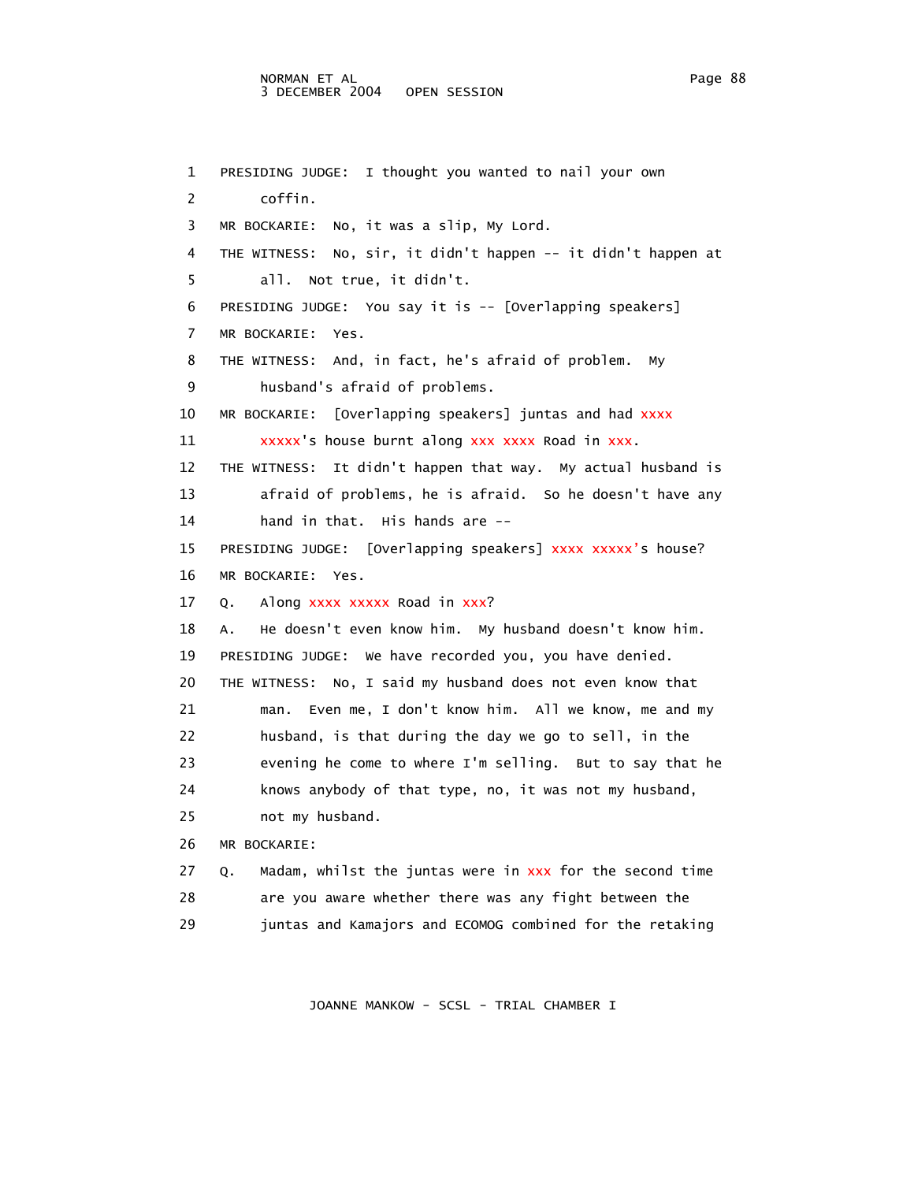1 PRESIDING JUDGE: I thought you wanted to nail your own
2 coffin.
3 MR BOCKARIE: No, it was a slip, My Lord.
4 THE WITNESS: No, sir, it didn't happen -- it didn't happen at
5 all. Not true, it didn't.
6 PRESIDING JUDGE: You say it is -- [Overlapping speakers]
7 MR BOCKARIE: Yes.
8 THE WITNESS: And, in fact, he's afraid of problem. My
9 husband's afraid of problems.
10 MR BOCKARIE: [Overlapping speakers] juntas and had xxxx
11 xxxxx's house burnt along xxx xxxx Road in xxx.
12 THE WITNESS: It didn't happen that way. My actual husband is
13 afraid of problems, he is afraid. So he doesn't have any
14 hand in that. His hands are --
15 PRESIDING JUDGE: [Overlapping speakers] xxxx xxxxx's house?
16 MR BOCKARIE: Yes.
17 Q. Along xxxx xxxxx Road in xxx?
18 A. He doesn't even know him. My husband doesn't know him.
19 PRESIDING JUDGE: We have recorded you, you have denied.
20 THE WITNESS: No, I said my husband does not even know that
21 man. Even me, I don't know him. All we know, me and my
22 husband, is that during the day we go to sell, in the
23 evening he come to where I'm selling. But to say that he
24 knows anybody of that type, no, it was not my husband,
25 not my husband.
26 MR BOCKARIE:
27 Q. Madam, whilst the juntas were in xxx for the second time
28 are you aware whether there was any fight between the
29 juntas and Kamajors and ECOMOG combined for the retaking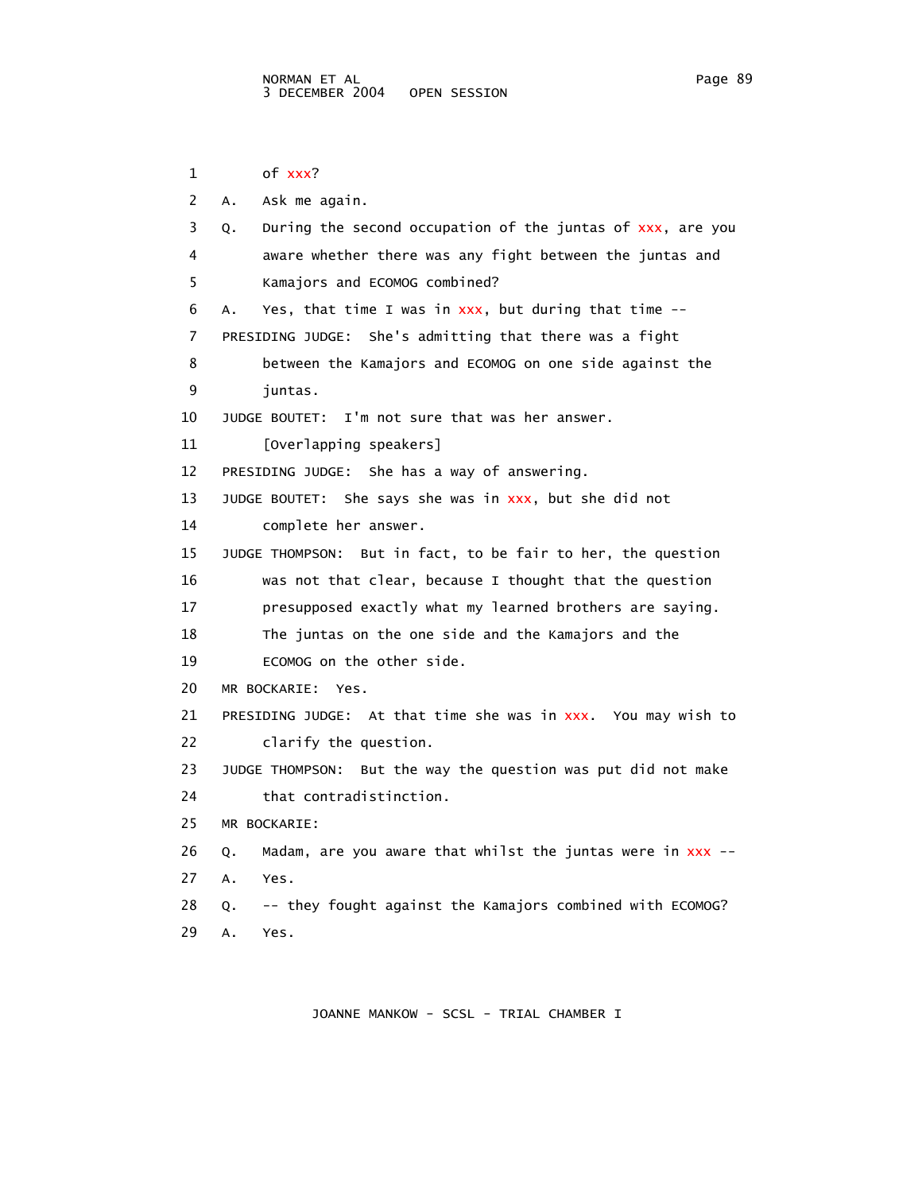1 of xxx?

2 A. Ask me again.

3 Q. During the second occupation of the juntas of xxx, are you

4 aware whether there was any fight between the juntas and

5 Kamajors and ECOMOG combined?

6 A. Yes, that time I was in xxx, but during that time --

7 PRESIDING JUDGE: She's admitting that there was a fight

8 between the Kamajors and ECOMOG on one side against the

9 juntas.

10 JUDGE BOUTET: I'm not sure that was her answer.

11 [Overlapping speakers]

12 PRESIDING JUDGE: She has a way of answering.

13 JUDGE BOUTET: She says she was in xxx, but she did not

14 complete her answer.

15 JUDGE THOMPSON: But in fact, to be fair to her, the question

16 was not that clear, because I thought that the question

17 presupposed exactly what my learned brothers are saying.

18 The juntas on the one side and the Kamajors and the

19 ECOMOG on the other side.

20 MR BOCKARIE: Yes.

21 PRESIDING JUDGE: At that time she was in xxx. You may wish to

22 clarify the question.

23 JUDGE THOMPSON: But the way the question was put did not make

24 that contradistinction.

25 MR BOCKARIE:

26 Q. Madam, are you aware that whilst the juntas were in xxx --

27 A. Yes.

28 Q. -- they fought against the Kamajors combined with ECOMOG?

29 A. Yes.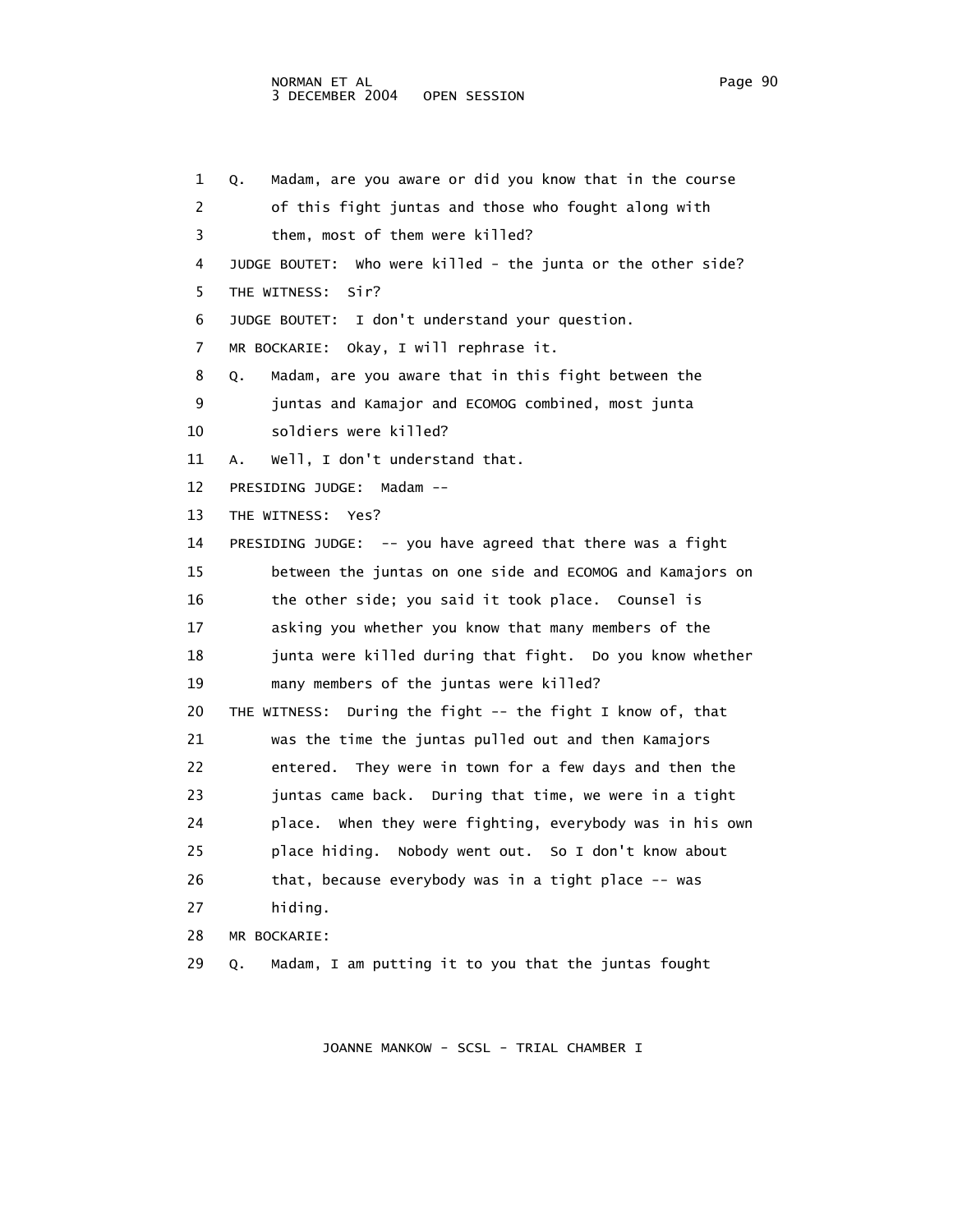1 Q. Madam, are you aware or did you know that in the course
2 of this fight juntas and those who fought along with
3 them, most of them were killed?
4 JUDGE BOUTET: Who were killed - the junta or the other side?
5 THE WITNESS: Sir?
6 JUDGE BOUTET: I don't understand your question.
7 MR BOCKARIE: Okay, I will rephrase it.
8 Q. Madam, are you aware that in this fight between the
9 juntas and Kamajor and ECOMOG combined, most junta
10 soldiers were killed?
11 A. Well, I don't understand that.
12 PRESIDING JUDGE: Madam --
13 THE WITNESS: Yes?
14 PRESIDING JUDGE: -- you have agreed that there was a fight
15 between the juntas on one side and ECOMOG and Kamajors on
16 the other side; you said it took place. Counsel is
17 asking you whether you know that many members of the
18 junta were killed during that fight. Do you know whether
19 many members of the juntas were killed?
20 THE WITNESS: During the fight -- the fight I know of, that
21 was the time the juntas pulled out and then Kamajors
22 entered. They were in town for a few days and then the
23 juntas came back. During that time, we were in a tight
24 place. When they were fighting, everybody was in his own
25 place hiding. Nobody went out. So I don't know about
26 that, because everybody was in a tight place -- was
27 hiding.
28 MR BOCKARIE:
29 Q. Madam, I am putting it to you that the juntas fought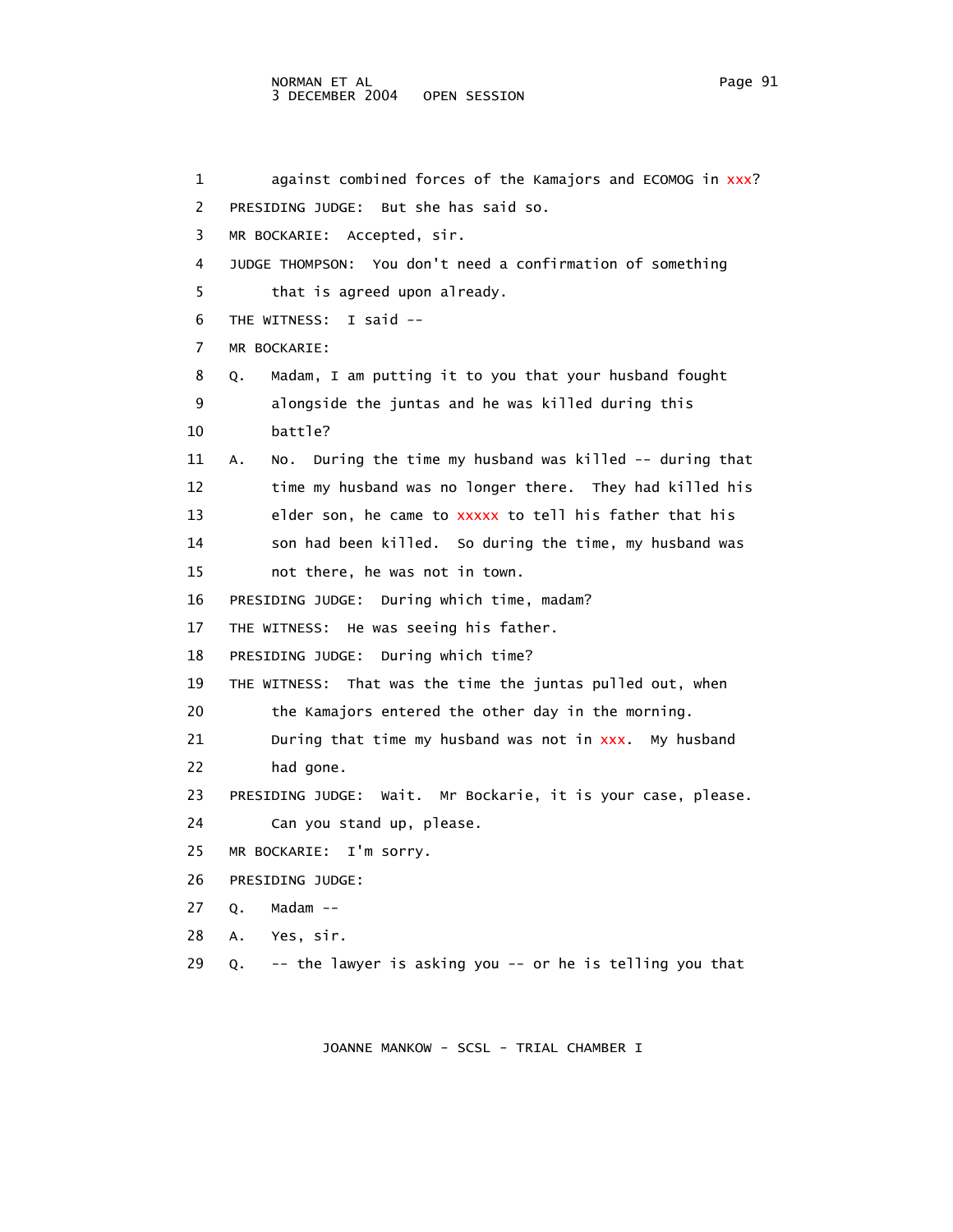1 against combined forces of the Kamajors and ECOMOG in xxx?

2 PRESIDING JUDGE: But she has said so.

3 MR BOCKARIE: Accepted, sir.

4 JUDGE THOMPSON: You don't need a confirmation of something

5 that is agreed upon already.

6 THE WITNESS: I said --

7 MR BOCKARIE:

8 Q. Madam, I am putting it to you that your husband fought

9 alongside the juntas and he was killed during this

10 battle?

11 A. No. During the time my husband was killed -- during that

12 time my husband was no longer there. They had killed his

13 elder son, he came to xxxxx to tell his father that his

14 son had been killed. So during the time, my husband was

15 not there, he was not in town.

16 PRESIDING JUDGE: During which time, madam?

17 THE WITNESS: He was seeing his father.

18 PRESIDING JUDGE: During which time?

19 THE WITNESS: That was the time the juntas pulled out, when

20 the Kamajors entered the other day in the morning.

21 During that time my husband was not in xxx. My husband

22 had gone.

23 PRESIDING JUDGE: Wait. Mr Bockarie, it is your case, please.

24 Can you stand up, please.

25 MR BOCKARIE: I'm sorry.

26 PRESIDING JUDGE:

27 Q. Madam --

28 A. Yes, sir.

29 Q. -- the lawyer is asking you -- or he is telling you that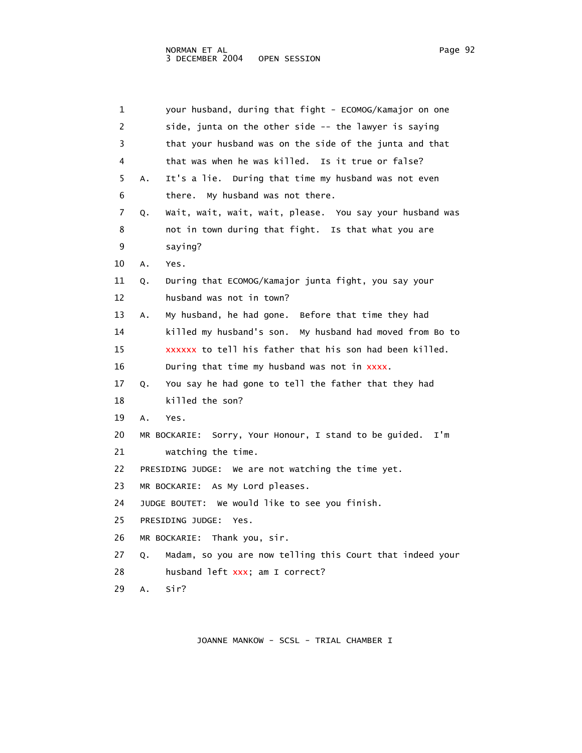1 your husband, during that fight - ECOMOG/Kamajor on one
2 side, junta on the other side -- the lawyer is saying
3 that your husband was on the side of the junta and that
4 that was when he was killed. Is it true or false?
5 A. It's a lie. During that time my husband was not even
6 there. My husband was not there.
7 Q. Wait, wait, wait, wait, please. You say your husband was
8 not in town during that fight. Is that what you are
9 saying?
10 A. Yes.
11 Q. During that ECOMOG/Kamajor junta fight, you say your
12 husband was not in town?
13 A. My husband, he had gone. Before that time they had
14 killed my husband's son. My husband had moved from Bo to
15 xxxxxx to tell his father that his son had been killed.
16 During that time my husband was not in xxxx.
17 Q. You say he had gone to tell the father that they had
18 killed the son?
19 A. Yes.
20 MR BOCKARIE: Sorry, Your Honour, I stand to be guided. I'm
21 watching the time.
22 PRESIDING JUDGE: We are not watching the time yet.
23 MR BOCKARIE: As My Lord pleases.
24 JUDGE BOUTET: We would like to see you finish.
25 PRESIDING JUDGE: Yes.
26 MR BOCKARIE: Thank you, sir.
27 Q. Madam, so you are now telling this Court that indeed your
28 husband left xxx; am I correct?
29 A. Sir?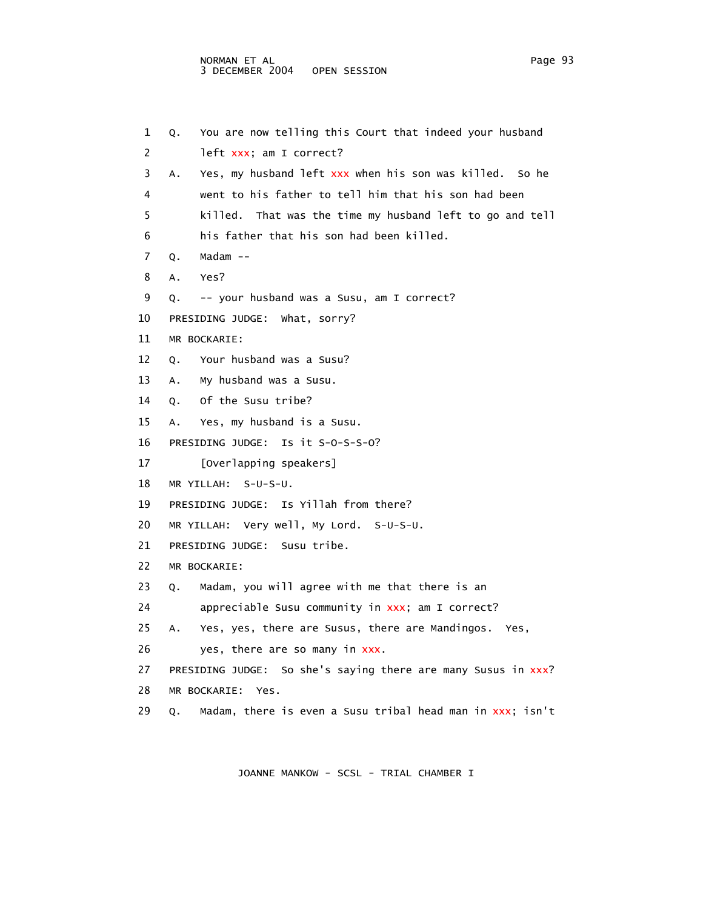1 Q. You are now telling this Court that indeed your husband
2 left xxx; am I correct?
3 A. Yes, my husband left xxx when his son was killed. So he
4 went to his father to tell him that his son had been
5 killed. That was the time my husband left to go and tell
6 his father that his son had been killed.
7 Q. Madam --
8 A. Yes?
9 Q. -- your husband was a Susu, am I correct?
10 PRESIDING JUDGE: What, sorry?
11 MR BOCKARIE:
12 Q. Your husband was a Susu?
13 A. My husband was a Susu.
14 Q. Of the Susu tribe?
15 A. Yes, my husband is a Susu.
16 PRESIDING JUDGE: Is it S-O-S-S-O?
17 [Overlapping speakers]
18 MR YILLAH: S-U-S-U.
19 PRESIDING JUDGE: Is Yillah from there?
20 MR YILLAH: Very well, My Lord. S-U-S-U.
21 PRESIDING JUDGE: Susu tribe.
22 MR BOCKARIE:
23 Q. Madam, you will agree with me that there is an
24 appreciable Susu community in xxx; am I correct?
25 A. Yes, yes, there are Susus, there are Mandingos. Yes,
26 yes, there are so many in xxx.
27 PRESIDING JUDGE: So she's saying there are many Susus in xxx?
28 MR BOCKARIE: Yes.
29 Q. Madam, there is even a Susu tribal head man in xxx; isn't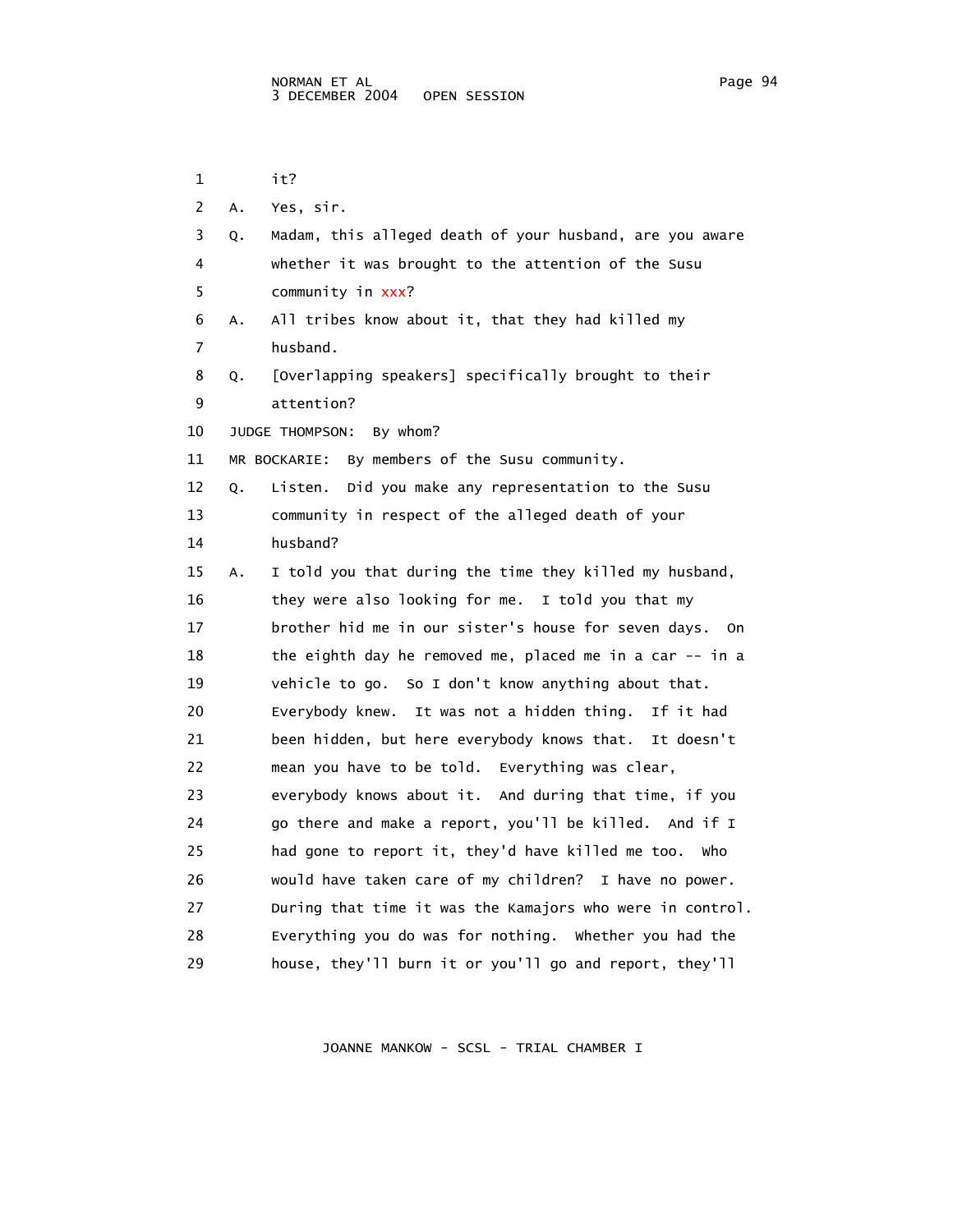1 it?

2 A. Yes, sir.

3 Q. Madam, this alleged death of your husband, are you aware

4 whether it was brought to the attention of the Susu

5 community in xxx?

6 A. All tribes know about it, that they had killed my

7 husband.

8 Q. [Overlapping speakers] specifically brought to their

9 attention?

10 JUDGE THOMPSON: By whom?

11 MR BOCKARIE: By members of the Susu community.

12 Q. Listen. Did you make any representation to the Susu

13 community in respect of the alleged death of your

14 husband?

15 A. I told you that during the time they killed my husband,

16 they were also looking for me. I told you that my

17 brother hid me in our sister's house for seven days. On

18 the eighth day he removed me, placed me in a car -- in a

19 vehicle to go. So I don't know anything about that.

20 Everybody knew. It was not a hidden thing. If it had

21 been hidden, but here everybody knows that. It doesn't

22 mean you have to be told. Everything was clear,

23 everybody knows about it. And during that time, if you

24 go there and make a report, you'll be killed. And if I

25 had gone to report it, they'd have killed me too. Who

26 would have taken care of my children? I have no power.

27 During that time it was the Kamajors who were in control.

28 Everything you do was for nothing. Whether you had the

29 house, they'll burn it or you'll go and report, they'll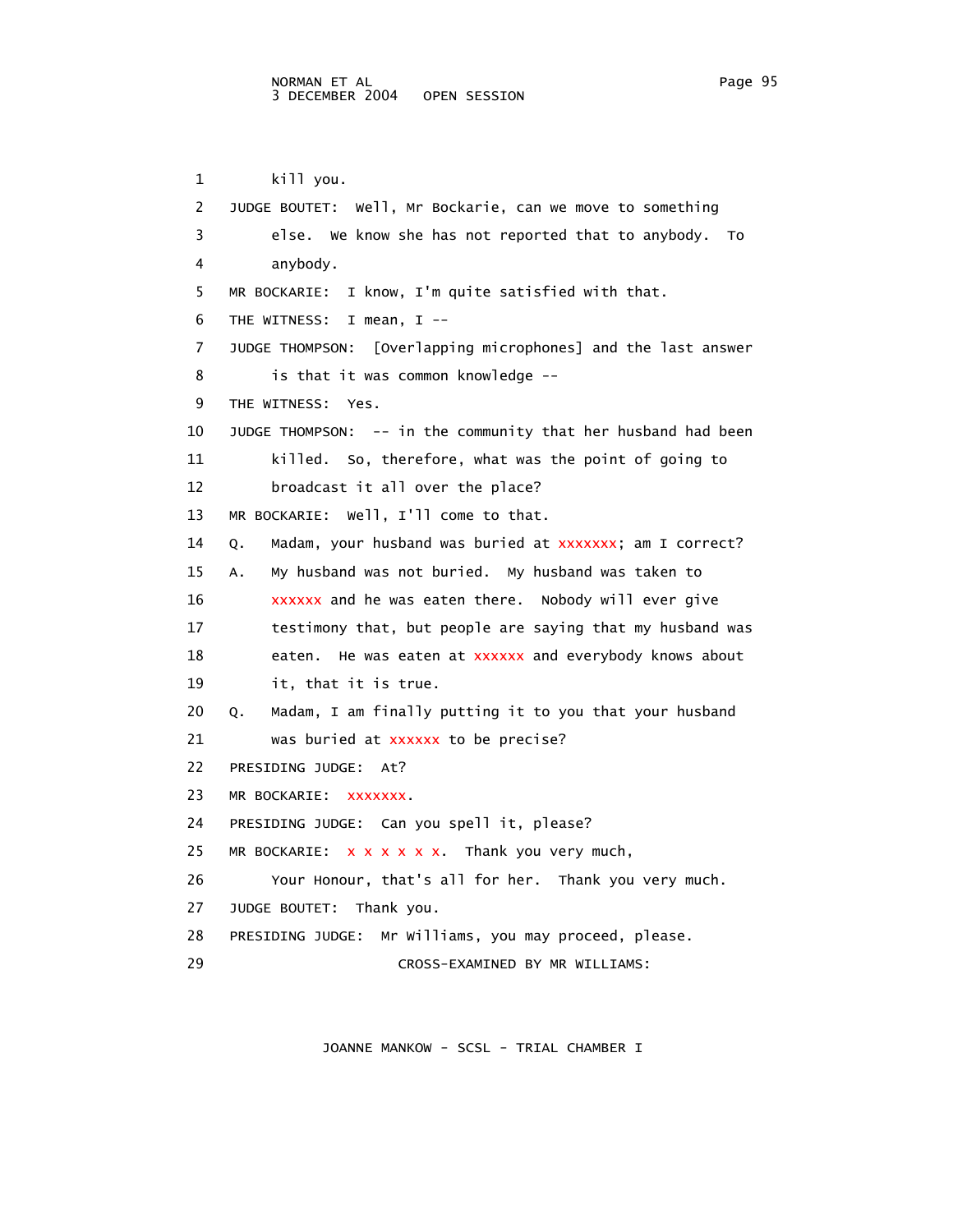1 kill you.

2 JUDGE BOUTET: Well, Mr Bockarie, can we move to something

3 else. We know she has not reported that to anybody. To

4 anybody.

5 MR BOCKARIE: I know, I'm quite satisfied with that.

6 THE WITNESS: I mean, I --

7 JUDGE THOMPSON: [Overlapping microphones] and the last answer

8 is that it was common knowledge --

9 THE WITNESS: Yes.

10 JUDGE THOMPSON: -- in the community that her husband had been

11 killed. So, therefore, what was the point of going to

12 broadcast it all over the place?

13 MR BOCKARIE: Well, I'll come to that.

14 Q. Madam, your husband was buried at xxxxxxx; am I correct?

15 A. My husband was not buried. My husband was taken to

16 xxxxxx and he was eaten there. Nobody will ever give

17 testimony that, but people are saying that my husband was

18 eaten. He was eaten at xxxxxx and everybody knows about

19 it, that it is true.

20 Q. Madam, I am finally putting it to you that your husband

21 was buried at xxxxxx to be precise?

22 PRESIDING JUDGE: At?

23 MR BOCKARIE: xxxxxxx.

24 PRESIDING JUDGE: Can you spell it, please?

25 MR BOCKARIE: x x x x x x. Thank you very much,

26 Your Honour, that's all for her. Thank you very much.

27 JUDGE BOUTET: Thank you.

28 PRESIDING JUDGE: Mr Williams, you may proceed, please.

29 CROSS-EXAMINED BY MR WILLIAMS: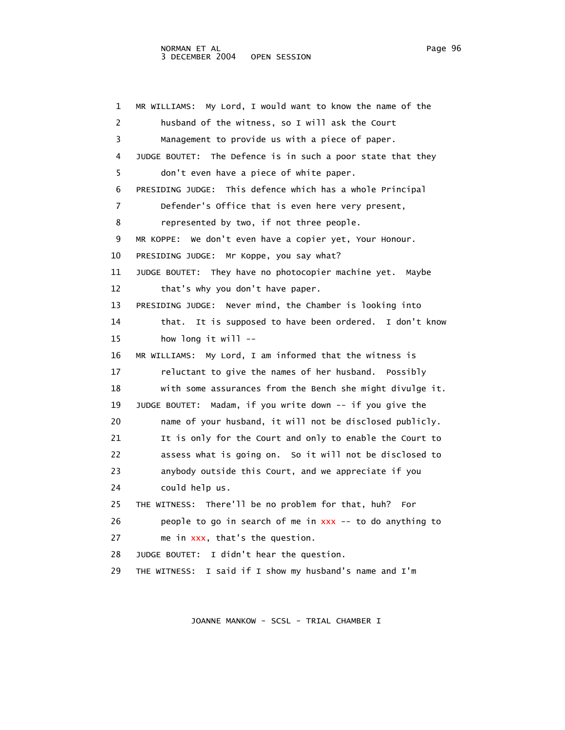1 MR WILLIAMS: My Lord, I would want to know the name of the husband of the witness, so I will ask the Court Management to provide us with a piece of paper.

4 JUDGE BOUTET: The Defence is in such a poor state that they don't even have a piece of white paper.

6 PRESIDING JUDGE: This defence which has a whole Principal Defender's Office that is even here very present, represented by two, if not three people.

9 MR KOPPE: We don't even have a copier yet, Your Honour.

10 PRESIDING JUDGE: Mr Koppe, you say what?

11 JUDGE BOUTET: They have no photocopier machine yet. Maybe that's why you don't have paper.

13 PRESIDING JUDGE: Never mind, the Chamber is looking into that. It is supposed to have been ordered. I don't know how long it will --

16 MR WILLIAMS: My Lord, I am informed that the witness is reluctant to give the names of her husband. Possibly with some assurances from the Bench she might divulge it.

19 JUDGE BOUTET: Madam, if you write down -- if you give the name of your husband, it will not be disclosed publicly. It is only for the Court and only to enable the Court to assess what is going on. So it will not be disclosed to anybody outside this Court, and we appreciate if you could help us.

25 THE WITNESS: There'll be no problem for that, huh? For people to go in search of me in xxx -- to do anything to me in xxx, that's the question.

28 JUDGE BOUTET: I didn't hear the question.

29 THE WITNESS: I said if I show my husband's name and I'm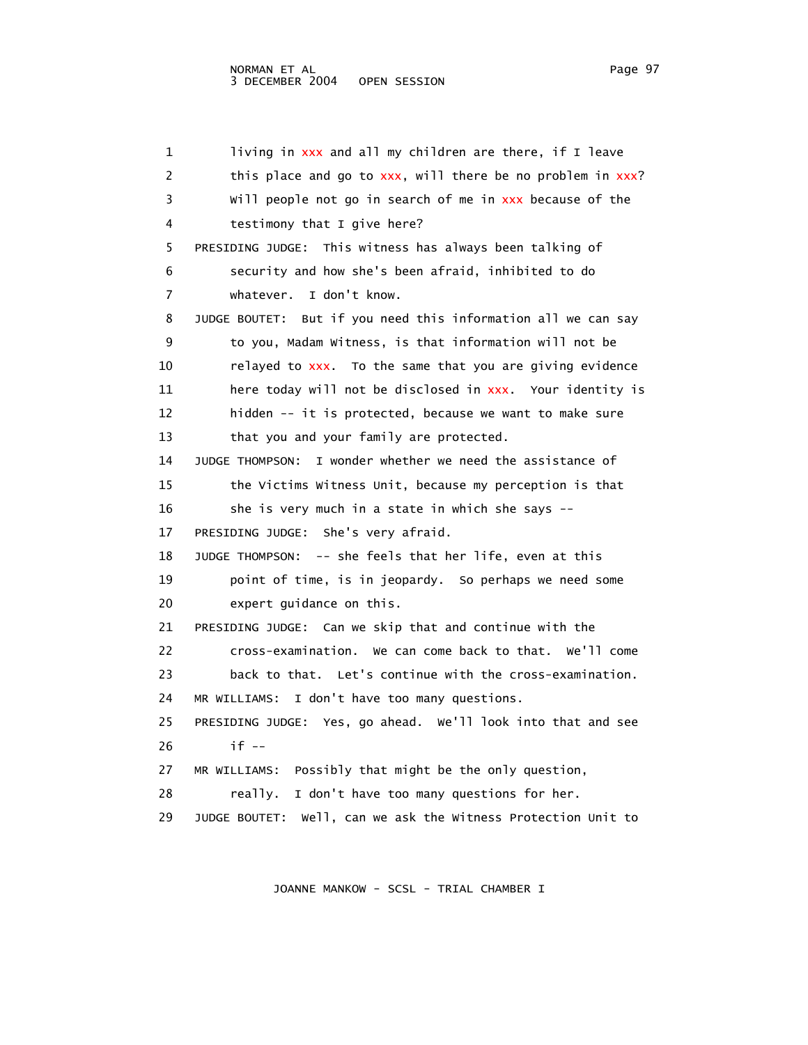1 living in xxx and all my children are there, if I leave
2 this place and go to xxx, will there be no problem in xxx?
3 Will people not go in search of me in xxx because of the
4 testimony that I give here?
5 PRESIDING JUDGE: This witness has always been talking of
6 security and how she's been afraid, inhibited to do
7 whatever. I don't know.
8 JUDGE BOUTET: But if you need this information all we can say
9 to you, Madam Witness, is that information will not be
10 relayed to xxx. To the same that you are giving evidence
11 here today will not be disclosed in xxx. Your identity is
12 hidden -- it is protected, because we want to make sure
13 that you and your family are protected.
14 JUDGE THOMPSON: I wonder whether we need the assistance of
15 the Victims Witness Unit, because my perception is that
16 she is very much in a state in which she says --
17 PRESIDING JUDGE: She's very afraid.
18 JUDGE THOMPSON: -- she feels that her life, even at this
19 point of time, is in jeopardy. So perhaps we need some
20 expert guidance on this.
21 PRESIDING JUDGE: Can we skip that and continue with the
22 cross-examination. We can come back to that. We'll come
23 back to that. Let's continue with the cross-examination.
24 MR WILLIAMS: I don't have too many questions.
25 PRESIDING JUDGE: Yes, go ahead. We'll look into that and see
26 if --
27 MR WILLIAMS: Possibly that might be the only question,
28 really. I don't have too many questions for her.
29 JUDGE BOUTET: Well, can we ask the Witness Protection Unit to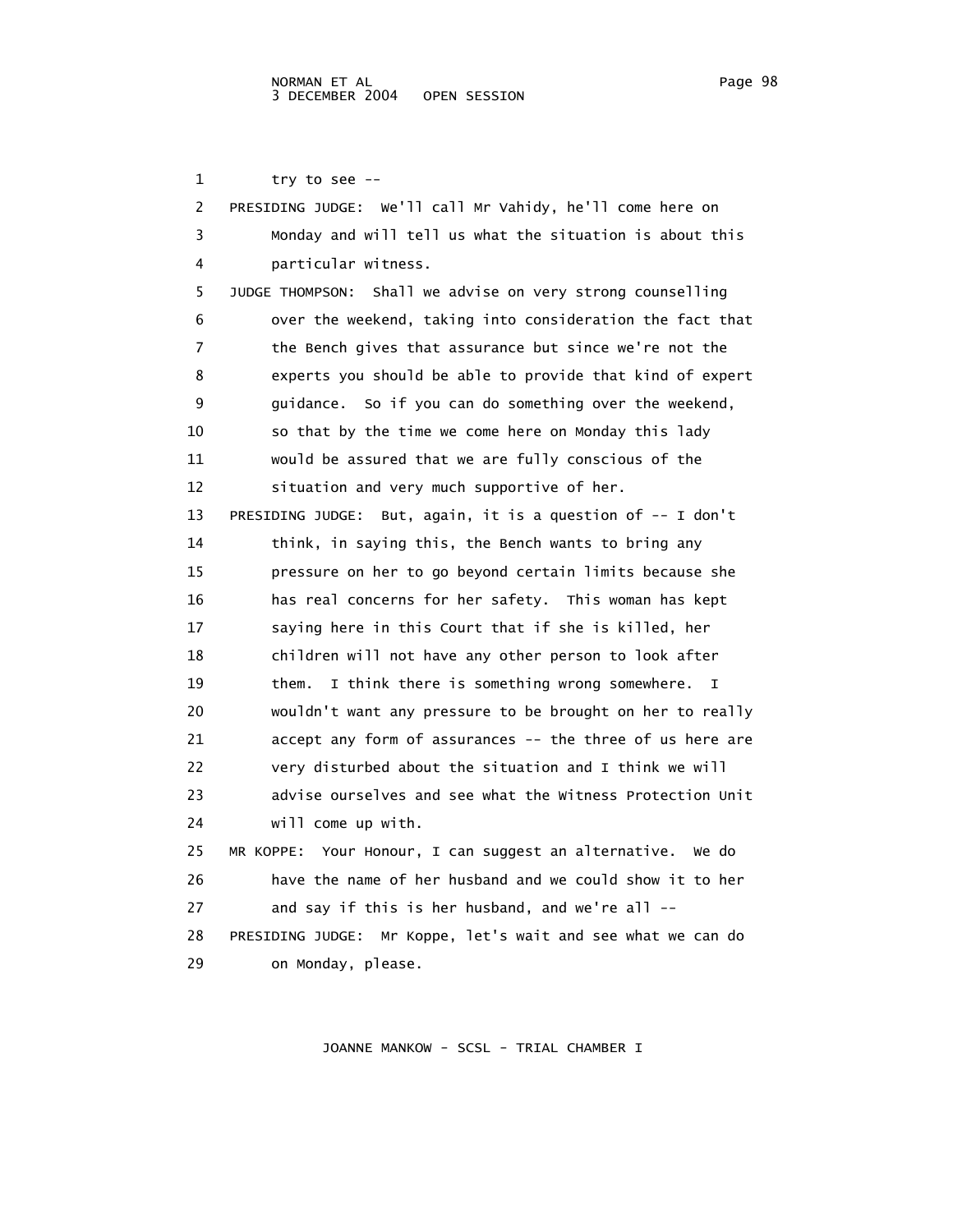try to see --

PRESIDING JUDGE: We'll call Mr Vahidy, he'll come here on Monday and will tell us what the situation is about this particular witness.

JUDGE THOMPSON: Shall we advise on very strong counselling over the weekend, taking into consideration the fact that the Bench gives that assurance but since we're not the experts you should be able to provide that kind of expert guidance. So if you can do something over the weekend, so that by the time we come here on Monday this lady would be assured that we are fully conscious of the situation and very much supportive of her.

PRESIDING JUDGE: But, again, it is a question of -- I don't think, in saying this, the Bench wants to bring any pressure on her to go beyond certain limits because she has real concerns for her safety. This woman has kept saying here in this Court that if she is killed, her children will not have any other person to look after them. I think there is something wrong somewhere. I wouldn't want any pressure to be brought on her to really accept any form of assurances -- the three of us here are very disturbed about the situation and I think we will advise ourselves and see what the Witness Protection Unit will come up with.

MR KOPPE: Your Honour, I can suggest an alternative. We do have the name of her husband and we could show it to her and say if this is her husband, and we're all --

PRESIDING JUDGE: Mr Koppe, let's wait and see what we can do on Monday, please.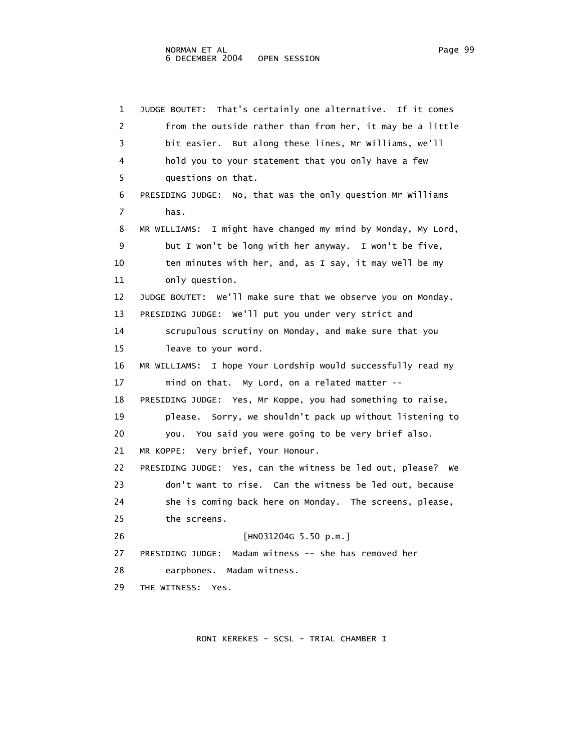1 JUDGE BOUTET: That's certainly one alternative. If it comes
2 from the outside rather than from her, it may be a little
3 bit easier. But along these lines, Mr Williams, we'll
4 hold you to your statement that you only have a few
5 questions on that.
6 PRESIDING JUDGE: No, that was the only question Mr Williams
7 has.
8 MR WILLIAMS: I might have changed my mind by Monday, My Lord,
9 but I won't be long with her anyway. I won't be five,
10 ten minutes with her, and, as I say, it may well be my
11 only question.
12 JUDGE BOUTET: We'll make sure that we observe you on Monday.
13 PRESIDING JUDGE: We'll put you under very strict and
14 scrupulous scrutiny on Monday, and make sure that you
15 leave to your word.
16 MR WILLIAMS: I hope Your Lordship would successfully read my
17 mind on that. My Lord, on a related matter --
18 PRESIDING JUDGE: Yes, Mr Koppe, you had something to raise,
19 please. Sorry, we shouldn't pack up without listening to
20 you. You said you were going to be very brief also.
21 MR KOPPE: Very brief, Your Honour.
22 PRESIDING JUDGE: Yes, can the witness be led out, please? We
23 don't want to rise. Can the witness be led out, because
24 she is coming back here on Monday. The screens, please,
25 the screens.
26 [HN031204G 5.50 p.m.]
27 PRESIDING JUDGE: Madam witness -- she has removed her
28 earphones. Madam witness.
29 THE WITNESS: Yes.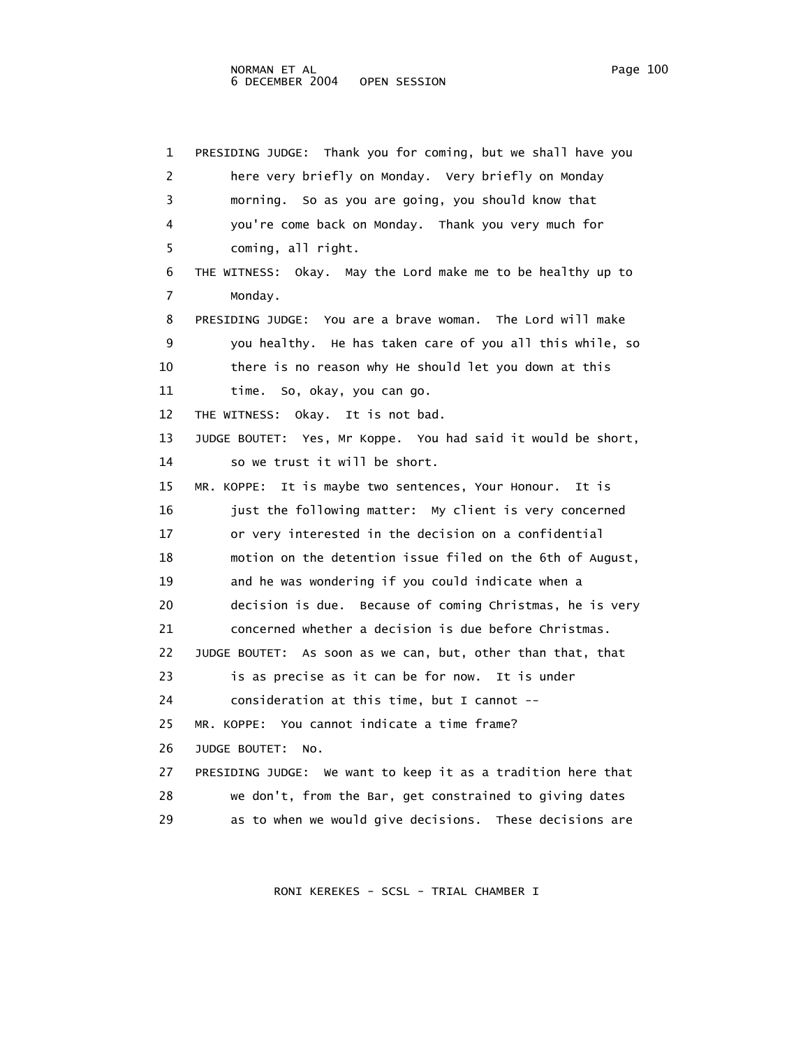1 PRESIDING JUDGE: Thank you for coming, but we shall have you
2 here very briefly on Monday. Very briefly on Monday
3 morning. So as you are going, you should know that
4 you're come back on Monday. Thank you very much for
5 coming, all right.
6 THE WITNESS: Okay. May the Lord make me to be healthy up to
7 Monday.
8 PRESIDING JUDGE: You are a brave woman. The Lord will make
9 you healthy. He has taken care of you all this while, so
10 there is no reason why He should let you down at this
11 time. So, okay, you can go.
12 THE WITNESS: Okay. It is not bad.
13 JUDGE BOUTET: Yes, Mr Koppe. You had said it would be short,
14 so we trust it will be short.
15 MR. KOPPE: It is maybe two sentences, Your Honour. It is
16 just the following matter: My client is very concerned
17 or very interested in the decision on a confidential
18 motion on the detention issue filed on the 6th of August,
19 and he was wondering if you could indicate when a
20 decision is due. Because of coming Christmas, he is very
21 concerned whether a decision is due before Christmas.
22 JUDGE BOUTET: As soon as we can, but, other than that, that
23 is as precise as it can be for now. It is under
24 consideration at this time, but I cannot --
25 MR. KOPPE: You cannot indicate a time frame?
26 JUDGE BOUTET: No.
27 PRESIDING JUDGE: We want to keep it as a tradition here that
28 we don't, from the Bar, get constrained to giving dates
29 as to when we would give decisions. These decisions are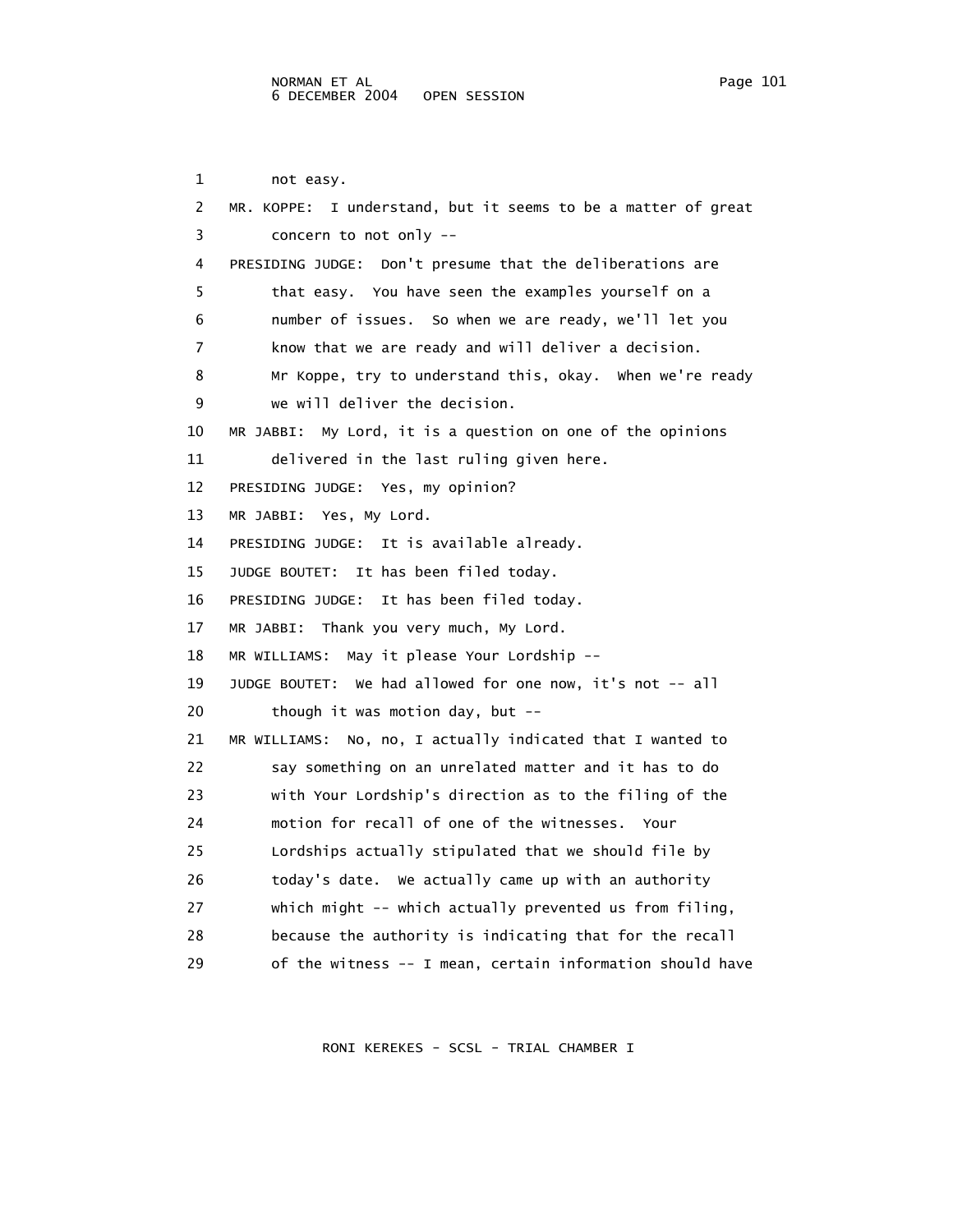1 not easy.

2 MR. KOPPE: I understand, but it seems to be a matter of great

3 concern to not only --

4 PRESIDING JUDGE: Don't presume that the deliberations are

5 that easy. You have seen the examples yourself on a

6 number of issues. So when we are ready, we'll let you

7 know that we are ready and will deliver a decision.

8 Mr Koppe, try to understand this, okay. When we're ready

9 we will deliver the decision.

10 MR JABBI: My Lord, it is a question on one of the opinions

11 delivered in the last ruling given here.

12 PRESIDING JUDGE: Yes, my opinion?

13 MR JABBI: Yes, My Lord.

14 PRESIDING JUDGE: It is available already.

15 JUDGE BOUTET: It has been filed today.

16 PRESIDING JUDGE: It has been filed today.

17 MR JABBI: Thank you very much, My Lord.

18 MR WILLIAMS: May it please Your Lordship --

19 JUDGE BOUTET: We had allowed for one now, it's not -- all

20 though it was motion day, but --

21 MR WILLIAMS: No, no, I actually indicated that I wanted to

22 say something on an unrelated matter and it has to do

23 with Your Lordship's direction as to the filing of the

24 motion for recall of one of the witnesses. Your

25 Lordships actually stipulated that we should file by

26 today's date. We actually came up with an authority

27 which might -- which actually prevented us from filing,

28 because the authority is indicating that for the recall

29 of the witness -- I mean, certain information should have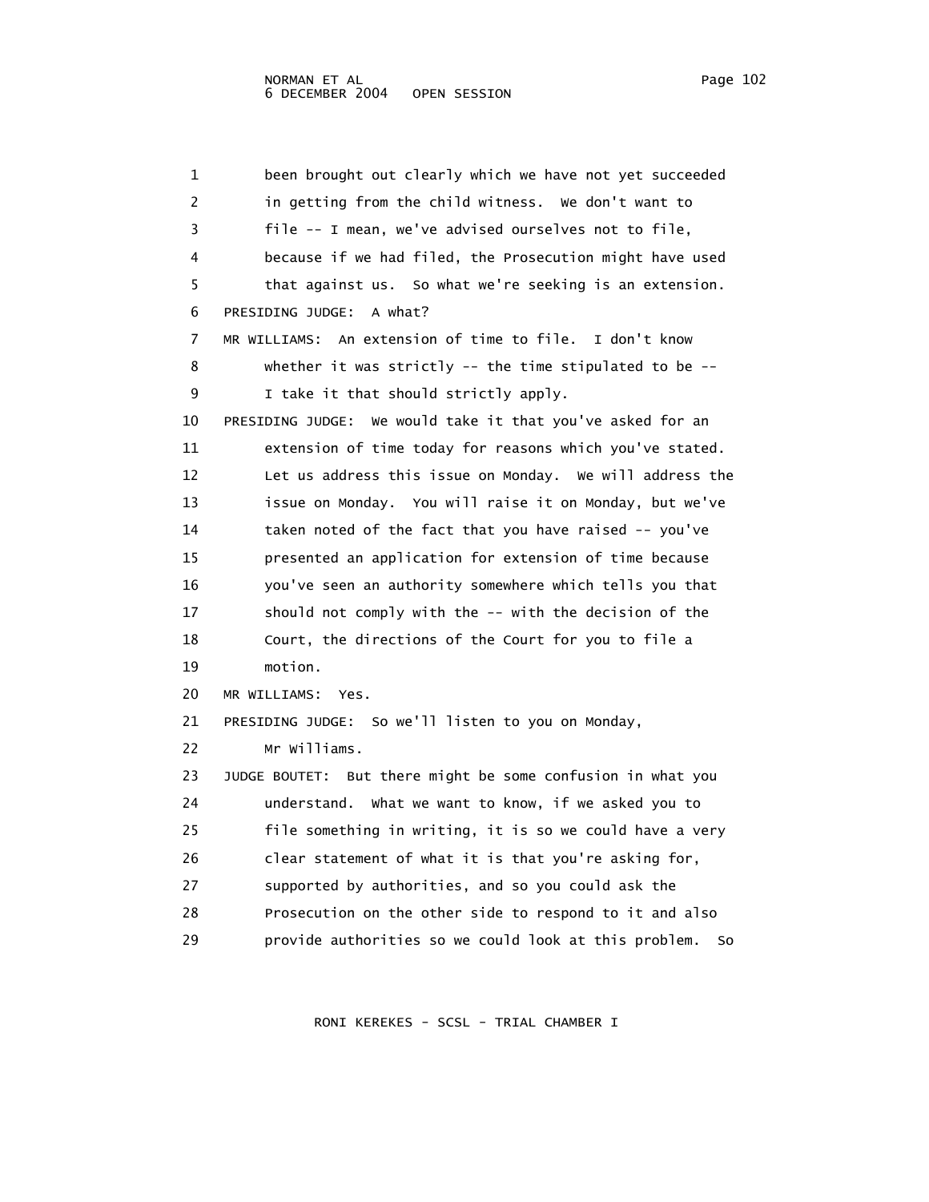been brought out clearly which we have not yet succeeded in getting from the child witness. We don't want to file -- I mean, we've advised ourselves not to file, because if we had filed, the Prosecution might have used that against us. So what we're seeking is an extension.

PRESIDING JUDGE: A what?

MR WILLIAMS: An extension of time to file. I don't know whether it was strictly -- the time stipulated to be -- I take it that should strictly apply.

PRESIDING JUDGE: We would take it that you've asked for an extension of time today for reasons which you've stated. Let us address this issue on Monday. We will address the issue on Monday. You will raise it on Monday, but we've taken noted of the fact that you have raised -- you've presented an application for extension of time because you've seen an authority somewhere which tells you that should not comply with the -- with the decision of the Court, the directions of the Court for you to file a motion.

MR WILLIAMS: Yes.

PRESIDING JUDGE: So we'll listen to you on Monday, Mr Williams.

JUDGE BOUTET: But there might be some confusion in what you understand. What we want to know, if we asked you to file something in writing, it is so we could have a very clear statement of what it is that you're asking for, supported by authorities, and so you could ask the Prosecution on the other side to respond to it and also provide authorities so we could look at this problem. So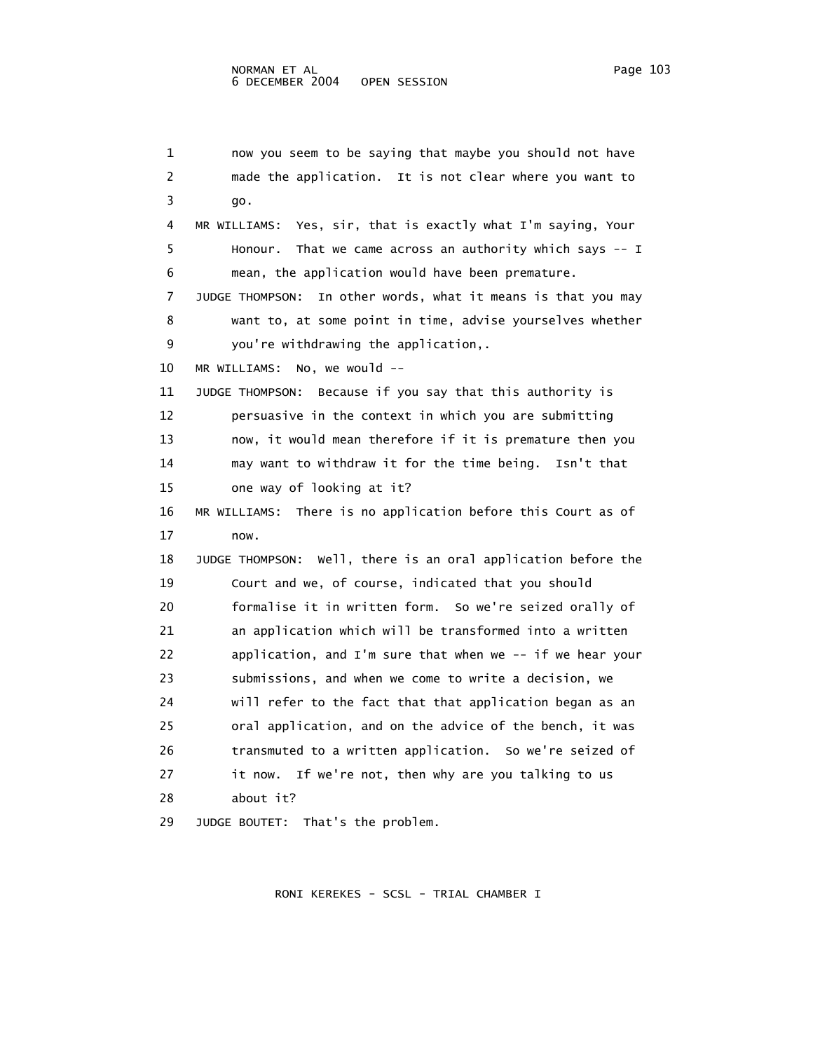now you seem to be saying that maybe you should not have made the application. It is not clear where you want to go.

MR WILLIAMS: Yes, sir, that is exactly what I'm saying, Your Honour. That we came across an authority which says -- I mean, the application would have been premature.

JUDGE THOMPSON: In other words, what it means is that you may want to, at some point in time, advise yourselves whether you're withdrawing the application,.

MR WILLIAMS: No, we would --

JUDGE THOMPSON: Because if you say that this authority is persuasive in the context in which you are submitting now, it would mean therefore if it is premature then you may want to withdraw it for the time being. Isn't that one way of looking at it?

MR WILLIAMS: There is no application before this Court as of now.

JUDGE THOMPSON: Well, there is an oral application before the Court and we, of course, indicated that you should formalise it in written form. So we're seized orally of an application which will be transformed into a written application, and I'm sure that when we -- if we hear your submissions, and when we come to write a decision, we will refer to the fact that that application began as an oral application, and on the advice of the bench, it was transmuted to a written application. So we're seized of it now. If we're not, then why are you talking to us about it?

JUDGE BOUTET: That's the problem.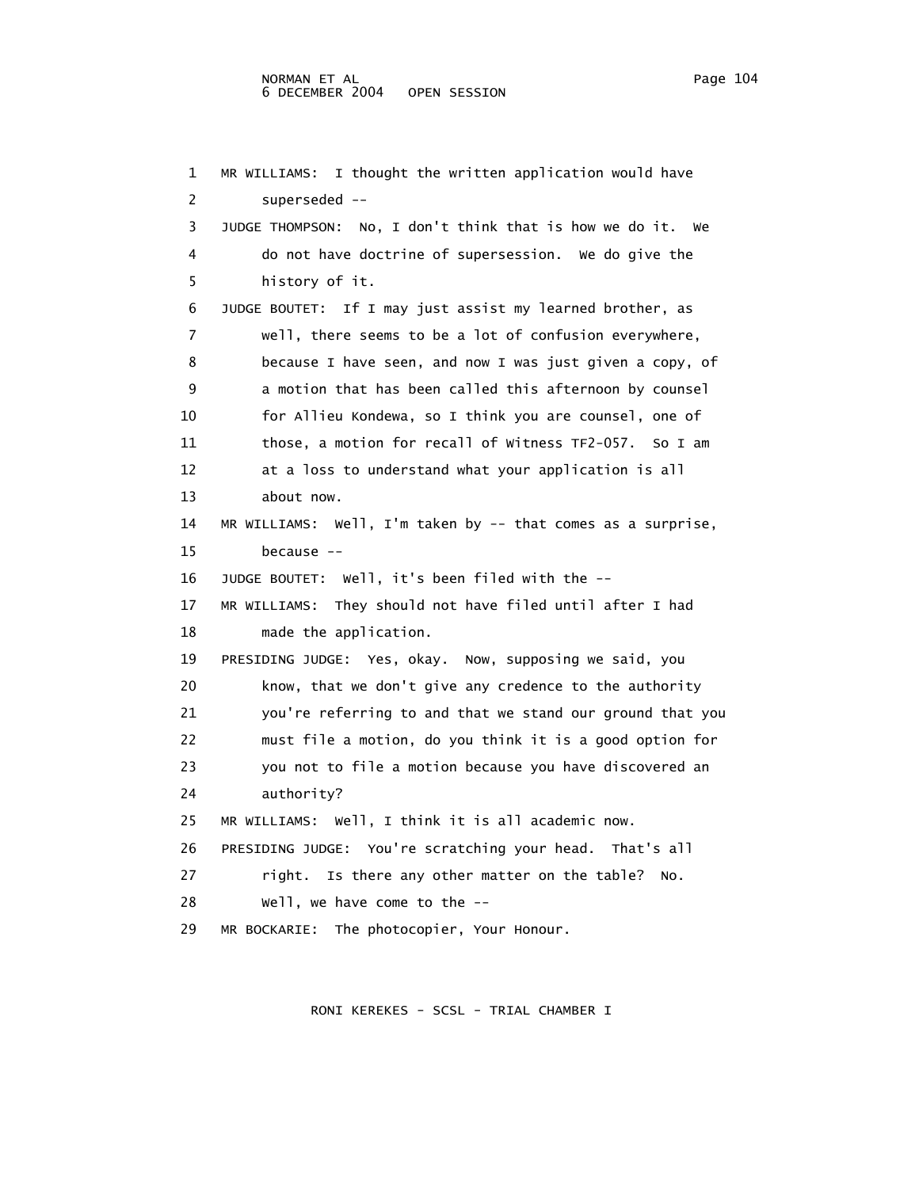1 MR WILLIAMS: I thought the written application would have
2 superseded --
3 JUDGE THOMPSON: No, I don't think that is how we do it. We
4 do not have doctrine of supersession. We do give the
5 history of it.
6 JUDGE BOUTET: If I may just assist my learned brother, as
7 well, there seems to be a lot of confusion everywhere,
8 because I have seen, and now I was just given a copy, of
9 a motion that has been called this afternoon by counsel
10 for Allieu Kondewa, so I think you are counsel, one of
11 those, a motion for recall of Witness TF2-057. So I am
12 at a loss to understand what your application is all
13 about now.
14 MR WILLIAMS: Well, I'm taken by -- that comes as a surprise,
15 because --
16 JUDGE BOUTET: Well, it's been filed with the --
17 MR WILLIAMS: They should not have filed until after I had
18 made the application.
19 PRESIDING JUDGE: Yes, okay. Now, supposing we said, you
20 know, that we don't give any credence to the authority
21 you're referring to and that we stand our ground that you
22 must file a motion, do you think it is a good option for
23 you not to file a motion because you have discovered an
24 authority?
25 MR WILLIAMS: Well, I think it is all academic now.
26 PRESIDING JUDGE: You're scratching your head. That's all
27 right. Is there any other matter on the table? No.
28 Well, we have come to the --
29 MR BOCKARIE: The photocopier, Your Honour.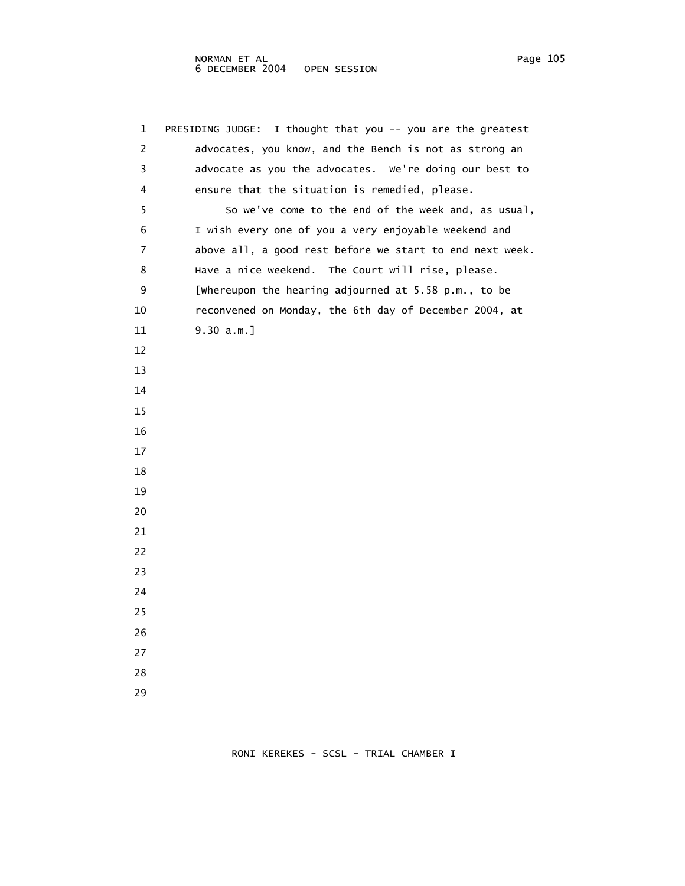PRESIDING JUDGE: I thought that you -- you are the greatest advocates, you know, and the Bench is not as strong an advocate as you the advocates. We're doing our best to ensure that the situation is remedied, please.

So we've come to the end of the week and, as usual, I wish every one of you a very enjoyable weekend and above all, a good rest before we start to end next week. Have a nice weekend. The Court will rise, please.

[Whereupon the hearing adjourned at 5.58 p.m., to be reconvened on Monday, the 6th day of December 2004, at 9.30 a.m.]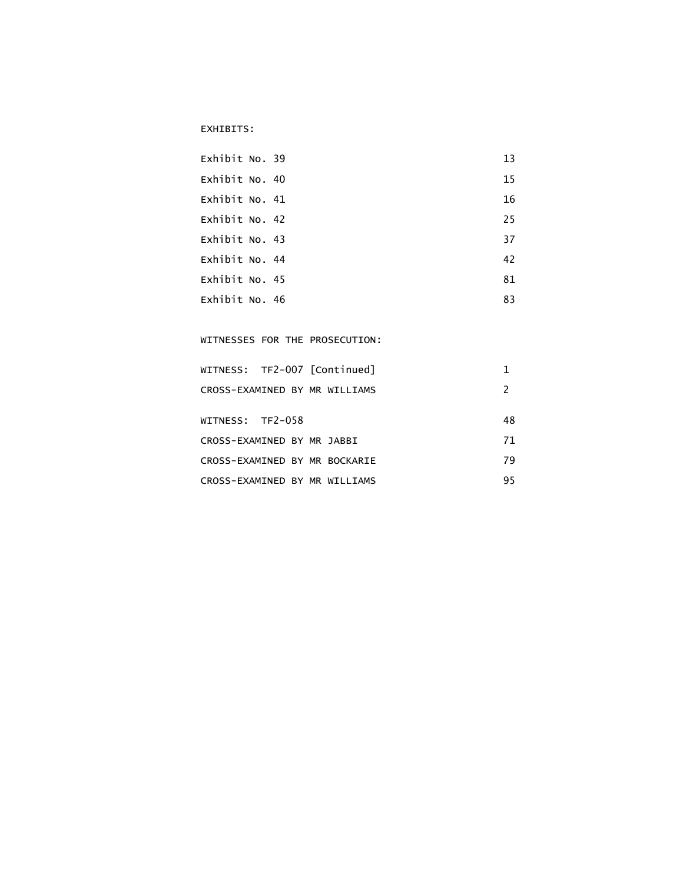EXHIBITS:

| | |
|---|---|
| Exhibit No. 39 | 13 |
| Exhibit No. 40 | 15 |
| Exhibit No. 41 | 16 |
| Exhibit No. 42 | 25 |
| Exhibit No. 43 | 37 |
| Exhibit No. 44 | 42 |
| Exhibit No. 45 | 81 |
| Exhibit No. 46 | 83 |

WITNESSES FOR THE PROSECUTION:

| | |
|---|---|
| WITNESS: TF2-007 [Continued] | 1 |
| CROSS-EXAMINED BY MR WILLIAMS | 2 |
| WITNESS: TF2-058 | 48 |
| CROSS-EXAMINED BY MR JABBI | 71 |
| CROSS-EXAMINED BY MR BOCKARIE | 79 |
| CROSS-EXAMINED BY MR WILLIAMS | 95 |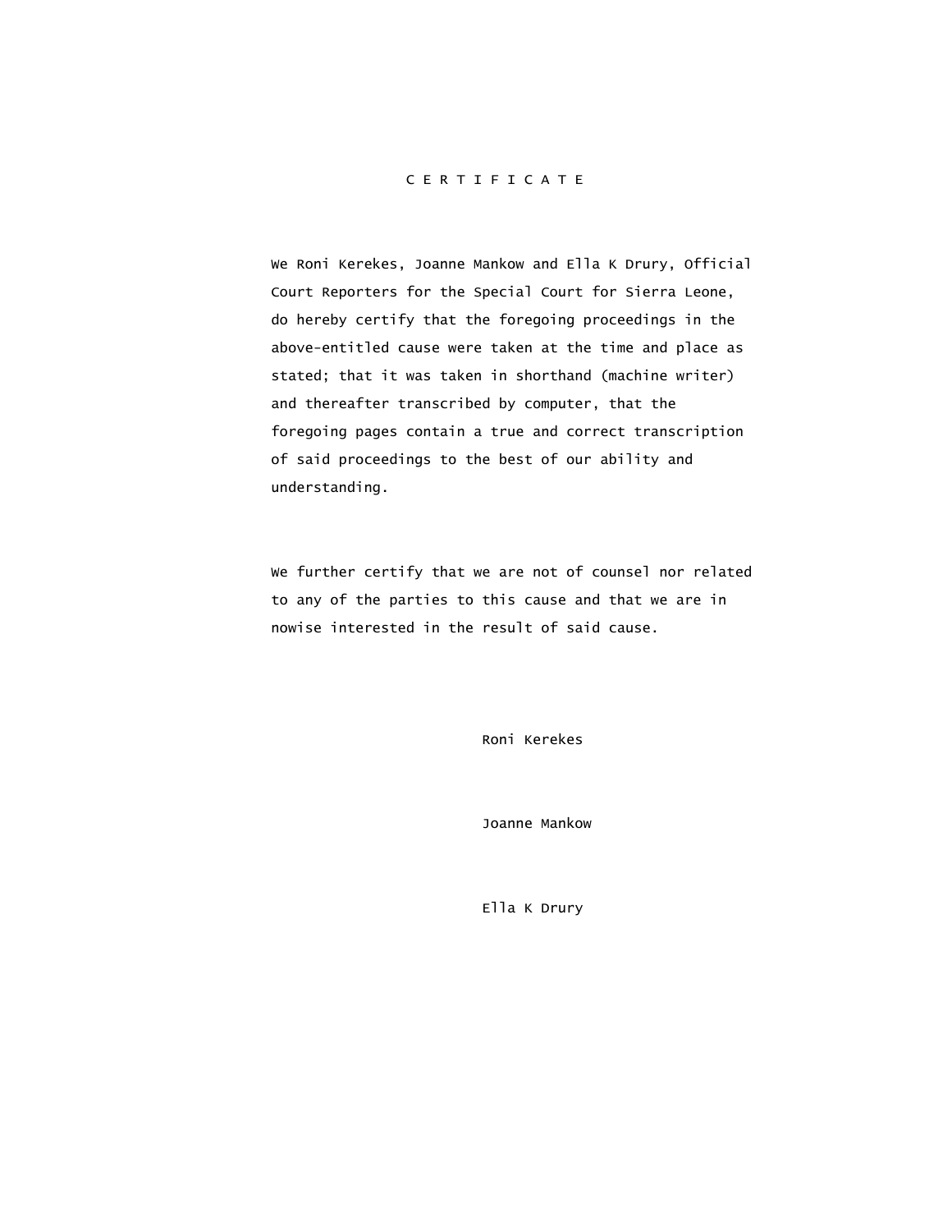# C E R T I F I C A T E

We Roni Kerekes, Joanne Mankow and Ella K Drury, Official Court Reporters for the Special Court for Sierra Leone, do hereby certify that the foregoing proceedings in the above-entitled cause were taken at the time and place as stated; that it was taken in shorthand (machine writer) and thereafter transcribed by computer, that the foregoing pages contain a true and correct transcription of said proceedings to the best of our ability and understanding.

We further certify that we are not of counsel nor related to any of the parties to this cause and that we are in nowise interested in the result of said cause.

Roni Kerekes

Joanne Mankow

Ella K Drury